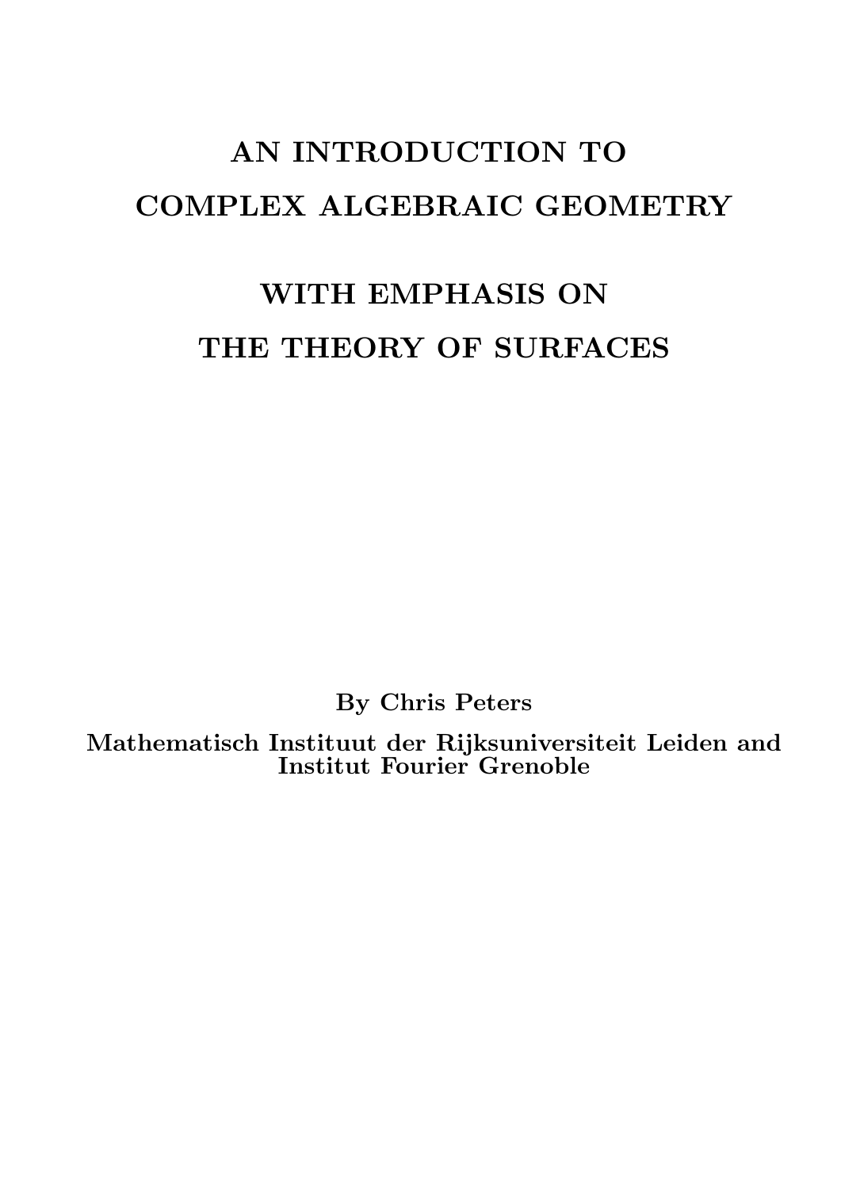# AN INTRODUCTION TO COMPLEX ALGEBRAIC GEOMETRY

# WITH EMPHASIS ON THE THEORY OF SURFACES

**By Chris Peters**

**Mathematisch Instituut der Rijksuniversiteit Leiden and Institut Fourier Grenoble**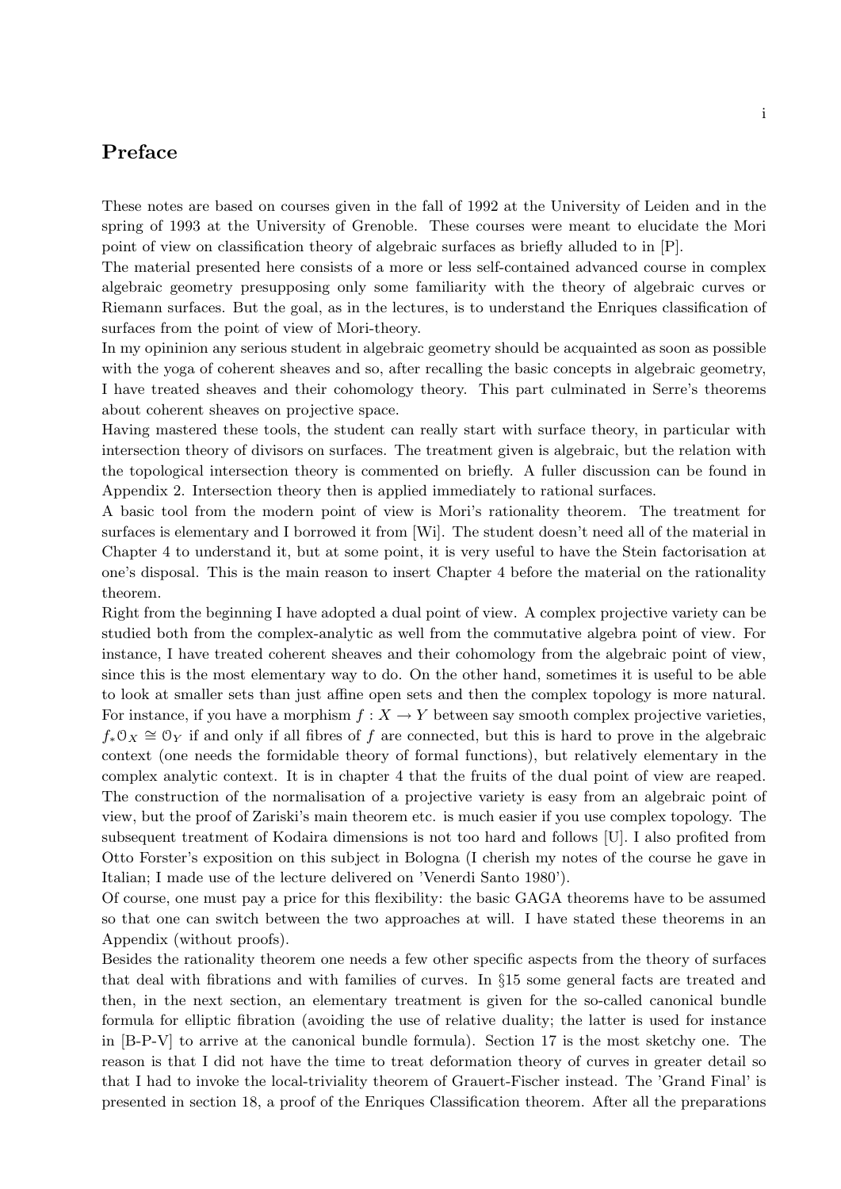## Preface

These notes are based on courses given in the fall of 1992 at the University of Leiden and in the spring of 1993 at the University of Grenoble. These courses were meant to elucidate the Mori point of view on classification theory of algebraic surfaces as briefly alluded to in [P].

The material presented here consists of a more or less self-contained advanced course in complex algebraic geometry presupposing only some familiarity with the theory of algebraic curves or Riemann surfaces. But the goal, as in the lectures, is to understand the Enriques classification of surfaces from the point of view of Mori-theory.

In my opininion any serious student in algebraic geometry should be acquainted as soon as possible with the yoga of coherent sheaves and so, after recalling the basic concepts in algebraic geometry, I have treated sheaves and their cohomology theory. This part culminated in Serre's theorems about coherent sheaves on projective space.

Having mastered these tools, the student can really start with surface theory, in particular with intersection theory of divisors on surfaces. The treatment given is algebraic, but the relation with the topological intersection theory is commented on briefly. A fuller discussion can be found in Appendix 2. Intersection theory then is applied immediately to rational surfaces.

A basic tool from the modern point of view is Mori's rationality theorem. The treatment for surfaces is elementary and I borrowed it from [Wi]. The student doesn't need all of the material in Chapter 4 to understand it, but at some point, it is very useful to have the Stein factorisation at one's disposal. This is the main reason to insert Chapter 4 before the material on the rationality theorem.

Right from the beginning I have adopted a dual point of view. A complex projective variety can be studied both from the complex-analytic as well from the commutative algebra point of view. For instance, I have treated coherent sheaves and their cohomology from the algebraic point of view, since this is the most elementary way to do. On the other hand, sometimes it is useful to be able to look at smaller sets than just affine open sets and then the complex topology is more natural. For instance, if you have a morphism $f : X \to Y$ between say smooth complex projective varieties, $f_*\mathcal{O}_X \cong \mathcal{O}_Y$ if and only if all fibres of $f$ are connected, but this is hard to prove in the algebraic context (one needs the formidable theory of formal functions), but relatively elementary in the complex analytic context. It is in chapter 4 that the fruits of the dual point of view are reaped. The construction of the normalisation of a projective variety is easy from an algebraic point of view, but the proof of Zariski's main theorem etc. is much easier if you use complex topology. The subsequent treatment of Kodaira dimensions is not too hard and follows [U]. I also profited from Otto Forster's exposition on this subject in Bologna (I cherish my notes of the course he gave in Italian; I made use of the lecture delivered on 'Venerdi Santo 1980').

Of course, one must pay a price for this flexibility: the basic GAGA theorems have to be assumed so that one can switch between the two approaches at will. I have stated these theorems in an Appendix (without proofs).

Besides the rationality theorem one needs a few other specific aspects from the theory of surfaces that deal with fibrations and with families of curves. In §15 some general facts are treated and then, in the next section, an elementary treatment is given for the so-called canonical bundle formula for elliptic fibration (avoiding the use of relative duality; the latter is used for instance in [B-P-V] to arrive at the canonical bundle formula). Section 17 is the most sketchy one. The reason is that I did not have the time to treat deformation theory of curves in greater detail so that I had to invoke the local-triviality theorem of Grauert-Fischer instead. The 'Grand Final' is presented in section 18, a proof of the Enriques Classification theorem. After all the preparations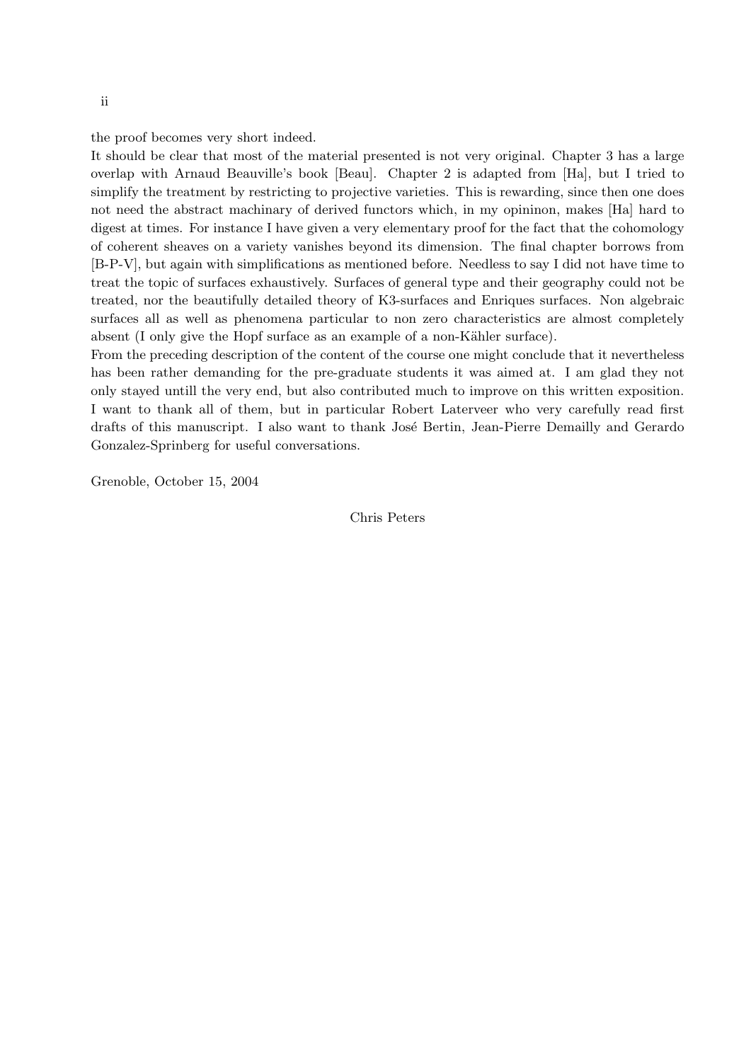the proof becomes very short indeed.

It should be clear that most of the material presented is not very original. Chapter 3 has a large overlap with Arnaud Beauville's book [Beau]. Chapter 2 is adapted from [Ha], but I tried to simplify the treatment by restricting to projective varieties. This is rewarding, since then one does not need the abstract machinary of derived functors which, in my opininon, makes [Ha] hard to digest at times. For instance I have given a very elementary proof for the fact that the cohomology of coherent sheaves on a variety vanishes beyond its dimension. The final chapter borrows from [B-P-V], but again with simplifications as mentioned before. Needless to say I did not have time to treat the topic of surfaces exhaustively. Surfaces of general type and their geography could not be treated, nor the beautifully detailed theory of K3-surfaces and Enriques surfaces. Non algebraic surfaces all as well as phenomena particular to non zero characteristics are almost completely absent (I only give the Hopf surface as an example of a non-Kähler surface).

From the preceding description of the content of the course one might conclude that it nevertheless has been rather demanding for the pre-graduate students it was aimed at. I am glad they not only stayed untill the very end, but also contributed much to improve on this written exposition. I want to thank all of them, but in particular Robert Laterveer who very carefully read first drafts of this manuscript. I also want to thank José Bertin, Jean-Pierre Demailly and Gerardo Gonzalez-Sprinberg for useful conversations.

Grenoble, October 15, 2004

Chris Peters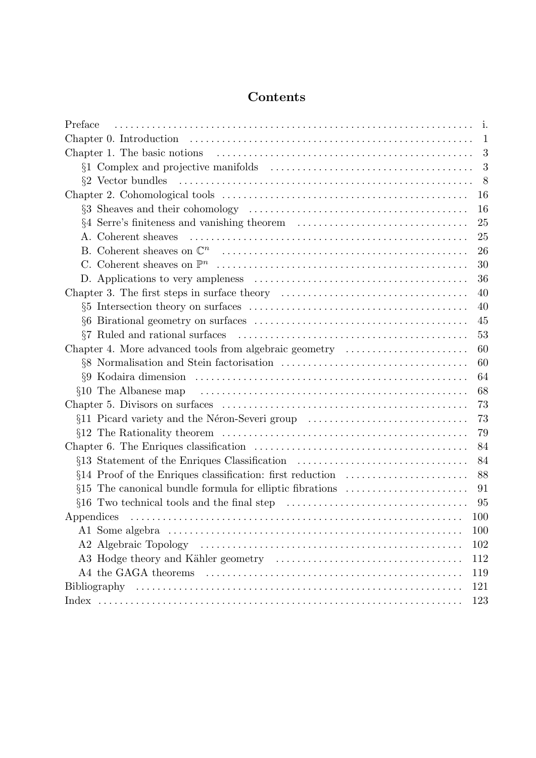# Contents

| | |
|---|---|
| Preface | i. |
| Chapter 0. Introduction | 1 |
| Chapter 1. The basic notions | 3 |
| §1 Complex and projective manifolds | 3 |
| §2 Vector bundles | 8 |
| Chapter 2. Cohomological tools | 16 |
| §3 Sheaves and their cohomology | 16 |
| §4 Serre's finiteness and vanishing theorem | 25 |
| A. Coherent sheaves | 25 |
| B. Coherent sheaves on $\mathbb{C}^n$ | 26 |
| C. Coherent sheaves on $\mathbb{P}^n$ | 30 |
| D. Applications to very ampleness | 36 |
| Chapter 3. The first steps in surface theory | 40 |
| §5 Intersection theory on surfaces | 40 |
| §6 Birational geometry on surfaces | 45 |
| §7 Ruled and rational surfaces | 53 |
| Chapter 4. More advanced tools from algebraic geometry | 60 |
| §8 Normalisation and Stein factorisation | 60 |
| §9 Kodaira dimension | 64 |
| §10 The Albanese map | 68 |
| Chapter 5. Divisors on surfaces | 73 |
| §11 Picard variety and the Néron-Severi group | 73 |
| §12 The Rationality theorem | 79 |
| Chapter 6. The Enriques classification | 84 |
| §13 Statement of the Enriques Classification | 84 |
| §14 Proof of the Enriques classification: first reduction | 88 |
| §15 The canonical bundle formula for elliptic fibrations | 91 |
| §16 Two technical tools and the final step | 95 |
| Appendices | 100 |
| A1 Some algebra | 100 |
| A2 Algebraic Topology | 102 |
| A3 Hodge theory and Kähler geometry | 112 |
| A4 the GAGA theorems | 119 |
| Bibliography | 121 |
| Index | 123 |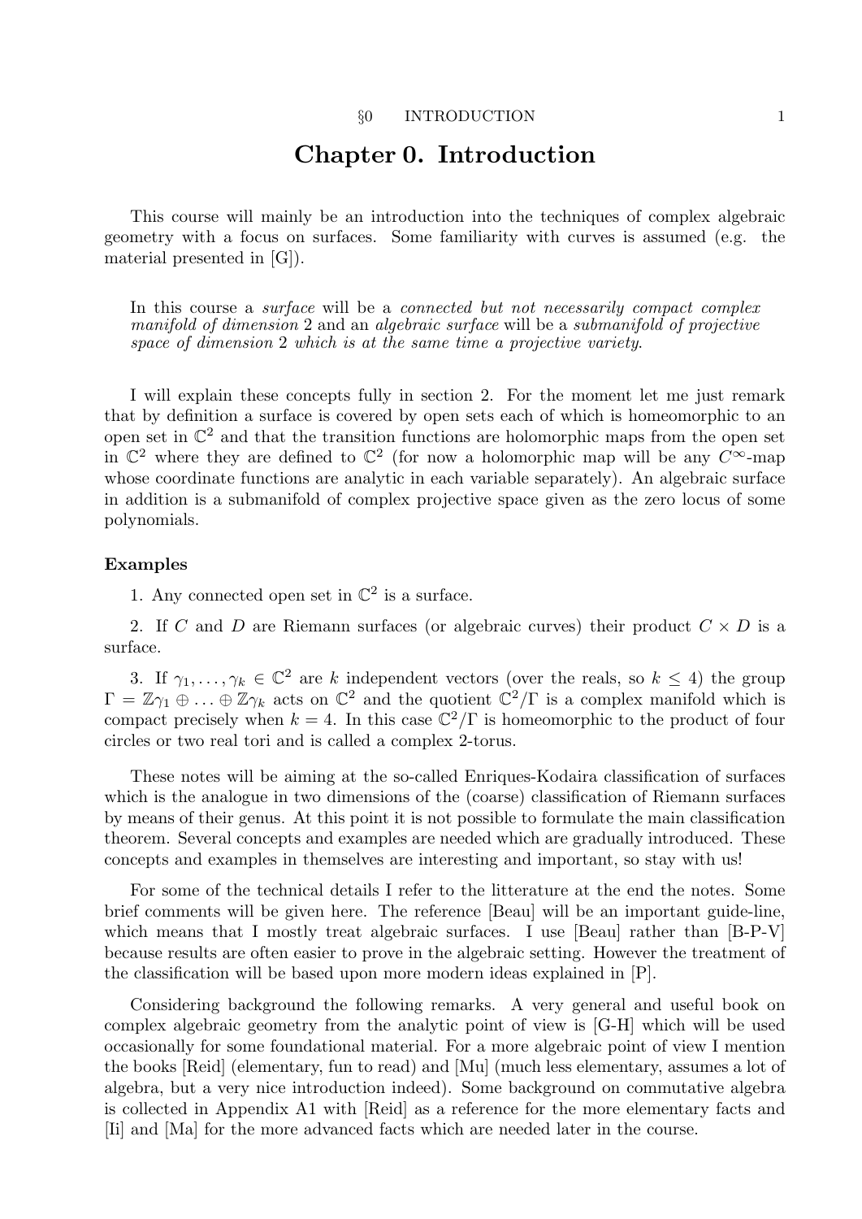# Chapter 0. Introduction

This course will mainly be an introduction into the techniques of complex algebraic geometry with a focus on surfaces. Some familiarity with curves is assumed (e.g. the material presented in [G]).

> In this course a *surface* will be a *connected but not necessarily compact complex manifold of dimension* 2 and an *algebraic surface* will be a *submanifold of projective space of dimension* 2 *which is at the same time a projective variety*.

I will explain these concepts fully in section 2. For the moment let me just remark that by definition a surface is covered by open sets each of which is homeomorphic to an open set in $\mathbb{C}^2$ and that the transition functions are holomorphic maps from the open set in $\mathbb{C}^2$ where they are defined to $\mathbb{C}^2$ (for now a holomorphic map will be any $C^\infty$-map whose coordinate functions are analytic in each variable separately). An algebraic surface in addition is a submanifold of complex projective space given as the zero locus of some polynomials.

**Examples**

1. Any connected open set in $\mathbb{C}^2$ is a surface.

2. If $C$ and $D$ are Riemann surfaces (or algebraic curves) their product $C \times D$ is a surface.

3. If $\gamma_1, \ldots, \gamma_k \in \mathbb{C}^2$ are $k$ independent vectors (over the reals, so $k \leq 4$) the group $\Gamma = \mathbb{Z}\gamma_1 \oplus \ldots \oplus \mathbb{Z}\gamma_k$ acts on $\mathbb{C}^2$ and the quotient $\mathbb{C}^2/\Gamma$ is a complex manifold which is compact precisely when $k = 4$. In this case $\mathbb{C}^2/\Gamma$ is homeomorphic to the product of four circles or two real tori and is called a complex 2-torus.

These notes will be aiming at the so-called Enriques-Kodaira classification of surfaces which is the analogue in two dimensions of the (coarse) classification of Riemann surfaces by means of their genus. At this point it is not possible to formulate the main classification theorem. Several concepts and examples are needed which are gradually introduced. These concepts and examples in themselves are interesting and important, so stay with us!

For some of the technical details I refer to the litterature at the end the notes. Some brief comments will be given here. The reference [Beau] will be an important guide-line, which means that I mostly treat algebraic surfaces. I use [Beau] rather than [B-P-V] because results are often easier to prove in the algebraic setting. However the treatment of the classification will be based upon more modern ideas explained in [P].

Considering background the following remarks. A very general and useful book on complex algebraic geometry from the analytic point of view is [G-H] which will be used occasionally for some foundational material. For a more algebraic point of view I mention the books [Reid] (elementary, fun to read) and [Mu] (much less elementary, assumes a lot of algebra, but a very nice introduction indeed). Some background on commutative algebra is collected in Appendix A1 with [Reid] as a reference for the more elementary facts and [Ii] and [Ma] for the more advanced facts which are needed later in the course.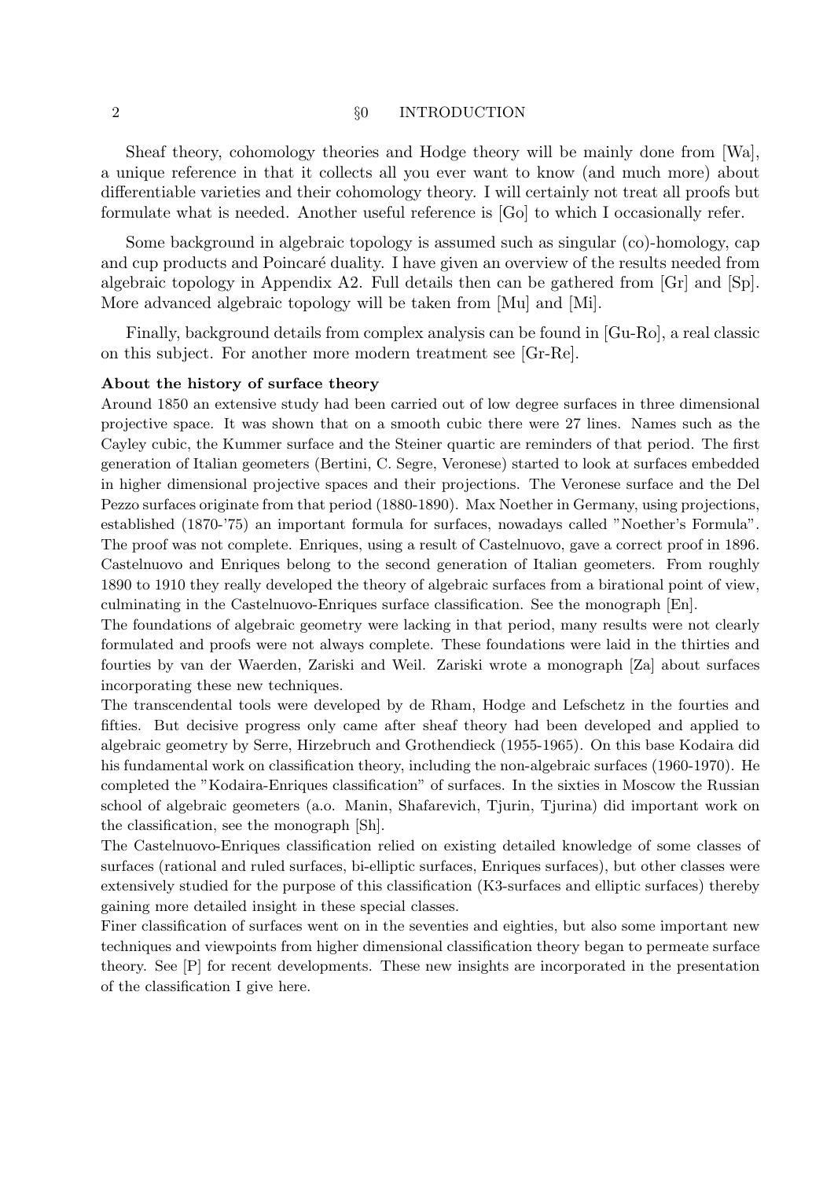Sheaf theory, cohomology theories and Hodge theory will be mainly done from [Wa], a unique reference in that it collects all you ever want to know (and much more) about differentiable varieties and their cohomology theory. I will certainly not treat all proofs but formulate what is needed. Another useful reference is [Go] to which I occasionally refer.

Some background in algebraic topology is assumed such as singular (co)-homology, cap and cup products and Poincaré duality. I have given an overview of the results needed from algebraic topology in Appendix A2. Full details then can be gathered from [Gr] and [Sp]. More advanced algebraic topology will be taken from [Mu] and [Mi].

Finally, background details from complex analysis can be found in [Gu-Ro], a real classic on this subject. For another more modern treatment see [Gr-Re].

**About the history of surface theory**

Around 1850 an extensive study had been carried out of low degree surfaces in three dimensional projective space. It was shown that on a smooth cubic there were 27 lines. Names such as the Cayley cubic, the Kummer surface and the Steiner quartic are reminders of that period. The first generation of Italian geometers (Bertini, C. Segre, Veronese) started to look at surfaces embedded in higher dimensional projective spaces and their projections. The Veronese surface and the Del Pezzo surfaces originate from that period (1880-1890). Max Noether in Germany, using projections, established (1870-'75) an important formula for surfaces, nowadays called "Noether's Formula". The proof was not complete. Enriques, using a result of Castelnuovo, gave a correct proof in 1896. Castelnuovo and Enriques belong to the second generation of Italian geometers. From roughly 1890 to 1910 they really developed the theory of algebraic surfaces from a birational point of view, culminating in the Castelnuovo-Enriques surface classification. See the monograph [En].

The foundations of algebraic geometry were lacking in that period, many results were not clearly formulated and proofs were not always complete. These foundations were laid in the thirties and fourties by van der Waerden, Zariski and Weil. Zariski wrote a monograph [Za] about surfaces incorporating these new techniques.

The transcendental tools were developed by de Rham, Hodge and Lefschetz in the fourties and fifties. But decisive progress only came after sheaf theory had been developed and applied to algebraic geometry by Serre, Hirzebruch and Grothendieck (1955-1965). On this base Kodaira did his fundamental work on classification theory, including the non-algebraic surfaces (1960-1970). He completed the "Kodaira-Enriques classification" of surfaces. In the sixties in Moscow the Russian school of algebraic geometers (a.o. Manin, Shafarevich, Tjurin, Tjurina) did important work on the classification, see the monograph [Sh].

The Castelnuovo-Enriques classification relied on existing detailed knowledge of some classes of surfaces (rational and ruled surfaces, bi-elliptic surfaces, Enriques surfaces), but other classes were extensively studied for the purpose of this classification (K3-surfaces and elliptic surfaces) thereby gaining more detailed insight in these special classes.

Finer classification of surfaces went on in the seventies and eighties, but also some important new techniques and viewpoints from higher dimensional classification theory began to permeate surface theory. See [P] for recent developments. These new insights are incorporated in the presentation of the classification I give here.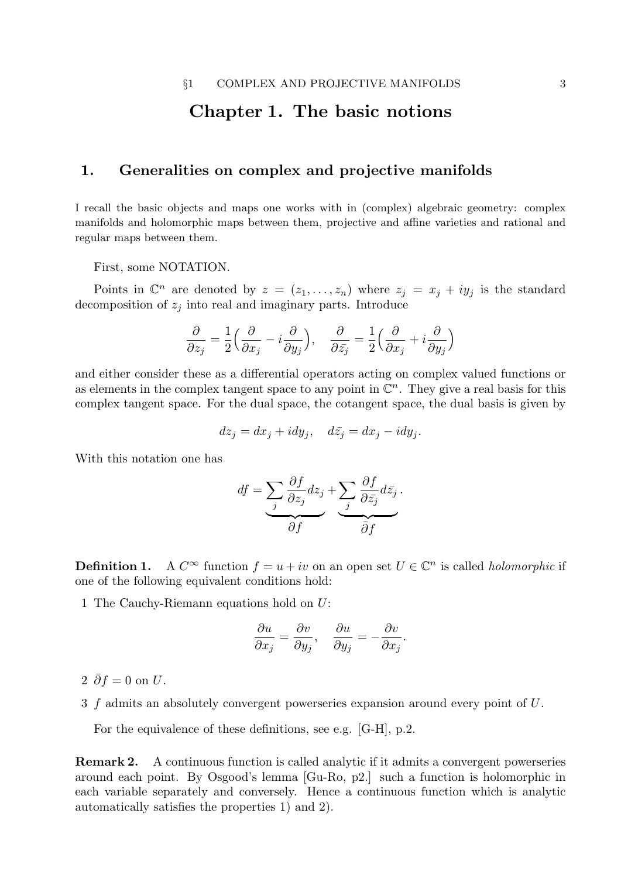# Chapter 1. The basic notions

## 1. Generalities on complex and projective manifolds

I recall the basic objects and maps one works with in (complex) algebraic geometry: complex manifolds and holomorphic maps between them, projective and affine varieties and rational and regular maps between them.

First, some NOTATION.

Points in $\mathbb{C}^n$ are denoted by $z = (z_1, \ldots, z_n)$ where $z_j = x_j + iy_j$ is the standard decomposition of $z_j$ into real and imaginary parts. Introduce

$$\frac{\partial}{\partial z_j} = \frac{1}{2}\Big(\frac{\partial}{\partial x_j} - i\frac{\partial}{\partial y_j}\Big), \quad \frac{\partial}{\partial \bar{z}_j} = \frac{1}{2}\Big(\frac{\partial}{\partial x_j} + i\frac{\partial}{\partial y_j}\Big)$$

and either consider these as a differential operators acting on complex valued functions or as elements in the complex tangent space to any point in $\mathbb{C}^n$. They give a real basis for this complex tangent space. For the dual space, the cotangent space, the dual basis is given by

$$dz_j = dx_j + idy_j, \quad d\bar{z}_j = dx_j - idy_j.$$

With this notation one has

$$df = \underbrace{\sum_j \frac{\partial f}{\partial z_j} dz_j}_{\partial f} + \underbrace{\sum_j \frac{\partial f}{\partial \bar{z}_j} d\bar{z}_j}_{\bar{\partial} f}.$$

**Definition 1.** A $C^\infty$ function $f = u + iv$ on an open set $U \in \mathbb{C}^n$ is called *holomorphic* if one of the following equivalent conditions hold:

1 The Cauchy-Riemann equations hold on $U$:

$$\frac{\partial u}{\partial x_j} = \frac{\partial v}{\partial y_j}, \quad \frac{\partial u}{\partial y_j} = -\frac{\partial v}{\partial x_j}.$$

2 $\bar{\partial} f = 0$ on $U$.

3 $f$ admits an absolutely convergent powerseries expansion around every point of $U$.

For the equivalence of these definitions, see e.g. [G-H], p.2.

**Remark 2.** A continuous function is called analytic if it admits a convergent powerseries around each point. By Osgood's lemma [Gu-Ro, p2.] such a function is holomorphic in each variable separately and conversely. Hence a continuous function which is analytic automatically satisfies the properties 1) and 2).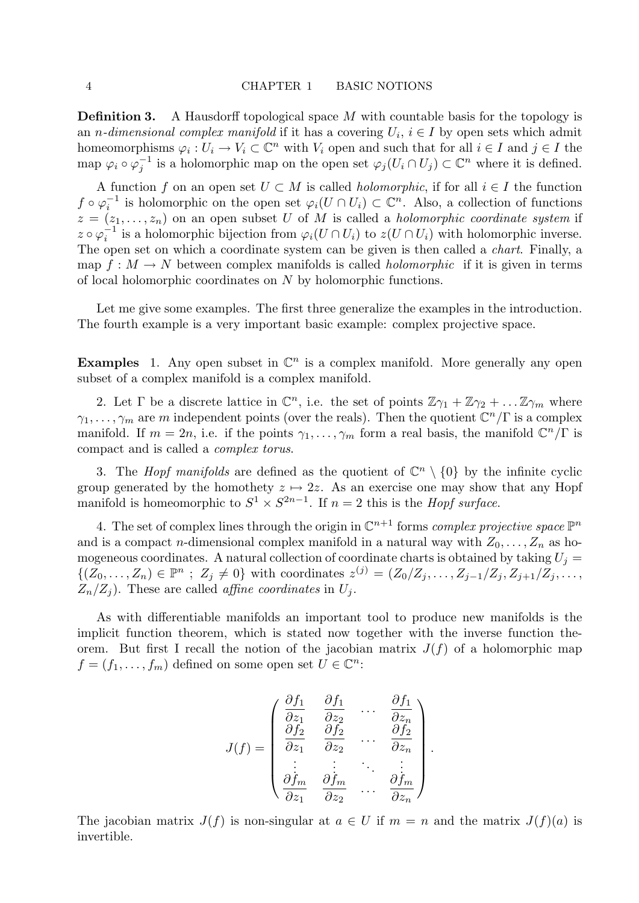**Definition 3.** A Hausdorff topological space $M$ with countable basis for the topology is an *n-dimensional complex manifold* if it has a covering $U_i$, $i \in I$ by open sets which admit homeomorphisms $\varphi_i : U_i \to V_i \subset \mathbb{C}^n$ with $V_i$ open and such that for all $i \in I$ and $j \in I$ the map $\varphi_i \circ \varphi_j^{-1}$ is a holomorphic map on the open set $\varphi_j(U_i \cap U_j) \subset \mathbb{C}^n$ where it is defined.

A function $f$ on an open set $U \subset M$ is called *holomorphic*, if for all $i \in I$ the function $f \circ \varphi_i^{-1}$ is holomorphic on the open set $\varphi_i(U \cap U_i) \subset \mathbb{C}^n$. Also, a collection of functions $z = (z_1, \ldots, z_n)$ on an open subset $U$ of $M$ is called a *holomorphic coordinate system* if $z \circ \varphi_i^{-1}$ is a holomorphic bijection from $\varphi_i(U \cap U_i)$ to $z(U \cap U_i)$ with holomorphic inverse. The open set on which a coordinate system can be given is then called a *chart*. Finally, a map $f : M \to N$ between complex manifolds is called *holomorphic* if it is given in terms of local holomorphic coordinates on $N$ by holomorphic functions.

Let me give some examples. The first three generalize the examples in the introduction. The fourth example is a very important basic example: complex projective space.

**Examples** 1. Any open subset in $\mathbb{C}^n$ is a complex manifold. More generally any open subset of a complex manifold is a complex manifold.

2. Let $\Gamma$ be a discrete lattice in $\mathbb{C}^n$, i.e. the set of points $\mathbb{Z}\gamma_1 + \mathbb{Z}\gamma_2 + \ldots \mathbb{Z}\gamma_m$ where $\gamma_1, \ldots, \gamma_m$ are $m$ independent points (over the reals). Then the quotient $\mathbb{C}^n/\Gamma$ is a complex manifold. If $m = 2n$, i.e. if the points $\gamma_1, \ldots, \gamma_m$ form a real basis, the manifold $\mathbb{C}^n/\Gamma$ is compact and is called a *complex torus*.

3. The *Hopf manifolds* are defined as the quotient of $\mathbb{C}^n \setminus \{0\}$ by the infinite cyclic group generated by the homothety $z \mapsto 2z$. As an exercise one may show that any Hopf manifold is homeomorphic to $S^1 \times S^{2n-1}$. If $n = 2$ this is the *Hopf surface*.

4. The set of complex lines through the origin in $\mathbb{C}^{n+1}$ forms *complex projective space* $\mathbb{P}^n$ and is a compact $n$-dimensional complex manifold in a natural way with $Z_0, \ldots, Z_n$ as homogeneous coordinates. A natural collection of coordinate charts is obtained by taking $U_j = \{(Z_0, \ldots, Z_n) \in \mathbb{P}^n \ ; \ Z_j \neq 0\}$ with coordinates $z^{(j)} = (Z_0/Z_j, \ldots, Z_{j-1}/Z_j, Z_{j+1}/Z_j, \ldots, Z_n/Z_j)$. These are called *affine coordinates* in $U_j$.

As with differentiable manifolds an important tool to produce new manifolds is the implicit function theorem, which is stated now together with the inverse function theorem. But first I recall the notion of the jacobian matrix $J(f)$ of a holomorphic map $f = (f_1, \ldots, f_m)$ defined on some open set $U \in \mathbb{C}^n$:

$$J(f) = \begin{pmatrix} \dfrac{\partial f_1}{\partial z_1} & \dfrac{\partial f_1}{\partial z_2} & \cdots & \dfrac{\partial f_1}{\partial z_n} \\ \dfrac{\partial f_2}{\partial z_1} & \dfrac{\partial f_2}{\partial z_2} & \cdots & \dfrac{\partial f_2}{\partial z_n} \\ \vdots & \vdots & \ddots & \vdots \\ \dfrac{\partial f_m}{\partial z_1} & \dfrac{\partial f_m}{\partial z_2} & \cdots & \dfrac{\partial f_m}{\partial z_n} \end{pmatrix}.$$

The jacobian matrix $J(f)$ is non-singular at $a \in U$ if $m = n$ and the matrix $J(f)(a)$ is invertible.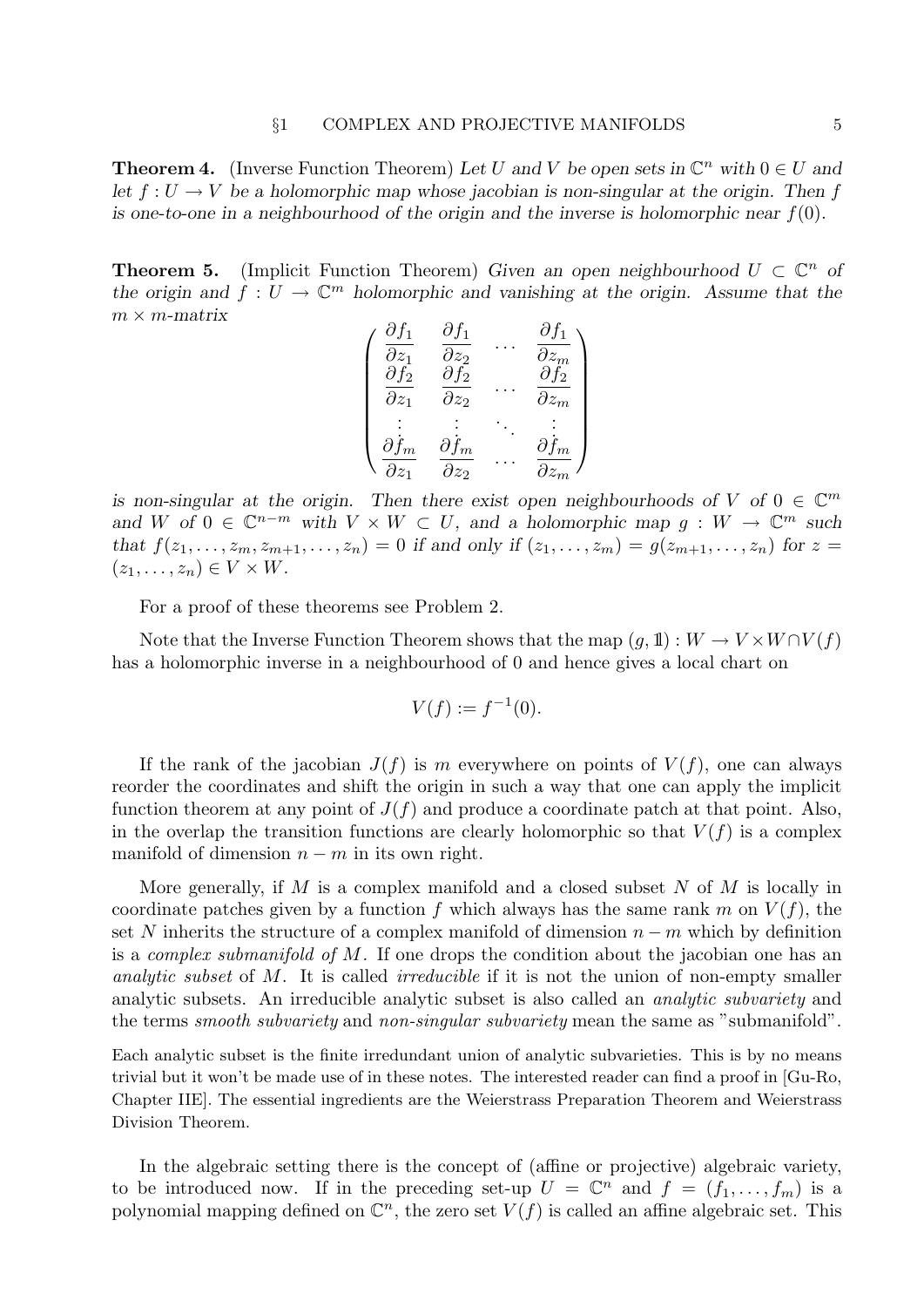**Theorem 4.** (Inverse Function Theorem) *Let $U$ and $V$ be open sets in $\mathbb{C}^n$ with $0 \in U$ and let $f : U \to V$ be a holomorphic map whose jacobian is non-singular at the origin. Then $f$ is one-to-one in a neighbourhood of the origin and the inverse is holomorphic near $f(0)$.*

**Theorem 5.** (Implicit Function Theorem) *Given an open neighbourhood $U \subset \mathbb{C}^n$ of the origin and $f : U \to \mathbb{C}^m$ holomorphic and vanishing at the origin. Assume that the $m \times m$-matrix*

$$
\begin{pmatrix}
\dfrac{\partial f_1}{\partial z_1} & \dfrac{\partial f_1}{\partial z_2} & \cdots & \dfrac{\partial f_1}{\partial z_m} \\
\dfrac{\partial f_2}{\partial z_1} & \dfrac{\partial f_2}{\partial z_2} & \cdots & \dfrac{\partial f_2}{\partial z_m} \\
\vdots & \vdots & \ddots & \vdots \\
\dfrac{\partial f_m}{\partial z_1} & \dfrac{\partial f_m}{\partial z_2} & \cdots & \dfrac{\partial f_m}{\partial z_m}
\end{pmatrix}
$$

*is non-singular at the origin. Then there exist open neighbourhoods of $V$ of $0 \in \mathbb{C}^m$ and $W$ of $0 \in \mathbb{C}^{n-m}$ with $V \times W \subset U$, and a holomorphic map $g : W \to \mathbb{C}^m$ such that $f(z_1, \ldots, z_m, z_{m+1}, \ldots, z_n) = 0$ if and only if $(z_1, \ldots, z_m) = g(z_{m+1}, \ldots, z_n)$ for $z = (z_1, \ldots, z_n) \in V \times W$.*

For a proof of these theorems see Problem 2.

Note that the Inverse Function Theorem shows that the map $(g, \mathbb{1}) : W \to V \times W \cap V(f)$ has a holomorphic inverse in a neighbourhood of 0 and hence gives a local chart on

$$V(f) := f^{-1}(0).$$

If the rank of the jacobian $J(f)$ is $m$ everywhere on points of $V(f)$, one can always reorder the coordinates and shift the origin in such a way that one can apply the implicit function theorem at any point of $J(f)$ and produce a coordinate patch at that point. Also, in the overlap the transition functions are clearly holomorphic so that $V(f)$ is a complex manifold of dimension $n - m$ in its own right.

More generally, if $M$ is a complex manifold and a closed subset $N$ of $M$ is locally in coordinate patches given by a function $f$ which always has the same rank $m$ on $V(f)$, the set $N$ inherits the structure of a complex manifold of dimension $n - m$ which by definition is a *complex submanifold of $M$*. If one drops the condition about the jacobian one has an *analytic subset* of $M$. It is called *irreducible* if it is not the union of non-empty smaller analytic subsets. An irreducible analytic subset is also called an *analytic subvariety* and the terms *smooth subvariety* and *non-singular subvariety* mean the same as "submanifold".

Each analytic subset is the finite irredundant union of analytic subvarieties. This is by no means trivial but it won't be made use of in these notes. The interested reader can find a proof in [Gu-Ro, Chapter IIE]. The essential ingredients are the Weierstrass Preparation Theorem and Weierstrass Division Theorem.

In the algebraic setting there is the concept of (affine or projective) algebraic variety, to be introduced now. If in the preceding set-up $U = \mathbb{C}^n$ and $f = (f_1, \ldots, f_m)$ is a polynomial mapping defined on $\mathbb{C}^n$, the zero set $V(f)$ is called an affine algebraic set. This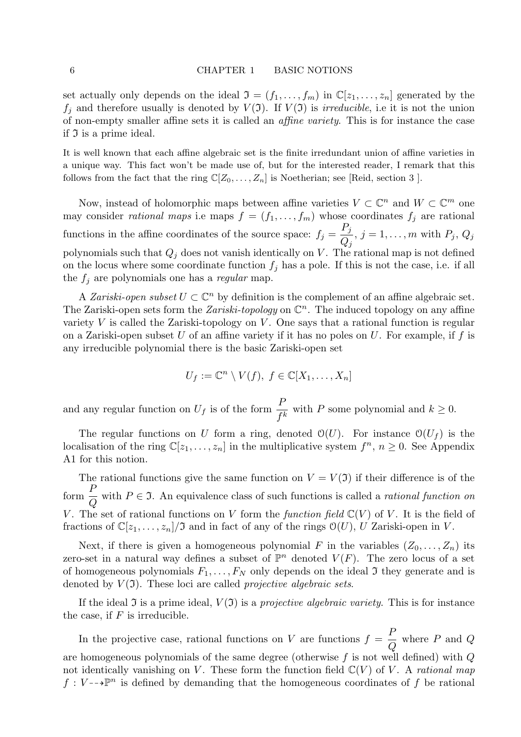set actually only depends on the ideal $\mathfrak{I} = (f_1, \ldots, f_m)$ in $\mathbb{C}[z_1, \ldots, z_n]$ generated by the $f_j$ and therefore usually is denoted by $V(\mathfrak{I})$. If $V(\mathfrak{I})$ is *irreducible*, i.e it is not the union of non-empty smaller affine sets it is called an *affine variety*. This is for instance the case if $\mathfrak{I}$ is a prime ideal.

It is well known that each affine algebraic set is the finite irredundant union of affine varieties in a unique way. This fact won't be made use of, but for the interested reader, I remark that this follows from the fact that the ring $\mathbb{C}[Z_0, \ldots, Z_n]$ is Noetherian; see [Reid, section 3 ].

Now, instead of holomorphic maps between affine varieties $V \subset \mathbb{C}^n$ and $W \subset \mathbb{C}^m$ one may consider *rational maps* i.e maps $f = (f_1, \ldots, f_m)$ whose coordinates $f_j$ are rational functions in the affine coordinates of the source space: $f_j = \dfrac{P_j}{Q_j}$, $j = 1, \ldots, m$ with $P_j$, $Q_j$ polynomials such that $Q_j$ does not vanish identically on $V$. The rational map is not defined on the locus where some coordinate function $f_j$ has a pole. If this is not the case, i.e. if all the $f_j$ are polynomials one has a *regular* map.

A *Zariski-open subset* $U \subset \mathbb{C}^n$ by definition is the complement of an affine algebraic set. The Zariski-open sets form the *Zariski-topology* on $\mathbb{C}^n$. The induced topology on any affine variety $V$ is called the Zariski-topology on $V$. One says that a rational function is regular on a Zariski-open subset $U$ of an affine variety if it has no poles on $U$. For example, if $f$ is any irreducible polynomial there is the basic Zariski-open set

$$U_f := \mathbb{C}^n \setminus V(f), \; f \in \mathbb{C}[X_1, \ldots, X_n]$$

and any regular function on $U_f$ is of the form $\dfrac{P}{f^k}$ with $P$ some polynomial and $k \geq 0$.

The regular functions on $U$ form a ring, denoted $\mathcal{O}(U)$. For instance $\mathcal{O}(U_f)$ is the localisation of the ring $\mathbb{C}[z_1, \ldots, z_n]$ in the multiplicative system $f^n$, $n \geq 0$. See Appendix A1 for this notion.

The rational functions give the same function on $V = V(\mathfrak{I})$ if their difference is of the form $\dfrac{P}{Q}$ with $P \in \mathfrak{I}$. An equivalence class of such functions is called a *rational function on* $V$. The set of rational functions on $V$ form the *function field* $\mathbb{C}(V)$ of $V$. It is the field of fractions of $\mathbb{C}[z_1, \ldots, z_n]/\mathfrak{I}$ and in fact of any of the rings $\mathcal{O}(U)$, $U$ Zariski-open in $V$.

Next, if there is given a homogeneous polynomial $F$ in the variables $(Z_0, \ldots, Z_n)$ its zero-set in a natural way defines a subset of $\mathbb{P}^n$ denoted $V(F)$. The zero locus of a set of homogeneous polynomials $F_1, \ldots, F_N$ only depends on the ideal $\mathfrak{I}$ they generate and is denoted by $V(\mathfrak{I})$. These loci are called *projective algebraic sets*.

If the ideal $\mathfrak{I}$ is a prime ideal, $V(\mathfrak{I})$ is a *projective algebraic variety*. This is for instance the case, if $F$ is irreducible.

In the projective case, rational functions on $V$ are functions $f = \dfrac{P}{Q}$ where $P$ and $Q$ are homogeneous polynomials of the same degree (otherwise $f$ is not well defined) with $Q$ not identically vanishing on $V$. These form the function field $\mathbb{C}(V)$ of $V$. A *rational map* $f : V \dashrightarrow \mathbb{P}^n$ is defined by demanding that the homogeneous coordinates of $f$ be rational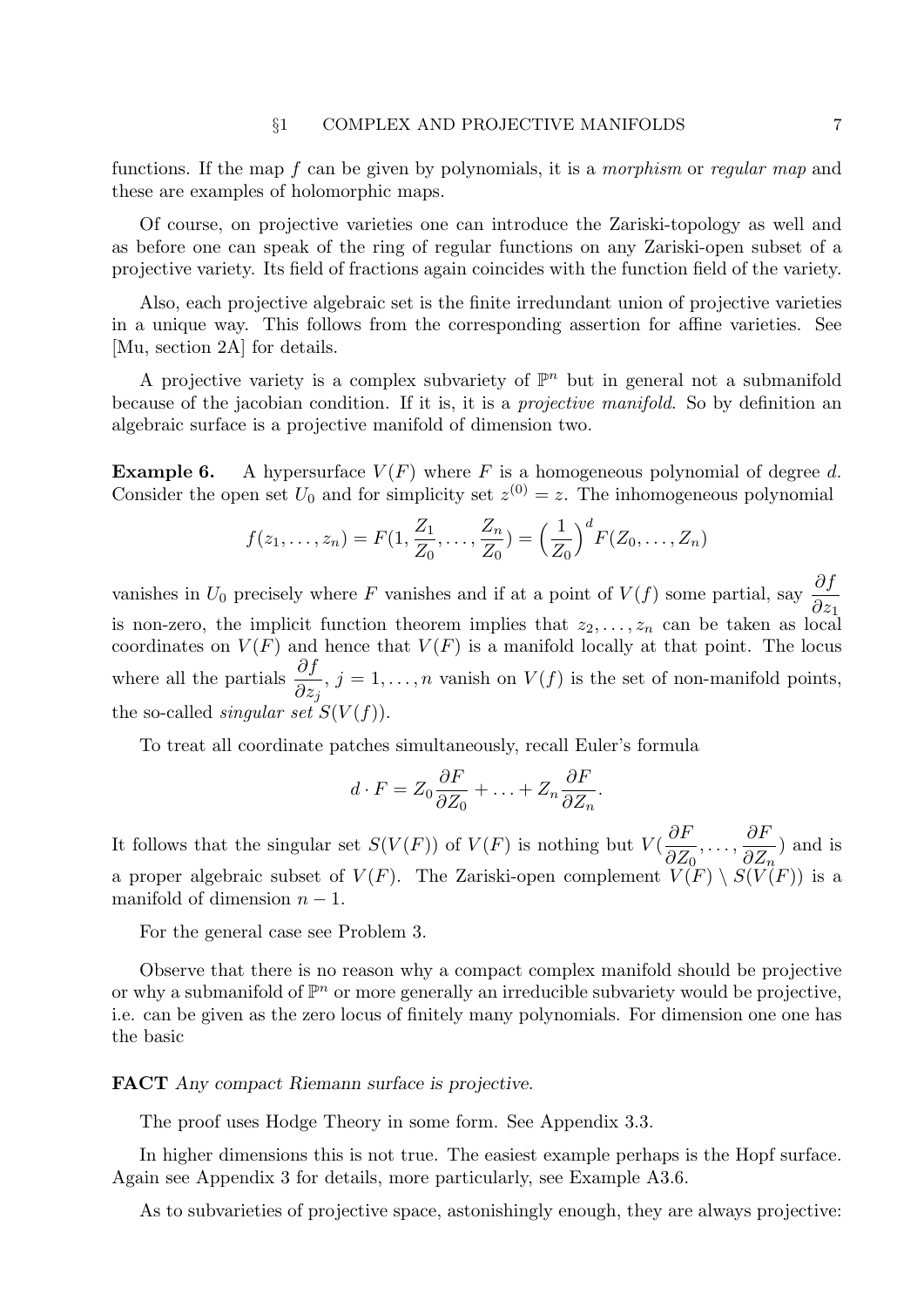functions. If the map $f$ can be given by polynomials, it is a *morphism* or *regular map* and these are examples of holomorphic maps.

Of course, on projective varieties one can introduce the Zariski-topology as well and as before one can speak of the ring of regular functions on any Zariski-open subset of a projective variety. Its field of fractions again coincides with the function field of the variety.

Also, each projective algebraic set is the finite irredundant union of projective varieties in a unique way. This follows from the corresponding assertion for affine varieties. See [Mu, section 2A] for details.

A projective variety is a complex subvariety of $\mathbb{P}^n$ but in general not a submanifold because of the jacobian condition. If it is, it is a *projective manifold*. So by definition an algebraic surface is a projective manifold of dimension two.

**Example 6.** A hypersurface $V(F)$ where $F$ is a homogeneous polynomial of degree $d$. Consider the open set $U_0$ and for simplicity set $z^{(0)} = z$. The inhomogeneous polynomial

$$f(z_1, \ldots, z_n) = F(1, \frac{Z_1}{Z_0}, \ldots, \frac{Z_n}{Z_0}) = \Big(\frac{1}{Z_0}\Big)^d F(Z_0, \ldots, Z_n)$$

vanishes in $U_0$ precisely where $F$ vanishes and if at a point of $V(f)$ some partial, say $\dfrac{\partial f}{\partial z_1}$ is non-zero, the implicit function theorem implies that $z_2, \ldots, z_n$ can be taken as local coordinates on $V(F)$ and hence that $V(F)$ is a manifold locally at that point. The locus where all the partials $\dfrac{\partial f}{\partial z_j}$, $j = 1, \ldots, n$ vanish on $V(f)$ is the set of non-manifold points, the so-called *singular set* $S(V(f))$.

To treat all coordinate patches simultaneously, recall Euler's formula

$$d \cdot F = Z_0 \frac{\partial F}{\partial Z_0} + \ldots + Z_n \frac{\partial F}{\partial Z_n}.$$

It follows that the singular set $S(V(F))$ of $V(F)$ is nothing but $V(\dfrac{\partial F}{\partial Z_0}, \ldots, \dfrac{\partial F}{\partial Z_n})$ and is a proper algebraic subset of $V(F)$. The Zariski-open complement $V(F) \setminus S(V(F))$ is a manifold of dimension $n-1$.

For the general case see Problem 3.

Observe that there is no reason why a compact complex manifold should be projective or why a submanifold of $\mathbb{P}^n$ or more generally an irreducible subvariety would be projective, i.e. can be given as the zero locus of finitely many polynomials. For dimension one one has the basic

**FACT** *Any compact Riemann surface is projective.*

The proof uses Hodge Theory in some form. See Appendix 3.3.

In higher dimensions this is not true. The easiest example perhaps is the Hopf surface. Again see Appendix 3 for details, more particularly, see Example A3.6.

As to subvarieties of projective space, astonishingly enough, they are always projective: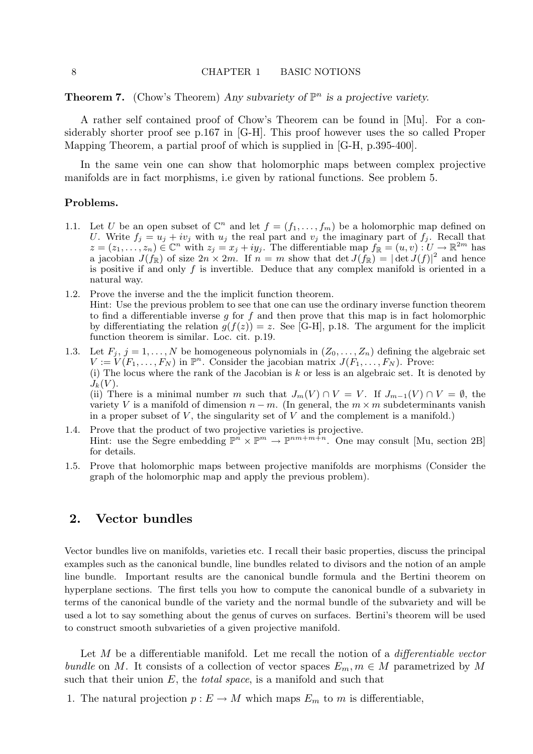**Theorem 7.** (Chow's Theorem) *Any subvariety of $\mathbb{P}^n$ is a projective variety.*

A rather self contained proof of Chow's Theorem can be found in [Mu]. For a considerably shorter proof see p.167 in [G-H]. This proof however uses the so called Proper Mapping Theorem, a partial proof of which is supplied in [G-H, p.395-400].

In the same vein one can show that holomorphic maps between complex projective manifolds are in fact morphisms, i.e given by rational functions. See problem 5.

**Problems.**

1.1. Let $U$ be an open subset of $\mathbb{C}^n$ and let $f = (f_1, \ldots, f_m)$ be a holomorphic map defined on $U$. Write $f_j = u_j + iv_j$ with $u_j$ the real part and $v_j$ the imaginary part of $f_j$. Recall that $z = (z_1, \ldots, z_n) \in \mathbb{C}^n$ with $z_j = x_j + iy_j$. The differentiable map $f_{\mathbb{R}} = (u, v) : U \to \mathbb{R}^{2m}$ has a jacobian $J(f_{\mathbb{R}})$ of size $2n \times 2m$. If $n = m$ show that $\det J(f_{\mathbb{R}}) = |\det J(f)|^2$ and hence is positive if and only $f$ is invertible. Deduce that any complex manifold is oriented in a natural way.

1.2. Prove the inverse and the the implicit function theorem.
Hint: Use the previous problem to see that one can use the ordinary inverse function theorem to find a differentiable inverse $g$ for $f$ and then prove that this map is in fact holomorphic by differentiating the relation $g(f(z)) = z$. See [G-H], p.18. The argument for the implicit function theorem is similar. Loc. cit. p.19.

1.3. Let $F_j$, $j = 1, \ldots, N$ be homogeneous polynomials in $(Z_0, \ldots, Z_n)$ defining the algebraic set $V := V(F_1, \ldots, F_N)$ in $\mathbb{P}^n$. Consider the jacobian matrix $J(F_1, \ldots, F_N)$. Prove:
(i) The locus where the rank of the Jacobian is $k$ or less is an algebraic set. It is denoted by $J_k(V)$.
(ii) There is a minimal number $m$ such that $J_m(V) \cap V = V$. If $J_{m-1}(V) \cap V = \emptyset$, the variety $V$ is a manifold of dimension $n - m$. (In general, the $m \times m$ subdeterminants vanish in a proper subset of $V$, the singularity set of $V$ and the complement is a manifold.)

1.4. Prove that the product of two projective varieties is projective.
Hint: use the Segre embedding $\mathbb{P}^n \times \mathbb{P}^m \to \mathbb{P}^{nm+m+n}$. One may consult [Mu, section 2B] for details.

1.5. Prove that holomorphic maps between projective manifolds are morphisms (Consider the graph of the holomorphic map and apply the previous problem).

## 2. Vector bundles

Vector bundles live on manifolds, varieties etc. I recall their basic properties, discuss the principal examples such as the canonical bundle, line bundles related to divisors and the notion of an ample line bundle. Important results are the canonical bundle formula and the Bertini theorem on hyperplane sections. The first tells you how to compute the canonical bundle of a subvariety in terms of the canonical bundle of the variety and the normal bundle of the subvariety and will be used a lot to say something about the genus of curves on surfaces. Bertini's theorem will be used to construct smooth subvarieties of a given projective manifold.

Let $M$ be a differentiable manifold. Let me recall the notion of a *differentiable vector bundle* on $M$. It consists of a collection of vector spaces $E_m, m \in M$ parametrized by $M$ such that their union $E$, the *total space*, is a manifold and such that

1. The natural projection $p : E \to M$ which maps $E_m$ to $m$ is differentiable,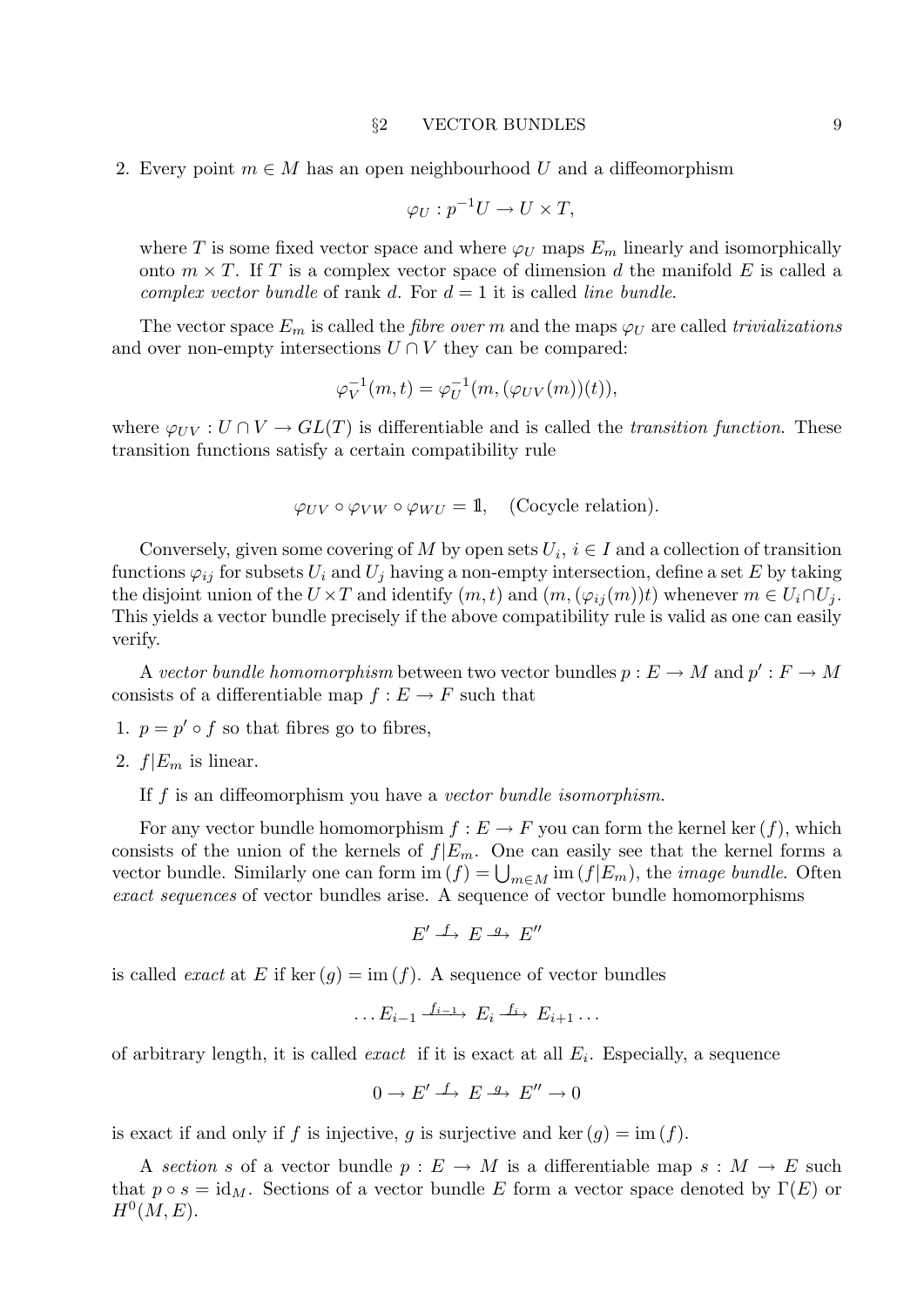2. Every point $m \in M$ has an open neighbourhood $U$ and a diffeomorphism

$$\varphi_U : p^{-1}U \to U \times T,$$

where $T$ is some fixed vector space and where $\varphi_U$ maps $E_m$ linearly and isomorphically onto $m \times T$. If $T$ is a complex vector space of dimension $d$ the manifold $E$ is called a *complex vector bundle* of rank $d$. For $d = 1$ it is called *line bundle*.

The vector space $E_m$ is called the *fibre over* $m$ and the maps $\varphi_U$ are called *trivializations* and over non-empty intersections $U \cap V$ they can be compared:

$$\varphi_V^{-1}(m, t) = \varphi_U^{-1}(m, (\varphi_{UV}(m))(t)),$$

where $\varphi_{UV} : U \cap V \to GL(T)$ is differentiable and is called the *transition function*. These transition functions satisfy a certain compatibility rule

$$\varphi_{UV} \circ \varphi_{VW} \circ \varphi_{WU} = \mathbb{1}, \quad \text{(Cocycle relation)}.$$

Conversely, given some covering of $M$ by open sets $U_i$, $i \in I$ and a collection of transition functions $\varphi_{ij}$ for subsets $U_i$ and $U_j$ having a non-empty intersection, define a set $E$ by taking the disjoint union of the $U \times T$ and identify $(m, t)$ and $(m, (\varphi_{ij}(m))t)$ whenever $m \in U_i \cap U_j$. This yields a vector bundle precisely if the above compatibility rule is valid as one can easily verify.

A *vector bundle homomorphism* between two vector bundles $p : E \to M$ and $p' : F \to M$ consists of a differentiable map $f : E \to F$ such that

1. $p = p' \circ f$ so that fibres go to fibres,
2. $f|E_m$ is linear.

If $f$ is an diffeomorphism you have a *vector bundle isomorphism*.

For any vector bundle homomorphism $f : E \to F$ you can form the kernel $\ker(f)$, which consists of the union of the kernels of $f|E_m$. One can easily see that the kernel forms a vector bundle. Similarly one can form $\operatorname{im}(f) = \bigcup_{m \in M} \operatorname{im}(f|E_m)$, the *image bundle*. Often *exact sequences* of vector bundles arise. A sequence of vector bundle homomorphisms

$$E' \xrightarrow{f} E \xrightarrow{g} E''$$

is called *exact* at $E$ if $\ker(g) = \operatorname{im}(f)$. A sequence of vector bundles

$$\ldots E_{i-1} \xrightarrow{f_{i-1}} E_i \xrightarrow{f_i} E_{i+1} \ldots$$

of arbitrary length, it is called *exact* if it is exact at all $E_i$. Especially, a sequence

$$0 \to E' \xrightarrow{f} E \xrightarrow{g} E'' \to 0$$

is exact if and only if $f$ is injective, $g$ is surjective and $\ker(g) = \operatorname{im}(f)$.

A *section* $s$ of a vector bundle $p : E \to M$ is a differentiable map $s : M \to E$ such that $p \circ s = \mathrm{id}_M$. Sections of a vector bundle $E$ form a vector space denoted by $\Gamma(E)$ or $H^0(M, E)$.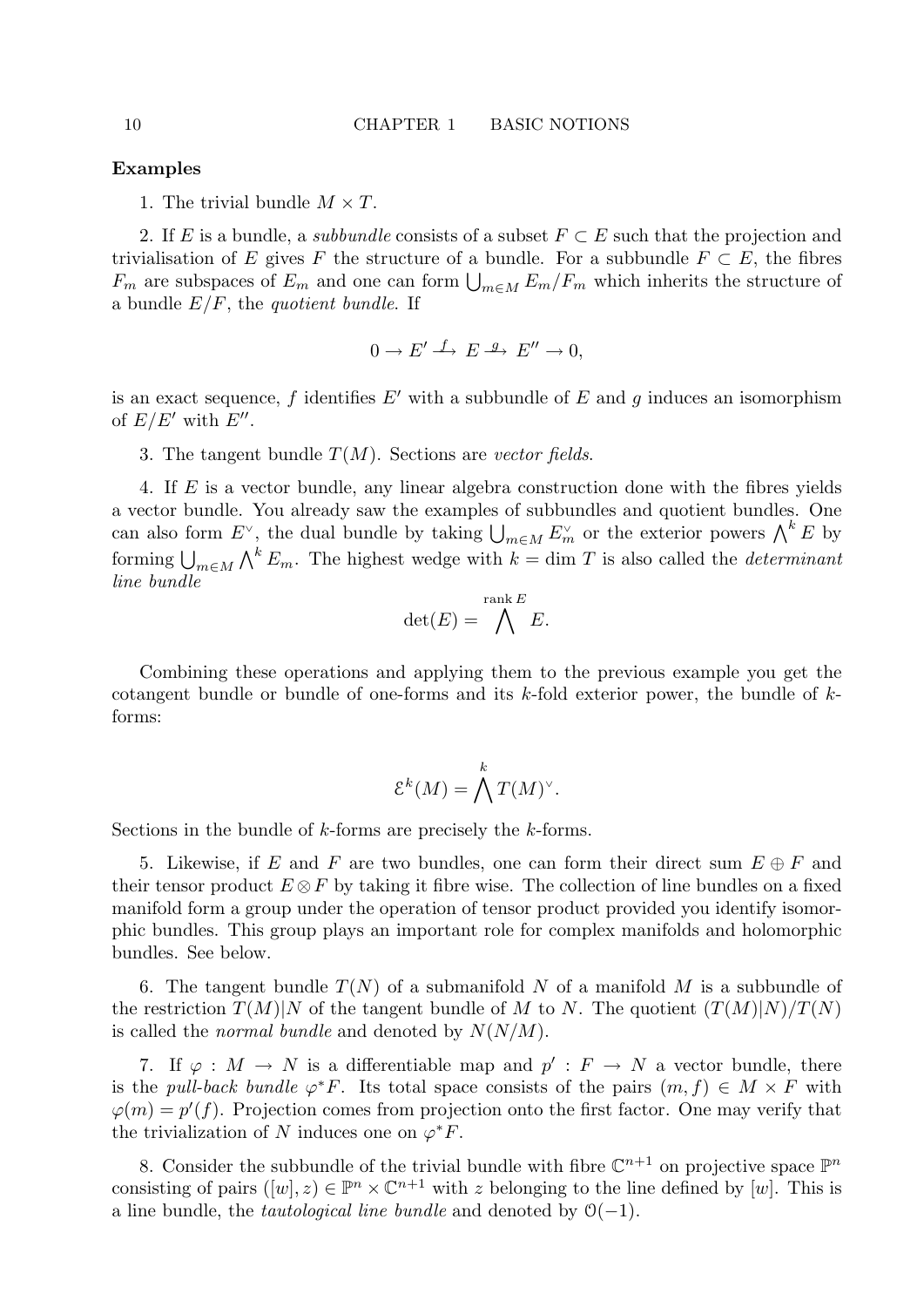**Examples**

1. The trivial bundle $M \times T$.

2. If $E$ is a bundle, a *subbundle* consists of a subset $F \subset E$ such that the projection and trivialisation of $E$ gives $F$ the structure of a bundle. For a subbundle $F \subset E$, the fibres $F_m$ are subspaces of $E_m$ and one can form $\bigcup_{m \in M} E_m/F_m$ which inherits the structure of a bundle $E/F$, the *quotient bundle*. If

$$0 \to E' \xrightarrow{f} E \xrightarrow{g} E'' \to 0,$$

is an exact sequence, $f$ identifies $E'$ with a subbundle of $E$ and $g$ induces an isomorphism of $E/E'$ with $E''$.

3. The tangent bundle $T(M)$. Sections are *vector fields*.

4. If $E$ is a vector bundle, any linear algebra construction done with the fibres yields a vector bundle. You already saw the examples of subbundles and quotient bundles. One can also form $E^\vee$, the dual bundle by taking $\bigcup_{m \in M} E_m^\vee$ or the exterior powers $\bigwedge^k E$ by forming $\bigcup_{m \in M} \bigwedge^k E_m$. The highest wedge with $k = \dim T$ is also called the *determinant line bundle*

$$\det(E) = \bigwedge^{\operatorname{rank} E} E.$$

Combining these operations and applying them to the previous example you get the cotangent bundle or bundle of one-forms and its $k$-fold exterior power, the bundle of $k$-forms:

$$\mathcal{E}^k(M) = \bigwedge^k T(M)^\vee.$$

Sections in the bundle of $k$-forms are precisely the $k$-forms.

5. Likewise, if $E$ and $F$ are two bundles, one can form their direct sum $E \oplus F$ and their tensor product $E \otimes F$ by taking it fibre wise. The collection of line bundles on a fixed manifold form a group under the operation of tensor product provided you identify isomorphic bundles. This group plays an important role for complex manifolds and holomorphic bundles. See below.

6. The tangent bundle $T(N)$ of a submanifold $N$ of a manifold $M$ is a subbundle of the restriction $T(M)|N$ of the tangent bundle of $M$ to $N$. The quotient $(T(M)|N)/T(N)$ is called the *normal bundle* and denoted by $N(N/M)$.

7. If $\varphi : M \to N$ is a differentiable map and $p' : F \to N$ a vector bundle, there is the *pull-back bundle* $\varphi^* F$. Its total space consists of the pairs $(m, f) \in M \times F$ with $\varphi(m) = p'(f)$. Projection comes from projection onto the first factor. One may verify that the trivialization of $N$ induces one on $\varphi^* F$.

8. Consider the subbundle of the trivial bundle with fibre $\mathbb{C}^{n+1}$ on projective space $\mathbb{P}^n$ consisting of pairs $([w], z) \in \mathbb{P}^n \times \mathbb{C}^{n+1}$ with $z$ belonging to the line defined by $[w]$. This is a line bundle, the *tautological line bundle* and denoted by $\mathcal{O}(-1)$.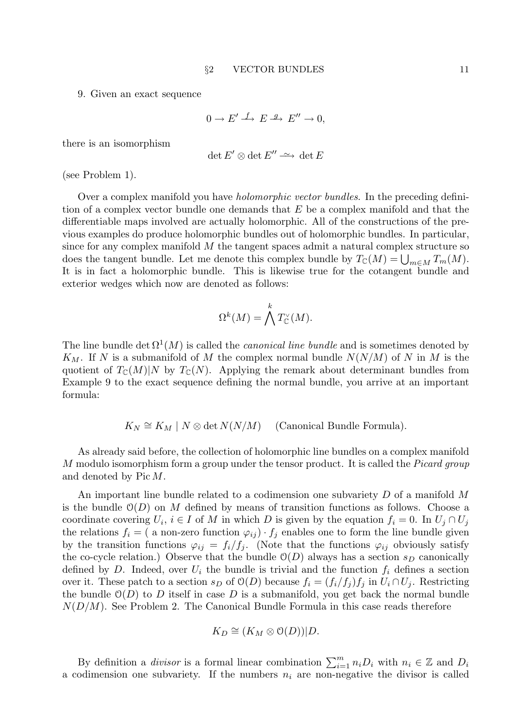9. Given an exact sequence

$$0 \to E' \xrightarrow{f} E \xrightarrow{g} E'' \to 0,$$

there is an isomorphism

$$\det E' \otimes \det E'' \xrightarrow{\sim} \det E$$

(see Problem 1).

Over a complex manifold you have *holomorphic vector bundles*. In the preceding definition of a complex vector bundle one demands that $E$ be a complex manifold and that the differentiable maps involved are actually holomorphic. All of the constructions of the previous examples do produce holomorphic bundles out of holomorphic bundles. In particular, since for any complex manifold $M$ the tangent spaces admit a natural complex structure so does the tangent bundle. Let me denote this complex bundle by $T_{\mathbb{C}}(M) = \bigcup_{m \in M} T_m(M)$. It is in fact a holomorphic bundle. This is likewise true for the cotangent bundle and exterior wedges which now are denoted as follows:

$$\Omega^k(M) = \bigwedge^k T_{\mathbb{C}}^{\vee}(M).$$

The line bundle $\det \Omega^1(M)$ is called the *canonical line bundle* and is sometimes denoted by $K_M$. If $N$ is a submanifold of $M$ the complex normal bundle $N(N/M)$ of $N$ in $M$ is the quotient of $T_{\mathbb{C}}(M)|N$ by $T_{\mathbb{C}}(N)$. Applying the remark about determinant bundles from Example 9 to the exact sequence defining the normal bundle, you arrive at an important formula:

$$K_N \cong K_M \mid N \otimes \det N(N/M) \qquad \text{(Canonical Bundle Formula).}$$

As already said before, the collection of holomorphic line bundles on a complex manifold $M$ modulo isomorphism form a group under the tensor product. It is called the *Picard group* and denoted by $\operatorname{Pic} M$.

An important line bundle related to a codimension one subvariety $D$ of a manifold $M$ is the bundle $\mathcal{O}(D)$ on $M$ defined by means of transition functions as follows. Choose a coordinate covering $U_i$, $i \in I$ of $M$ in which $D$ is given by the equation $f_i = 0$. In $U_j \cap U_j$ the relations $f_i = (\text{ a non-zero function } \varphi_{ij}) \cdot f_j$ enables one to form the line bundle given by the transition functions $\varphi_{ij} = f_i/f_j$. (Note that the functions $\varphi_{ij}$ obviously satisfy the co-cycle relation.) Observe that the bundle $\mathcal{O}(D)$ always has a section $s_D$ canonically defined by $D$. Indeed, over $U_i$ the bundle is trivial and the function $f_i$ defines a section over it. These patch to a section $s_D$ of $\mathcal{O}(D)$ because $f_i = (f_i/f_j)f_j$ in $U_i \cap U_j$. Restricting the bundle $\mathcal{O}(D)$ to $D$ itself in case $D$ is a submanifold, you get back the normal bundle $N(D/M)$. See Problem 2. The Canonical Bundle Formula in this case reads therefore

$$K_D \cong (K_M \otimes \mathcal{O}(D))|D.$$

By definition a *divisor* is a formal linear combination $\sum_{i=1}^{m} n_i D_i$ with $n_i \in \mathbb{Z}$ and $D_i$ a codimension one subvariety. If the numbers $n_i$ are non-negative the divisor is called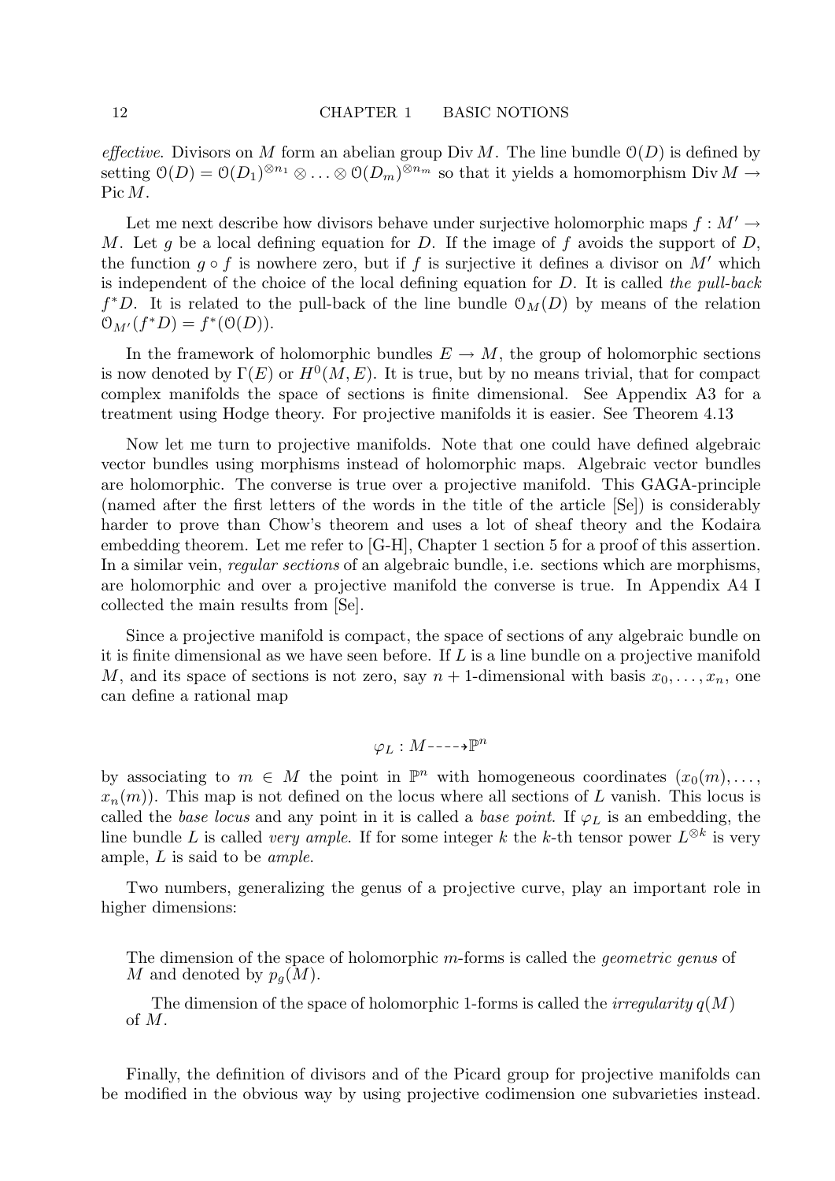*effective*. Divisors on $M$ form an abelian group $\operatorname{Div} M$. The line bundle $\mathcal{O}(D)$ is defined by setting $\mathcal{O}(D) = \mathcal{O}(D_1)^{\otimes n_1} \otimes \ldots \otimes \mathcal{O}(D_m)^{\otimes n_m}$ so that it yields a homomorphism $\operatorname{Div} M \to \operatorname{Pic} M$.

Let me next describe how divisors behave under surjective holomorphic maps $f : M' \to M$. Let $g$ be a local defining equation for $D$. If the image of $f$ avoids the support of $D$, the function $g \circ f$ is nowhere zero, but if $f$ is surjective it defines a divisor on $M'$ which is independent of the choice of the local defining equation for $D$. It is called *the pull-back* $f^*D$. It is related to the pull-back of the line bundle $\mathcal{O}_M(D)$ by means of the relation $\mathcal{O}_{M'}(f^*D) = f^*(\mathcal{O}(D))$.

In the framework of holomorphic bundles $E \to M$, the group of holomorphic sections is now denoted by $\Gamma(E)$ or $H^0(M, E)$. It is true, but by no means trivial, that for compact complex manifolds the space of sections is finite dimensional. See Appendix A3 for a treatment using Hodge theory. For projective manifolds it is easier. See Theorem 4.13

Now let me turn to projective manifolds. Note that one could have defined algebraic vector bundles using morphisms instead of holomorphic maps. Algebraic vector bundles are holomorphic. The converse is true over a projective manifold. This GAGA-principle (named after the first letters of the words in the title of the article [Se]) is considerably harder to prove than Chow's theorem and uses a lot of sheaf theory and the Kodaira embedding theorem. Let me refer to [G-H], Chapter 1 section 5 for a proof of this assertion. In a similar vein, *regular sections* of an algebraic bundle, i.e. sections which are morphisms, are holomorphic and over a projective manifold the converse is true. In Appendix A4 I collected the main results from [Se].

Since a projective manifold is compact, the space of sections of any algebraic bundle on it is finite dimensional as we have seen before. If $L$ is a line bundle on a projective manifold $M$, and its space of sections is not zero, say $n+1$-dimensional with basis $x_0, \ldots, x_n$, one can define a rational map

$$\varphi_L : M \dashrightarrow \mathbb{P}^n$$

by associating to $m \in M$ the point in $\mathbb{P}^n$ with homogeneous coordinates $(x_0(m), \ldots, x_n(m))$. This map is not defined on the locus where all sections of $L$ vanish. This locus is called the *base locus* and any point in it is called a *base point*. If $\varphi_L$ is an embedding, the line bundle $L$ is called *very ample*. If for some integer $k$ the $k$-th tensor power $L^{\otimes k}$ is very ample, $L$ is said to be *ample*.

Two numbers, generalizing the genus of a projective curve, play an important role in higher dimensions:

> The dimension of the space of holomorphic $m$-forms is called the *geometric genus* of $M$ and denoted by $p_g(M)$.
>
> The dimension of the space of holomorphic 1-forms is called the *irregularity* $q(M)$ of $M$.

Finally, the definition of divisors and of the Picard group for projective manifolds can be modified in the obvious way by using projective codimension one subvarieties instead.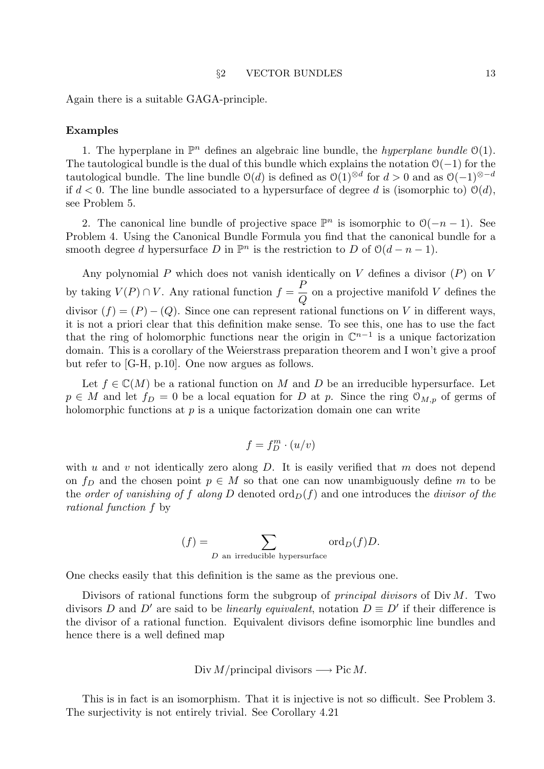Again there is a suitable GAGA-principle.

**Examples**

1. The hyperplane in $\mathbb{P}^n$ defines an algebraic line bundle, the *hyperplane bundle* $\mathcal{O}(1)$. The tautological bundle is the dual of this bundle which explains the notation $\mathcal{O}(-1)$ for the tautological bundle. The line bundle $\mathcal{O}(d)$ is defined as $\mathcal{O}(1)^{\otimes d}$ for $d > 0$ and as $\mathcal{O}(-1)^{\otimes -d}$ if $d < 0$. The line bundle associated to a hypersurface of degree $d$ is (isomorphic to) $\mathcal{O}(d)$, see Problem 5.

2. The canonical line bundle of projective space $\mathbb{P}^n$ is isomorphic to $\mathcal{O}(-n-1)$. See Problem 4. Using the Canonical Bundle Formula you find that the canonical bundle for a smooth degree $d$ hypersurface $D$ in $\mathbb{P}^n$ is the restriction to $D$ of $\mathcal{O}(d-n-1)$.

Any polynomial $P$ which does not vanish identically on $V$ defines a divisor $(P)$ on $V$ by taking $V(P) \cap V$. Any rational function $f = \dfrac{P}{Q}$ on a projective manifold $V$ defines the divisor $(f) = (P) - (Q)$. Since one can represent rational functions on $V$ in different ways, it is not a priori clear that this definition make sense. To see this, one has to use the fact that the ring of holomorphic functions near the origin in $\mathbb{C}^{n-1}$ is a unique factorization domain. This is a corollary of the Weierstrass preparation theorem and I won't give a proof but refer to [G-H, p.10]. One now argues as follows.

Let $f \in \mathbb{C}(M)$ be a rational function on $M$ and $D$ be an irreducible hypersurface. Let $p \in M$ and let $f_D = 0$ be a local equation for $D$ at $p$. Since the ring $\mathcal{O}_{M,p}$ of germs of holomorphic functions at $p$ is a unique factorization domain one can write

$$f = f_D^m \cdot (u/v)$$

with $u$ and $v$ not identically zero along $D$. It is easily verified that $m$ does not depend on $f_D$ and the chosen point $p \in M$ so that one can now unambiguously define $m$ to be the *order of vanishing of $f$ along $D$* denoted $\operatorname{ord}_D(f)$ and one introduces the *divisor of the rational function $f$* by

$$(f) = \sum_{D \text{ an irreducible hypersurface}} \operatorname{ord}_D(f) D.$$

One checks easily that this definition is the same as the previous one.

Divisors of rational functions form the subgroup of *principal divisors* of $\operatorname{Div} M$. Two divisors $D$ and $D'$ are said to be *linearly equivalent*, notation $D \equiv D'$ if their difference is the divisor of a rational function. Equivalent divisors define isomorphic line bundles and hence there is a well defined map

$$\operatorname{Div} M/\text{principal divisors} \longrightarrow \operatorname{Pic} M.$$

This is in fact is an isomorphism. That it is injective is not so difficult. See Problem 3. The surjectivity is not entirely trivial. See Corollary 4.21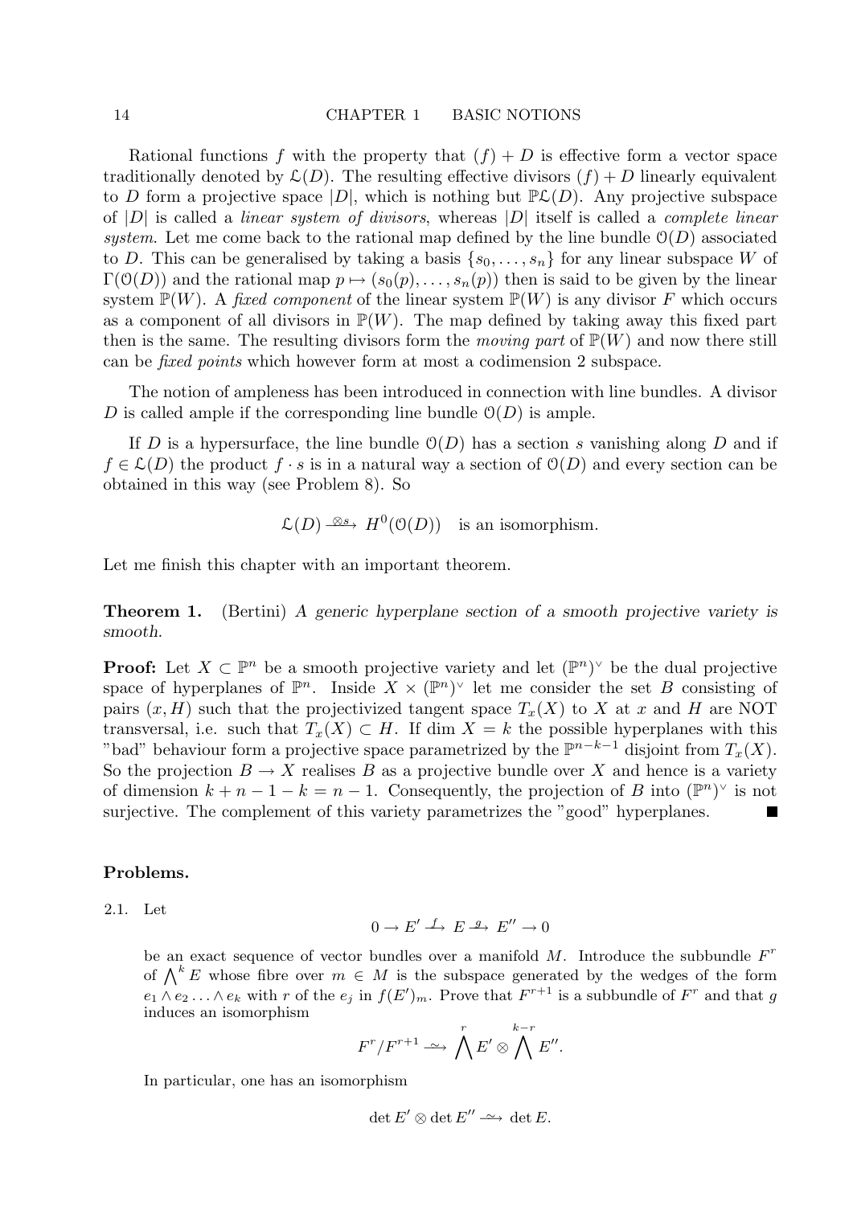Rational functions $f$ with the property that $(f) + D$ is effective form a vector space traditionally denoted by $\mathcal{L}(D)$. The resulting effective divisors $(f) + D$ linearly equivalent to $D$ form a projective space $|D|$, which is nothing but $\mathbb{P}\mathcal{L}(D)$. Any projective subspace of $|D|$ is called a *linear system of divisors*, whereas $|D|$ itself is called a *complete linear system*. Let me come back to the rational map defined by the line bundle $\mathcal{O}(D)$ associated to $D$. This can be generalised by taking a basis $\{s_0, \ldots, s_n\}$ for any linear subspace $W$ of $\Gamma(\mathcal{O}(D))$ and the rational map $p \mapsto (s_0(p), \ldots, s_n(p))$ then is said to be given by the linear system $\mathbb{P}(W)$. A *fixed component* of the linear system $\mathbb{P}(W)$ is any divisor $F$ which occurs as a component of all divisors in $\mathbb{P}(W)$. The map defined by taking away this fixed part then is the same. The resulting divisors form the *moving part* of $\mathbb{P}(W)$ and now there still can be *fixed points* which however form at most a codimension 2 subspace.

The notion of ampleness has been introduced in connection with line bundles. A divisor $D$ is called ample if the corresponding line bundle $\mathcal{O}(D)$ is ample.

If $D$ is a hypersurface, the line bundle $\mathcal{O}(D)$ has a section $s$ vanishing along $D$ and if $f \in \mathcal{L}(D)$ the product $f \cdot s$ is in a natural way a section of $\mathcal{O}(D)$ and every section can be obtained in this way (see Problem 8). So

$$\mathcal{L}(D) \xrightarrow{\otimes s} H^0(\mathcal{O}(D)) \quad \text{is an isomorphism.}$$

Let me finish this chapter with an important theorem.

**Theorem 1.** (Bertini) *A generic hyperplane section of a smooth projective variety is smooth.*

**Proof:** Let $X \subset \mathbb{P}^n$ be a smooth projective variety and let $(\mathbb{P}^n)^\vee$ be the dual projective space of hyperplanes of $\mathbb{P}^n$. Inside $X \times (\mathbb{P}^n)^\vee$ let me consider the set $B$ consisting of pairs $(x, H)$ such that the projectivized tangent space $T_x(X)$ to $X$ at $x$ and $H$ are NOT transversal, i.e. such that $T_x(X) \subset H$. If $\dim X = k$ the possible hyperplanes with this "bad" behaviour form a projective space parametrized by the $\mathbb{P}^{n-k-1}$ disjoint from $T_x(X)$. So the projection $B \to X$ realises $B$ as a projective bundle over $X$ and hence is a variety of dimension $k + n - 1 - k = n - 1$. Consequently, the projection of $B$ into $(\mathbb{P}^n)^\vee$ is not surjective. The complement of this variety parametrizes the "good" hyperplanes. ∎

**Problems.**

2.1. Let

$$0 \to E' \xrightarrow{f} E \xrightarrow{g} E'' \to 0$$

be an exact sequence of vector bundles over a manifold $M$. Introduce the subbundle $F^r$ of $\bigwedge^k E$ whose fibre over $m \in M$ is the subspace generated by the wedges of the form $e_1 \wedge e_2 \ldots \wedge e_k$ with $r$ of the $e_j$ in $f(E')_m$. Prove that $F^{r+1}$ is a subbundle of $F^r$ and that $g$ induces an isomorphism

$$F^r / F^{r+1} \xrightarrow{\sim} \bigwedge^r E' \otimes \bigwedge^{k-r} E''.$$

In particular, one has an isomorphism

$$\det E' \otimes \det E'' \xrightarrow{\sim} \det E.$$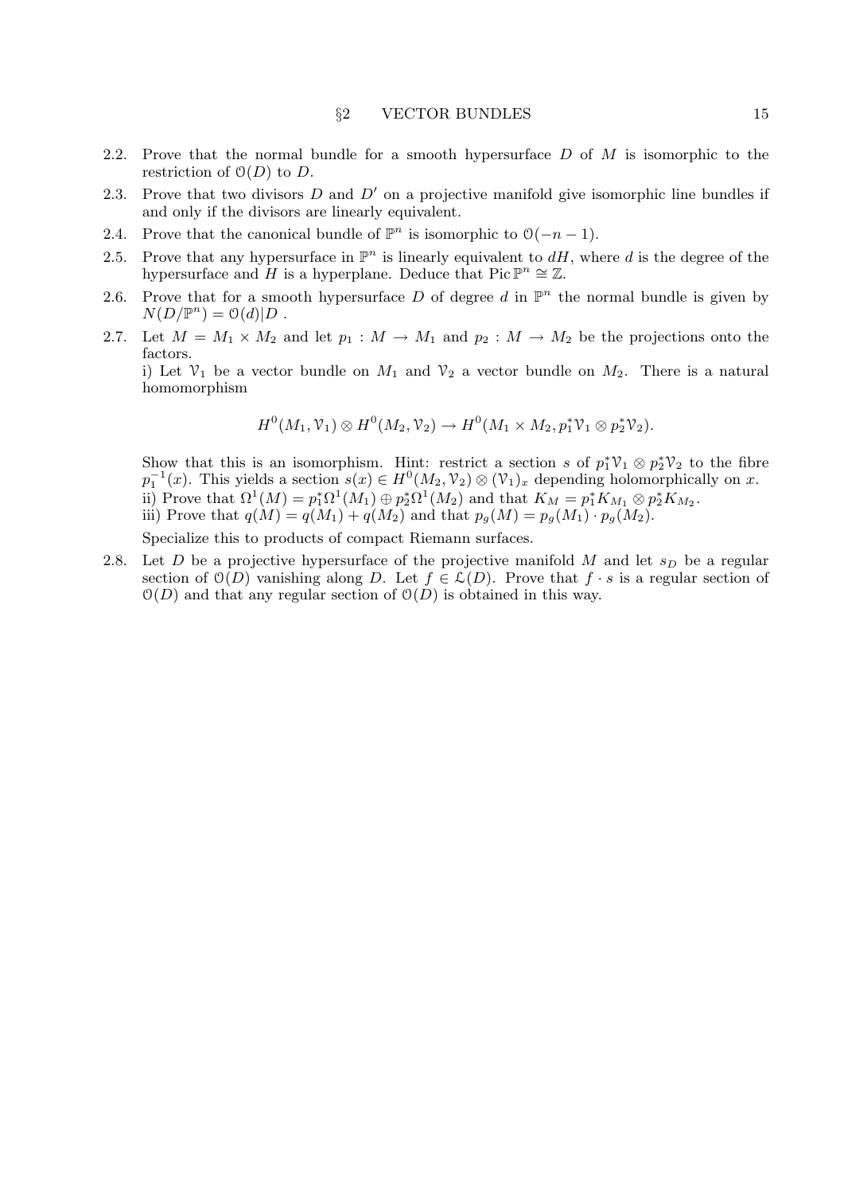2.2. Prove that the normal bundle for a smooth hypersurface $D$ of $M$ is isomorphic to the restriction of $\mathcal{O}(D)$ to $D$.

2.3. Prove that two divisors $D$ and $D'$ on a projective manifold give isomorphic line bundles if and only if the divisors are linearly equivalent.

2.4. Prove that the canonical bundle of $\mathbb{P}^n$ is isomorphic to $\mathcal{O}(-n-1)$.

2.5. Prove that any hypersurface in $\mathbb{P}^n$ is linearly equivalent to $dH$, where $d$ is the degree of the hypersurface and $H$ is a hyperplane. Deduce that $\operatorname{Pic} \mathbb{P}^n \cong \mathbb{Z}$.

2.6. Prove that for a smooth hypersurface $D$ of degree $d$ in $\mathbb{P}^n$ the normal bundle is given by $N(D/\mathbb{P}^n) = \mathcal{O}(d)|D$ .

2.7. Let $M = M_1 \times M_2$ and let $p_1 : M \to M_1$ and $p_2 : M \to M_2$ be the projections onto the factors.

   i) Let $\mathcal{V}_1$ be a vector bundle on $M_1$ and $\mathcal{V}_2$ a vector bundle on $M_2$. There is a natural homomorphism

$$H^0(M_1, \mathcal{V}_1) \otimes H^0(M_2, \mathcal{V}_2) \to H^0(M_1 \times M_2, p_1^*\mathcal{V}_1 \otimes p_2^*\mathcal{V}_2).$$

   Show that this is an isomorphism. Hint: restrict a section $s$ of $p_1^*\mathcal{V}_1 \otimes p_2^*\mathcal{V}_2$ to the fibre $p_1^{-1}(x)$. This yields a section $s(x) \in H^0(M_2, \mathcal{V}_2) \otimes (\mathcal{V}_1)_x$ depending holomorphically on $x$.

   ii) Prove that $\Omega^1(M) = p_1^*\Omega^1(M_1) \oplus p_2^*\Omega^1(M_2)$ and that $K_M = p_1^*K_{M_1} \otimes p_2^*K_{M_2}$.

   iii) Prove that $q(M) = q(M_1) + q(M_2)$ and that $p_g(M) = p_g(M_1) \cdot p_g(M_2)$.

   Specialize this to products of compact Riemann surfaces.

2.8. Let $D$ be a projective hypersurface of the projective manifold $M$ and let $s_D$ be a regular section of $\mathcal{O}(D)$ vanishing along $D$. Let $f \in \mathcal{L}(D)$. Prove that $f \cdot s$ is a regular section of $\mathcal{O}(D)$ and that any regular section of $\mathcal{O}(D)$ is obtained in this way.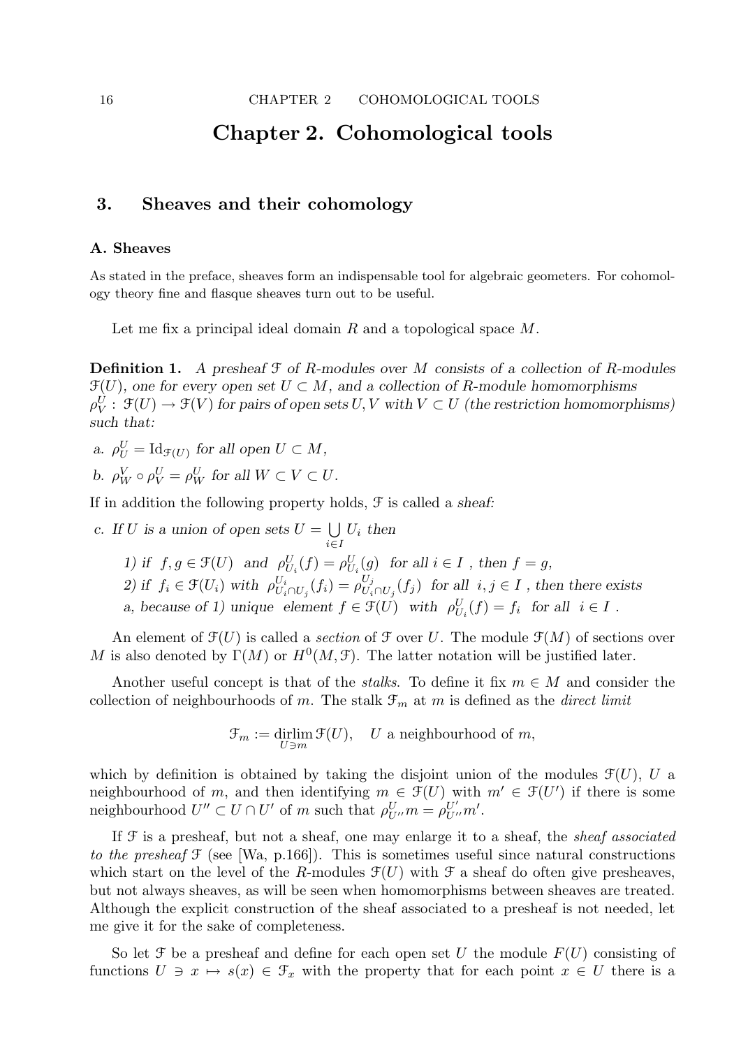# Chapter 2. Cohomological tools

## 3. Sheaves and their cohomology

### A. Sheaves

As stated in the preface, sheaves form an indispensable tool for algebraic geometers. For cohomology theory fine and flasque sheaves turn out to be useful.

Let me fix a principal ideal domain $R$ and a topological space $M$.

**Definition 1.** *A presheaf $\mathcal{F}$ of $R$-modules over $M$ consists of a collection of $R$-modules $\mathcal{F}(U)$, one for every open set $U \subset M$, and a collection of $R$-module homomorphisms $\rho^U_V : \mathcal{F}(U) \to \mathcal{F}(V)$ for pairs of open sets $U, V$ with $V \subset U$ (the restriction homomorphisms) such that:*

*a. $\rho^U_U = \mathrm{Id}_{\mathcal{F}(U)}$ for all open $U \subset M$,*

*b. $\rho^V_W \circ \rho^U_V = \rho^U_W$ for all $W \subset V \subset U$.*

*If in addition the following property holds, $\mathcal{F}$ is called a sheaf:*

*c. If $U$ is a union of open sets $U = \bigcup_{i \in I} U_i$ then*

*1) if $f, g \in \mathcal{F}(U)$ and $\rho^U_{U_i}(f) = \rho^U_{U_i}(g)$ for all $i \in I$, then $f = g$,*

*2) if $f_i \in \mathcal{F}(U_i)$ with $\rho^{U_i}_{U_i \cap U_j}(f_i) = \rho^{U_j}_{U_i \cap U_j}(f_j)$ for all $i, j \in I$, then there exists a, because of 1) unique element $f \in \mathcal{F}(U)$ with $\rho^U_{U_i}(f) = f_i$ for all $i \in I$.*

An element of $\mathcal{F}(U)$ is called a *section* of $\mathcal{F}$ over $U$. The module $\mathcal{F}(M)$ of sections over $M$ is also denoted by $\Gamma(M)$ or $H^0(M, \mathcal{F})$. The latter notation will be justified later.

Another useful concept is that of the *stalks*. To define it fix $m \in M$ and consider the collection of neighbourhoods of $m$. The stalk $\mathcal{F}_m$ at $m$ is defined as the *direct limit*

$$\mathcal{F}_m := \operatorname*{dirlim}_{U \ni m} \mathcal{F}(U), \quad U \text{ a neighbourhood of } m,$$

which by definition is obtained by taking the disjoint union of the modules $\mathcal{F}(U)$, $U$ a neighbourhood of $m$, and then identifying $m \in \mathcal{F}(U)$ with $m' \in \mathcal{F}(U')$ if there is some neighbourhood $U'' \subset U \cap U'$ of $m$ such that $\rho^U_{U''} m = \rho^{U'}_{U''} m'$.

If $\mathcal{F}$ is a presheaf, but not a sheaf, one may enlarge it to a sheaf, the *sheaf associated to the presheaf* $\mathcal{F}$ (see [Wa, p.166]). This is sometimes useful since natural constructions which start on the level of the $R$-modules $\mathcal{F}(U)$ with $\mathcal{F}$ a sheaf do often give presheaves, but not always sheaves, as will be seen when homomorphisms between sheaves are treated. Although the explicit construction of the sheaf associated to a presheaf is not needed, let me give it for the sake of completeness.

So let $\mathcal{F}$ be a presheaf and define for each open set $U$ the module $F(U)$ consisting of functions $U \ni x \mapsto s(x) \in \mathcal{F}_x$ with the property that for each point $x \in U$ there is a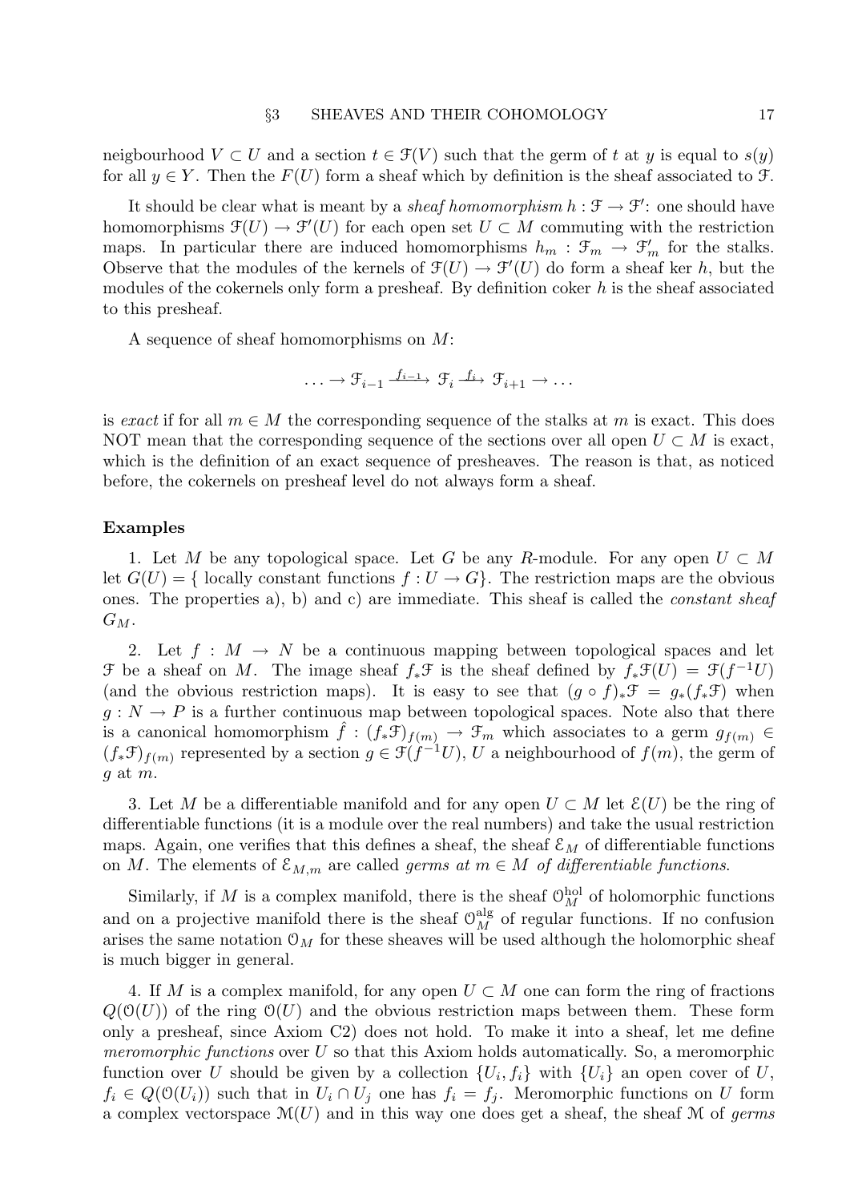neigbourhood $V \subset U$ and a section $t \in \mathcal{F}(V)$ such that the germ of $t$ at $y$ is equal to $s(y)$ for all $y \in Y$. Then the $F(U)$ form a sheaf which by definition is the sheaf associated to $\mathcal{F}$.

It should be clear what is meant by a *sheaf homomorphism* $h : \mathcal{F} \to \mathcal{F}'$: one should have homomorphisms $\mathcal{F}(U) \to \mathcal{F}'(U)$ for each open set $U \subset M$ commuting with the restriction maps. In particular there are induced homomorphisms $h_m : \mathcal{F}_m \to \mathcal{F}'_m$ for the stalks. Observe that the modules of the kernels of $\mathcal{F}(U) \to \mathcal{F}'(U)$ do form a sheaf ker $h$, but the modules of the cokernels only form a presheaf. By definition coker $h$ is the sheaf associated to this presheaf.

A sequence of sheaf homomorphisms on $M$:

$$\ldots \to \mathcal{F}_{i-1} \xrightarrow{f_{i-1}} \mathcal{F}_i \xrightarrow{f_i} \mathcal{F}_{i+1} \to \ldots$$

is *exact* if for all $m \in M$ the corresponding sequence of the stalks at $m$ is exact. This does NOT mean that the corresponding sequence of the sections over all open $U \subset M$ is exact, which is the definition of an exact sequence of presheaves. The reason is that, as noticed before, the cokernels on presheaf level do not always form a sheaf.

**Examples**

1. Let $M$ be any topological space. Let $G$ be any $R$-module. For any open $U \subset M$ let $G(U) = \{$ locally constant functions $f : U \to G\}$. The restriction maps are the obvious ones. The properties a), b) and c) are immediate. This sheaf is called the *constant sheaf* $G_M$.

2. Let $f : M \to N$ be a continuous mapping between topological spaces and let $\mathcal{F}$ be a sheaf on $M$. The image sheaf $f_*\mathcal{F}$ is the sheaf defined by $f_*\mathcal{F}(U) = \mathcal{F}(f^{-1}U)$ (and the obvious restriction maps). It is easy to see that $(g \circ f)_*\mathcal{F} = g_*(f_*\mathcal{F})$ when $g : N \to P$ is a further continuous map between topological spaces. Note also that there is a canonical homomorphism $\hat{f} : (f_*\mathcal{F})_{f(m)} \to \mathcal{F}_m$ which associates to a germ $g_{f(m)} \in (f_*\mathcal{F})_{f(m)}$ represented by a section $g \in \mathcal{F}(f^{-1}U)$, $U$ a neighbourhood of $f(m)$, the germ of $g$ at $m$.

3. Let $M$ be a differentiable manifold and for any open $U \subset M$ let $\mathcal{E}(U)$ be the ring of differentiable functions (it is a module over the real numbers) and take the usual restriction maps. Again, one verifies that this defines a sheaf, the sheaf $\mathcal{E}_M$ of differentiable functions on $M$. The elements of $\mathcal{E}_{M,m}$ are called *germs at* $m \in M$ *of differentiable functions*.

Similarly, if $M$ is a complex manifold, there is the sheaf $\mathcal{O}_M^{\mathrm{hol}}$ of holomorphic functions and on a projective manifold there is the sheaf $\mathcal{O}_M^{\mathrm{alg}}$ of regular functions. If no confusion arises the same notation $\mathcal{O}_M$ for these sheaves will be used although the holomorphic sheaf is much bigger in general.

4. If $M$ is a complex manifold, for any open $U \subset M$ one can form the ring of fractions $Q(\mathcal{O}(U))$ of the ring $\mathcal{O}(U)$ and the obvious restriction maps between them. These form only a presheaf, since Axiom C2) does not hold. To make it into a sheaf, let me define *meromorphic functions* over $U$ so that this Axiom holds automatically. So, a meromorphic function over $U$ should be given by a collection $\{U_i, f_i\}$ with $\{U_i\}$ an open cover of $U$, $f_i \in Q(\mathcal{O}(U_i))$ such that in $U_i \cap U_j$ one has $f_i = f_j$. Meromorphic functions on $U$ form a complex vectorspace $\mathcal{M}(U)$ and in this way one does get a sheaf, the sheaf $\mathcal{M}$ of *germs*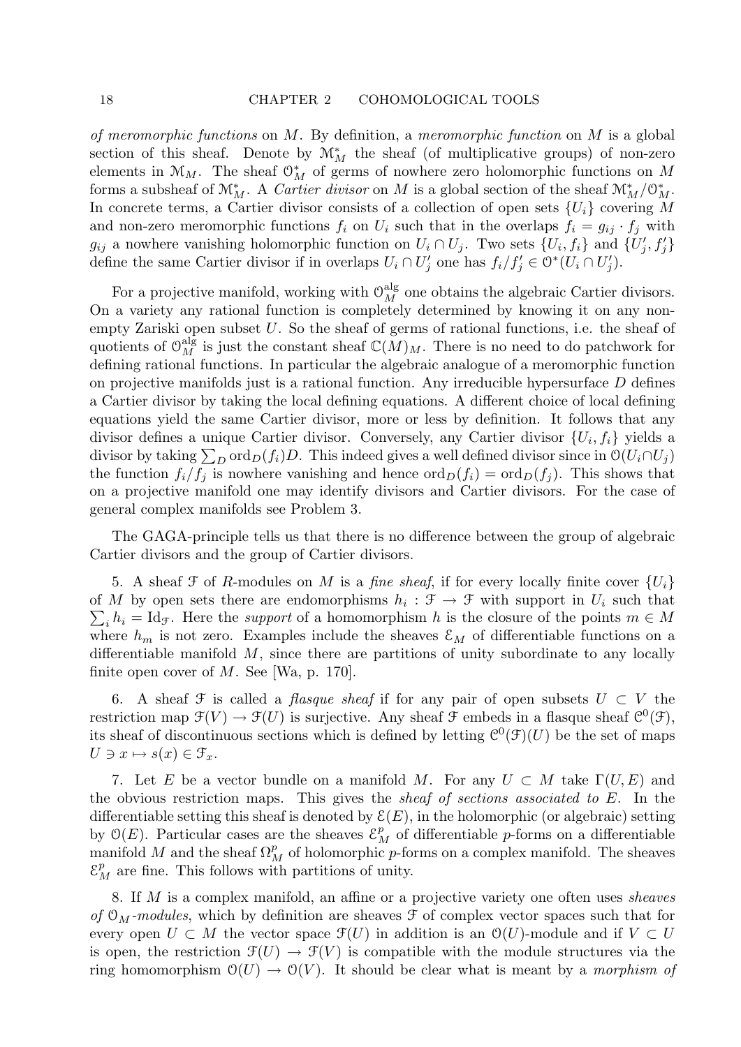*of meromorphic functions* on $M$. By definition, a *meromorphic function* on $M$ is a global section of this sheaf. Denote by $\mathcal{M}_M^*$ the sheaf (of multiplicative groups) of non-zero elements in $\mathcal{M}_M$. The sheaf $\mathcal{O}_M^*$ of germs of nowhere zero holomorphic functions on $M$ forms a subsheaf of $\mathcal{M}_M^*$. A *Cartier divisor* on $M$ is a global section of the sheaf $\mathcal{M}_M^*/\mathcal{O}_M^*$. In concrete terms, a Cartier divisor consists of a collection of open sets $\{U_i\}$ covering $M$ and non-zero meromorphic functions $f_i$ on $U_i$ such that in the overlaps $f_i = g_{ij} \cdot f_j$ with $g_{ij}$ a nowhere vanishing holomorphic function on $U_i \cap U_j$. Two sets $\{U_i, f_i\}$ and $\{U_j', f_j'\}$ define the same Cartier divisor if in overlaps $U_i \cap U_j'$ one has $f_i/f_j' \in \mathcal{O}^*(U_i \cap U_j')$.

For a projective manifold, working with $\mathcal{O}_M^{\text{alg}}$ one obtains the algebraic Cartier divisors. On a variety any rational function is completely determined by knowing it on any non-empty Zariski open subset $U$. So the sheaf of germs of rational functions, i.e. the sheaf of quotients of $\mathcal{O}_M^{\text{alg}}$ is just the constant sheaf $\mathbb{C}(M)_M$. There is no need to do patchwork for defining rational functions. In particular the algebraic analogue of a meromorphic function on projective manifolds just is a rational function. Any irreducible hypersurface $D$ defines a Cartier divisor by taking the local defining equations. A different choice of local defining equations yield the same Cartier divisor, more or less by definition. It follows that any divisor defines a unique Cartier divisor. Conversely, any Cartier divisor $\{U_i, f_i\}$ yields a divisor by taking $\sum_D \operatorname{ord}_D(f_i)D$. This indeed gives a well defined divisor since in $\mathcal{O}(U_i \cap U_j)$ the function $f_i/f_j$ is nowhere vanishing and hence $\operatorname{ord}_D(f_i) = \operatorname{ord}_D(f_j)$. This shows that on a projective manifold one may identify divisors and Cartier divisors. For the case of general complex manifolds see Problem 3.

The GAGA-principle tells us that there is no difference between the group of algebraic Cartier divisors and the group of Cartier divisors.

5. A sheaf $\mathcal{F}$ of $R$-modules on $M$ is a *fine sheaf*, if for every locally finite cover $\{U_i\}$ of $M$ by open sets there are endomorphisms $h_i : \mathcal{F} \to \mathcal{F}$ with support in $U_i$ such that $\sum_i h_i = \mathrm{Id}_{\mathcal{F}}$. Here the *support* of a homomorphism $h$ is the closure of the points $m \in M$ where $h_m$ is not zero. Examples include the sheaves $\mathcal{E}_M$ of differentiable functions on a differentiable manifold $M$, since there are partitions of unity subordinate to any locally finite open cover of $M$. See [Wa, p. 170].

6. A sheaf $\mathcal{F}$ is called a *flasque sheaf* if for any pair of open subsets $U \subset V$ the restriction map $\mathcal{F}(V) \to \mathcal{F}(U)$ is surjective. Any sheaf $\mathcal{F}$ embeds in a flasque sheaf $\mathcal{C}^0(\mathcal{F})$, its sheaf of discontinuous sections which is defined by letting $\mathcal{C}^0(\mathcal{F})(U)$ be the set of maps $U \ni x \mapsto s(x) \in \mathcal{F}_x$.

7. Let $E$ be a vector bundle on a manifold $M$. For any $U \subset M$ take $\Gamma(U, E)$ and the obvious restriction maps. This gives the *sheaf of sections associated to* $E$. In the differentiable setting this sheaf is denoted by $\mathcal{E}(E)$, in the holomorphic (or algebraic) setting by $\mathcal{O}(E)$. Particular cases are the sheaves $\mathcal{E}_M^p$ of differentiable $p$-forms on a differentiable manifold $M$ and the sheaf $\Omega_M^p$ of holomorphic $p$-forms on a complex manifold. The sheaves $\mathcal{E}_M^p$ are fine. This follows with partitions of unity.

8. If $M$ is a complex manifold, an affine or a projective variety one often uses *sheaves of* $\mathcal{O}_M$*-modules*, which by definition are sheaves $\mathcal{F}$ of complex vector spaces such that for every open $U \subset M$ the vector space $\mathcal{F}(U)$ in addition is an $\mathcal{O}(U)$-module and if $V \subset U$ is open, the restriction $\mathcal{F}(U) \to \mathcal{F}(V)$ is compatible with the module structures via the ring homomorphism $\mathcal{O}(U) \to \mathcal{O}(V)$. It should be clear what is meant by a *morphism of*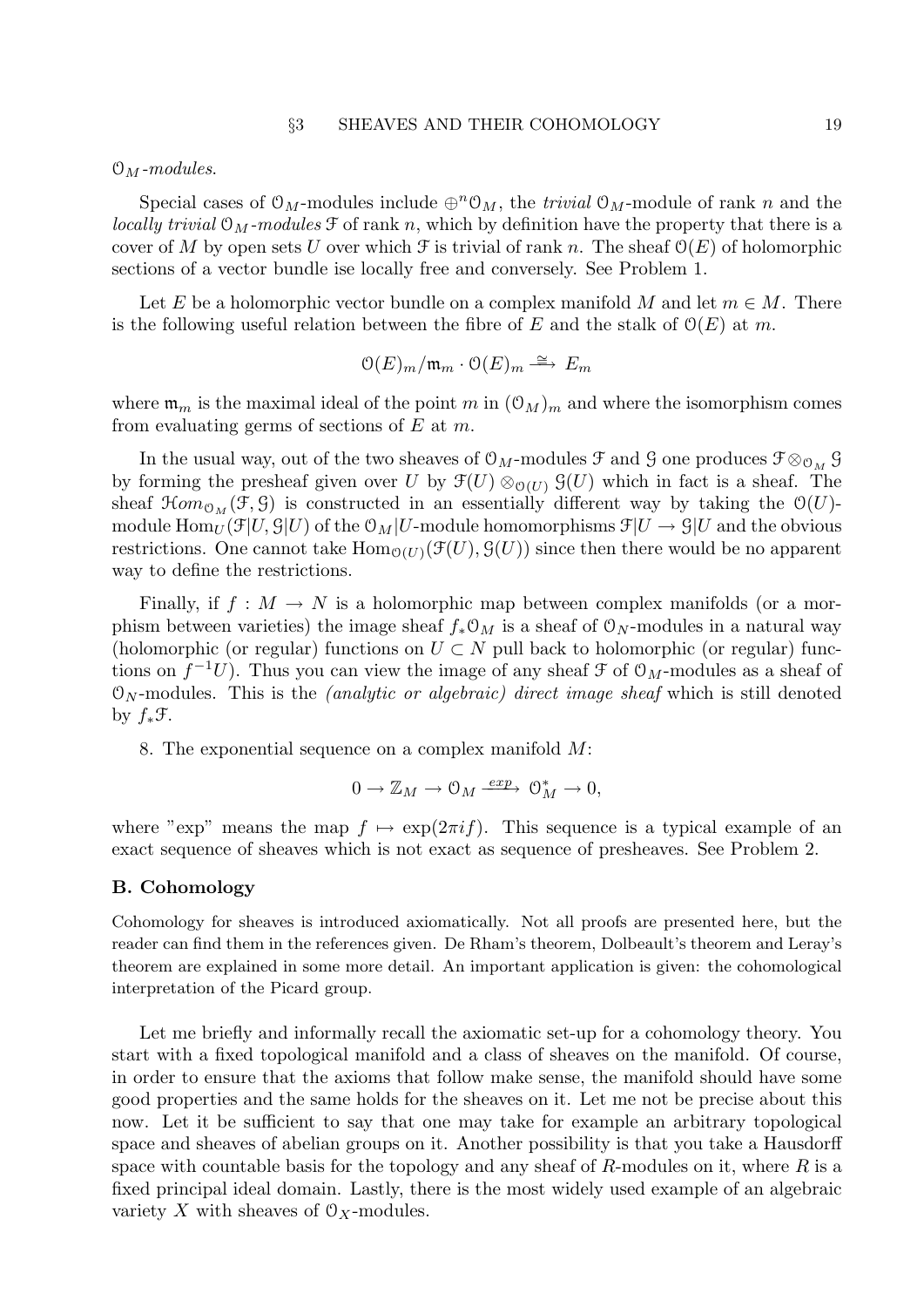$\mathcal{O}_M$*-modules*.

Special cases of $\mathcal{O}_M$-modules include $\oplus^n \mathcal{O}_M$, the *trivial* $\mathcal{O}_M$-module of rank $n$ and the *locally trivial* $\mathcal{O}_M$*-modules* $\mathcal{F}$ of rank $n$, which by definition have the property that there is a cover of $M$ by open sets $U$ over which $\mathcal{F}$ is trivial of rank $n$. The sheaf $\mathcal{O}(E)$ of holomorphic sections of a vector bundle ise locally free and conversely. See Problem 1.

Let $E$ be a holomorphic vector bundle on a complex manifold $M$ and let $m \in M$. There is the following useful relation between the fibre of $E$ and the stalk of $\mathcal{O}(E)$ at $m$.

$$\mathcal{O}(E)_m / \mathfrak{m}_m \cdot \mathcal{O}(E)_m \xrightarrow{\cong} E_m$$

where $\mathfrak{m}_m$ is the maximal ideal of the point $m$ in $(\mathcal{O}_M)_m$ and where the isomorphism comes from evaluating germs of sections of $E$ at $m$.

In the usual way, out of the two sheaves of $\mathcal{O}_M$-modules $\mathcal{F}$ and $\mathcal{G}$ one produces $\mathcal{F} \otimes_{\mathcal{O}_M} \mathcal{G}$ by forming the presheaf given over $U$ by $\mathcal{F}(U) \otimes_{\mathcal{O}(U)} \mathcal{G}(U)$ which in fact is a sheaf. The sheaf $\mathcal{H}om_{\mathcal{O}_M}(\mathcal{F}, \mathcal{G})$ is constructed in an essentially different way by taking the $\mathcal{O}(U)$-module $\mathrm{Hom}_U(\mathcal{F}|U, \mathcal{G}|U)$ of the $\mathcal{O}_M|U$-module homomorphisms $\mathcal{F}|U \to \mathcal{G}|U$ and the obvious restrictions. One cannot take $\mathrm{Hom}_{\mathcal{O}(U)}(\mathcal{F}(U), \mathcal{G}(U))$ since then there would be no apparent way to define the restrictions.

Finally, if $f : M \to N$ is a holomorphic map between complex manifolds (or a morphism between varieties) the image sheaf $f_* \mathcal{O}_M$ is a sheaf of $\mathcal{O}_N$-modules in a natural way (holomorphic (or regular) functions on $U \subset N$ pull back to holomorphic (or regular) functions on $f^{-1}U$). Thus you can view the image of any sheaf $\mathcal{F}$ of $\mathcal{O}_M$-modules as a sheaf of $\mathcal{O}_N$-modules. This is the *(analytic or algebraic) direct image sheaf* which is still denoted by $f_* \mathcal{F}$.

8. The exponential sequence on a complex manifold $M$:

$$0 \to \mathbb{Z}_M \to \mathcal{O}_M \xrightarrow{exp} \mathcal{O}_M^* \to 0,$$

where "exp" means the map $f \mapsto \exp(2\pi i f)$. This sequence is a typical example of an exact sequence of sheaves which is not exact as sequence of presheaves. See Problem 2.

## B. Cohomology

Cohomology for sheaves is introduced axiomatically. Not all proofs are presented here, but the reader can find them in the references given. De Rham's theorem, Dolbeault's theorem and Leray's theorem are explained in some more detail. An important application is given: the cohomological interpretation of the Picard group.

Let me briefly and informally recall the axiomatic set-up for a cohomology theory. You start with a fixed topological manifold and a class of sheaves on the manifold. Of course, in order to ensure that the axioms that follow make sense, the manifold should have some good properties and the same holds for the sheaves on it. Let me not be precise about this now. Let it be sufficient to say that one may take for example an arbitrary topological space and sheaves of abelian groups on it. Another possibility is that you take a Hausdorff space with countable basis for the topology and any sheaf of $R$-modules on it, where $R$ is a fixed principal ideal domain. Lastly, there is the most widely used example of an algebraic variety $X$ with sheaves of $\mathcal{O}_X$-modules.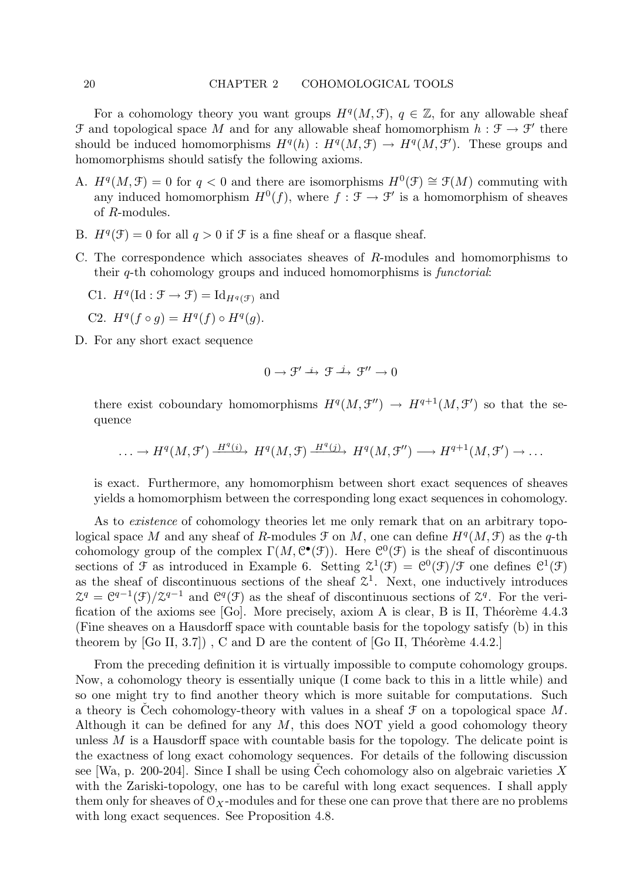For a cohomology theory you want groups $H^q(M, \mathcal{F})$, $q \in \mathbb{Z}$, for any allowable sheaf $\mathcal{F}$ and topological space $M$ and for any allowable sheaf homomorphism $h : \mathcal{F} \to \mathcal{F}'$ there should be induced homomorphisms $H^q(h) : H^q(M, \mathcal{F}) \to H^q(M, \mathcal{F}')$. These groups and homomorphisms should satisfy the following axioms.

A. $H^q(M, \mathcal{F}) = 0$ for $q < 0$ and there are isomorphisms $H^0(\mathcal{F}) \cong \mathcal{F}(M)$ commuting with any induced homomorphism $H^0(f)$, where $f : \mathcal{F} \to \mathcal{F}'$ is a homomorphism of sheaves of $R$-modules.

B. $H^q(\mathcal{F}) = 0$ for all $q > 0$ if $\mathcal{F}$ is a fine sheaf or a flasque sheaf.

C. The correspondence which associates sheaves of $R$-modules and homomorphisms to their $q$-th cohomology groups and induced homomorphisms is *functorial*:

   C1. $H^q(\mathrm{Id} : \mathcal{F} \to \mathcal{F}) = \mathrm{Id}_{H^q(\mathcal{F})}$ and

   C2. $H^q(f \circ g) = H^q(f) \circ H^q(g)$.

D. For any short exact sequence

$$0 \to \mathcal{F}' \xrightarrow{i} \mathcal{F} \xrightarrow{j} \mathcal{F}'' \to 0$$

there exist coboundary homomorphisms $H^q(M, \mathcal{F}'') \to H^{q+1}(M, \mathcal{F}')$ so that the sequence

$$\ldots \to H^q(M, \mathcal{F}') \xrightarrow{H^q(i)} H^q(M, \mathcal{F}) \xrightarrow{H^q(j)} H^q(M, \mathcal{F}'') \longrightarrow H^{q+1}(M, \mathcal{F}') \to \ldots$$

is exact. Furthermore, any homomorphism between short exact sequences of sheaves yields a homomorphism between the corresponding long exact sequences in cohomology.

As to *existence* of cohomology theories let me only remark that on an arbitrary topological space $M$ and any sheaf of $R$-modules $\mathcal{F}$ on $M$, one can define $H^q(M, \mathcal{F})$ as the $q$-th cohomology group of the complex $\Gamma(M, \mathcal{C}^\bullet(\mathcal{F}))$. Here $\mathcal{C}^0(\mathcal{F})$ is the sheaf of discontinuous sections of $\mathcal{F}$ as introduced in Example 6. Setting $\mathcal{Z}^1(\mathcal{F}) = \mathcal{C}^0(\mathcal{F})/\mathcal{F}$ one defines $\mathcal{C}^1(\mathcal{F})$ as the sheaf of discontinuous sections of the sheaf $\mathcal{Z}^1$. Next, one inductively introduces $\mathcal{Z}^q = \mathcal{C}^{q-1}(\mathcal{F})/\mathcal{Z}^{q-1}$ and $\mathcal{C}^q(\mathcal{F})$ as the sheaf of discontinuous sections of $\mathcal{Z}^q$. For the verification of the axioms see [Go]. More precisely, axiom A is clear, B is II, Théorème 4.4.3 (Fine sheaves on a Hausdorff space with countable basis for the topology satisfy (b) in this theorem by [Go II, 3.7]) , C and D are the content of [Go II, Théorème 4.4.2.]

From the preceding definition it is virtually impossible to compute cohomology groups. Now, a cohomology theory is essentially unique (I come back to this in a little while) and so one might try to find another theory which is more suitable for computations. Such a theory is Čech cohomology-theory with values in a sheaf $\mathcal{F}$ on a topological space $M$. Although it can be defined for any $M$, this does NOT yield a good cohomology theory unless $M$ is a Hausdorff space with countable basis for the topology. The delicate point is the exactness of long exact cohomology sequences. For details of the following discussion see [Wa, p. 200-204]. Since I shall be using Čech cohomology also on algebraic varieties $X$ with the Zariski-topology, one has to be careful with long exact sequences. I shall apply them only for sheaves of $\mathcal{O}_X$-modules and for these one can prove that there are no problems with long exact sequences. See Proposition 4.8.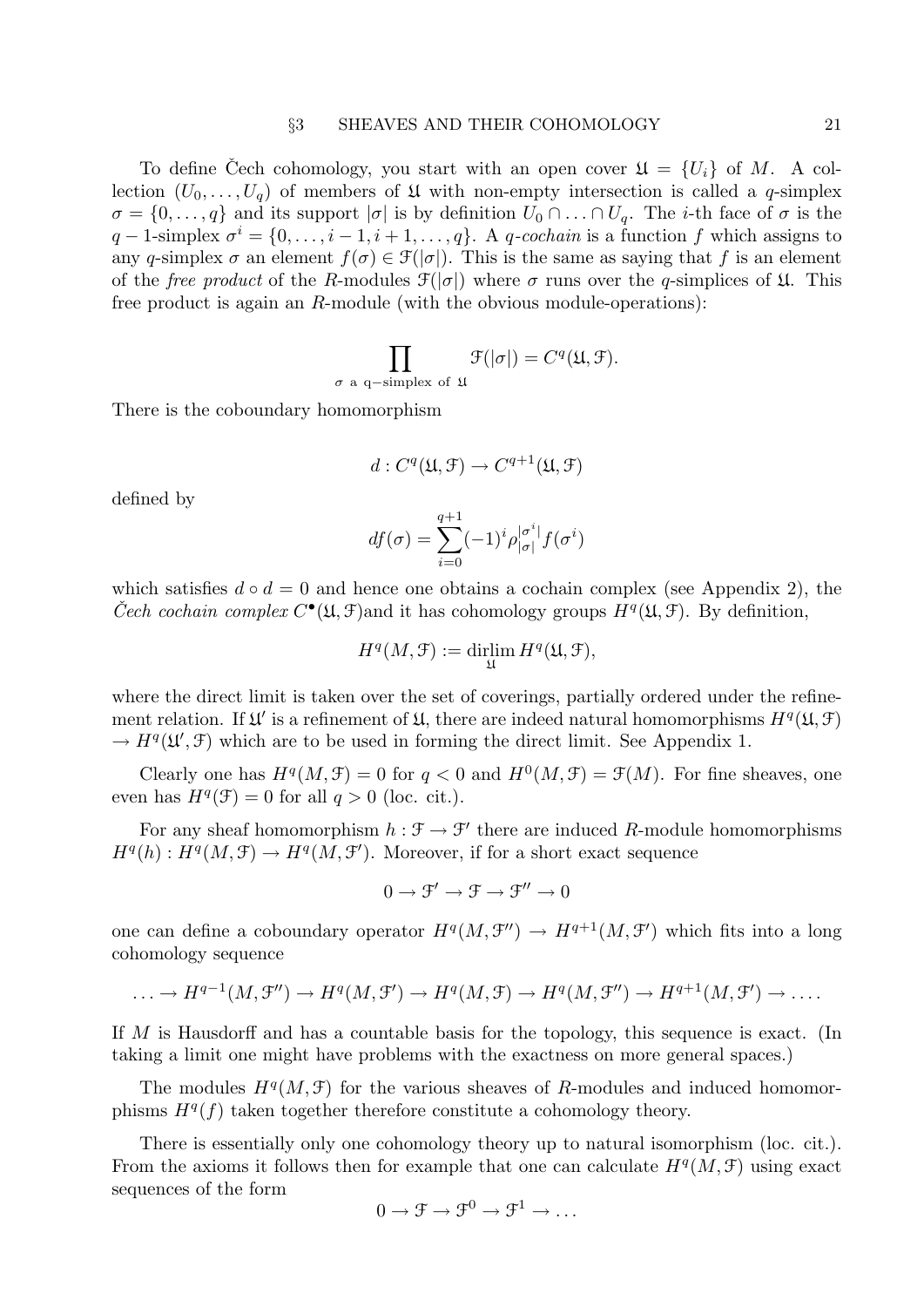To define Čech cohomology, you start with an open cover $\mathfrak{U} = \{U_i\}$ of $M$. A collection $(U_0, \ldots, U_q)$ of members of $\mathfrak{U}$ with non-empty intersection is called a $q$-simplex $\sigma = \{0, \ldots, q\}$ and its support $|\sigma|$ is by definition $U_0 \cap \ldots \cap U_q$. The $i$-th face of $\sigma$ is the $q-1$-simplex $\sigma^i = \{0, \ldots, i-1, i+1, \ldots, q\}$. A *q-cochain* is a function $f$ which assigns to any $q$-simplex $\sigma$ an element $f(\sigma) \in \mathcal{F}(|\sigma|)$. This is the same as saying that $f$ is an element of the *free product* of the $R$-modules $\mathcal{F}(|\sigma|)$ where $\sigma$ runs over the $q$-simplices of $\mathfrak{U}$. This free product is again an $R$-module (with the obvious module-operations):

$$\prod_{\sigma \text{ a q-simplex of } \mathfrak{U}} \mathcal{F}(|\sigma|) = C^q(\mathfrak{U}, \mathcal{F}).$$

There is the coboundary homomorphism

$$d : C^q(\mathfrak{U}, \mathcal{F}) \to C^{q+1}(\mathfrak{U}, \mathcal{F})$$

defined by

$$df(\sigma) = \sum_{i=0}^{q+1} (-1)^i \rho^{|\sigma^i|}_{|\sigma|} f(\sigma^i)$$

which satisfies $d \circ d = 0$ and hence one obtains a cochain complex (see Appendix 2), the *Čech cochain complex* $C^\bullet(\mathfrak{U}, \mathcal{F})$and it has cohomology groups $H^q(\mathfrak{U}, \mathcal{F})$. By definition,

$$H^q(M, \mathcal{F}) := \operatorname*{dirlim}_{\mathfrak{U}} H^q(\mathfrak{U}, \mathcal{F}),$$

where the direct limit is taken over the set of coverings, partially ordered under the refinement relation. If $\mathfrak{U}'$ is a refinement of $\mathfrak{U}$, there are indeed natural homomorphisms $H^q(\mathfrak{U}, \mathcal{F}) \to H^q(\mathfrak{U}', \mathcal{F})$ which are to be used in forming the direct limit. See Appendix 1.

Clearly one has $H^q(M, \mathcal{F}) = 0$ for $q < 0$ and $H^0(M, \mathcal{F}) = \mathcal{F}(M)$. For fine sheaves, one even has $H^q(\mathcal{F}) = 0$ for all $q > 0$ (loc. cit.).

For any sheaf homomorphism $h : \mathcal{F} \to \mathcal{F}'$ there are induced $R$-module homomorphisms $H^q(h) : H^q(M, \mathcal{F}) \to H^q(M, \mathcal{F}')$. Moreover, if for a short exact sequence

$$0 \to \mathcal{F}' \to \mathcal{F} \to \mathcal{F}'' \to 0$$

one can define a coboundary operator $H^q(M, \mathcal{F}'') \to H^{q+1}(M, \mathcal{F}')$ which fits into a long cohomology sequence

$$\ldots \to H^{q-1}(M, \mathcal{F}'') \to H^q(M, \mathcal{F}') \to H^q(M, \mathcal{F}) \to H^q(M, \mathcal{F}'') \to H^{q+1}(M, \mathcal{F}') \to \ldots.$$

If $M$ is Hausdorff and has a countable basis for the topology, this sequence is exact. (In taking a limit one might have problems with the exactness on more general spaces.)

The modules $H^q(M, \mathcal{F})$ for the various sheaves of $R$-modules and induced homomorphisms $H^q(f)$ taken together therefore constitute a cohomology theory.

There is essentially only one cohomology theory up to natural isomorphism (loc. cit.). From the axioms it follows then for example that one can calculate $H^q(M, \mathcal{F})$ using exact sequences of the form

$$0 \to \mathcal{F} \to \mathcal{F}^0 \to \mathcal{F}^1 \to \ldots$$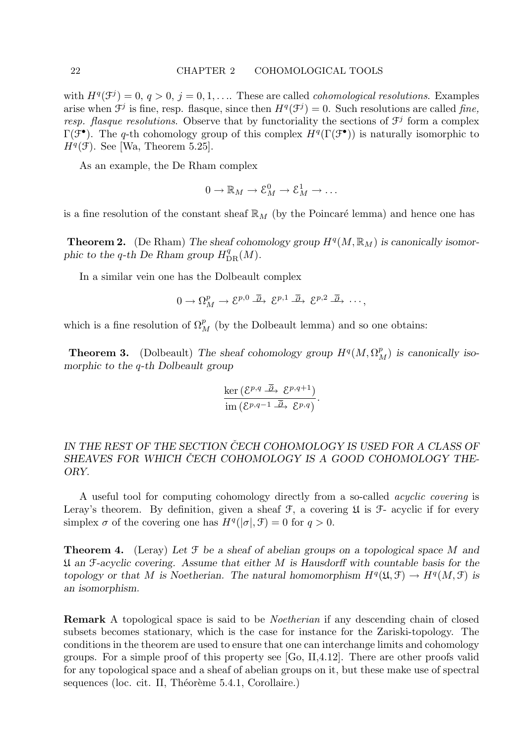with $H^q(\mathcal{F}^j) = 0$, $q > 0$, $j = 0, 1, \ldots$. These are called *cohomological resolutions*. Examples arise when $\mathcal{F}^j$ is fine, resp. flasque, since then $H^q(\mathcal{F}^j) = 0$. Such resolutions are called *fine, resp. flasque resolutions*. Observe that by functoriality the sections of $\mathcal{F}^j$ form a complex $\Gamma(\mathcal{F}^\bullet)$. The $q$-th cohomology group of this complex $H^q(\Gamma(\mathcal{F}^\bullet))$ is naturally isomorphic to $H^q(\mathcal{F})$. See [Wa, Theorem 5.25].

As an example, the De Rham complex

$$0 \to \mathbb{R}_M \to \mathcal{E}^0_M \to \mathcal{E}^1_M \to \ldots$$

is a fine resolution of the constant sheaf $\mathbb{R}_M$ (by the Poincaré lemma) and hence one has

**Theorem 2.** (De Rham) *The sheaf cohomology group $H^q(M, \mathbb{R}_M)$ is canonically isomorphic to the $q$-th De Rham group $H^q_{\mathrm{DR}}(M)$.*

In a similar vein one has the Dolbeault complex

$$0 \to \Omega^p_M \to \mathcal{E}^{p,0} \xrightarrow{\bar{\partial}} \mathcal{E}^{p,1} \xrightarrow{\bar{\partial}} \mathcal{E}^{p,2} \xrightarrow{\bar{\partial}} \cdots,$$

which is a fine resolution of $\Omega^p_M$ (by the Dolbeault lemma) and so one obtains:

**Theorem 3.** (Dolbeault) *The sheaf cohomology group $H^q(M, \Omega^p_M)$ is canonically isomorphic to the $q$-th Dolbeault group*

$$\frac{\ker\left(\mathcal{E}^{p,q} \xrightarrow{\bar{\partial}} \mathcal{E}^{p,q+1}\right)}{\operatorname{im}\left(\mathcal{E}^{p,q-1} \xrightarrow{\bar{\partial}} \mathcal{E}^{p,q}\right)}.$$

*IN THE REST OF THE SECTION ČECH COHOMOLOGY IS USED FOR A CLASS OF SHEAVES FOR WHICH ČECH COHOMOLOGY IS A GOOD COHOMOLOGY THEORY.*

A useful tool for computing cohomology directly from a so-called *acyclic covering* is Leray's theorem. By definition, given a sheaf $\mathcal{F}$, a covering $\mathfrak{U}$ is $\mathcal{F}$- acyclic if for every simplex $\sigma$ of the covering one has $H^q(|\sigma|, \mathcal{F}) = 0$ for $q > 0$.

**Theorem 4.** (Leray) *Let $\mathcal{F}$ be a sheaf of abelian groups on a topological space $M$ and $\mathfrak{U}$ an $\mathcal{F}$-acyclic covering. Assume that either $M$ is Hausdorff with countable basis for the topology or that $M$ is Noetherian. The natural homomorphism $H^q(\mathfrak{U}, \mathcal{F}) \to H^q(M, \mathcal{F})$ is an isomorphism.*

**Remark** A topological space is said to be *Noetherian* if any descending chain of closed subsets becomes stationary, which is the case for instance for the Zariski-topology. The conditions in the theorem are used to ensure that one can interchange limits and cohomology groups. For a simple proof of this property see [Go, II,4.12]. There are other proofs valid for any topological space and a sheaf of abelian groups on it, but these make use of spectral sequences (loc. cit. II, Théorème 5.4.1, Corollaire.)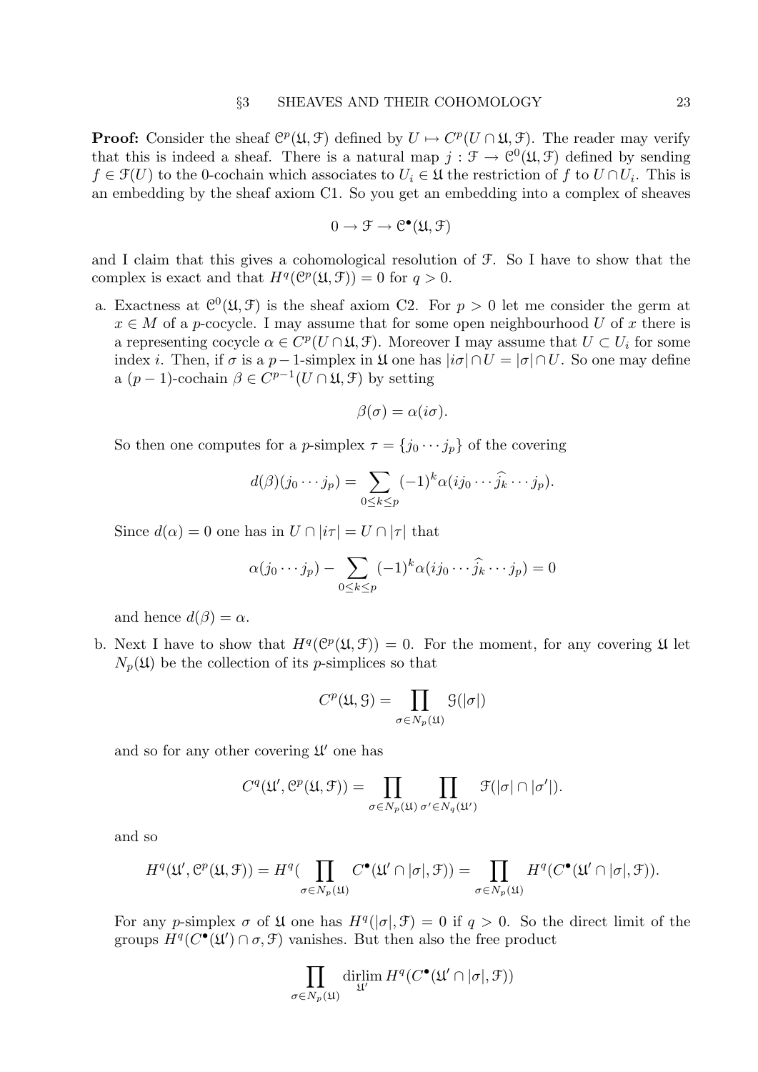**Proof:** Consider the sheaf $\mathcal{C}^p(\mathfrak{U},\mathcal{F})$ defined by $U \mapsto C^p(U\cap\mathfrak{U},\mathcal{F})$. The reader may verify that this is indeed a sheaf. There is a natural map $j : \mathcal{F} \to \mathcal{C}^0(\mathfrak{U},\mathcal{F})$ defined by sending $f \in \mathcal{F}(U)$ to the 0-cochain which associates to $U_i \in \mathfrak{U}$ the restriction of $f$ to $U \cap U_i$. This is an embedding by the sheaf axiom C1. So you get an embedding into a complex of sheaves

$$0 \to \mathcal{F} \to \mathcal{C}^\bullet(\mathfrak{U},\mathcal{F})$$

and I claim that this gives a cohomological resolution of $\mathcal{F}$. So I have to show that the complex is exact and that $H^q(\mathcal{C}^p(\mathfrak{U},\mathcal{F})) = 0$ for $q > 0$.

a. Exactness at $\mathcal{C}^0(\mathfrak{U},\mathcal{F})$ is the sheaf axiom C2. For $p > 0$ let me consider the germ at $x \in M$ of a $p$-cocycle. I may assume that for some open neighbourhood $U$ of $x$ there is a representing cocycle $\alpha \in C^p(U\cap\mathfrak{U},\mathcal{F})$. Moreover I may assume that $U \subset U_i$ for some index $i$. Then, if $\sigma$ is a $p-1$-simplex in $\mathfrak{U}$ one has $|i\sigma|\cap U = |\sigma|\cap U$. So one may define a $(p-1)$-cochain $\beta \in C^{p-1}(U\cap\mathfrak{U},\mathcal{F})$ by setting

$$\beta(\sigma) = \alpha(i\sigma).$$

So then one computes for a $p$-simplex $\tau = \{j_0 \cdots j_p\}$ of the covering

$$d(\beta)(j_0\cdots j_p) = \sum_{0\le k\le p} (-1)^k \alpha(ij_0\cdots \widehat{j_k}\cdots j_p).$$

Since $d(\alpha) = 0$ one has in $U \cap |i\tau| = U \cap |\tau|$ that

$$\alpha(j_0\cdots j_p) - \sum_{0\le k\le p} (-1)^k \alpha(ij_0\cdots \widehat{j_k}\cdots j_p) = 0$$

and hence $d(\beta) = \alpha$.

b. Next I have to show that $H^q(\mathcal{C}^p(\mathfrak{U},\mathcal{F})) = 0$. For the moment, for any covering $\mathfrak{U}$ let $N_p(\mathfrak{U})$ be the collection of its $p$-simplices so that

$$C^p(\mathfrak{U},\mathcal{G}) = \prod_{\sigma\in N_p(\mathfrak{U})} \mathcal{G}(|\sigma|)$$

and so for any other covering $\mathfrak{U}'$ one has

$$C^q(\mathfrak{U}',\mathcal{C}^p(\mathfrak{U},\mathcal{F})) = \prod_{\sigma\in N_p(\mathfrak{U})} \prod_{\sigma'\in N_q(\mathfrak{U}')} \mathcal{F}(|\sigma|\cap|\sigma'|).$$

and so

$$H^q(\mathfrak{U}',\mathcal{C}^p(\mathfrak{U},\mathcal{F})) = H^q(\prod_{\sigma\in N_p(\mathfrak{U})} C^\bullet(\mathfrak{U}'\cap|\sigma|,\mathcal{F})) = \prod_{\sigma\in N_p(\mathfrak{U})} H^q(C^\bullet(\mathfrak{U}'\cap|\sigma|,\mathcal{F})).$$

For any $p$-simplex $\sigma$ of $\mathfrak{U}$ one has $H^q(|\sigma|,\mathcal{F}) = 0$ if $q > 0$. So the direct limit of the groups $H^q(C^\bullet(\mathfrak{U}')\cap\sigma,\mathcal{F})$ vanishes. But then also the free product

$$\prod_{\sigma\in N_p(\mathfrak{U})} \operatorname*{dirlim}_{\mathfrak{U}'} H^q(C^\bullet(\mathfrak{U}'\cap|\sigma|,\mathcal{F}))$$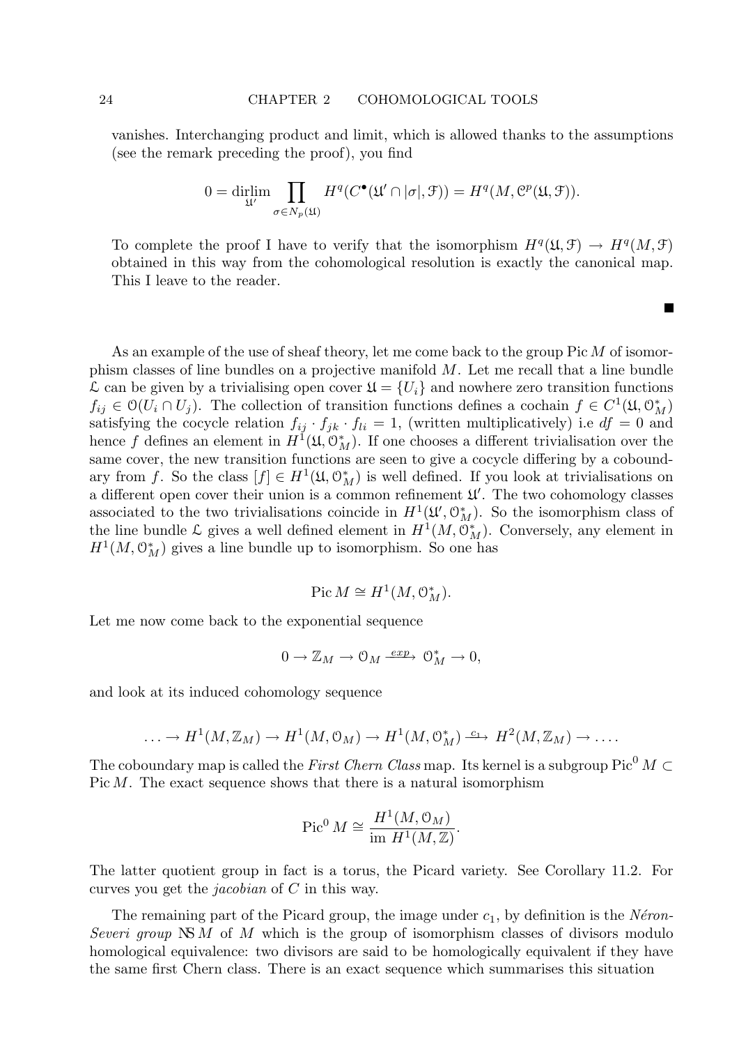vanishes. Interchanging product and limit, which is allowed thanks to the assumptions (see the remark preceding the proof), you find

$$0 = \operatorname*{dirlim}_{\mathfrak{U}'} \prod_{\sigma \in N_p(\mathfrak{U})} H^q(C^\bullet(\mathfrak{U}' \cap |\sigma|, \mathcal{F})) = H^q(M, \mathcal{C}^p(\mathfrak{U}, \mathcal{F})).$$

To complete the proof I have to verify that the isomorphism $H^q(\mathfrak{U}, \mathcal{F}) \to H^q(M, \mathcal{F})$ obtained in this way from the cohomological resolution is exactly the canonical map. This I leave to the reader.

■

As an example of the use of sheaf theory, let me come back to the group $\operatorname{Pic} M$ of isomorphism classes of line bundles on a projective manifold $M$. Let me recall that a line bundle $\mathcal{L}$ can be given by a trivialising open cover $\mathfrak{U} = \{U_i\}$ and nowhere zero transition functions $f_{ij} \in \mathcal{O}(U_i \cap U_j)$. The collection of transition functions defines a cochain $f \in C^1(\mathfrak{U}, \mathcal{O}_M^*)$ satisfying the cocycle relation $f_{ij} \cdot f_{jk} \cdot f_{li} = 1$, (written multiplicatively) i.e $df = 0$ and hence $f$ defines an element in $H^1(\mathfrak{U}, \mathcal{O}_M^*)$. If one chooses a different trivialisation over the same cover, the new transition functions are seen to give a cocycle differing by a coboundary from $f$. So the class $[f] \in H^1(\mathfrak{U}, \mathcal{O}_M^*)$ is well defined. If you look at trivialisations on a different open cover their union is a common refinement $\mathfrak{U}'$. The two cohomology classes associated to the two trivialisations coincide in $H^1(\mathfrak{U}', \mathcal{O}_M^*)$. So the isomorphism class of the line bundle $\mathcal{L}$ gives a well defined element in $H^1(M, \mathcal{O}_M^*)$. Conversely, any element in $H^1(M, \mathcal{O}_M^*)$ gives a line bundle up to isomorphism. So one has

$$\operatorname{Pic} M \cong H^1(M, \mathcal{O}_M^*).$$

Let me now come back to the exponential sequence

$$0 \to \mathbb{Z}_M \to \mathcal{O}_M \xrightarrow{exp} \mathcal{O}_M^* \to 0,$$

and look at its induced cohomology sequence

$$\ldots \to H^1(M, \mathbb{Z}_M) \to H^1(M, \mathcal{O}_M) \to H^1(M, \mathcal{O}_M^*) \xrightarrow{c_1} H^2(M, \mathbb{Z}_M) \to \ldots.$$

The coboundary map is called the *First Chern Class* map. Its kernel is a subgroup $\operatorname{Pic}^0 M \subset \operatorname{Pic} M$. The exact sequence shows that there is a natural isomorphism

$$\operatorname{Pic}^0 M \cong \frac{H^1(M, \mathcal{O}_M)}{\operatorname{im} H^1(M, \mathbb{Z})}.$$

The latter quotient group in fact is a torus, the Picard variety. See Corollary 11.2. For curves you get the *jacobian* of $C$ in this way.

The remaining part of the Picard group, the image under $c_1$, by definition is the *Néron-Severi group* $\operatorname{NS} M$ of $M$ which is the group of isomorphism classes of divisors modulo homological equivalence: two divisors are said to be homologically equivalent if they have the same first Chern class. There is an exact sequence which summarises this situation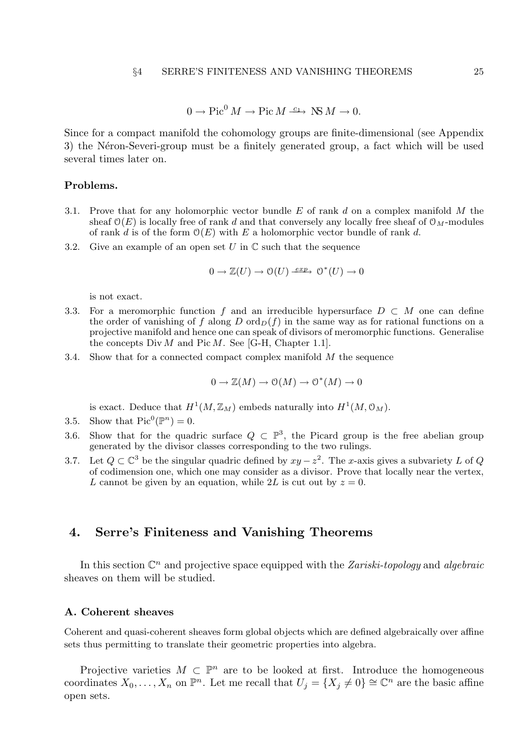$$0 \to \operatorname{Pic}^0 M \to \operatorname{Pic} M \xrightarrow{c_1} \mathrm{NS}\, M \to 0.$$

Since for a compact manifold the cohomology groups are finite-dimensional (see Appendix 3) the Néron-Severi-group must be a finitely generated group, a fact which will be used several times later on.

**Problems.**

3.1. Prove that for any holomorphic vector bundle $E$ of rank $d$ on a complex manifold $M$ the sheaf $\mathcal{O}(E)$ is locally free of rank $d$ and that conversely any locally free sheaf of $\mathcal{O}_M$-modules of rank $d$ is of the form $\mathcal{O}(E)$ with $E$ a holomorphic vector bundle of rank $d$.

3.2. Give an example of an open set $U$ in $\mathbb{C}$ such that the sequence

$$0 \to \mathbb{Z}(U) \to \mathcal{O}(U) \xrightarrow{exp} \mathcal{O}^*(U) \to 0$$

is not exact.

3.3. For a meromorphic function $f$ and an irreducible hypersurface $D \subset M$ one can define the order of vanishing of $f$ along $D$ $\operatorname{ord}_D(f)$ in the same way as for rational functions on a projective manifold and hence one can speak of divisors of meromorphic functions. Generalise the concepts $\operatorname{Div} M$ and $\operatorname{Pic} M$. See [G-H, Chapter 1.1].

3.4. Show that for a connected compact complex manifold $M$ the sequence

$$0 \to \mathbb{Z}(M) \to \mathcal{O}(M) \to \mathcal{O}^*(M) \to 0$$

is exact. Deduce that $H^1(M, \mathbb{Z}_M)$ embeds naturally into $H^1(M, \mathcal{O}_M)$.

3.5. Show that $\operatorname{Pic}^0(\mathbb{P}^n) = 0$.

3.6. Show that for the quadric surface $Q \subset \mathbb{P}^3$, the Picard group is the free abelian group generated by the divisor classes corresponding to the two rulings.

3.7. Let $Q \subset \mathbb{C}^3$ be the singular quadric defined by $xy - z^2$. The $x$-axis gives a subvariety $L$ of $Q$ of codimension one, which one may consider as a divisor. Prove that locally near the vertex, $L$ cannot be given by an equation, while $2L$ is cut out by $z = 0$.

## 4. Serre's Finiteness and Vanishing Theorems

In this section $\mathbb{C}^n$ and projective space equipped with the *Zariski-topology* and *algebraic* sheaves on them will be studied.

### A. Coherent sheaves

Coherent and quasi-coherent sheaves form global objects which are defined algebraically over affine sets thus permitting to translate their geometric properties into algebra.

Projective varieties $M \subset \mathbb{P}^n$ are to be looked at first. Introduce the homogeneous coordinates $X_0, \ldots, X_n$ on $\mathbb{P}^n$. Let me recall that $U_j = \{X_j \neq 0\} \cong \mathbb{C}^n$ are the basic affine open sets.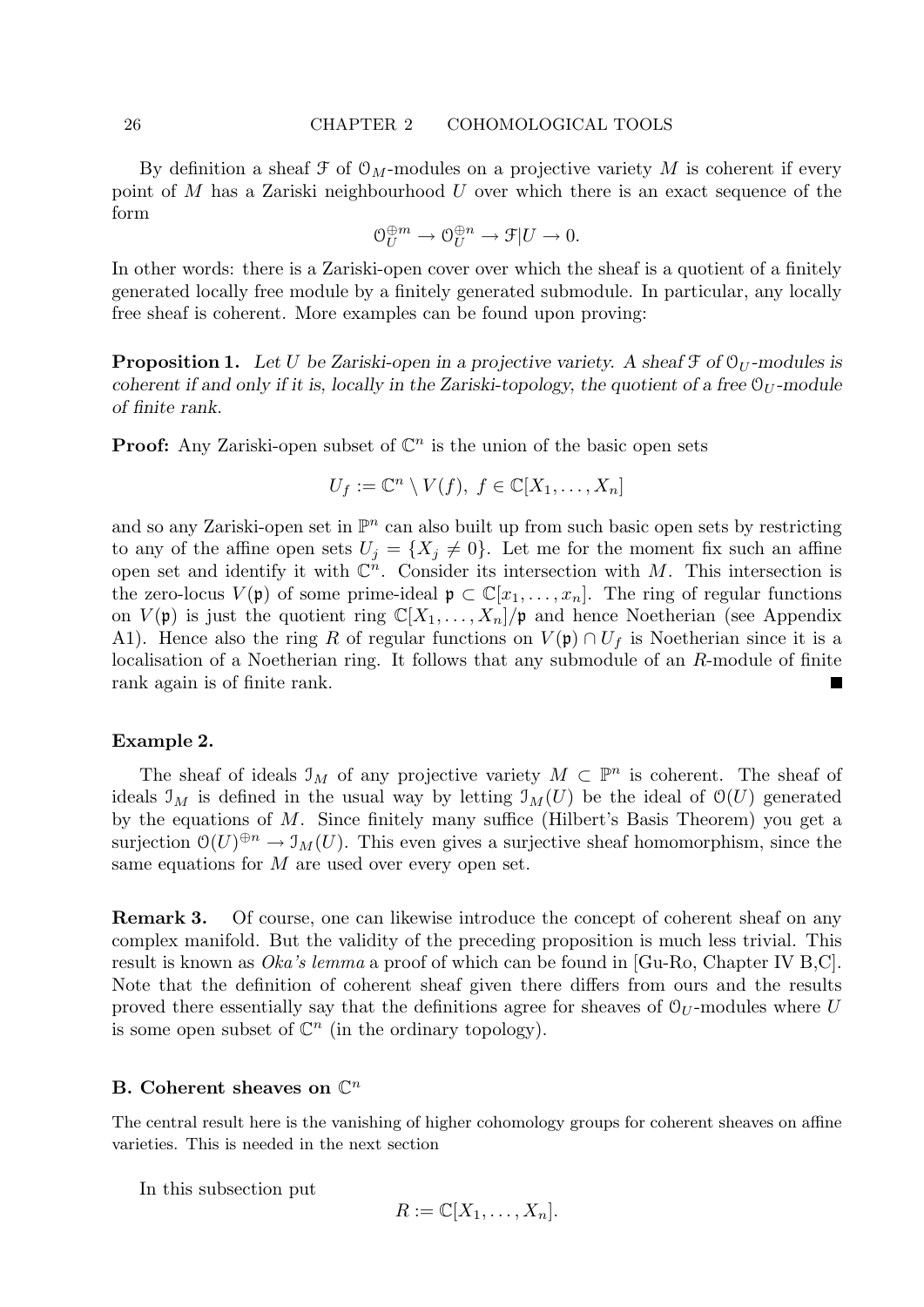By definition a sheaf $\mathcal{F}$ of $\mathcal{O}_M$-modules on a projective variety $M$ is coherent if every point of $M$ has a Zariski neighbourhood $U$ over which there is an exact sequence of the form

$$\mathcal{O}_U^{\oplus m} \to \mathcal{O}_U^{\oplus n} \to \mathcal{F}|U \to 0.$$

In other words: there is a Zariski-open cover over which the sheaf is a quotient of a finitely generated locally free module by a finitely generated submodule. In particular, any locally free sheaf is coherent. More examples can be found upon proving:

**Proposition 1.** *Let $U$ be Zariski-open in a projective variety. A sheaf $\mathcal{F}$ of $\mathcal{O}_U$-modules is coherent if and only if it is, locally in the Zariski-topology, the quotient of a free $\mathcal{O}_U$-module of finite rank.*

**Proof:** Any Zariski-open subset of $\mathbb{C}^n$ is the union of the basic open sets

$$U_f := \mathbb{C}^n \setminus V(f),\ f \in \mathbb{C}[X_1, \ldots, X_n]$$

and so any Zariski-open set in $\mathbb{P}^n$ can also built up from such basic open sets by restricting to any of the affine open sets $U_j = \{X_j \neq 0\}$. Let me for the moment fix such an affine open set and identify it with $\mathbb{C}^n$. Consider its intersection with $M$. This intersection is the zero-locus $V(\mathfrak{p})$ of some prime-ideal $\mathfrak{p} \subset \mathbb{C}[x_1, \ldots, x_n]$. The ring of regular functions on $V(\mathfrak{p})$ is just the quotient ring $\mathbb{C}[X_1, \ldots, X_n]/\mathfrak{p}$ and hence Noetherian (see Appendix A1). Hence also the ring $R$ of regular functions on $V(\mathfrak{p}) \cap U_f$ is Noetherian since it is a localisation of a Noetherian ring. It follows that any submodule of an $R$-module of finite rank again is of finite rank. ∎

**Example 2.**

The sheaf of ideals $\mathcal{I}_M$ of any projective variety $M \subset \mathbb{P}^n$ is coherent. The sheaf of ideals $\mathcal{I}_M$ is defined in the usual way by letting $\mathcal{I}_M(U)$ be the ideal of $\mathcal{O}(U)$ generated by the equations of $M$. Since finitely many suffice (Hilbert's Basis Theorem) you get a surjection $\mathcal{O}(U)^{\oplus n} \to \mathcal{I}_M(U)$. This even gives a surjective sheaf homomorphism, since the same equations for $M$ are used over every open set.

**Remark 3.** Of course, one can likewise introduce the concept of coherent sheaf on any complex manifold. But the validity of the preceding proposition is much less trivial. This result is known as *Oka's lemma* a proof of which can be found in [Gu-Ro, Chapter IV B,C]. Note that the definition of coherent sheaf given there differs from ours and the results proved there essentially say that the definitions agree for sheaves of $\mathcal{O}_U$-modules where $U$ is some open subset of $\mathbb{C}^n$ (in the ordinary topology).

### B. Coherent sheaves on $\mathbb{C}^n$

The central result here is the vanishing of higher cohomology groups for coherent sheaves on affine varieties. This is needed in the next section

In this subsection put

$$R := \mathbb{C}[X_1, \ldots, X_n].$$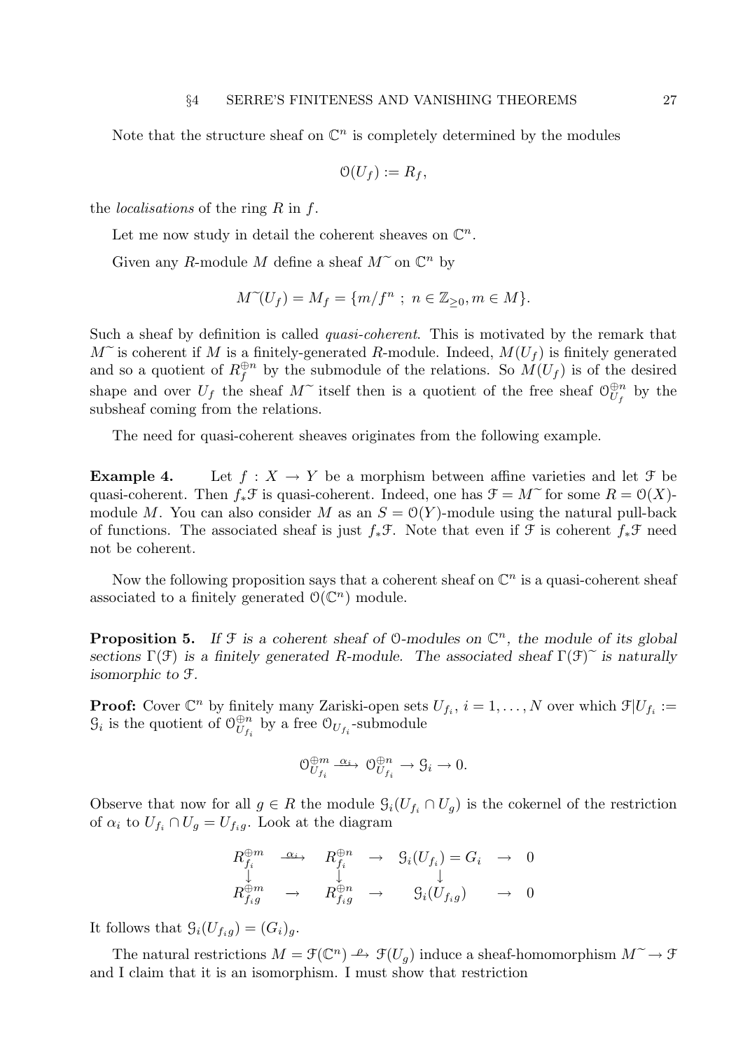Note that the structure sheaf on $\mathbb{C}^n$ is completely determined by the modules

$$\mathcal{O}(U_f) := R_f,$$

the *localisations* of the ring $R$ in $f$.

Let me now study in detail the coherent sheaves on $\mathbb{C}^n$.

Given any $R$-module $M$ define a sheaf $M^\sim$ on $\mathbb{C}^n$ by

$$M^\sim(U_f) = M_f = \{m/f^n \; ; \; n \in \mathbb{Z}_{\geq 0}, m \in M\}.$$

Such a sheaf by definition is called *quasi-coherent*. This is motivated by the remark that $M^\sim$ is coherent if $M$ is a finitely-generated $R$-module. Indeed, $M(U_f)$ is finitely generated and so a quotient of $R_f^{\oplus n}$ by the submodule of the relations. So $M(U_f)$ is of the desired shape and over $U_f$ the sheaf $M^\sim$ itself then is a quotient of the free sheaf $\mathcal{O}_{U_f}^{\oplus n}$ by the subsheaf coming from the relations.

The need for quasi-coherent sheaves originates from the following example.

**Example 4.** Let $f : X \to Y$ be a morphism between affine varieties and let $\mathcal{F}$ be quasi-coherent. Then $f_*\mathcal{F}$ is quasi-coherent. Indeed, one has $\mathcal{F} = M^\sim$ for some $R = \mathcal{O}(X)$-module $M$. You can also consider $M$ as an $S = \mathcal{O}(Y)$-module using the natural pull-back of functions. The associated sheaf is just $f_*\mathcal{F}$. Note that even if $\mathcal{F}$ is coherent $f_*\mathcal{F}$ need not be coherent.

Now the following proposition says that a coherent sheaf on $\mathbb{C}^n$ is a quasi-coherent sheaf associated to a finitely generated $\mathcal{O}(\mathbb{C}^n)$ module.

**Proposition 5.** *If $\mathcal{F}$ is a coherent sheaf of $\mathcal{O}$-modules on $\mathbb{C}^n$, the module of its global sections $\Gamma(\mathcal{F})$ is a finitely generated $R$-module. The associated sheaf $\Gamma(\mathcal{F})^\sim$ is naturally isomorphic to $\mathcal{F}$.*

**Proof:** Cover $\mathbb{C}^n$ by finitely many Zariski-open sets $U_{f_i}$, $i = 1, \ldots, N$ over which $\mathcal{F}|U_{f_i} := \mathcal{G}_i$ is the quotient of $\mathcal{O}_{U_{f_i}}^{\oplus n}$ by a free $\mathcal{O}_{U_{f_i}}$-submodule

$$\mathcal{O}_{U_{f_i}}^{\oplus m} \xrightarrow{\alpha_i} \mathcal{O}_{U_{f_i}}^{\oplus n} \to \mathcal{G}_i \to 0.$$

Observe that now for all $g \in R$ the module $\mathcal{G}_i(U_{f_i} \cap U_g)$ is the cokernel of the restriction of $\alpha_i$ to $U_{f_i} \cap U_g = U_{f_i g}$. Look at the diagram

$$\begin{array}{ccccccc} R_{f_i}^{\oplus m} & \xrightarrow{\alpha_i} & R_{f_i}^{\oplus n} & \to & \mathcal{G}_i(U_{f_i}) = G_i & \to & 0 \\ \downarrow & & \downarrow & & \downarrow & & \\ R_{f_i g}^{\oplus m} & \to & R_{f_i g}^{\oplus n} & \to & \mathcal{G}_i(U_{f_i g}) & \to & 0 \end{array}$$

It follows that $\mathcal{G}_i(U_{f_i g}) = (G_i)_g$.

The natural restrictions $M = \mathcal{F}(\mathbb{C}^n) \xrightarrow{\rho} \mathcal{F}(U_g)$ induce a sheaf-homomorphism $M^\sim \to \mathcal{F}$ and I claim that it is an isomorphism. I must show that restriction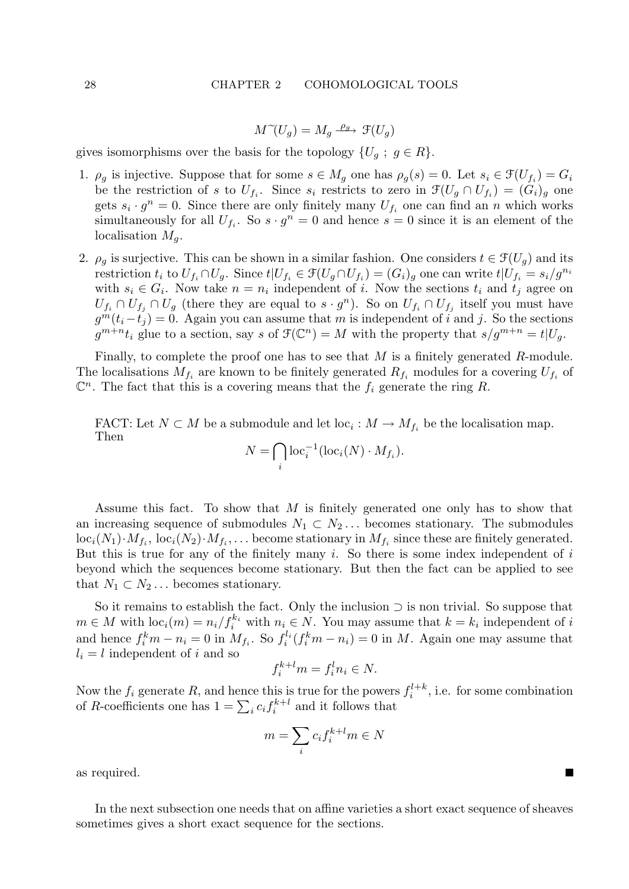$$M^{\sim}(U_g) = M_g \xrightarrow{\rho_g} \mathcal{F}(U_g)$$

gives isomorphisms over the basis for the topology $\{U_g \; ; \; g \in R\}$.

1. $\rho_g$ is injective. Suppose that for some $s \in M_g$ one has $\rho_g(s) = 0$. Let $s_i \in \mathcal{F}(U_{f_i}) = G_i$ be the restriction of $s$ to $U_{f_i}$. Since $s_i$ restricts to zero in $\mathcal{F}(U_g \cap U_{f_i}) = (G_i)_g$ one gets $s_i \cdot g^n = 0$. Since there are only finitely many $U_{f_i}$ one can find an $n$ which works simultaneously for all $U_{f_i}$. So $s \cdot g^n = 0$ and hence $s = 0$ since it is an element of the localisation $M_g$.

2. $\rho_g$ is surjective. This can be shown in a similar fashion. One considers $t \in \mathcal{F}(U_g)$ and its restriction $t_i$ to $U_{f_i} \cap U_g$. Since $t|U_{f_i} \in \mathcal{F}(U_g \cap U_{f_i}) = (G_i)_g$ one can write $t|U_{f_i} = s_i/g^{n_i}$ with $s_i \in G_i$. Now take $n = n_i$ independent of $i$. Now the sections $t_i$ and $t_j$ agree on $U_{f_i} \cap U_{f_j} \cap U_g$ (there they are equal to $s \cdot g^n$). So on $U_{f_i} \cap U_{f_j}$ itself you must have $g^m(t_i - t_j) = 0$. Again you can assume that $m$ is independent of $i$ and $j$. So the sections $g^{m+n}t_i$ glue to a section, say $s$ of $\mathcal{F}(\mathbb{C}^n) = M$ with the property that $s/g^{m+n} = t|U_g$.

Finally, to complete the proof one has to see that $M$ is a finitely generated $R$-module. The localisations $M_{f_i}$ are known to be finitely generated $R_{f_i}$ modules for a covering $U_{f_i}$ of $\mathbb{C}^n$. The fact that this is a covering means that the $f_i$ generate the ring $R$.

FACT: Let $N \subset M$ be a submodule and let $\mathrm{loc}_i : M \to M_{f_i}$ be the localisation map. Then

$$N = \bigcap_i \mathrm{loc}_i^{-1}(\mathrm{loc}_i(N) \cdot M_{f_i}).$$

Assume this fact. To show that $M$ is finitely generated one only has to show that an increasing sequence of submodules $N_1 \subset N_2 \ldots$ becomes stationary. The submodules $\mathrm{loc}_i(N_1) \cdot M_{f_i}$, $\mathrm{loc}_i(N_2) \cdot M_{f_i}, \ldots$ become stationary in $M_{f_i}$ since these are finitely generated. But this is true for any of the finitely many $i$. So there is some index independent of $i$ beyond which the sequences become stationary. But then the fact can be applied to see that $N_1 \subset N_2 \ldots$ becomes stationary.

So it remains to establish the fact. Only the inclusion $\supset$ is non trivial. So suppose that $m \in M$ with $\mathrm{loc}_i(m) = n_i/f_i^{k_i}$ with $n_i \in N$. You may assume that $k = k_i$ independent of $i$ and hence $f_i^k m - n_i = 0$ in $M_{f_i}$. So $f_i^{l_i}(f_i^k m - n_i) = 0$ in $M$. Again one may assume that $l_i = l$ independent of $i$ and so

$$f_i^{k+l} m = f_i^l n_i \in N.$$

Now the $f_i$ generate $R$, and hence this is true for the powers $f_i^{l+k}$, i.e. for some combination of $R$-coefficients one has $1 = \sum_i c_i f_i^{k+l}$ and it follows that

$$m = \sum_i c_i f_i^{k+l} m \in N$$

as required. ∎

In the next subsection one needs that on affine varieties a short exact sequence of sheaves sometimes gives a short exact sequence for the sections.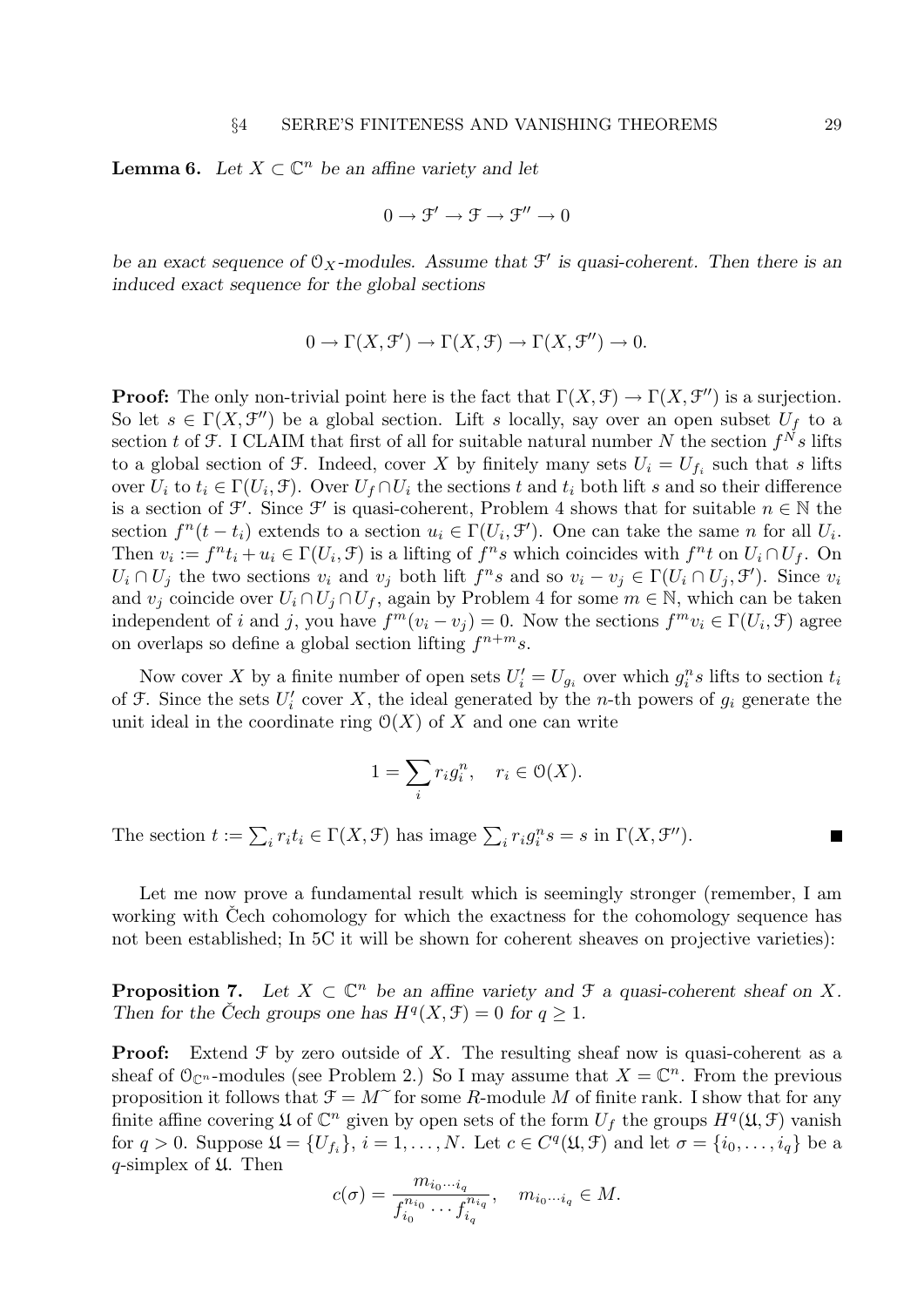**Lemma 6.** *Let $X \subset \mathbb{C}^n$ be an affine variety and let*

$$0 \to \mathcal{F}' \to \mathcal{F} \to \mathcal{F}'' \to 0$$

*be an exact sequence of $\mathcal{O}_X$-modules. Assume that $\mathcal{F}'$ is quasi-coherent. Then there is an induced exact sequence for the global sections*

$$0 \to \Gamma(X, \mathcal{F}') \to \Gamma(X, \mathcal{F}) \to \Gamma(X, \mathcal{F}'') \to 0.$$

**Proof:** The only non-trivial point here is the fact that $\Gamma(X, \mathcal{F}) \to \Gamma(X, \mathcal{F}'')$ is a surjection. So let $s \in \Gamma(X, \mathcal{F}'')$ be a global section. Lift $s$ locally, say over an open subset $U_f$ to a section $t$ of $\mathcal{F}$. I CLAIM that first of all for suitable natural number $N$ the section $f^N s$ lifts to a global section of $\mathcal{F}$. Indeed, cover $X$ by finitely many sets $U_i = U_{f_i}$ such that $s$ lifts over $U_i$ to $t_i \in \Gamma(U_i, \mathcal{F})$. Over $U_f \cap U_i$ the sections $t$ and $t_i$ both lift $s$ and so their difference is a section of $\mathcal{F}'$. Since $\mathcal{F}'$ is quasi-coherent, Problem 4 shows that for suitable $n \in \mathbb{N}$ the section $f^n(t - t_i)$ extends to a section $u_i \in \Gamma(U_i, \mathcal{F}')$. One can take the same $n$ for all $U_i$. Then $v_i := f^n t_i + u_i \in \Gamma(U_i, \mathcal{F})$ is a lifting of $f^n s$ which coincides with $f^n t$ on $U_i \cap U_f$. On $U_i \cap U_j$ the two sections $v_i$ and $v_j$ both lift $f^n s$ and so $v_i - v_j \in \Gamma(U_i \cap U_j, \mathcal{F}')$. Since $v_i$ and $v_j$ coincide over $U_i \cap U_j \cap U_f$, again by Problem 4 for some $m \in \mathbb{N}$, which can be taken independent of $i$ and $j$, you have $f^m(v_i - v_j) = 0$. Now the sections $f^m v_i \in \Gamma(U_i, \mathcal{F})$ agree on overlaps so define a global section lifting $f^{n+m} s$.

Now cover $X$ by a finite number of open sets $U'_i = U_{g_i}$ over which $g_i^n s$ lifts to section $t_i$ of $\mathcal{F}$. Since the sets $U'_i$ cover $X$, the ideal generated by the $n$-th powers of $g_i$ generate the unit ideal in the coordinate ring $\mathcal{O}(X)$ of $X$ and one can write

$$1 = \sum_i r_i g_i^n, \quad r_i \in \mathcal{O}(X).$$

The section $t := \sum_i r_i t_i \in \Gamma(X, \mathcal{F})$ has image $\sum_i r_i g_i^n s = s$ in $\Gamma(X, \mathcal{F}'')$. ∎

Let me now prove a fundamental result which is seemingly stronger (remember, I am working with Čech cohomology for which the exactness for the cohomology sequence has not been established; In 5C it will be shown for coherent sheaves on projective varieties):

**Proposition 7.** *Let $X \subset \mathbb{C}^n$ be an affine variety and $\mathcal{F}$ a quasi-coherent sheaf on $X$. Then for the Čech groups one has $H^q(X, \mathcal{F}) = 0$ for $q \geq 1$.*

**Proof:** Extend $\mathcal{F}$ by zero outside of $X$. The resulting sheaf now is quasi-coherent as a sheaf of $\mathcal{O}_{\mathbb{C}^n}$-modules (see Problem 2.) So I may assume that $X = \mathbb{C}^n$. From the previous proposition it follows that $\mathcal{F} = M^\sim$ for some $R$-module $M$ of finite rank. I show that for any finite affine covering $\mathfrak{U}$ of $\mathbb{C}^n$ given by open sets of the form $U_f$ the groups $H^q(\mathfrak{U}, \mathcal{F})$ vanish for $q > 0$. Suppose $\mathfrak{U} = \{U_{f_i}\}$, $i = 1, \ldots, N$. Let $c \in C^q(\mathfrak{U}, \mathcal{F})$ and let $\sigma = \{i_0, \ldots, i_q\}$ be a $q$-simplex of $\mathfrak{U}$. Then

$$c(\sigma) = \frac{m_{i_0 \cdots i_q}}{f_{i_0}^{n_{i_0}} \cdots f_{i_q}^{n_{i_q}}}, \quad m_{i_0 \cdots i_q} \in M.$$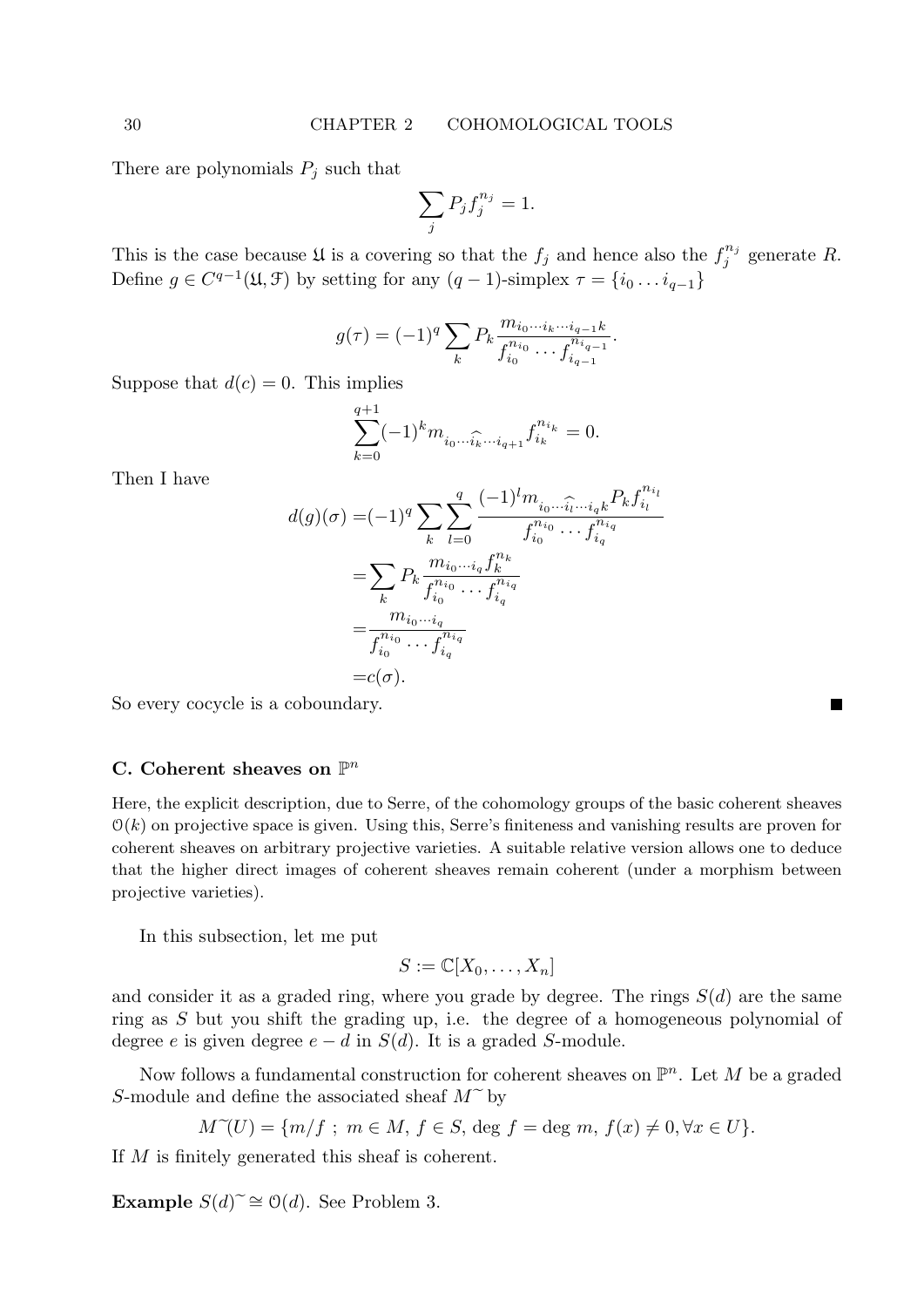There are polynomials $P_j$ such that

$$\sum_j P_j f_j^{n_j} = 1.$$

This is the case because $\mathfrak{U}$ is a covering so that the $f_j$ and hence also the $f_j^{n_j}$ generate $R$. Define $g \in C^{q-1}(\mathfrak{U}, \mathcal{F})$ by setting for any $(q-1)$-simplex $\tau = \{i_0 \dots i_{q-1}\}$

$$g(\tau) = (-1)^q \sum_k P_k \frac{m_{i_0 \cdots i_k \cdots i_{q-1} k}}{f_{i_0}^{n_{i_0}} \cdots f_{i_{q-1}}^{n_{i_{q-1}}}}.$$

Suppose that $d(c) = 0$. This implies

$$\sum_{k=0}^{q+1} (-1)^k m_{i_0 \cdots \widehat{i_k} \cdots i_{q+1}} f_{i_k}^{n_{i_k}} = 0.$$

Then I have

$$\begin{aligned}
d(g)(\sigma) =& (-1)^q \sum_k \sum_{l=0}^{q} \frac{(-1)^l m_{i_0 \cdots \widehat{i_l} \cdots i_q k} P_k f_{i_l}^{n_{i_l}}}{f_{i_0}^{n_{i_0}} \cdots f_{i_q}^{n_{i_q}}} \\
=& \sum_k P_k \frac{m_{i_0 \cdots i_q} f_k^{n_k}}{f_{i_0}^{n_{i_0}} \cdots f_{i_q}^{n_{i_q}}} \\
=& \frac{m_{i_0 \cdots i_q}}{f_{i_0}^{n_{i_0}} \cdots f_{i_q}^{n_{i_q}}} \\
=& c(\sigma).
\end{aligned}$$

So every cocycle is a coboundary. ■

### C. Coherent sheaves on $\mathbb{P}^n$

Here, the explicit description, due to Serre, of the cohomology groups of the basic coherent sheaves $\mathcal{O}(k)$ on projective space is given. Using this, Serre's finiteness and vanishing results are proven for coherent sheaves on arbitrary projective varieties. A suitable relative version allows one to deduce that the higher direct images of coherent sheaves remain coherent (under a morphism between projective varieties).

In this subsection, let me put

$$S := \mathbb{C}[X_0, \dots, X_n]$$

and consider it as a graded ring, where you grade by degree. The rings $S(d)$ are the same ring as $S$ but you shift the grading up, i.e. the degree of a homogeneous polynomial of degree $e$ is given degree $e - d$ in $S(d)$. It is a graded $S$-module.

Now follows a fundamental construction for coherent sheaves on $\mathbb{P}^n$. Let $M$ be a graded $S$-module and define the associated sheaf $M^{\sim}$ by

$$M^{\sim}(U) = \{m/f \ ; \ m \in M, \ f \in S, \ \deg f = \deg m, \ f(x) \neq 0, \forall x \in U\}.$$

If $M$ is finitely generated this sheaf is coherent.

**Example** $S(d)^{\sim} \cong \mathcal{O}(d)$. See Problem 3.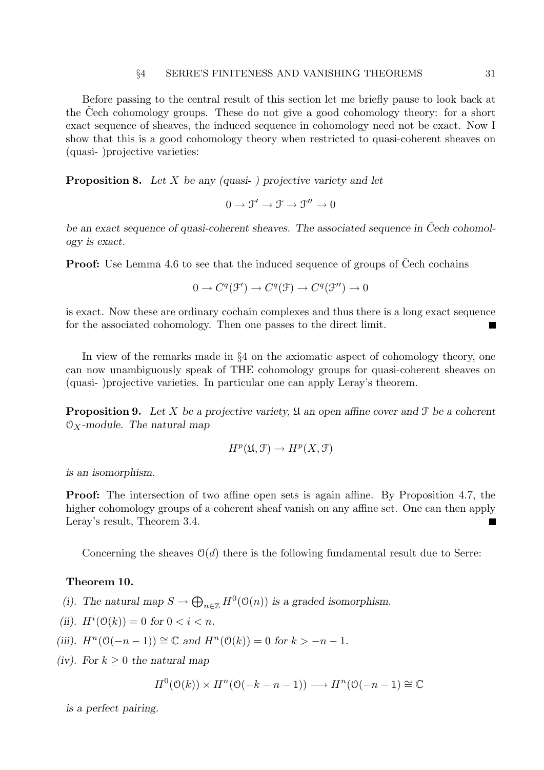Before passing to the central result of this section let me briefly pause to look back at the Čech cohomology groups. These do not give a good cohomology theory: for a short exact sequence of sheaves, the induced sequence in cohomology need not be exact. Now I show that this is a good cohomology theory when restricted to quasi-coherent sheaves on (quasi- )projective varieties:

**Proposition 8.** *Let $X$ be any (quasi- ) projective variety and let*

$$0 \to \mathcal{F}' \to \mathcal{F} \to \mathcal{F}'' \to 0$$

*be an exact sequence of quasi-coherent sheaves. The associated sequence in Čech cohomology is exact.*

**Proof:** Use Lemma 4.6 to see that the induced sequence of groups of Čech cochains

$$0 \to C^q(\mathcal{F}') \to C^q(\mathcal{F}) \to C^q(\mathcal{F}'') \to 0$$

is exact. Now these are ordinary cochain complexes and thus there is a long exact sequence for the associated cohomology. Then one passes to the direct limit. ■

In view of the remarks made in §4 on the axiomatic aspect of cohomology theory, one can now unambiguously speak of THE cohomology groups for quasi-coherent sheaves on (quasi- )projective varieties. In particular one can apply Leray's theorem.

**Proposition 9.** *Let $X$ be a projective variety, $\mathfrak{U}$ an open affine cover and $\mathcal{F}$ be a coherent $\mathcal{O}_X$-module. The natural map*

$$H^p(\mathfrak{U}, \mathcal{F}) \to H^p(X, \mathcal{F})$$

*is an isomorphism.*

**Proof:** The intersection of two affine open sets is again affine. By Proposition 4.7, the higher cohomology groups of a coherent sheaf vanish on any affine set. One can then apply Leray's result, Theorem 3.4. ■

Concerning the sheaves $\mathcal{O}(d)$ there is the following fundamental result due to Serre:

**Theorem 10.**

*(i). The natural map $S \to \bigoplus_{n\in\mathbb{Z}} H^0(\mathcal{O}(n))$ is a graded isomorphism.*

*(ii). $H^i(\mathcal{O}(k)) = 0$ for $0 < i < n$.*

*(iii). $H^n(\mathcal{O}(-n-1)) \cong \mathbb{C}$ and $H^n(\mathcal{O}(k)) = 0$ for $k > -n-1$.*

*(iv). For $k \geq 0$ the natural map*

$$H^0(\mathcal{O}(k)) \times H^n(\mathcal{O}(-k-n-1)) \longrightarrow H^n(\mathcal{O}(-n-1) \cong \mathbb{C}$$

*is a perfect pairing.*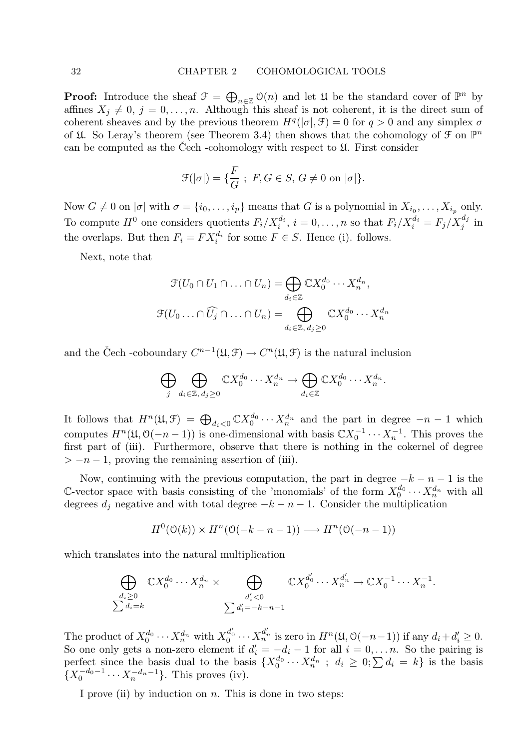**Proof:** Introduce the sheaf $\mathcal{F} = \bigoplus_{n\in\mathbb{Z}} \mathcal{O}(n)$ and let $\mathfrak{U}$ be the standard cover of $\mathbb{P}^n$ by affines $X_j \neq 0$, $j = 0, \ldots, n$. Although this sheaf is not coherent, it is the direct sum of coherent sheaves and by the previous theorem $H^q(|\sigma|, \mathcal{F}) = 0$ for $q > 0$ and any simplex $\sigma$ of $\mathfrak{U}$. So Leray's theorem (see Theorem 3.4) then shows that the cohomology of $\mathcal{F}$ on $\mathbb{P}^n$ can be computed as the Čech -cohomology with respect to $\mathfrak{U}$. First consider

$$\mathcal{F}(|\sigma|) = \{\frac{F}{G}\ ;\ F, G \in S,\ G \neq 0 \text{ on } |\sigma|\}.$$

Now $G \neq 0$ on $|\sigma|$ with $\sigma = \{i_0, \ldots, i_p\}$ means that $G$ is a polynomial in $X_{i_0}, \ldots, X_{i_p}$ only. To compute $H^0$ one considers quotients $F_i/X_i^{d_i}$, $i = 0, \ldots, n$ so that $F_i/X_i^{d_i} = F_j/X_j^{d_j}$ in the overlaps. But then $F_i = FX_i^{d_i}$ for some $F \in S$. Hence (i). follows.

Next, note that

$$\mathcal{F}(U_0 \cap U_1 \cap \ldots \cap U_n) = \bigoplus_{d_i \in \mathbb{Z}} \mathbb{C}X_0^{d_0} \cdots X_n^{d_n},$$
$$\mathcal{F}(U_0 \ldots \cap \widehat{U_j} \cap \ldots \cap U_n) = \bigoplus_{d_i \in \mathbb{Z},\, d_j \geq 0} \mathbb{C}X_0^{d_0} \cdots X_n^{d_n}$$

and the Čech -coboundary $C^{n-1}(\mathfrak{U}, \mathcal{F}) \to C^n(\mathfrak{U}, \mathcal{F})$ is the natural inclusion

$$\bigoplus_j \bigoplus_{d_i \in \mathbb{Z},\, d_j \geq 0} \mathbb{C}X_0^{d_0} \cdots X_n^{d_n} \to \bigoplus_{d_i \in \mathbb{Z}} \mathbb{C}X_0^{d_0} \cdots X_n^{d_n}.$$

It follows that $H^n(\mathfrak{U}, \mathcal{F}) = \bigoplus_{d_i < 0} \mathbb{C}X_0^{d_0} \cdots X_n^{d_n}$ and the part in degree $-n-1$ which computes $H^n(\mathfrak{U}, \mathcal{O}(-n-1))$ is one-dimensional with basis $\mathbb{C}X_0^{-1} \cdots X_n^{-1}$. This proves the first part of (iii). Furthermore, observe that there is nothing in the cokernel of degree $> -n-1$, proving the remaining assertion of (iii).

Now, continuing with the previous computation, the part in degree $-k-n-1$ is the $\mathbb{C}$-vector space with basis consisting of the 'monomials' of the form $X_0^{d_0} \cdots X_n^{d_n}$ with all degrees $d_j$ negative and with total degree $-k-n-1$. Consider the multiplication

$$H^0(\mathcal{O}(k)) \times H^n(\mathcal{O}(-k-n-1)) \longrightarrow H^n(\mathcal{O}(-n-1))$$

which translates into the natural multiplication

$$\bigoplus_{\substack{d_i \geq 0 \\ \sum d_i = k}} \mathbb{C}X_0^{d_0} \cdots X_n^{d_n} \times \bigoplus_{\substack{d_i' < 0 \\ \sum d_i' = -k-n-1}} \mathbb{C}X_0^{d_0'} \cdots X_n^{d_n'} \to \mathbb{C}X_0^{-1} \cdots X_n^{-1}.$$

The product of $X_0^{d_0} \cdots X_n^{d_n}$ with $X_0^{d_0'} \cdots X_n^{d_n'}$ is zero in $H^n(\mathfrak{U}, \mathcal{O}(-n-1))$ if any $d_i + d_i' \geq 0$. So one only gets a non-zero element if $d_i' = -d_i - 1$ for all $i = 0, \ldots n$. So the pairing is perfect since the basis dual to the basis $\{X_0^{d_0} \cdots X_n^{d_n}\ ;\ d_i \geq 0; \sum d_i = k\}$ is the basis $\{X_0^{-d_0-1} \cdots X_n^{-d_n-1}\}$. This proves (iv).

I prove (ii) by induction on $n$. This is done in two steps: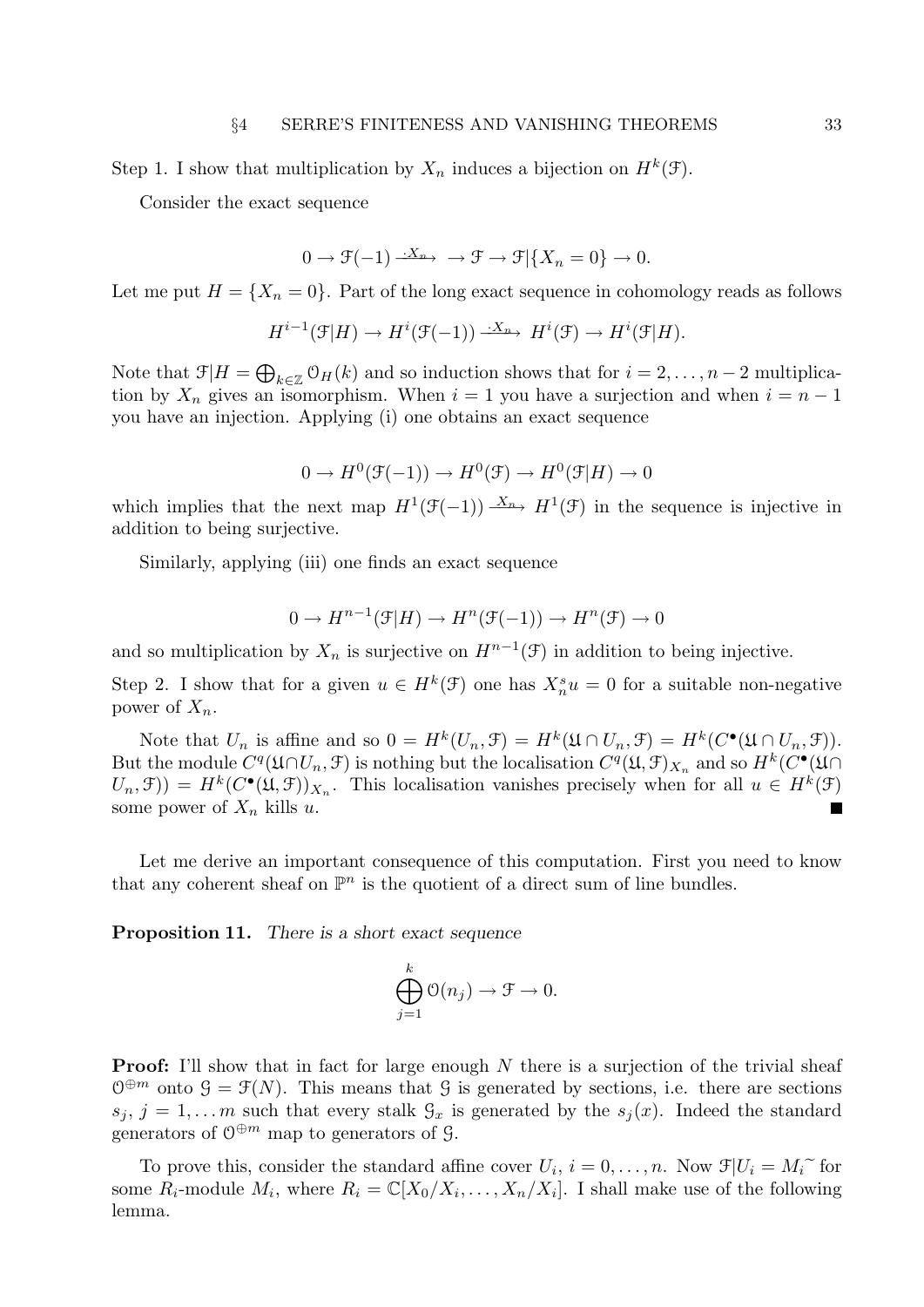Step 1. I show that multiplication by $X_n$ induces a bijection on $H^k(\mathcal{F})$.

Consider the exact sequence

$$0 \to \mathcal{F}(-1) \xrightarrow{\cdot X_n} \to \mathcal{F} \to \mathcal{F}|\{X_n = 0\} \to 0.$$

Let me put $H = \{X_n = 0\}$. Part of the long exact sequence in cohomology reads as follows

$$H^{i-1}(\mathcal{F}|H) \to H^i(\mathcal{F}(-1)) \xrightarrow{\cdot X_n} H^i(\mathcal{F}) \to H^i(\mathcal{F}|H).$$

Note that $\mathcal{F}|H = \bigoplus_{k\in\mathbb{Z}} \mathcal{O}_H(k)$ and so induction shows that for $i = 2, \dots, n-2$ multiplication by $X_n$ gives an isomorphism. When $i = 1$ you have a surjection and when $i = n-1$ you have an injection. Applying (i) one obtains an exact sequence

$$0 \to H^0(\mathcal{F}(-1)) \to H^0(\mathcal{F}) \to H^0(\mathcal{F}|H) \to 0$$

which implies that the next map $H^1(\mathcal{F}(-1)) \xrightarrow{X_n} H^1(\mathcal{F})$ in the sequence is injective in addition to being surjective.

Similarly, applying (iii) one finds an exact sequence

$$0 \to H^{n-1}(\mathcal{F}|H) \to H^n(\mathcal{F}(-1)) \to H^n(\mathcal{F}) \to 0$$

and so multiplication by $X_n$ is surjective on $H^{n-1}(\mathcal{F})$ in addition to being injective.

Step 2. I show that for a given $u \in H^k(\mathcal{F})$ one has $X_n^s u = 0$ for a suitable non-negative power of $X_n$.

Note that $U_n$ is affine and so $0 = H^k(U_n, \mathcal{F}) = H^k(\mathfrak{U} \cap U_n, \mathcal{F}) = H^k(C^\bullet(\mathfrak{U} \cap U_n, \mathcal{F}))$. But the module $C^q(\mathfrak{U} \cap U_n, \mathcal{F})$ is nothing but the localisation $C^q(\mathfrak{U}, \mathcal{F})_{X_n}$ and so $H^k(C^\bullet(\mathfrak{U} \cap U_n, \mathcal{F})) = H^k(C^\bullet(\mathfrak{U}, \mathcal{F}))_{X_n}$. This localisation vanishes precisely when for all $u \in H^k(\mathcal{F})$ some power of $X_n$ kills $u$. ∎

Let me derive an important consequence of this computation. First you need to know that any coherent sheaf on $\mathbb{P}^n$ is the quotient of a direct sum of line bundles.

**Proposition 11.** *There is a short exact sequence*

$$\bigoplus_{j=1}^{k} \mathcal{O}(n_j) \to \mathcal{F} \to 0.$$

**Proof:** I'll show that in fact for large enough $N$ there is a surjection of the trivial sheaf $\mathcal{O}^{\oplus m}$ onto $\mathcal{G} = \mathcal{F}(N)$. This means that $\mathcal{G}$ is generated by sections, i.e. there are sections $s_j$, $j = 1, \dots m$ such that every stalk $\mathcal{G}_x$ is generated by the $s_j(x)$. Indeed the standard generators of $\mathcal{O}^{\oplus m}$ map to generators of $\mathcal{G}$.

To prove this, consider the standard affine cover $U_i$, $i = 0, \dots, n$. Now $\mathcal{F}|U_i = M_i^\sim$ for some $R_i$-module $M_i$, where $R_i = \mathbb{C}[X_0/X_i, \dots, X_n/X_i]$. I shall make use of the following lemma.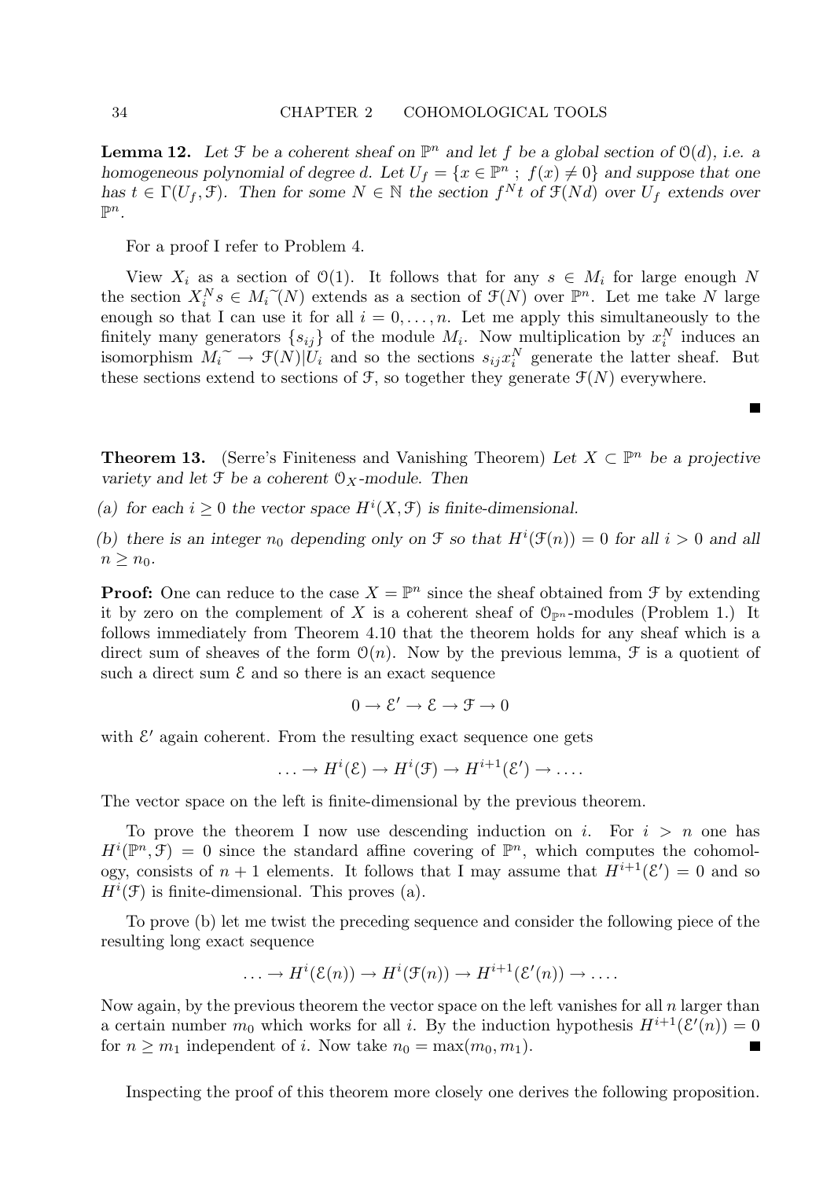**Lemma 12.** *Let $\mathcal{F}$ be a coherent sheaf on $\mathbb{P}^n$ and let $f$ be a global section of $\mathcal{O}(d)$, i.e. a homogeneous polynomial of degree $d$. Let $U_f = \{x \in \mathbb{P}^n \ ; \ f(x) \neq 0\}$ and suppose that one has $t \in \Gamma(U_f, \mathcal{F})$. Then for some $N \in \mathbb{N}$ the section $f^N t$ of $\mathcal{F}(Nd)$ over $U_f$ extends over $\mathbb{P}^n$.*

For a proof I refer to Problem 4.

View $X_i$ as a section of $\mathcal{O}(1)$. It follows that for any $s \in M_i$ for large enough $N$ the section $X_i^N s \in M_i^{\sim}(N)$ extends as a section of $\mathcal{F}(N)$ over $\mathbb{P}^n$. Let me take $N$ large enough so that I can use it for all $i = 0, \ldots, n$. Let me apply this simultaneously to the finitely many generators $\{s_{ij}\}$ of the module $M_i$. Now multiplication by $x_i^N$ induces an isomorphism $M_i^{\sim} \to \mathcal{F}(N)|U_i$ and so the sections $s_{ij} x_i^N$ generate the latter sheaf. But these sections extend to sections of $\mathcal{F}$, so together they generate $\mathcal{F}(N)$ everywhere. ∎

**Theorem 13.** (Serre's Finiteness and Vanishing Theorem) *Let $X \subset \mathbb{P}^n$ be a projective variety and let $\mathcal{F}$ be a coherent $\mathcal{O}_X$-module. Then*

*(a) for each $i \geq 0$ the vector space $H^i(X, \mathcal{F})$ is finite-dimensional.*

*(b) there is an integer $n_0$ depending only on $\mathcal{F}$ so that $H^i(\mathcal{F}(n)) = 0$ for all $i > 0$ and all $n \geq n_0$.*

**Proof:** One can reduce to the case $X = \mathbb{P}^n$ since the sheaf obtained from $\mathcal{F}$ by extending it by zero on the complement of $X$ is a coherent sheaf of $\mathcal{O}_{\mathbb{P}^n}$-modules (Problem 1.) It follows immediately from Theorem 4.10 that the theorem holds for any sheaf which is a direct sum of sheaves of the form $\mathcal{O}(n)$. Now by the previous lemma, $\mathcal{F}$ is a quotient of such a direct sum $\mathcal{E}$ and so there is an exact sequence

$$0 \to \mathcal{E}' \to \mathcal{E} \to \mathcal{F} \to 0$$

with $\mathcal{E}'$ again coherent. From the resulting exact sequence one gets

$$\ldots \to H^i(\mathcal{E}) \to H^i(\mathcal{F}) \to H^{i+1}(\mathcal{E}') \to \ldots.$$

The vector space on the left is finite-dimensional by the previous theorem.

To prove the theorem I now use descending induction on $i$. For $i > n$ one has $H^i(\mathbb{P}^n, \mathcal{F}) = 0$ since the standard affine covering of $\mathbb{P}^n$, which computes the cohomology, consists of $n + 1$ elements. It follows that I may assume that $H^{i+1}(\mathcal{E}') = 0$ and so $H^i(\mathcal{F})$ is finite-dimensional. This proves (a).

To prove (b) let me twist the preceding sequence and consider the following piece of the resulting long exact sequence

$$\ldots \to H^i(\mathcal{E}(n)) \to H^i(\mathcal{F}(n)) \to H^{i+1}(\mathcal{E}'(n)) \to \ldots.$$

Now again, by the previous theorem the vector space on the left vanishes for all $n$ larger than a certain number $m_0$ which works for all $i$. By the induction hypothesis $H^{i+1}(\mathcal{E}'(n)) = 0$ for $n \geq m_1$ independent of $i$. Now take $n_0 = \max(m_0, m_1)$. ∎

Inspecting the proof of this theorem more closely one derives the following proposition.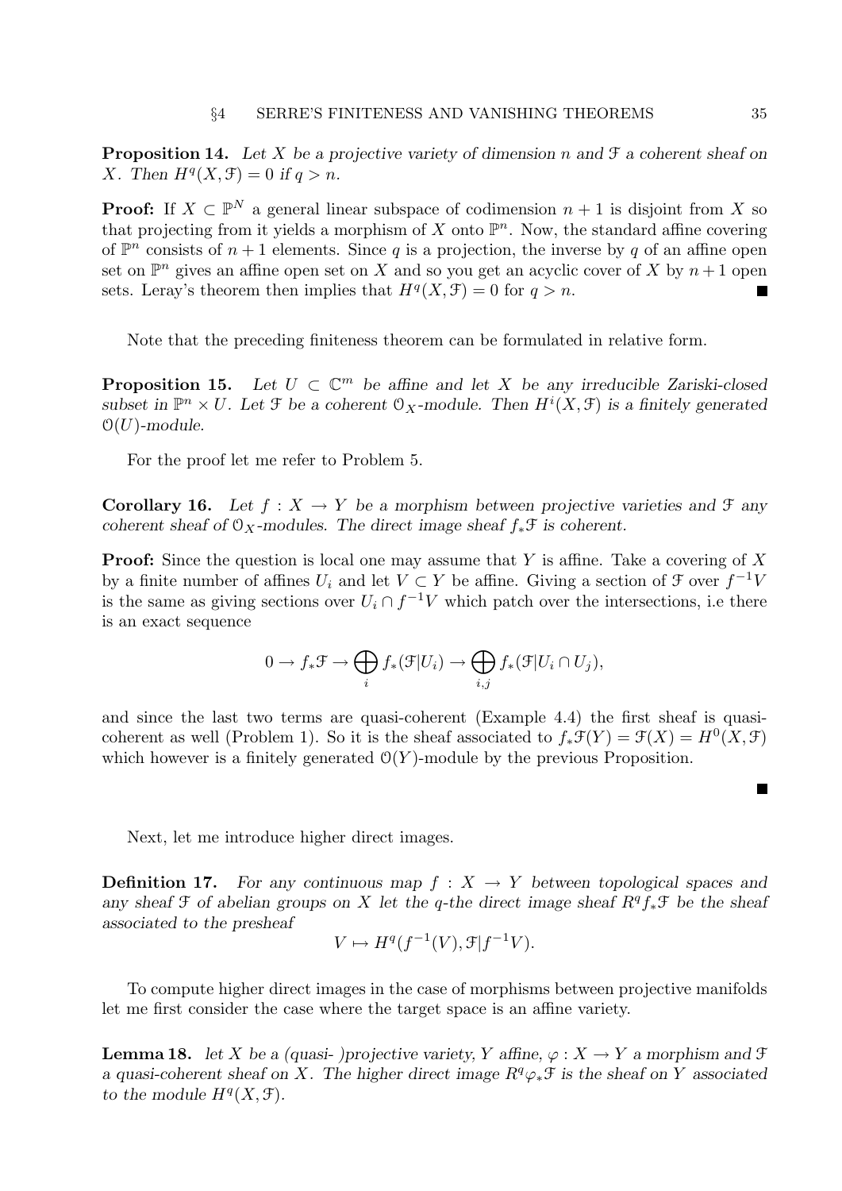**Proposition 14.** *Let $X$ be a projective variety of dimension $n$ and $\mathcal{F}$ a coherent sheaf on $X$. Then $H^q(X, \mathcal{F}) = 0$ if $q > n$.*

**Proof:** If $X \subset \mathbb{P}^N$ a general linear subspace of codimension $n+1$ is disjoint from $X$ so that projecting from it yields a morphism of $X$ onto $\mathbb{P}^n$. Now, the standard affine covering of $\mathbb{P}^n$ consists of $n+1$ elements. Since $q$ is a projection, the inverse by $q$ of an affine open set on $\mathbb{P}^n$ gives an affine open set on $X$ and so you get an acyclic cover of $X$ by $n+1$ open sets. Leray's theorem then implies that $H^q(X, \mathcal{F}) = 0$ for $q > n$. ∎

Note that the preceding finiteness theorem can be formulated in relative form.

**Proposition 15.** *Let $U \subset \mathbb{C}^m$ be affine and let $X$ be any irreducible Zariski-closed subset in $\mathbb{P}^n \times U$. Let $\mathcal{F}$ be a coherent $\mathcal{O}_X$-module. Then $H^i(X, \mathcal{F})$ is a finitely generated $\mathcal{O}(U)$-module.*

For the proof let me refer to Problem 5.

**Corollary 16.** *Let $f : X \to Y$ be a morphism between projective varieties and $\mathcal{F}$ any coherent sheaf of $\mathcal{O}_X$-modules. The direct image sheaf $f_*\mathcal{F}$ is coherent.*

**Proof:** Since the question is local one may assume that $Y$ is affine. Take a covering of $X$ by a finite number of affines $U_i$ and let $V \subset Y$ be affine. Giving a section of $\mathcal{F}$ over $f^{-1}V$ is the same as giving sections over $U_i \cap f^{-1}V$ which patch over the intersections, i.e there is an exact sequence

$$0 \to f_*\mathcal{F} \to \bigoplus_i f_*(\mathcal{F}|U_i) \to \bigoplus_{i,j} f_*(\mathcal{F}|U_i \cap U_j),$$

and since the last two terms are quasi-coherent (Example 4.4) the first sheaf is quasi-coherent as well (Problem 1). So it is the sheaf associated to $f_*\mathcal{F}(Y) = \mathcal{F}(X) = H^0(X, \mathcal{F})$ which however is a finitely generated $\mathcal{O}(Y)$-module by the previous Proposition.

∎

Next, let me introduce higher direct images.

**Definition 17.** *For any continuous map $f : X \to Y$ between topological spaces and any sheaf $\mathcal{F}$ of abelian groups on $X$ let the $q$-the direct image sheaf $R^q f_*\mathcal{F}$ be the sheaf associated to the presheaf*

$$V \mapsto H^q(f^{-1}(V), \mathcal{F}|f^{-1}V).$$

To compute higher direct images in the case of morphisms between projective manifolds let me first consider the case where the target space is an affine variety.

**Lemma 18.** *let $X$ be a (quasi- )projective variety, $Y$ affine, $\varphi : X \to Y$ a morphism and $\mathcal{F}$ a quasi-coherent sheaf on $X$. The higher direct image $R^q\varphi_*\mathcal{F}$ is the sheaf on $Y$ associated to the module $H^q(X, \mathcal{F})$.*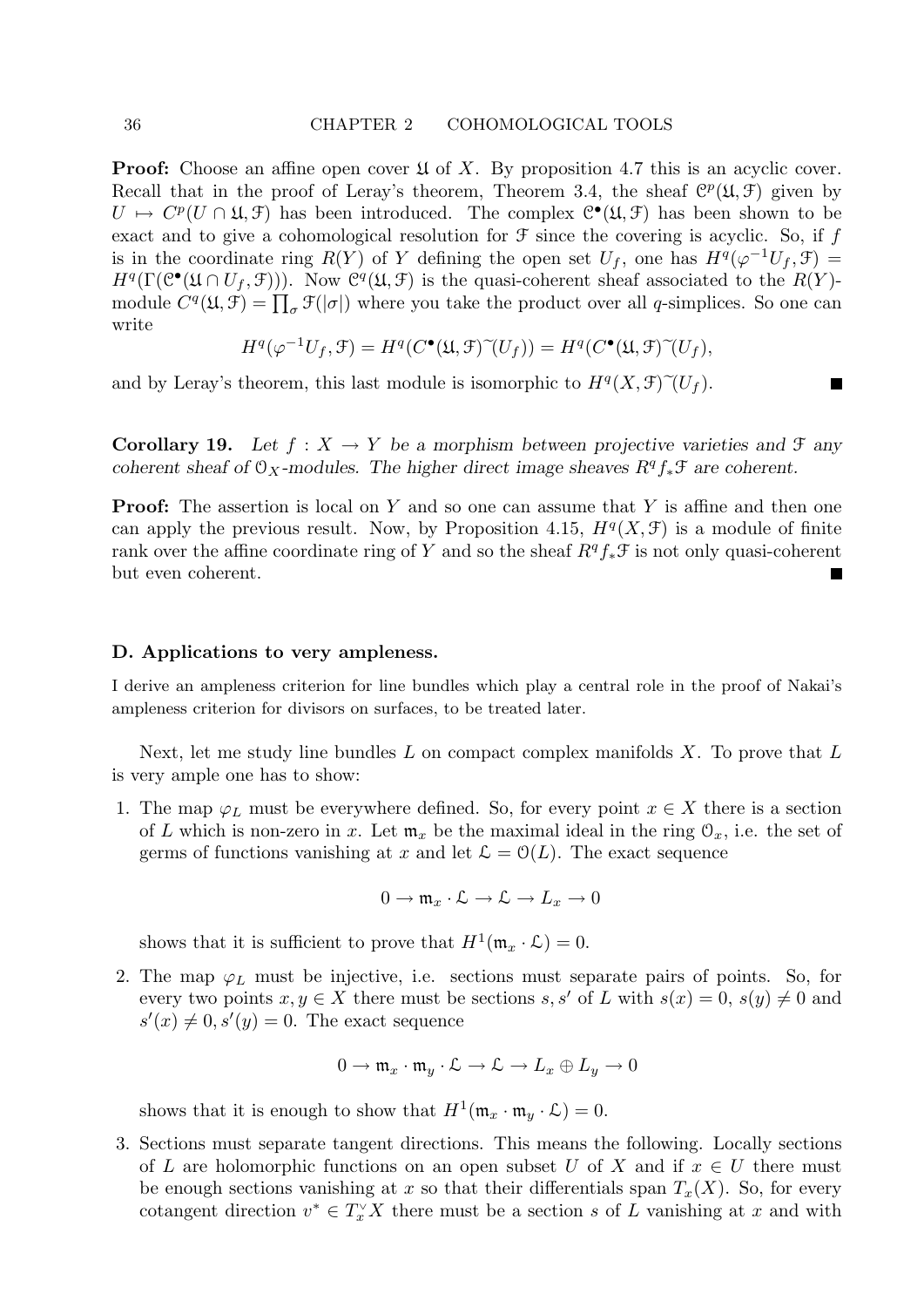**Proof:** Choose an affine open cover $\mathfrak{U}$ of $X$. By proposition 4.7 this is an acyclic cover. Recall that in the proof of Leray's theorem, Theorem 3.4, the sheaf $\mathcal{C}^p(\mathfrak{U}, \mathcal{F})$ given by $U \mapsto C^p(U \cap \mathfrak{U}, \mathcal{F})$ has been introduced. The complex $\mathcal{C}^\bullet(\mathfrak{U}, \mathcal{F})$ has been shown to be exact and to give a cohomological resolution for $\mathcal{F}$ since the covering is acyclic. So, if $f$ is in the coordinate ring $R(Y)$ of $Y$ defining the open set $U_f$, one has $H^q(\varphi^{-1}U_f, \mathcal{F}) = H^q(\Gamma(\mathcal{C}^\bullet(\mathfrak{U} \cap U_f, \mathcal{F})))$. Now $\mathcal{C}^q(\mathfrak{U}, \mathcal{F})$ is the quasi-coherent sheaf associated to the $R(Y)$-module $C^q(\mathfrak{U}, \mathcal{F}) = \prod_\sigma \mathcal{F}(|\sigma|)$ where you take the product over all $q$-simplices. So one can write

$$H^q(\varphi^{-1}U_f, \mathcal{F}) = H^q(C^\bullet(\mathfrak{U}, \mathcal{F})\tilde{\ }(U_f)) = H^q(C^\bullet(\mathfrak{U}, \mathcal{F})\tilde{\ }(U_f),$$

and by Leray's theorem, this last module is isomorphic to $H^q(X, \mathcal{F})\tilde{\ }(U_f)$. ■

**Corollary 19.** *Let $f : X \to Y$ be a morphism between projective varieties and $\mathcal{F}$ any coherent sheaf of $\mathcal{O}_X$-modules. The higher direct image sheaves $R^q f_* \mathcal{F}$ are coherent.*

**Proof:** The assertion is local on $Y$ and so one can assume that $Y$ is affine and then one can apply the previous result. Now, by Proposition 4.15, $H^q(X, \mathcal{F})$ is a module of finite rank over the affine coordinate ring of $Y$ and so the sheaf $R^q f_* \mathcal{F}$ is not only quasi-coherent but even coherent. ■

### D. Applications to very ampleness.

I derive an ampleness criterion for line bundles which play a central role in the proof of Nakai's ampleness criterion for divisors on surfaces, to be treated later.

Next, let me study line bundles $L$ on compact complex manifolds $X$. To prove that $L$ is very ample one has to show:

1. The map $\varphi_L$ must be everywhere defined. So, for every point $x \in X$ there is a section of $L$ which is non-zero in $x$. Let $\mathfrak{m}_x$ be the maximal ideal in the ring $\mathcal{O}_x$, i.e. the set of germs of functions vanishing at $x$ and let $\mathcal{L} = \mathcal{O}(L)$. The exact sequence

$$0 \to \mathfrak{m}_x \cdot \mathcal{L} \to \mathcal{L} \to L_x \to 0$$

shows that it is sufficient to prove that $H^1(\mathfrak{m}_x \cdot \mathcal{L}) = 0$.

2. The map $\varphi_L$ must be injective, i.e. sections must separate pairs of points. So, for every two points $x, y \in X$ there must be sections $s, s'$ of $L$ with $s(x) = 0$, $s(y) \neq 0$ and $s'(x) \neq 0, s'(y) = 0$. The exact sequence

$$0 \to \mathfrak{m}_x \cdot \mathfrak{m}_y \cdot \mathcal{L} \to \mathcal{L} \to L_x \oplus L_y \to 0$$

shows that it is enough to show that $H^1(\mathfrak{m}_x \cdot \mathfrak{m}_y \cdot \mathcal{L}) = 0$.

3. Sections must separate tangent directions. This means the following. Locally sections of $L$ are holomorphic functions on an open subset $U$ of $X$ and if $x \in U$ there must be enough sections vanishing at $x$ so that their differentials span $T_x(X)$. So, for every cotangent direction $v^* \in T_x^\vee X$ there must be a section $s$ of $L$ vanishing at $x$ and with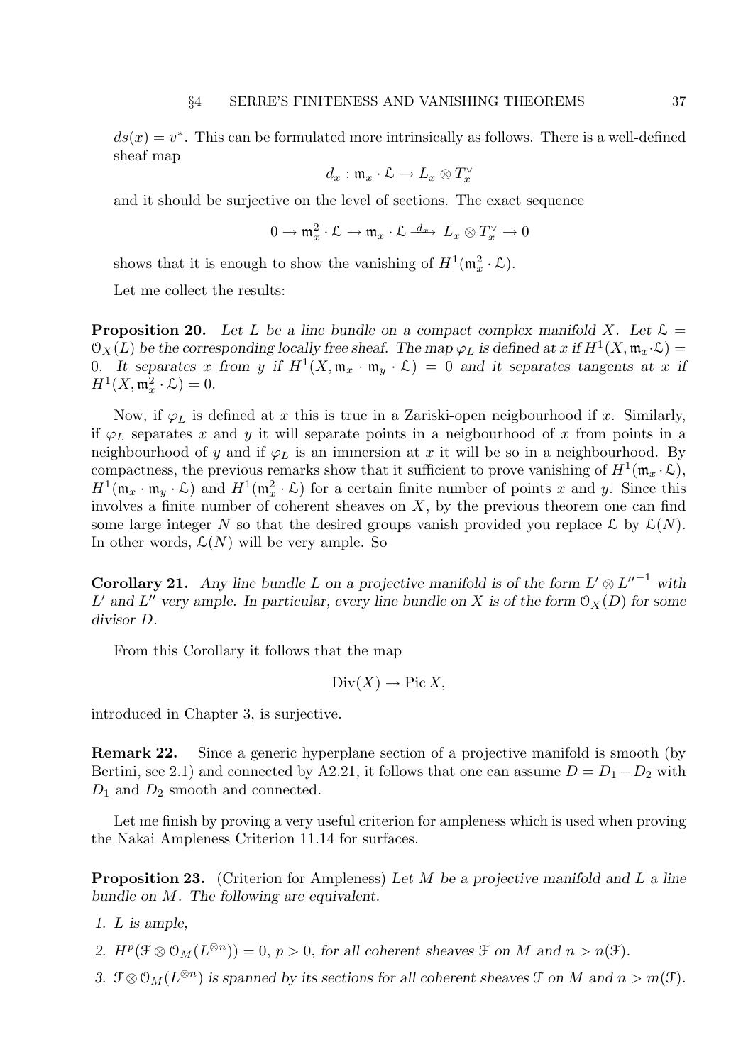$ds(x) = v^*$. This can be formulated more intrinsically as follows. There is a well-defined sheaf map

$$d_x : \mathfrak{m}_x \cdot \mathcal{L} \to L_x \otimes T_x^\vee$$

and it should be surjective on the level of sections. The exact sequence

$$0 \to \mathfrak{m}_x^2 \cdot \mathcal{L} \to \mathfrak{m}_x \cdot \mathcal{L} \xrightarrow{d_x} L_x \otimes T_x^\vee \to 0$$

shows that it is enough to show the vanishing of $H^1(\mathfrak{m}_x^2 \cdot \mathcal{L})$.

Let me collect the results:

**Proposition 20.** *Let $L$ be a line bundle on a compact complex manifold $X$. Let $\mathcal{L} = \mathcal{O}_X(L)$ be the corresponding locally free sheaf. The map $\varphi_L$ is defined at $x$ if $H^1(X, \mathfrak{m}_x \cdot \mathcal{L}) = 0$. It separates $x$ from $y$ if $H^1(X, \mathfrak{m}_x \cdot \mathfrak{m}_y \cdot \mathcal{L}) = 0$ and it separates tangents at $x$ if $H^1(X, \mathfrak{m}_x^2 \cdot \mathcal{L}) = 0$.*

Now, if $\varphi_L$ is defined at $x$ this is true in a Zariski-open neigbourhood if $x$. Similarly, if $\varphi_L$ separates $x$ and $y$ it will separate points in a neigbourhood of $x$ from points in a neighbourhood of $y$ and if $\varphi_L$ is an immersion at $x$ it will be so in a neighbourhood. By compactness, the previous remarks show that it sufficient to prove vanishing of $H^1(\mathfrak{m}_x \cdot \mathcal{L})$, $H^1(\mathfrak{m}_x \cdot \mathfrak{m}_y \cdot \mathcal{L})$ and $H^1(\mathfrak{m}_x^2 \cdot \mathcal{L})$ for a certain finite number of points $x$ and $y$. Since this involves a finite number of coherent sheaves on $X$, by the previous theorem one can find some large integer $N$ so that the desired groups vanish provided you replace $\mathcal{L}$ by $\mathcal{L}(N)$. In other words, $\mathcal{L}(N)$ will be very ample. So

**Corollary 21.** *Any line bundle $L$ on a projective manifold is of the form $L' \otimes L''^{-1}$ with $L'$ and $L''$ very ample. In particular, every line bundle on $X$ is of the form $\mathcal{O}_X(D)$ for some divisor $D$.*

From this Corollary it follows that the map

$$\operatorname{Div}(X) \to \operatorname{Pic} X,$$

introduced in Chapter 3, is surjective.

**Remark 22.** Since a generic hyperplane section of a projective manifold is smooth (by Bertini, see 2.1) and connected by A2.21, it follows that one can assume $D = D_1 - D_2$ with $D_1$ and $D_2$ smooth and connected.

Let me finish by proving a very useful criterion for ampleness which is used when proving the Nakai Ampleness Criterion 11.14 for surfaces.

**Proposition 23.** (Criterion for Ampleness) *Let $M$ be a projective manifold and $L$ a line bundle on $M$. The following are equivalent.*

1. *$L$ is ample,*
2. *$H^p(\mathcal{F} \otimes \mathcal{O}_M(L^{\otimes n})) = 0$, $p > 0$, for all coherent sheaves $\mathcal{F}$ on $M$ and $n > n(\mathcal{F})$.*
3. *$\mathcal{F} \otimes \mathcal{O}_M(L^{\otimes n})$ is spanned by its sections for all coherent sheaves $\mathcal{F}$ on $M$ and $n > m(\mathcal{F})$.*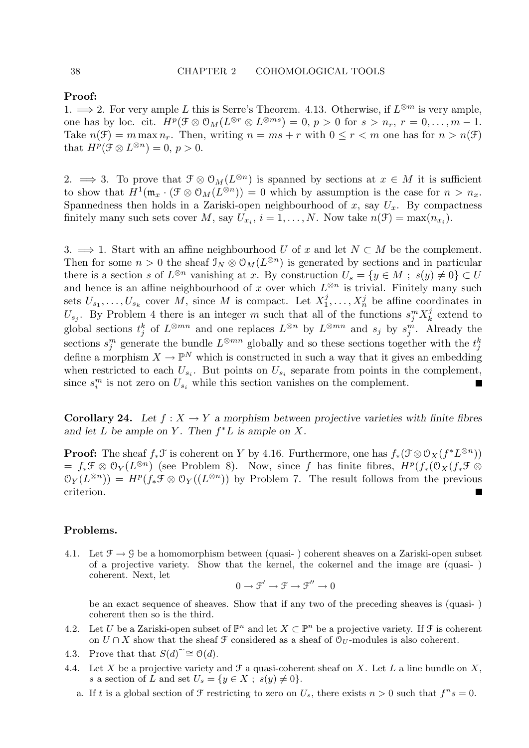**Proof:**

1. $\Longrightarrow$ 2. For very ample $L$ this is Serre's Theorem. 4.13. Otherwise, if $L^{\otimes m}$ is very ample, one has by loc. cit. $H^p(\mathcal{F} \otimes \mathcal{O}_M(L^{\otimes r} \otimes L^{\otimes ms}) = 0$, $p > 0$ for $s > n_r$, $r = 0, \ldots, m-1$. Take $n(\mathcal{F}) = m \max n_r$. Then, writing $n = ms + r$ with $0 \le r < m$ one has for $n > n(\mathcal{F})$ that $H^p(\mathcal{F} \otimes L^{\otimes n}) = 0$, $p > 0$.

2. $\Longrightarrow$ 3. To prove that $\mathcal{F} \otimes \mathcal{O}_M(L^{\otimes n})$ is spanned by sections at $x \in M$ it is sufficient to show that $H^1(\mathfrak{m}_x \cdot (\mathcal{F} \otimes \mathcal{O}_M(L^{\otimes n})) = 0$ which by assumption is the case for $n > n_x$. Spannedness then holds in a Zariski-open neighbourhood of $x$, say $U_x$. By compactness finitely many such sets cover $M$, say $U_{x_i}$, $i = 1, \ldots, N$. Now take $n(\mathcal{F}) = \max(n_{x_i})$.

3. $\Longrightarrow$ 1. Start with an affine neighbourhood $U$ of $x$ and let $N \subset M$ be the complement. Then for some $n > 0$ the sheaf $\mathcal{I}_N \otimes \mathcal{O}_M(L^{\otimes n})$ is generated by sections and in particular there is a section $s$ of $L^{\otimes n}$ vanishing at $x$. By construction $U_s = \{y \in M \ ; \ s(y) \neq 0\} \subset U$ and hence is an affine neighbourhood of $x$ over which $L^{\otimes n}$ is trivial. Finitely many such sets $U_{s_1}, \ldots, U_{s_k}$ cover $M$, since $M$ is compact. Let $X_1^j, \ldots, X_n^j$ be affine coordinates in $U_{s_j}$. By Problem 4 there is an integer $m$ such that all of the functions $s_j^m X_k^j$ extend to global sections $t_j^k$ of $L^{\otimes mn}$ and one replaces $L^{\otimes n}$ by $L^{\otimes mn}$ and $s_j$ by $s_j^m$. Already the sections $s_j^m$ generate the bundle $L^{\otimes mn}$ globally and so these sections together with the $t_j^k$ define a morphism $X \to \mathbb{P}^N$ which is constructed in such a way that it gives an embedding when restricted to each $U_{s_i}$. But points on $U_{s_i}$ separate from points in the complement, since $s_i^m$ is not zero on $U_{s_i}$ while this section vanishes on the complement. ∎

**Corollary 24.** *Let $f : X \to Y$ a morphism between projective varieties with finite fibres and let $L$ be ample on $Y$. Then $f^*L$ is ample on $X$.*

**Proof:** The sheaf $f_*\mathcal{F}$ is coherent on $Y$ by 4.16. Furthermore, one has $f_*(\mathcal{F} \otimes \mathcal{O}_X(f^*L^{\otimes n}))$ $= f_*\mathcal{F} \otimes \mathcal{O}_Y(L^{\otimes n})$ (see Problem 8). Now, since $f$ has finite fibres, $H^p(f_*(\mathcal{O}_X(f_*\mathcal{F} \otimes \mathcal{O}_Y(L^{\otimes n})) = H^p(f_*\mathcal{F} \otimes \mathcal{O}_Y((L^{\otimes n}))$ by Problem 7. The result follows from the previous criterion. ∎

**Problems.**

4.1. Let $\mathcal{F} \to \mathcal{G}$ be a homomorphism between (quasi- ) coherent sheaves on a Zariski-open subset of a projective variety. Show that the kernel, the cokernel and the image are (quasi- ) coherent. Next, let

$$0 \to \mathcal{F}' \to \mathcal{F} \to \mathcal{F}'' \to 0$$

be an exact sequence of sheaves. Show that if any two of the preceding sheaves is (quasi- ) coherent then so is the third.

4.2. Let $U$ be a Zariski-open subset of $\mathbb{P}^n$ and let $X \subset \mathbb{P}^n$ be a projective variety. If $\mathcal{F}$ is coherent on $U \cap X$ show that the sheaf $\mathcal{F}$ considered as a sheaf of $\mathcal{O}_U$-modules is also coherent.

4.3. Prove that that $S(d)^{\sim} \cong \mathcal{O}(d)$.

4.4. Let $X$ be a projective variety and $\mathcal{F}$ a quasi-coherent sheaf on $X$. Let $L$ a line bundle on $X$, $s$ a section of $L$ and set $U_s = \{y \in X \ ; \ s(y) \neq 0\}$.

a. If $t$ is a global section of $\mathcal{F}$ restricting to zero on $U_s$, there exists $n > 0$ such that $f^n s = 0$.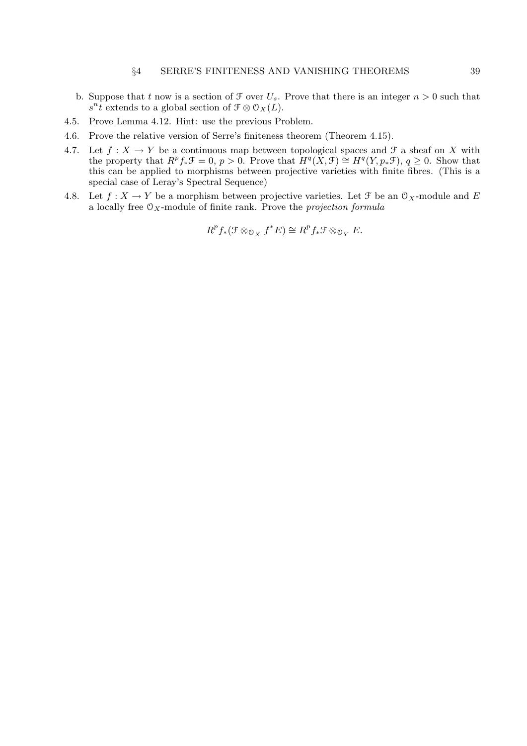b. Suppose that $t$ now is a section of $\mathcal{F}$ over $U_s$. Prove that there is an integer $n > 0$ such that $s^n t$ extends to a global section of $\mathcal{F} \otimes \mathcal{O}_X(L)$.

4.5. Prove Lemma 4.12. Hint: use the previous Problem.

4.6. Prove the relative version of Serre's finiteness theorem (Theorem 4.15).

4.7. Let $f : X \to Y$ be a continuous map between topological spaces and $\mathcal{F}$ a sheaf on $X$ with the property that $R^p f_* \mathcal{F} = 0$, $p > 0$. Prove that $H^q(X, \mathcal{F}) \cong H^q(Y, p_* \mathcal{F})$, $q \geq 0$. Show that this can be applied to morphisms between projective varieties with finite fibres. (This is a special case of Leray's Spectral Sequence)

4.8. Let $f : X \to Y$ be a morphism between projective varieties. Let $\mathcal{F}$ be an $\mathcal{O}_X$-module and $E$ a locally free $\mathcal{O}_X$-module of finite rank. Prove the *projection formula*

$$R^p f_* (\mathcal{F} \otimes_{\mathcal{O}_X} f^* E) \cong R^p f_* \mathcal{F} \otimes_{\mathcal{O}_Y} E.$$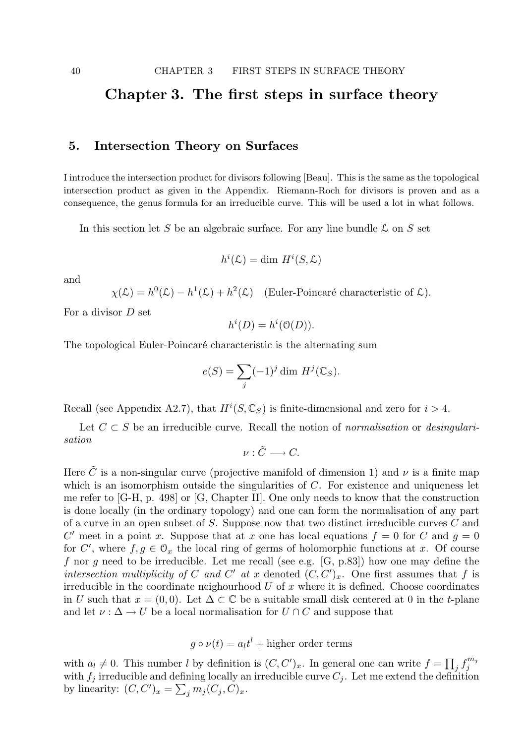# Chapter 3. The first steps in surface theory

## 5. Intersection Theory on Surfaces

I introduce the intersection product for divisors following [Beau]. This is the same as the topological intersection product as given in the Appendix. Riemann-Roch for divisors is proven and as a consequence, the genus formula for an irreducible curve. This will be used a lot in what follows.

In this section let $S$ be an algebraic surface. For any line bundle $\mathcal{L}$ on $S$ set

$$h^i(\mathcal{L}) = \dim\, H^i(S, \mathcal{L})$$

and

$$\chi(\mathcal{L}) = h^0(\mathcal{L}) - h^1(\mathcal{L}) + h^2(\mathcal{L}) \quad \text{(Euler-Poincaré characteristic of } \mathcal{L}\text{)}.$$

For a divisor $D$ set

$$h^i(D) = h^i(\mathcal{O}(D)).$$

The topological Euler-Poincaré characteristic is the alternating sum

$$e(S) = \sum_j (-1)^j \dim\, H^j(\mathbb{C}_S).$$

Recall (see Appendix A2.7), that $H^i(S, \mathbb{C}_S)$ is finite-dimensional and zero for $i > 4$.

Let $C \subset S$ be an irreducible curve. Recall the notion of *normalisation* or *desingularisation*

$$\nu : \tilde{C} \longrightarrow C.$$

Here $\tilde{C}$ is a non-singular curve (projective manifold of dimension 1) and $\nu$ is a finite map which is an isomorphism outside the singularities of $C$. For existence and uniqueness let me refer to [G-H, p. 498] or [G, Chapter II]. One only needs to know that the construction is done locally (in the ordinary topology) and one can form the normalisation of any part of a curve in an open subset of $S$. Suppose now that two distinct irreducible curves $C$ and $C'$ meet in a point $x$. Suppose that at $x$ one has local equations $f = 0$ for $C$ and $g = 0$ for $C'$, where $f, g \in \mathcal{O}_x$ the local ring of germs of holomorphic functions at $x$. Of course $f$ nor $g$ need to be irreducible. Let me recall (see e.g. [G, p.83]) how one may define the *intersection multiplicity of $C$ and $C'$ at $x$* denoted $(C, C')_x$. One first assumes that $f$ is irreducible in the coordinate neighbourhood $U$ of $x$ where it is defined. Choose coordinates in $U$ such that $x = (0, 0)$. Let $\Delta \subset \mathbb{C}$ be a suitable small disk centered at 0 in the $t$-plane and let $\nu : \Delta \to U$ be a local normalisation for $U \cap C$ and suppose that

$$g \circ \nu(t) = a_l t^l + \text{higher order terms}$$

with $a_l \neq 0$. This number $l$ by definition is $(C, C')_x$. In general one can write $f = \prod_j f_j^{m_j}$ with $f_j$ irreducible and defining locally an irreducible curve $C_j$. Let me extend the definition by linearity: $(C, C')_x = \sum_j m_j (C_j, C)_x$.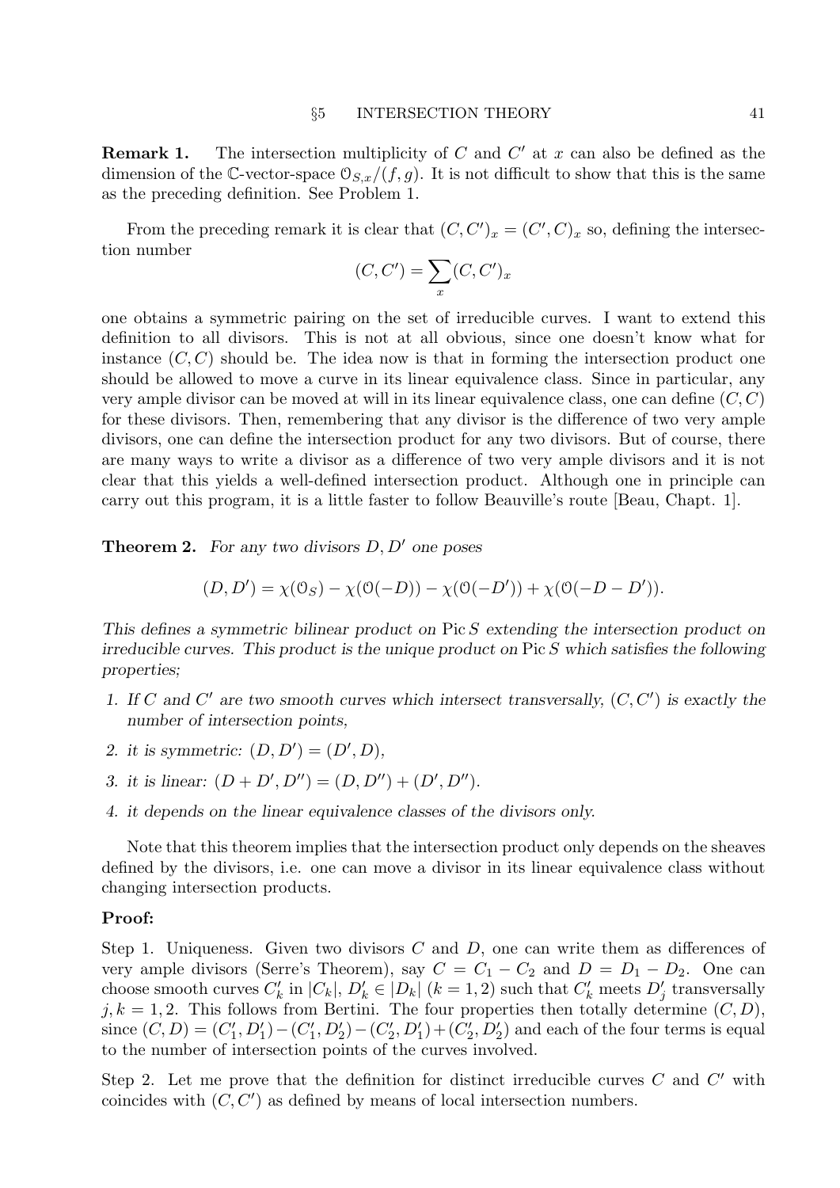**Remark 1.** The intersection multiplicity of $C$ and $C'$ at $x$ can also be defined as the dimension of the $\mathbb{C}$-vector-space $\mathcal{O}_{S,x}/(f,g)$. It is not difficult to show that this is the same as the preceding definition. See Problem 1.

From the preceding remark it is clear that $(C,C')_x = (C',C)_x$ so, defining the intersection number

$$(C,C') = \sum_x (C,C')_x$$

one obtains a symmetric pairing on the set of irreducible curves. I want to extend this definition to all divisors. This is not at all obvious, since one doesn't know what for instance $(C,C)$ should be. The idea now is that in forming the intersection product one should be allowed to move a curve in its linear equivalence class. Since in particular, any very ample divisor can be moved at will in its linear equivalence class, one can define $(C,C)$ for these divisors. Then, remembering that any divisor is the difference of two very ample divisors, one can define the intersection product for any two divisors. But of course, there are many ways to write a divisor as a difference of two very ample divisors and it is not clear that this yields a well-defined intersection product. Although one in principle can carry out this program, it is a little faster to follow Beauville's route [Beau, Chapt. 1].

**Theorem 2.** *For any two divisors $D, D'$ one poses*

$$(D,D') = \chi(\mathcal{O}_S) - \chi(\mathcal{O}(-D)) - \chi(\mathcal{O}(-D')) + \chi(\mathcal{O}(-D-D')).$$

*This defines a symmetric bilinear product on $\operatorname{Pic} S$ extending the intersection product on irreducible curves. This product is the unique product on $\operatorname{Pic} S$ which satisfies the following properties;*

1. *If $C$ and $C'$ are two smooth curves which intersect transversally, $(C,C')$ is exactly the number of intersection points,*
2. *it is symmetric: $(D,D') = (D',D)$,*
3. *it is linear: $(D+D',D'') = (D,D'') + (D',D'')$.*
4. *it depends on the linear equivalence classes of the divisors only.*

Note that this theorem implies that the intersection product only depends on the sheaves defined by the divisors, i.e. one can move a divisor in its linear equivalence class without changing intersection products.

**Proof:**

Step 1. Uniqueness. Given two divisors $C$ and $D$, one can write them as differences of very ample divisors (Serre's Theorem), say $C = C_1 - C_2$ and $D = D_1 - D_2$. One can choose smooth curves $C'_k$ in $|C_k|$, $D'_k \in |D_k|$ $(k = 1,2)$ such that $C'_k$ meets $D'_j$ transversally $j,k = 1,2$. This follows from Bertini. The four properties then totally determine $(C,D)$, since $(C,D) = (C'_1,D'_1) - (C'_1,D'_2) - (C'_2,D'_1) + (C'_2,D'_2)$ and each of the four terms is equal to the number of intersection points of the curves involved.

Step 2. Let me prove that the definition for distinct irreducible curves $C$ and $C'$ with coincides with $(C,C')$ as defined by means of local intersection numbers.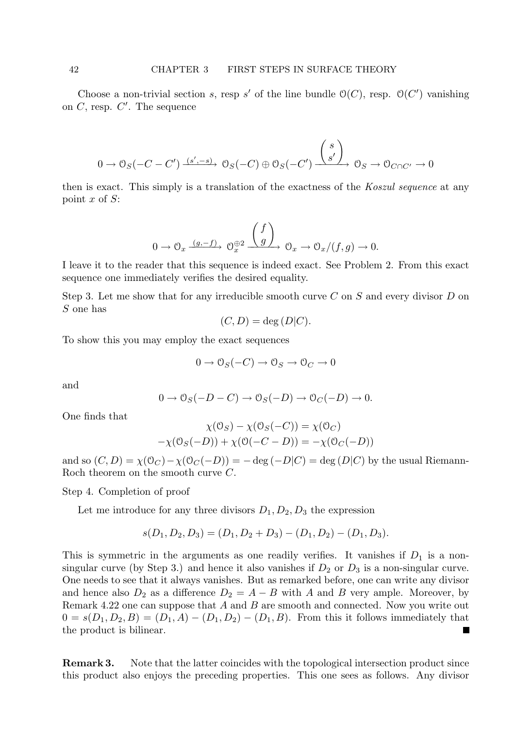Choose a non-trivial section $s$, resp $s'$ of the line bundle $\mathcal{O}(C)$, resp. $\mathcal{O}(C')$ vanishing on $C$, resp. $C'$. The sequence

$$0 \to \mathcal{O}_S(-C-C') \xrightarrow{(s',-s)} \mathcal{O}_S(-C) \oplus \mathcal{O}_S(-C') \xrightarrow{\begin{pmatrix} s \\ s' \end{pmatrix}} \mathcal{O}_S \to \mathcal{O}_{C\cap C'} \to 0$$

then is exact. This simply is a translation of the exactness of the *Koszul sequence* at any point $x$ of $S$:

$$0 \to \mathcal{O}_x \xrightarrow{(g,-f)} \mathcal{O}_x^{\oplus 2} \xrightarrow{\begin{pmatrix} f \\ g \end{pmatrix}} \mathcal{O}_x \to \mathcal{O}_x/(f,g) \to 0.$$

I leave it to the reader that this sequence is indeed exact. See Problem 2. From this exact sequence one immediately verifies the desired equality.

Step 3. Let me show that for any irreducible smooth curve $C$ on $S$ and every divisor $D$ on $S$ one has

$$(C, D) = \deg(D|C).$$

To show this you may employ the exact sequences

$$0 \to \mathcal{O}_S(-C) \to \mathcal{O}_S \to \mathcal{O}_C \to 0$$

and

$$0 \to \mathcal{O}_S(-D-C) \to \mathcal{O}_S(-D) \to \mathcal{O}_C(-D) \to 0.$$

One finds that

$$\chi(\mathcal{O}_S) - \chi(\mathcal{O}_S(-C)) = \chi(\mathcal{O}_C)$$
$$-\chi(\mathcal{O}_S(-D)) + \chi(\mathcal{O}(-C-D)) = -\chi(\mathcal{O}_C(-D))$$

and so $(C,D) = \chi(\mathcal{O}_C) - \chi(\mathcal{O}_C(-D)) = -\deg(-D|C) = \deg(D|C)$ by the usual Riemann-Roch theorem on the smooth curve $C$.

Step 4. Completion of proof

Let me introduce for any three divisors $D_1, D_2, D_3$ the expression

$$s(D_1, D_2, D_3) = (D_1, D_2 + D_3) - (D_1, D_2) - (D_1, D_3).$$

This is symmetric in the arguments as one readily verifies. It vanishes if $D_1$ is a non-singular curve (by Step 3.) and hence it also vanishes if $D_2$ or $D_3$ is a non-singular curve. One needs to see that it always vanishes. But as remarked before, one can write any divisor and hence also $D_2$ as a difference $D_2 = A - B$ with $A$ and $B$ very ample. Moreover, by Remark 4.22 one can suppose that $A$ and $B$ are smooth and connected. Now you write out $0 = s(D_1, D_2, B) = (D_1, A) - (D_1, D_2) - (D_1, B)$. From this it follows immediately that the product is bilinear. ■

**Remark 3.** Note that the latter coincides with the topological intersection product since this product also enjoys the preceding properties. This one sees as follows. Any divisor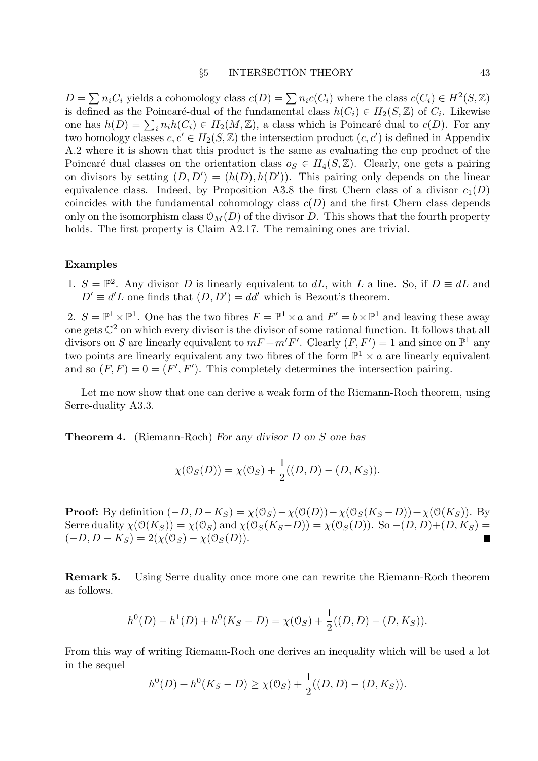$D = \sum n_i C_i$ yields a cohomology class $c(D) = \sum n_i c(C_i)$ where the class $c(C_i) \in H^2(S, \mathbb{Z})$ is defined as the Poincaré-dual of the fundamental class $h(C_i) \in H_2(S, \mathbb{Z})$ of $C_i$. Likewise one has $h(D) = \sum_i n_i h(C_i) \in H_2(M, \mathbb{Z})$, a class which is Poincaré dual to $c(D)$. For any two homology classes $c, c' \in H_2(S, \mathbb{Z})$ the intersection product $(c, c')$ is defined in Appendix A.2 where it is shown that this product is the same as evaluating the cup product of the Poincaré dual classes on the orientation class $o_S \in H_4(S, \mathbb{Z})$. Clearly, one gets a pairing on divisors by setting $(D, D') = (h(D), h(D'))$. This pairing only depends on the linear equivalence class. Indeed, by Proposition A3.8 the first Chern class of a divisor $c_1(D)$ coincides with the fundamental cohomology class $c(D)$ and the first Chern class depends only on the isomorphism class $\mathcal{O}_M(D)$ of the divisor $D$. This shows that the fourth property holds. The first property is Claim A2.17. The remaining ones are trivial.

**Examples**

1. $S = \mathbb{P}^2$. Any divisor $D$ is linearly equivalent to $dL$, with $L$ a line. So, if $D \equiv dL$ and $D' \equiv d'L$ one finds that $(D, D') = dd'$ which is Bezout's theorem.

2. $S = \mathbb{P}^1 \times \mathbb{P}^1$. One has the two fibres $F = \mathbb{P}^1 \times a$ and $F' = b \times \mathbb{P}^1$ and leaving these away one gets $\mathbb{C}^2$ on which every divisor is the divisor of some rational function. It follows that all divisors on $S$ are linearly equivalent to $mF + m'F'$. Clearly $(F, F') = 1$ and since on $\mathbb{P}^1$ any two points are linearly equivalent any two fibres of the form $\mathbb{P}^1 \times a$ are linearly equivalent and so $(F, F) = 0 = (F', F')$. This completely determines the intersection pairing.

Let me now show that one can derive a weak form of the Riemann-Roch theorem, using Serre-duality A3.3.

**Theorem 4.** (Riemann-Roch) *For any divisor $D$ on $S$ one has*

$$\chi(\mathcal{O}_S(D)) = \chi(\mathcal{O}_S) + \frac{1}{2}((D, D) - (D, K_S)).$$

**Proof:** By definition $(-D, D - K_S) = \chi(\mathcal{O}_S) - \chi(\mathcal{O}(D)) - \chi(\mathcal{O}_S(K_S - D)) + \chi(\mathcal{O}(K_S))$. By Serre duality $\chi(\mathcal{O}(K_S)) = \chi(\mathcal{O}_S)$ and $\chi(\mathcal{O}_S(K_S - D)) = \chi(\mathcal{O}_S(D))$. So $-(D, D) + (D, K_S) = (-D, D - K_S) = 2(\chi(\mathcal{O}_S) - \chi(\mathcal{O}_S(D)))$. ∎

**Remark 5.** Using Serre duality once more one can rewrite the Riemann-Roch theorem as follows.

$$h^0(D) - h^1(D) + h^0(K_S - D) = \chi(\mathcal{O}_S) + \frac{1}{2}((D, D) - (D, K_S)).$$

From this way of writing Riemann-Roch one derives an inequality which will be used a lot in the sequel

$$h^0(D) + h^0(K_S - D) \geq \chi(\mathcal{O}_S) + \frac{1}{2}((D, D) - (D, K_S)).$$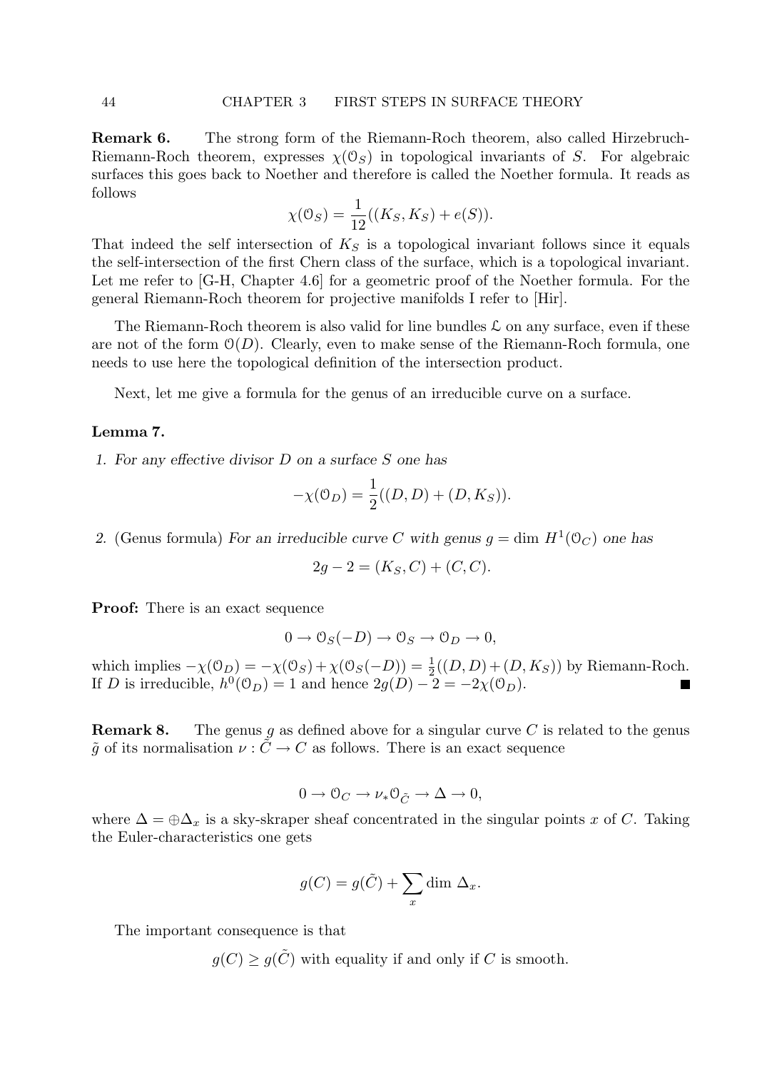**Remark 6.** The strong form of the Riemann-Roch theorem, also called Hirzebruch-Riemann-Roch theorem, expresses $\chi(\mathcal{O}_S)$ in topological invariants of $S$. For algebraic surfaces this goes back to Noether and therefore is called the Noether formula. It reads as follows

$$\chi(\mathcal{O}_S) = \frac{1}{12}((K_S, K_S) + e(S)).$$

That indeed the self intersection of $K_S$ is a topological invariant follows since it equals the self-intersection of the first Chern class of the surface, which is a topological invariant. Let me refer to [G-H, Chapter 4.6] for a geometric proof of the Noether formula. For the general Riemann-Roch theorem for projective manifolds I refer to [Hir].

The Riemann-Roch theorem is also valid for line bundles $\mathcal{L}$ on any surface, even if these are not of the form $\mathcal{O}(D)$. Clearly, even to make sense of the Riemann-Roch formula, one needs to use here the topological definition of the intersection product.

Next, let me give a formula for the genus of an irreducible curve on a surface.

**Lemma 7.**

1. *For any effective divisor $D$ on a surface $S$ one has*

$$-\chi(\mathcal{O}_D) = \frac{1}{2}((D, D) + (D, K_S)).$$

2. (Genus formula) *For an irreducible curve $C$ with genus $g = \dim H^1(\mathcal{O}_C)$ one has*

$$2g - 2 = (K_S, C) + (C, C).$$

**Proof:** There is an exact sequence

$$0 \to \mathcal{O}_S(-D) \to \mathcal{O}_S \to \mathcal{O}_D \to 0,$$

which implies $-\chi(\mathcal{O}_D) = -\chi(\mathcal{O}_S) + \chi(\mathcal{O}_S(-D)) = \frac{1}{2}((D, D) + (D, K_S))$ by Riemann-Roch. If $D$ is irreducible, $h^0(\mathcal{O}_D) = 1$ and hence $2g(D) - 2 = -2\chi(\mathcal{O}_D)$. ∎

**Remark 8.** The genus $g$ as defined above for a singular curve $C$ is related to the genus $\tilde{g}$ of its normalisation $\nu : \tilde{C} \to C$ as follows. There is an exact sequence

$$0 \to \mathcal{O}_C \to \nu_* \mathcal{O}_{\tilde{C}} \to \Delta \to 0,$$

where $\Delta = \oplus \Delta_x$ is a sky-skraper sheaf concentrated in the singular points $x$ of $C$. Taking the Euler-characteristics one gets

$$g(C) = g(\tilde{C}) + \sum_x \dim \Delta_x.$$

The important consequence is that

$$g(C) \geq g(\tilde{C}) \text{ with equality if and only if } C \text{ is smooth.}$$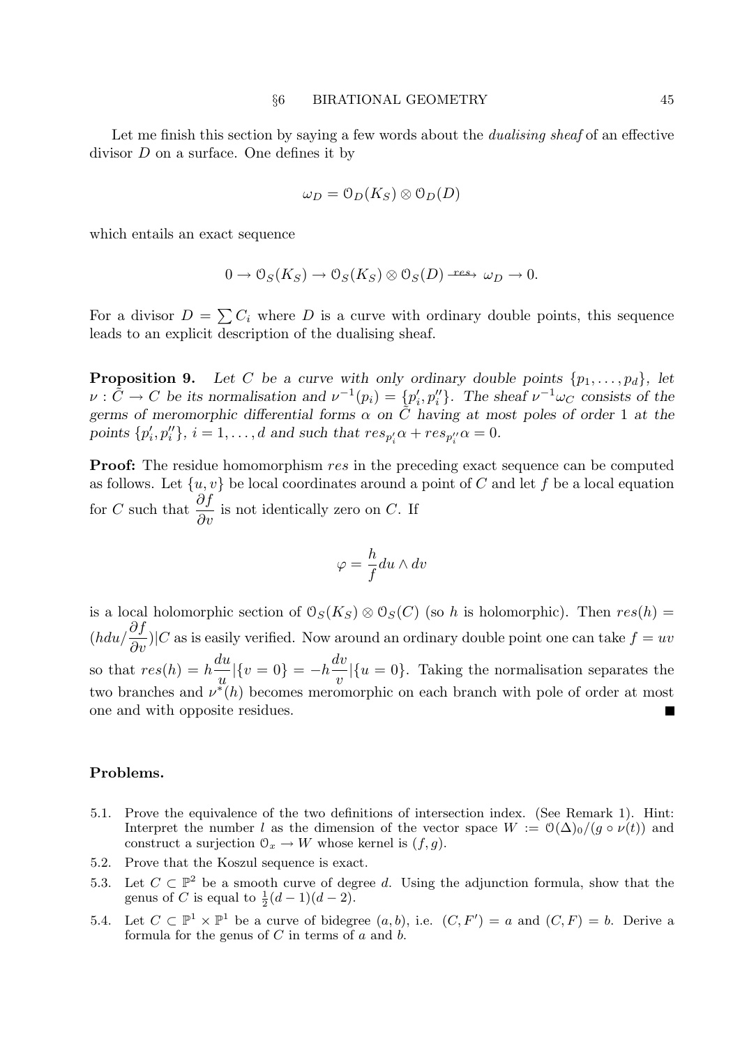Let me finish this section by saying a few words about the *dualising sheaf* of an effective divisor $D$ on a surface. One defines it by

$$\omega_D = \mathcal{O}_D(K_S) \otimes \mathcal{O}_D(D)$$

which entails an exact sequence

$$0 \to \mathcal{O}_S(K_S) \to \mathcal{O}_S(K_S) \otimes \mathcal{O}_S(D) \xrightarrow{res} \omega_D \to 0.$$

For a divisor $D = \sum C_i$ where $D$ is a curve with ordinary double points, this sequence leads to an explicit description of the dualising sheaf.

**Proposition 9.** *Let $C$ be a curve with only ordinary double points $\{p_1, \ldots, p_d\}$, let $\nu : \tilde{C} \to C$ be its normalisation and $\nu^{-1}(p_i) = \{p_i', p_i''\}$. The sheaf $\nu^{-1}\omega_C$ consists of the germs of meromorphic differential forms $\alpha$ on $\tilde{C}$ having at most poles of order 1 at the points $\{p_i', p_i''\}$, $i = 1, \ldots, d$ and such that $res_{p_i'}\alpha + res_{p_i''}\alpha = 0$.*

**Proof:** The residue homomorphism $res$ in the preceding exact sequence can be computed as follows. Let $\{u, v\}$ be local coordinates around a point of $C$ and let $f$ be a local equation for $C$ such that $\dfrac{\partial f}{\partial v}$ is not identically zero on $C$. If

$$\varphi = \frac{h}{f} du \wedge dv$$

is a local holomorphic section of $\mathcal{O}_S(K_S) \otimes \mathcal{O}_S(C)$ (so $h$ is holomorphic). Then $res(h) = (hdu/\dfrac{\partial f}{\partial v})|C$ as is easily verified. Now around an ordinary double point one can take $f = uv$ so that $res(h) = h\dfrac{du}{u}|\{v = 0\} = -h\dfrac{dv}{v}|\{u = 0\}$. Taking the normalisation separates the two branches and $\nu^*(h)$ becomes meromorphic on each branch with pole of order at most one and with opposite residues. ∎

### Problems.

5.1. Prove the equivalence of the two definitions of intersection index. (See Remark 1). Hint: Interpret the number $l$ as the dimension of the vector space $W := \mathcal{O}(\Delta)_0/(g \circ \nu(t))$ and construct a surjection $\mathcal{O}_x \to W$ whose kernel is $(f, g)$.

5.2. Prove that the Koszul sequence is exact.

5.3. Let $C \subset \mathbb{P}^2$ be a smooth curve of degree $d$. Using the adjunction formula, show that the genus of $C$ is equal to $\frac{1}{2}(d-1)(d-2)$.

5.4. Let $C \subset \mathbb{P}^1 \times \mathbb{P}^1$ be a curve of bidegree $(a, b)$, i.e. $(C, F') = a$ and $(C, F) = b$. Derive a formula for the genus of $C$ in terms of $a$ and $b$.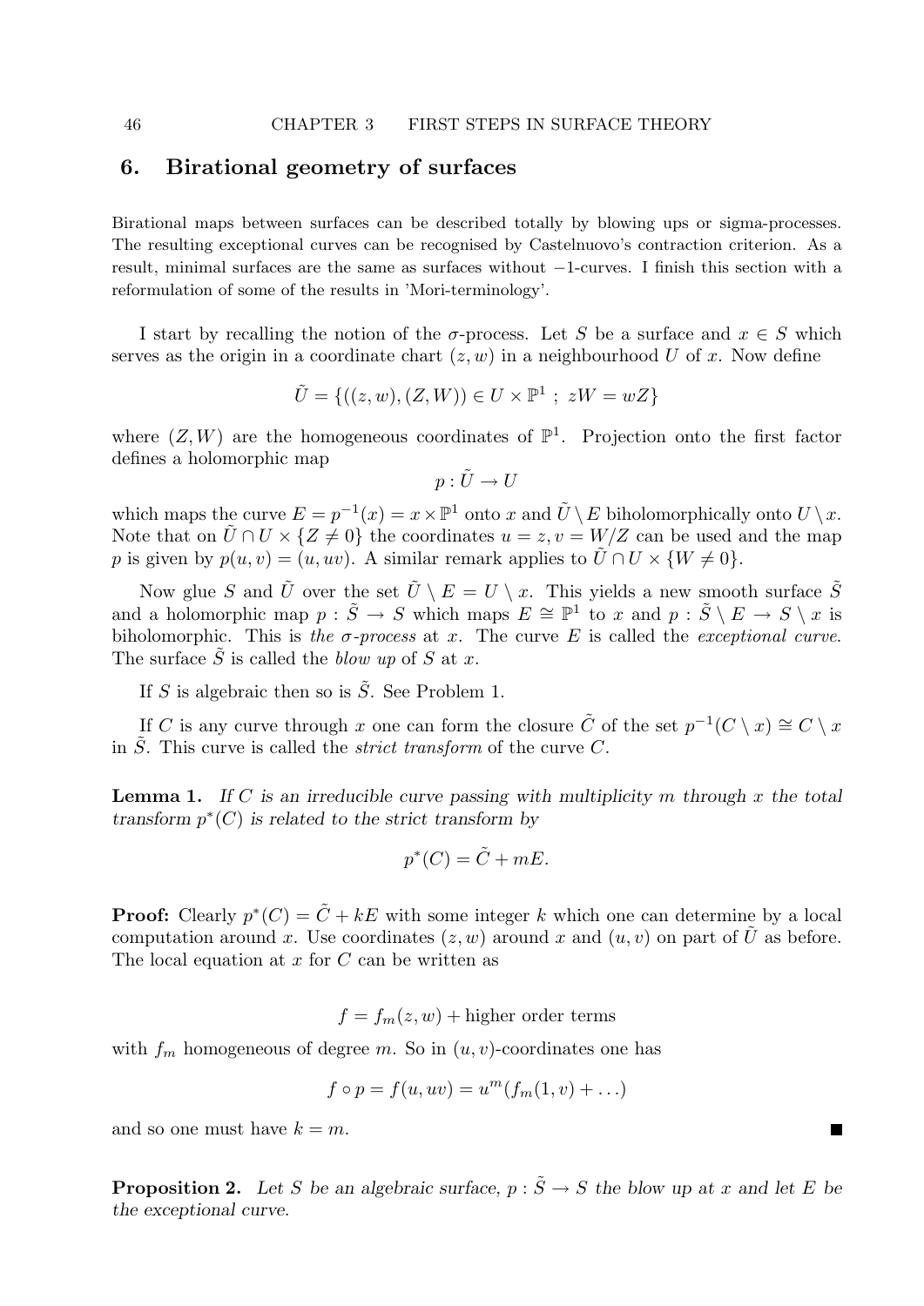## 6. Birational geometry of surfaces

Birational maps between surfaces can be described totally by blowing ups or sigma-processes. The resulting exceptional curves can be recognised by Castelnuovo's contraction criterion. As a result, minimal surfaces are the same as surfaces without $-1$-curves. I finish this section with a reformulation of some of the results in 'Mori-terminology'.

I start by recalling the notion of the $\sigma$-process. Let $S$ be a surface and $x \in S$ which serves as the origin in a coordinate chart $(z, w)$ in a neighbourhood $U$ of $x$. Now define

$$\tilde{U} = \{((z,w),(Z,W)) \in U \times \mathbb{P}^1 \ ; \ zW = wZ\}$$

where $(Z, W)$ are the homogeneous coordinates of $\mathbb{P}^1$. Projection onto the first factor defines a holomorphic map

$$p : \tilde{U} \to U$$

which maps the curve $E = p^{-1}(x) = x \times \mathbb{P}^1$ onto $x$ and $\tilde{U} \setminus E$ biholomorphically onto $U \setminus x$. Note that on $\tilde{U} \cap U \times \{Z \neq 0\}$ the coordinates $u = z, v = W/Z$ can be used and the map $p$ is given by $p(u, v) = (u, uv)$. A similar remark applies to $\tilde{U} \cap U \times \{W \neq 0\}$.

Now glue $S$ and $\tilde{U}$ over the set $\tilde{U} \setminus E = U \setminus x$. This yields a new smooth surface $\tilde{S}$ and a holomorphic map $p : \tilde{S} \to S$ which maps $E \cong \mathbb{P}^1$ to $x$ and $p : \tilde{S} \setminus E \to S \setminus x$ is biholomorphic. This is *the $\sigma$-process* at $x$. The curve $E$ is called the *exceptional curve*. The surface $\tilde{S}$ is called the *blow up* of $S$ at $x$.

If $S$ is algebraic then so is $\tilde{S}$. See Problem 1.

If $C$ is any curve through $x$ one can form the closure $\tilde{C}$ of the set $p^{-1}(C \setminus x) \cong C \setminus x$ in $\tilde{S}$. This curve is called the *strict transform* of the curve $C$.

**Lemma 1.** *If $C$ is an irreducible curve passing with multiplicity $m$ through $x$ the total transform $p^*(C)$ is related to the strict transform by*

$$p^*(C) = \tilde{C} + mE.$$

**Proof:** Clearly $p^*(C) = \tilde{C} + kE$ with some integer $k$ which one can determine by a local computation around $x$. Use coordinates $(z, w)$ around $x$ and $(u, v)$ on part of $\tilde{U}$ as before. The local equation at $x$ for $C$ can be written as

$$f = f_m(z, w) + \text{higher order terms}$$

with $f_m$ homogeneous of degree $m$. So in $(u, v)$-coordinates one has

$$f \circ p = f(u, uv) = u^m (f_m(1, v) + \ldots)$$

and so one must have $k = m$. ∎

**Proposition 2.** *Let $S$ be an algebraic surface, $p : \tilde{S} \to S$ the blow up at $x$ and let $E$ be the exceptional curve.*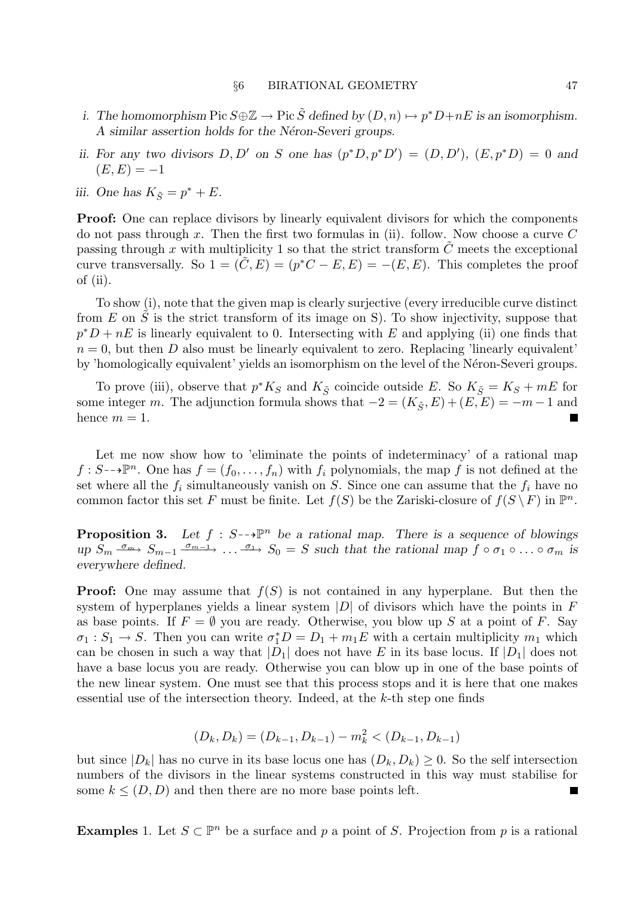*i. The homomorphism* $\text{Pic}\, S \oplus \mathbb{Z} \to \text{Pic}\, \tilde{S}$ *defined by* $(D, n) \mapsto p^*D + nE$ *is an isomorphism. A similar assertion holds for the Néron-Severi groups.*

*ii. For any two divisors* $D, D'$ *on* $S$ *one has* $(p^*D, p^*D') = (D, D')$, $(E, p^*D) = 0$ *and* $(E, E) = -1$

*iii. One has* $K_{\tilde{S}} = p^* + E$.

**Proof:** One can replace divisors by linearly equivalent divisors for which the components do not pass through $x$. Then the first two formulas in (ii). follow. Now choose a curve $C$ passing through $x$ with multiplicity 1 so that the strict transform $\tilde{C}$ meets the exceptional curve transversally. So $1 = (\tilde{C}, E) = (p^*C - E, E) = -(E, E)$. This completes the proof of (ii).

To show (i), note that the given map is clearly surjective (every irreducible curve distinct from $E$ on $\tilde{S}$ is the strict transform of its image on S). To show injectivity, suppose that $p^*D + nE$ is linearly equivalent to 0. Intersecting with $E$ and applying (ii) one finds that $n = 0$, but then $D$ also must be linearly equivalent to zero. Replacing 'linearly equivalent' by 'homologically equivalent' yields an isomorphism on the level of the Néron-Severi groups.

To prove (iii), observe that $p^*K_S$ and $K_{\tilde{S}}$ coincide outside $E$. So $K_{\tilde{S}} = K_S + mE$ for some integer $m$. The adjunction formula shows that $-2 = (K_{\tilde{S}}, E) + (E, E) = -m - 1$ and hence $m = 1$. ∎

Let me now show how to 'eliminate the points of indeterminacy' of a rational map $f : S \dashrightarrow \mathbb{P}^n$. One has $f = (f_0, \ldots, f_n)$ with $f_i$ polynomials, the map $f$ is not defined at the set where all the $f_i$ simultaneously vanish on $S$. Since one can assume that the $f_i$ have no common factor this set $F$ must be finite. Let $f(S)$ be the Zariski-closure of $f(S \setminus F)$ in $\mathbb{P}^n$.

**Proposition 3.** *Let* $f : S \dashrightarrow \mathbb{P}^n$ *be a rational map. There is a sequence of blowings up* $S_m \xrightarrow{\sigma_m} S_{m-1} \xrightarrow{\sigma_{m-1}} \ldots \xrightarrow{\sigma_1} S_0 = S$ *such that the rational map* $f \circ \sigma_1 \circ \ldots \circ \sigma_m$ *is everywhere defined.*

**Proof:** One may assume that $f(S)$ is not contained in any hyperplane. But then the system of hyperplanes yields a linear system $|D|$ of divisors which have the points in $F$ as base points. If $F = \emptyset$ you are ready. Otherwise, you blow up $S$ at a point of $F$. Say $\sigma_1 : S_1 \to S$. Then you can write $\sigma_1^* D = D_1 + m_1 E$ with a certain multiplicity $m_1$ which can be chosen in such a way that $|D_1|$ does not have $E$ in its base locus. If $|D_1|$ does not have a base locus you are ready. Otherwise you can blow up in one of the base points of the new linear system. One must see that this process stops and it is here that one makes essential use of the intersection theory. Indeed, at the $k$-th step one finds

$$(D_k, D_k) = (D_{k-1}, D_{k-1}) - m_k^2 < (D_{k-1}, D_{k-1})$$

but since $|D_k|$ has no curve in its base locus one has $(D_k, D_k) \geq 0$. So the self intersection numbers of the divisors in the linear systems constructed in this way must stabilise for some $k \leq (D, D)$ and then there are no more base points left. ∎

**Examples** 1. Let $S \subset \mathbb{P}^n$ be a surface and $p$ a point of $S$. Projection from $p$ is a rational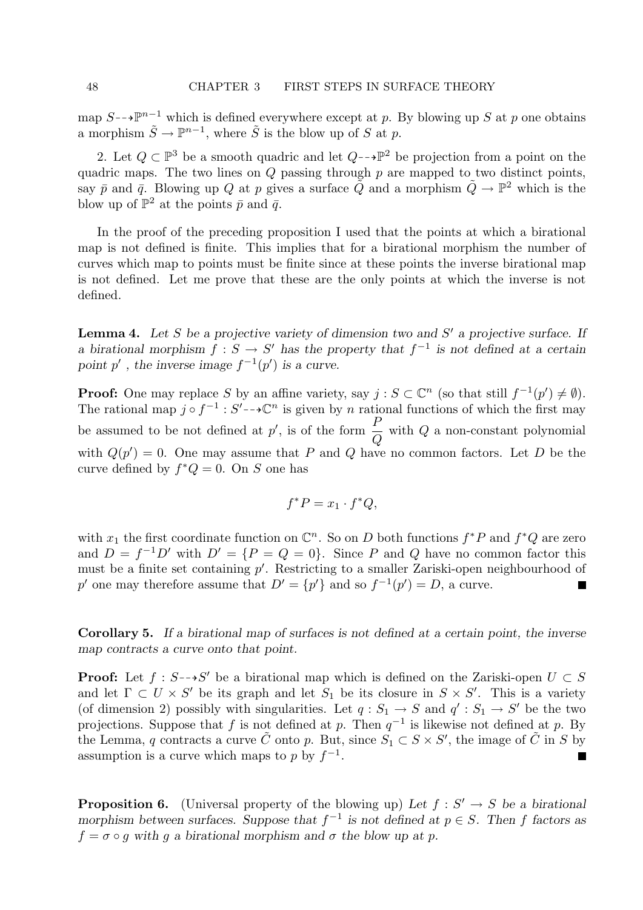map $S \dashrightarrow \mathbb{P}^{n-1}$ which is defined everywhere except at $p$. By blowing up $S$ at $p$ one obtains a morphism $\tilde{S} \to \mathbb{P}^{n-1}$, where $\tilde{S}$ is the blow up of $S$ at $p$.

2. Let $Q \subset \mathbb{P}^3$ be a smooth quadric and let $Q \dashrightarrow \mathbb{P}^2$ be projection from a point on the quadric maps. The two lines on $Q$ passing through $p$ are mapped to two distinct points, say $\bar{p}$ and $\bar{q}$. Blowing up $Q$ at $p$ gives a surface $\tilde{Q}$ and a morphism $\tilde{Q} \to \mathbb{P}^2$ which is the blow up of $\mathbb{P}^2$ at the points $\bar{p}$ and $\bar{q}$.

In the proof of the preceding proposition I used that the points at which a birational map is not defined is finite. This implies that for a birational morphism the number of curves which map to points must be finite since at these points the inverse birational map is not defined. Let me prove that these are the only points at which the inverse is not defined.

**Lemma 4.** *Let $S$ be a projective variety of dimension two and $S'$ a projective surface. If a birational morphism $f : S \to S'$ has the property that $f^{-1}$ is not defined at a certain point $p'$ , the inverse image $f^{-1}(p')$ is a curve.*

**Proof:** One may replace $S$ by an affine variety, say $j : S \subset \mathbb{C}^n$ (so that still $f^{-1}(p') \neq \emptyset$). The rational map $j \circ f^{-1} : S' \dashrightarrow \mathbb{C}^n$ is given by $n$ rational functions of which the first may be assumed to be not defined at $p'$, is of the form $\dfrac{P}{Q}$ with $Q$ a non-constant polynomial with $Q(p') = 0$. One may assume that $P$ and $Q$ have no common factors. Let $D$ be the curve defined by $f^*Q = 0$. On $S$ one has

$$f^*P = x_1 \cdot f^*Q,$$

with $x_1$ the first coordinate function on $\mathbb{C}^n$. So on $D$ both functions $f^*P$ and $f^*Q$ are zero and $D = f^{-1}D'$ with $D' = \{P = Q = 0\}$. Since $P$ and $Q$ have no common factor this must be a finite set containing $p'$. Restricting to a smaller Zariski-open neighbourhood of $p'$ one may therefore assume that $D' = \{p'\}$ and so $f^{-1}(p') = D$, a curve. ∎

**Corollary 5.** *If a birational map of surfaces is not defined at a certain point, the inverse map contracts a curve onto that point.*

**Proof:** Let $f : S \dashrightarrow S'$ be a birational map which is defined on the Zariski-open $U \subset S$ and let $\Gamma \subset U \times S'$ be its graph and let $S_1$ be its closure in $S \times S'$. This is a variety (of dimension 2) possibly with singularities. Let $q : S_1 \to S$ and $q' : S_1 \to S'$ be the two projections. Suppose that $f$ is not defined at $p$. Then $q^{-1}$ is likewise not defined at $p$. By the Lemma, $q$ contracts a curve $\tilde{C}$ onto $p$. But, since $S_1 \subset S \times S'$, the image of $\tilde{C}$ in $S$ by assumption is a curve which maps to $p$ by $f^{-1}$. ∎

**Proposition 6.** (Universal property of the blowing up) *Let $f : S' \to S$ be a birational morphism between surfaces. Suppose that $f^{-1}$ is not defined at $p \in S$. Then $f$ factors as $f = \sigma \circ g$ with $g$ a birational morphism and $\sigma$ the blow up at $p$.*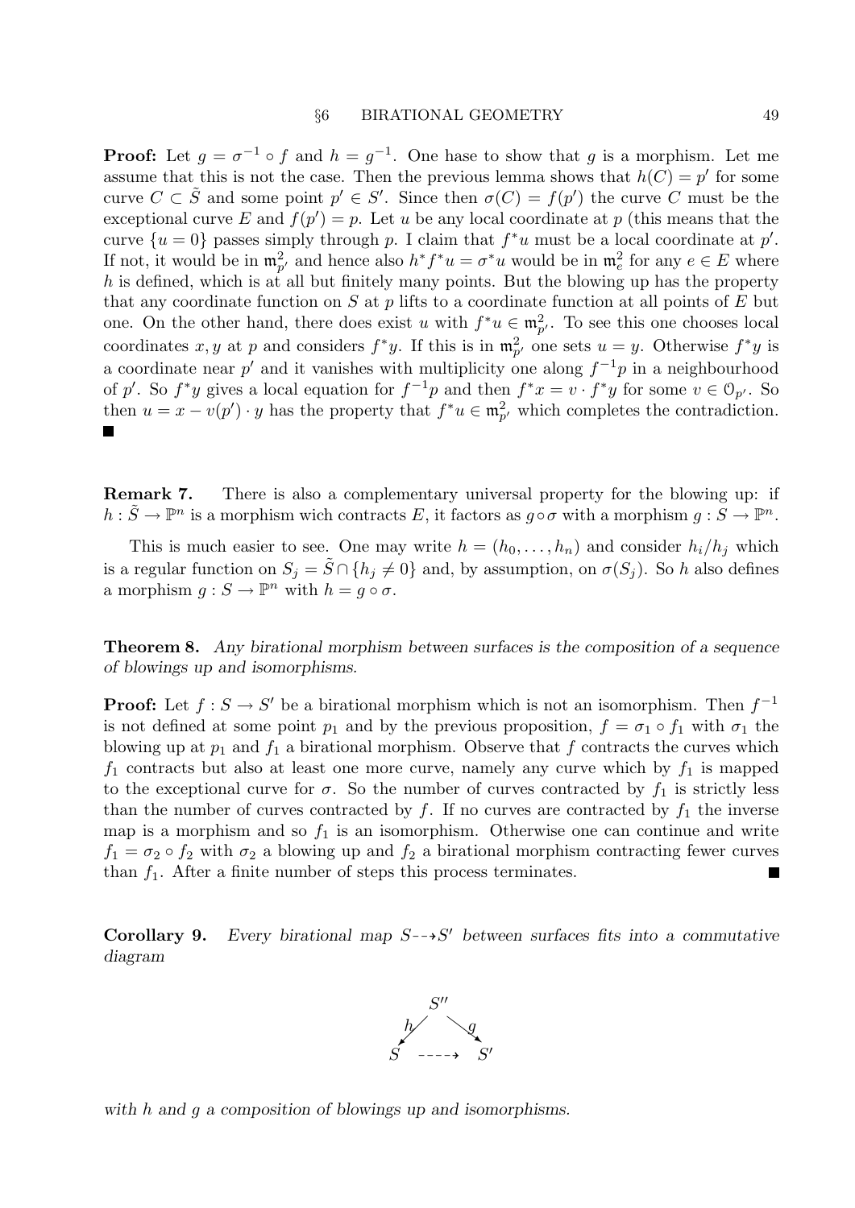**Proof:** Let $g = \sigma^{-1} \circ f$ and $h = g^{-1}$. One hase to show that $g$ is a morphism. Let me assume that this is not the case. Then the previous lemma shows that $h(C) = p'$ for some curve $C \subset \tilde{S}$ and some point $p' \in S'$. Since then $\sigma(C) = f(p')$ the curve $C$ must be the exceptional curve $E$ and $f(p') = p$. Let $u$ be any local coordinate at $p$ (this means that the curve $\{u = 0\}$ passes simply through $p$. I claim that $f^*u$ must be a local coordinate at $p'$. If not, it would be in $\mathfrak{m}_{p'}^2$ and hence also $h^*f^*u = \sigma^*u$ would be in $\mathfrak{m}_e^2$ for any $e \in E$ where $h$ is defined, which is at all but finitely many points. But the blowing up has the property that any coordinate function on $S$ at $p$ lifts to a coordinate function at all points of $E$ but one. On the other hand, there does exist $u$ with $f^*u \in \mathfrak{m}_{p'}^2$. To see this one chooses local coordinates $x, y$ at $p$ and considers $f^*y$. If this is in $\mathfrak{m}_{p'}^2$ one sets $u = y$. Otherwise $f^*y$ is a coordinate near $p'$ and it vanishes with multiplicity one along $f^{-1}p$ in a neighbourhood of $p'$. So $f^*y$ gives a local equation for $f^{-1}p$ and then $f^*x = v \cdot f^*y$ for some $v \in \mathcal{O}_{p'}$. So then $u = x - v(p') \cdot y$ has the property that $f^*u \in \mathfrak{m}_{p'}^2$ which completes the contradiction. ∎

**Remark 7.** There is also a complementary universal property for the blowing up: if $h : \tilde{S} \to \mathbb{P}^n$ is a morphism wich contracts $E$, it factors as $g \circ \sigma$ with a morphism $g : S \to \mathbb{P}^n$.

This is much easier to see. One may write $h = (h_0, \ldots, h_n)$ and consider $h_i/h_j$ which is a regular function on $S_j = \tilde{S} \cap \{h_j \neq 0\}$ and, by assumption, on $\sigma(S_j)$. So $h$ also defines a morphism $g : S \to \mathbb{P}^n$ with $h = g \circ \sigma$.

**Theorem 8.** *Any birational morphism between surfaces is the composition of a sequence of blowings up and isomorphisms.*

**Proof:** Let $f : S \to S'$ be a birational morphism which is not an isomorphism. Then $f^{-1}$ is not defined at some point $p_1$ and by the previous proposition, $f = \sigma_1 \circ f_1$ with $\sigma_1$ the blowing up at $p_1$ and $f_1$ a birational morphism. Observe that $f$ contracts the curves which $f_1$ contracts but also at least one more curve, namely any curve which by $f_1$ is mapped to the exceptional curve for $\sigma$. So the number of curves contracted by $f_1$ is strictly less than the number of curves contracted by $f$. If no curves are contracted by $f_1$ the inverse map is a morphism and so $f_1$ is an isomorphism. Otherwise one can continue and write $f_1 = \sigma_2 \circ f_2$ with $\sigma_2$ a blowing up and $f_2$ a birational morphism contracting fewer curves than $f_1$. After a finite number of steps this process terminates. ∎

**Corollary 9.** *Every birational map $S \dashrightarrow S'$ between surfaces fits into a commutative diagram*

$$\begin{array}{ccc} & S'' & \\ {}^{h}\swarrow & & \searrow^{g} \\ S & \dashrightarrow & S' \end{array}$$

*with $h$ and $g$ a composition of blowings up and isomorphisms.*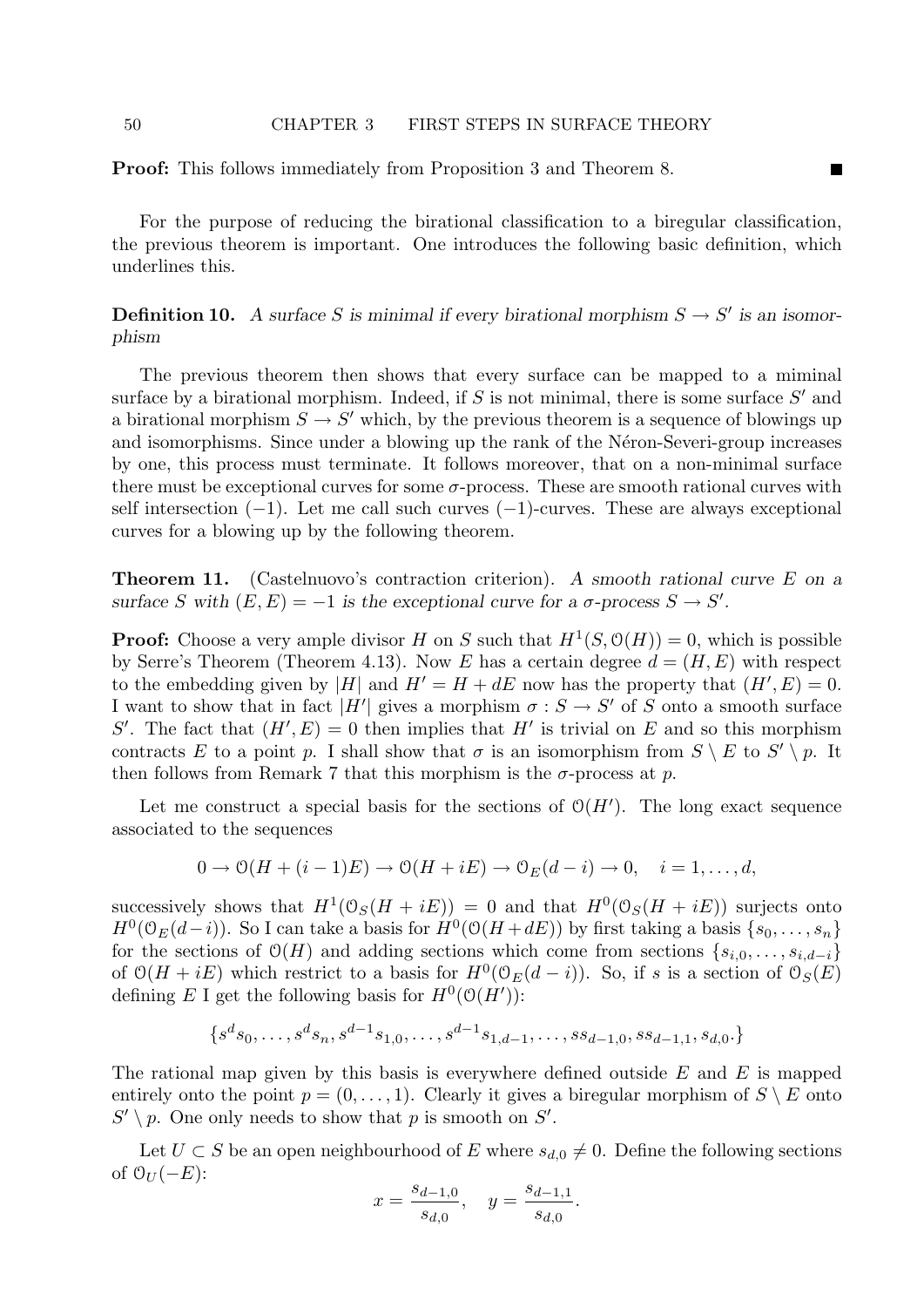**Proof:** This follows immediately from Proposition 3 and Theorem 8. ■

For the purpose of reducing the birational classification to a biregular classification, the previous theorem is important. One introduces the following basic definition, which underlines this.

**Definition 10.** *A surface $S$ is minimal if every birational morphism $S \to S'$ is an isomorphism*

The previous theorem then shows that every surface can be mapped to a miminal surface by a birational morphism. Indeed, if $S$ is not minimal, there is some surface $S'$ and a birational morphism $S \to S'$ which, by the previous theorem is a sequence of blowings up and isomorphisms. Since under a blowing up the rank of the Néron-Severi-group increases by one, this process must terminate. It follows moreover, that on a non-minimal surface there must be exceptional curves for some $\sigma$-process. These are smooth rational curves with self intersection $(-1)$. Let me call such curves $(-1)$-curves. These are always exceptional curves for a blowing up by the following theorem.

**Theorem 11.** (Castelnuovo's contraction criterion). *A smooth rational curve $E$ on a surface $S$ with $(E, E) = -1$ is the exceptional curve for a $\sigma$-process $S \to S'$.*

**Proof:** Choose a very ample divisor $H$ on $S$ such that $H^1(S, \mathcal{O}(H)) = 0$, which is possible by Serre's Theorem (Theorem 4.13). Now $E$ has a certain degree $d = (H, E)$ with respect to the embedding given by $|H|$ and $H' = H + dE$ now has the property that $(H', E) = 0$. I want to show that in fact $|H'|$ gives a morphism $\sigma : S \to S'$ of $S$ onto a smooth surface $S'$. The fact that $(H', E) = 0$ then implies that $H'$ is trivial on $E$ and so this morphism contracts $E$ to a point $p$. I shall show that $\sigma$ is an isomorphism from $S \setminus E$ to $S' \setminus p$. It then follows from Remark 7 that this morphism is the $\sigma$-process at $p$.

Let me construct a special basis for the sections of $\mathcal{O}(H')$. The long exact sequence associated to the sequences

$$0 \to \mathcal{O}(H + (i-1)E) \to \mathcal{O}(H + iE) \to \mathcal{O}_E(d-i) \to 0, \quad i = 1, \ldots, d,$$

successively shows that $H^1(\mathcal{O}_S(H + iE)) = 0$ and that $H^0(\mathcal{O}_S(H + iE))$ surjects onto $H^0(\mathcal{O}_E(d-i))$. So I can take a basis for $H^0(\mathcal{O}(H+dE))$ by first taking a basis $\{s_0, \ldots, s_n\}$ for the sections of $\mathcal{O}(H)$ and adding sections which come from sections $\{s_{i,0}, \ldots, s_{i,d-i}\}$ of $\mathcal{O}(H + iE)$ which restrict to a basis for $H^0(\mathcal{O}_E(d-i))$. So, if $s$ is a section of $\mathcal{O}_S(E)$ defining $E$ I get the following basis for $H^0(\mathcal{O}(H'))$:

$$\{s^d s_0, \ldots, s^d s_n, s^{d-1} s_{1,0}, \ldots, s^{d-1} s_{1,d-1}, \ldots, s s_{d-1,0}, s s_{d-1,1}, s_{d,0}.\}$$

The rational map given by this basis is everywhere defined outside $E$ and $E$ is mapped entirely onto the point $p = (0, \ldots, 1)$. Clearly it gives a biregular morphism of $S \setminus E$ onto $S' \setminus p$. One only needs to show that $p$ is smooth on $S'$.

Let $U \subset S$ be an open neighbourhood of $E$ where $s_{d,0} \neq 0$. Define the following sections of $\mathcal{O}_U(-E)$:

$$x = \frac{s_{d-1,0}}{s_{d,0}}, \quad y = \frac{s_{d-1,1}}{s_{d,0}}.$$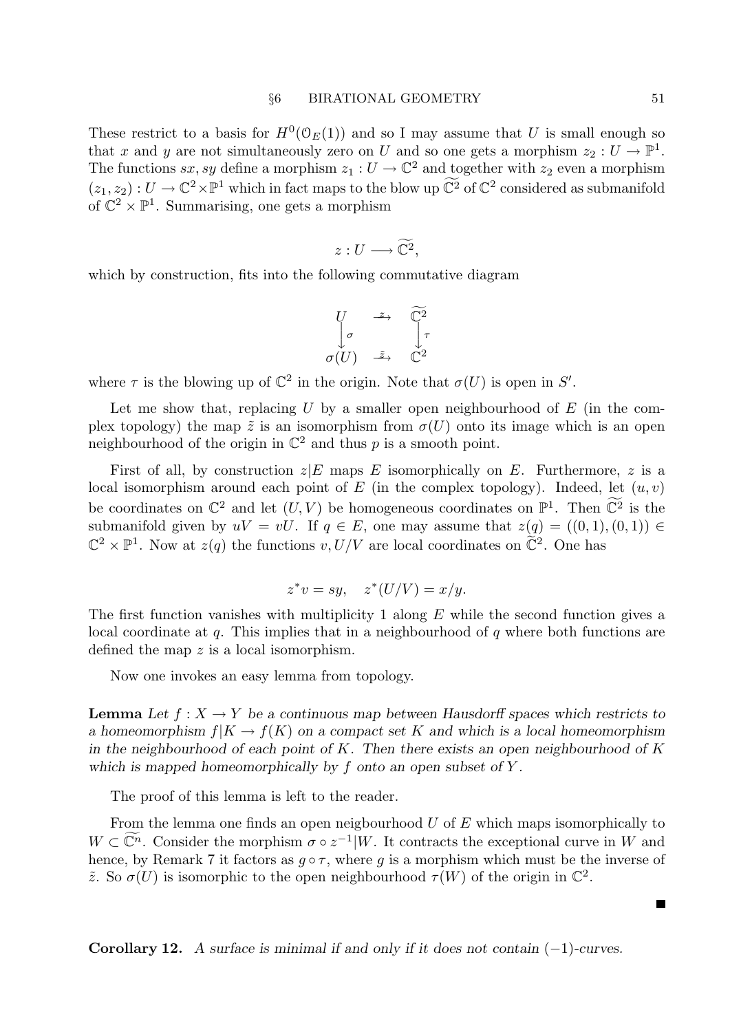These restrict to a basis for $H^0(\mathcal{O}_E(1))$ and so I may assume that $U$ is small enough so that $x$ and $y$ are not simultaneously zero on $U$ and so one gets a morphism $z_2 : U \to \mathbb{P}^1$. The functions $sx, sy$ define a morphism $z_1 : U \to \mathbb{C}^2$ and together with $z_2$ even a morphism $(z_1, z_2) : U \to \mathbb{C}^2 \times \mathbb{P}^1$ which in fact maps to the blow up $\widetilde{\mathbb{C}^2}$ of $\mathbb{C}^2$ considered as submanifold of $\mathbb{C}^2 \times \mathbb{P}^1$. Summarising, one gets a morphism

$$z : U \longrightarrow \widetilde{\mathbb{C}^2},$$

which by construction, fits into the following commutative diagram

$$\begin{array}{ccc} U & \xrightarrow{z} & \widetilde{\mathbb{C}^2} \\ \downarrow \sigma & & \downarrow \tau \\ \sigma(U) & \xrightarrow{\tilde{z}} & \mathbb{C}^2 \end{array}$$

where $\tau$ is the blowing up of $\mathbb{C}^2$ in the origin. Note that $\sigma(U)$ is open in $S'$.

Let me show that, replacing $U$ by a smaller open neighbourhood of $E$ (in the complex topology) the map $\tilde{z}$ is an isomorphism from $\sigma(U)$ onto its image which is an open neighbourhood of the origin in $\mathbb{C}^2$ and thus $p$ is a smooth point.

First of all, by construction $z|E$ maps $E$ isomorphically on $E$. Furthermore, $z$ is a local isomorphism around each point of $E$ (in the complex topology). Indeed, let $(u, v)$ be coordinates on $\mathbb{C}^2$ and let $(U, V)$ be homogeneous coordinates on $\mathbb{P}^1$. Then $\widetilde{\mathbb{C}^2}$ is the submanifold given by $uV = vU$. If $q \in E$, one may assume that $z(q) = ((0,1),(0,1)) \in \mathbb{C}^2 \times \mathbb{P}^1$. Now at $z(q)$ the functions $v, U/V$ are local coordinates on $\widetilde{\mathbb{C}^2}$. One has

$$z^*v = sy, \quad z^*(U/V) = x/y.$$

The first function vanishes with multiplicity 1 along $E$ while the second function gives a local coordinate at $q$. This implies that in a neighbourhood of $q$ where both functions are defined the map $z$ is a local isomorphism.

Now one invokes an easy lemma from topology.

**Lemma** *Let $f : X \to Y$ be a continuous map between Hausdorff spaces which restricts to a homeomorphism $f|K \to f(K)$ on a compact set $K$ and which is a local homeomorphism in the neighbourhood of each point of $K$. Then there exists an open neighbourhood of $K$ which is mapped homeomorphically by $f$ onto an open subset of $Y$.*

The proof of this lemma is left to the reader.

From the lemma one finds an open neigbourhood $U$ of $E$ which maps isomorphically to $W \subset \widetilde{\mathbb{C}^n}$. Consider the morphism $\sigma \circ z^{-1}|W$. It contracts the exceptional curve in $W$ and hence, by Remark 7 it factors as $g \circ \tau$, where $g$ is a morphism which must be the inverse of $\tilde{z}$. So $\sigma(U)$ is isomorphic to the open neighbourhood $\tau(W)$ of the origin in $\mathbb{C}^2$.

■

**Corollary 12.** *A surface is minimal if and only if it does not contain $(-1)$-curves.*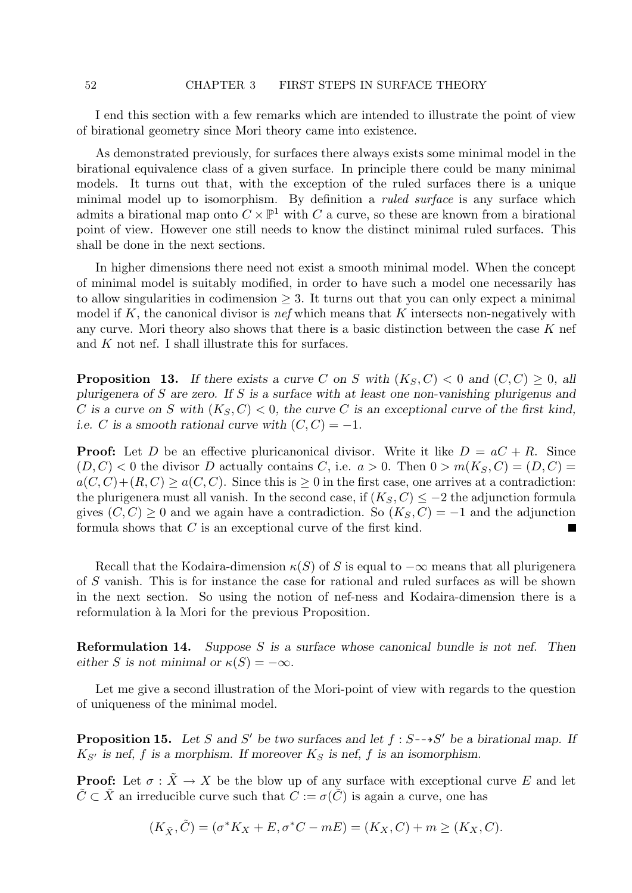I end this section with a few remarks which are intended to illustrate the point of view of birational geometry since Mori theory came into existence.

As demonstrated previously, for surfaces there always exists some minimal model in the birational equivalence class of a given surface. In principle there could be many minimal models. It turns out that, with the exception of the ruled surfaces there is a unique minimal model up to isomorphism. By definition a *ruled surface* is any surface which admits a birational map onto $C \times \mathbb{P}^1$ with $C$ a curve, so these are known from a birational point of view. However one still needs to know the distinct minimal ruled surfaces. This shall be done in the next sections.

In higher dimensions there need not exist a smooth minimal model. When the concept of minimal model is suitably modified, in order to have such a model one necessarily has to allow singularities in codimension $\geq 3$. It turns out that you can only expect a minimal model if $K$, the canonical divisor is *nef* which means that $K$ intersects non-negatively with any curve. Mori theory also shows that there is a basic distinction between the case $K$ nef and $K$ not nef. I shall illustrate this for surfaces.

**Proposition 13.** *If there exists a curve $C$ on $S$ with $(K_S, C) < 0$ and $(C, C) \geq 0$, all plurigenera of $S$ are zero. If $S$ is a surface with at least one non-vanishing plurigenus and $C$ is a curve on $S$ with $(K_S, C) < 0$, the curve $C$ is an exceptional curve of the first kind, i.e. $C$ is a smooth rational curve with $(C, C) = -1$.*

**Proof:** Let $D$ be an effective pluricanonical divisor. Write it like $D = aC + R$. Since $(D, C) < 0$ the divisor $D$ actually contains $C$, i.e. $a > 0$. Then $0 > m(K_S, C) = (D, C) = a(C, C) + (R, C) \geq a(C, C)$. Since this is $\geq 0$ in the first case, one arrives at a contradiction: the plurigenera must all vanish. In the second case, if $(K_S, C) \leq -2$ the adjunction formula gives $(C, C) \geq 0$ and we again have a contradiction. So $(K_S, C) = -1$ and the adjunction formula shows that $C$ is an exceptional curve of the first kind. ∎

Recall that the Kodaira-dimension $\kappa(S)$ of $S$ is equal to $-\infty$ means that all plurigenera of $S$ vanish. This is for instance the case for rational and ruled surfaces as will be shown in the next section. So using the notion of nef-ness and Kodaira-dimension there is a reformulation à la Mori for the previous Proposition.

**Reformulation 14.** *Suppose $S$ is a surface whose canonical bundle is not nef. Then either $S$ is not minimal or $\kappa(S) = -\infty$.*

Let me give a second illustration of the Mori-point of view with regards to the question of uniqueness of the minimal model.

**Proposition 15.** *Let $S$ and $S'$ be two surfaces and let $f : S \dashrightarrow S'$ be a birational map. If $K_{S'}$ is nef, $f$ is a morphism. If moreover $K_S$ is nef, $f$ is an isomorphism.*

**Proof:** Let $\sigma : \tilde{X} \to X$ be the blow up of any surface with exceptional curve $E$ and let $\tilde{C} \subset \tilde{X}$ an irreducible curve such that $C := \sigma(\tilde{C})$ is again a curve, one has

$$(K_{\tilde{X}}, \tilde{C}) = (\sigma^* K_X + E, \sigma^* C - mE) = (K_X, C) + m \geq (K_X, C).$$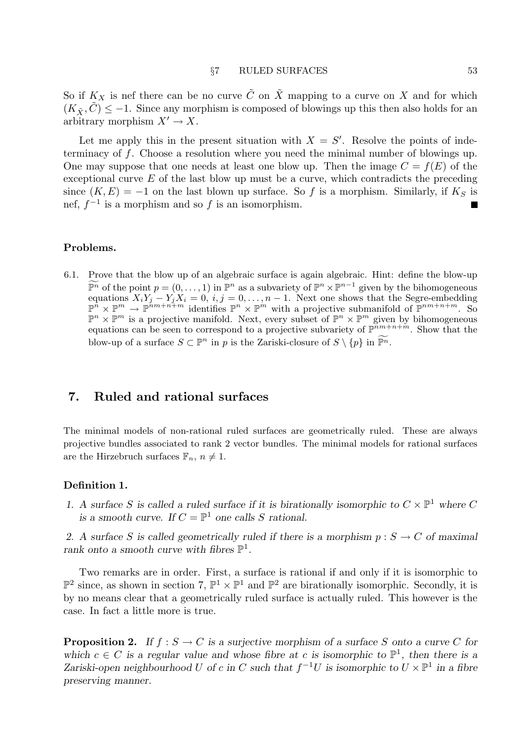So if $K_X$ is nef there can be no curve $\tilde{C}$ on $\tilde{X}$ mapping to a curve on $X$ and for which $(K_{\tilde{X}}, \tilde{C}) \leq -1$. Since any morphism is composed of blowings up this then also holds for an arbitrary morphism $X' \to X$.

Let me apply this in the present situation with $X = S'$. Resolve the points of indeterminacy of $f$. Choose a resolution where you need the minimal number of blowings up. One may suppose that one needs at least one blow up. Then the image $C = f(E)$ of the exceptional curve $E$ of the last blow up must be a curve, which contradicts the preceding since $(K, E) = -1$ on the last blown up surface. So $f$ is a morphism. Similarly, if $K_S$ is nef, $f^{-1}$ is a morphism and so $f$ is an isomorphism. ∎

#### Problems.

6.1. Prove that the blow up of an algebraic surface is again algebraic. Hint: define the blow-up $\widetilde{\mathbb{P}^n}$ of the point $p = (0, \ldots, 1)$ in $\mathbb{P}^n$ as a subvariety of $\mathbb{P}^n \times \mathbb{P}^{n-1}$ given by the bihomogeneous equations $X_i Y_j - Y_j X_i = 0$, $i, j = 0, \ldots, n-1$. Next one shows that the Segre-embedding $\mathbb{P}^n \times \mathbb{P}^m \to \mathbb{P}^{nm+n+m}$ identifies $\mathbb{P}^n \times \mathbb{P}^m$ with a projective submanifold of $\mathbb{P}^{nm+n+m}$. So $\mathbb{P}^n \times \mathbb{P}^m$ is a projective manifold. Next, every subset of $\mathbb{P}^n \times \mathbb{P}^m$ given by bihomogeneous equations can be seen to correspond to a projective subvariety of $\mathbb{P}^{nm+n+m}$. Show that the blow-up of a surface $S \subset \mathbb{P}^n$ in $p$ is the Zariski-closure of $S \setminus \{p\}$ in $\widetilde{\mathbb{P}^n}$.

## 7. Ruled and rational surfaces

The minimal models of non-rational ruled surfaces are geometrically ruled. These are always projective bundles associated to rank 2 vector bundles. The minimal models for rational surfaces are the Hirzebruch surfaces $\mathbb{F}_n$, $n \neq 1$.

#### Definition 1.

1. *A surface $S$ is called a ruled surface if it is birationally isomorphic to $C \times \mathbb{P}^1$ where $C$ is a smooth curve. If $C = \mathbb{P}^1$ one calls $S$ rational.*

2. *A surface $S$ is called geometrically ruled if there is a morphism $p : S \to C$ of maximal rank onto a smooth curve with fibres $\mathbb{P}^1$.*

Two remarks are in order. First, a surface is rational if and only if it is isomorphic to $\mathbb{P}^2$ since, as shown in section 7, $\mathbb{P}^1 \times \mathbb{P}^1$ and $\mathbb{P}^2$ are birationally isomorphic. Secondly, it is by no means clear that a geometrically ruled surface is actually ruled. This however is the case. In fact a little more is true.

**Proposition 2.** *If $f : S \to C$ is a surjective morphism of a surface $S$ onto a curve $C$ for which $c \in C$ is a regular value and whose fibre at $c$ is isomorphic to $\mathbb{P}^1$, then there is a Zariski-open neighbourhood $U$ of $c$ in $C$ such that $f^{-1}U$ is isomorphic to $U \times \mathbb{P}^1$ in a fibre preserving manner.*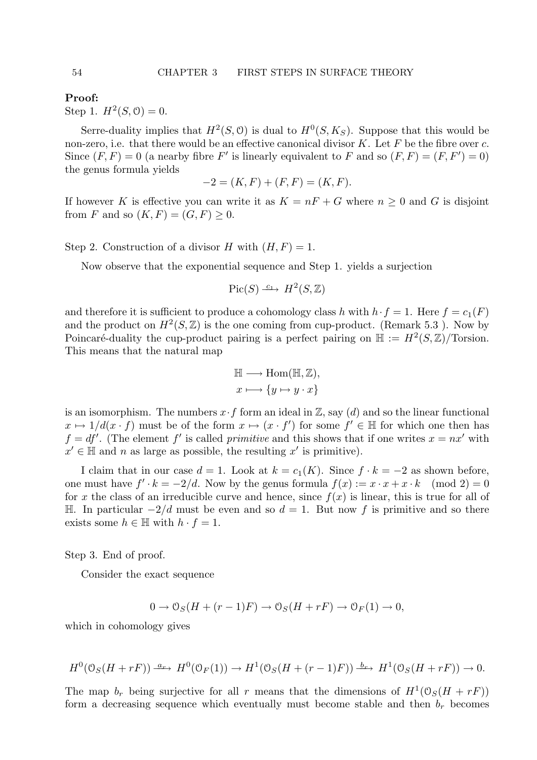**Proof:**
Step 1. $H^2(S, \mathcal{O}) = 0$.

Serre-duality implies that $H^2(S, \mathcal{O})$ is dual to $H^0(S, K_S)$. Suppose that this would be non-zero, i.e. that there would be an effective canonical divisor $K$. Let $F$ be the fibre over $c$. Since $(F, F) = 0$ (a nearby fibre $F'$ is linearly equivalent to $F$ and so $(F, F) = (F, F') = 0$) the genus formula yields

$$-2 = (K, F) + (F, F) = (K, F).$$

If however $K$ is effective you can write it as $K = nF + G$ where $n \geq 0$ and $G$ is disjoint from $F$ and so $(K, F) = (G, F) \geq 0$.

Step 2. Construction of a divisor $H$ with $(H, F) = 1$.

Now observe that the exponential sequence and Step 1. yields a surjection

$$\mathrm{Pic}(S) \xrightarrow{c_1} H^2(S, \mathbb{Z})$$

and therefore it is sufficient to produce a cohomology class $h$ with $h \cdot f = 1$. Here $f = c_1(F)$ and the product on $H^2(S, \mathbb{Z})$ is the one coming from cup-product. (Remark 5.3 ). Now by Poincaré-duality the cup-product pairing is a perfect pairing on $\mathbb{H} := H^2(S, \mathbb{Z})/\text{Torsion}$. This means that the natural map

$$\begin{aligned} \mathbb{H} &\longrightarrow \mathrm{Hom}(\mathbb{H}, \mathbb{Z}), \\ x &\longmapsto \{y \mapsto y \cdot x\} \end{aligned}$$

is an isomorphism. The numbers $x \cdot f$ form an ideal in $\mathbb{Z}$, say $(d)$ and so the linear functional $x \mapsto 1/d(x \cdot f)$ must be of the form $x \mapsto (x \cdot f')$ for some $f' \in \mathbb{H}$ for which one then has $f = df'$. (The element $f'$ is called *primitive* and this shows that if one writes $x = nx'$ with $x' \in \mathbb{H}$ and $n$ as large as possible, the resulting $x'$ is primitive).

I claim that in our case $d = 1$. Look at $k = c_1(K)$. Since $f \cdot k = -2$ as shown before, one must have $f' \cdot k = -2/d$. Now by the genus formula $f(x) := x \cdot x + x \cdot k \pmod 2 = 0$ for $x$ the class of an irreducible curve and hence, since $f(x)$ is linear, this is true for all of $\mathbb{H}$. In particular $-2/d$ must be even and so $d = 1$. But now $f$ is primitive and so there exists some $h \in \mathbb{H}$ with $h \cdot f = 1$.

Step 3. End of proof.

Consider the exact sequence

$$0 \to \mathcal{O}_S(H + (r-1)F) \to \mathcal{O}_S(H + rF) \to \mathcal{O}_F(1) \to 0,$$

which in cohomology gives

$$H^0(\mathcal{O}_S(H + rF)) \xrightarrow{a_r} H^0(\mathcal{O}_F(1)) \to H^1(\mathcal{O}_S(H + (r-1)F)) \xrightarrow{b_r} H^1(\mathcal{O}_S(H + rF)) \to 0.$$

The map $b_r$ being surjective for all $r$ means that the dimensions of $H^1(\mathcal{O}_S(H + rF))$ form a decreasing sequence which eventually must become stable and then $b_r$ becomes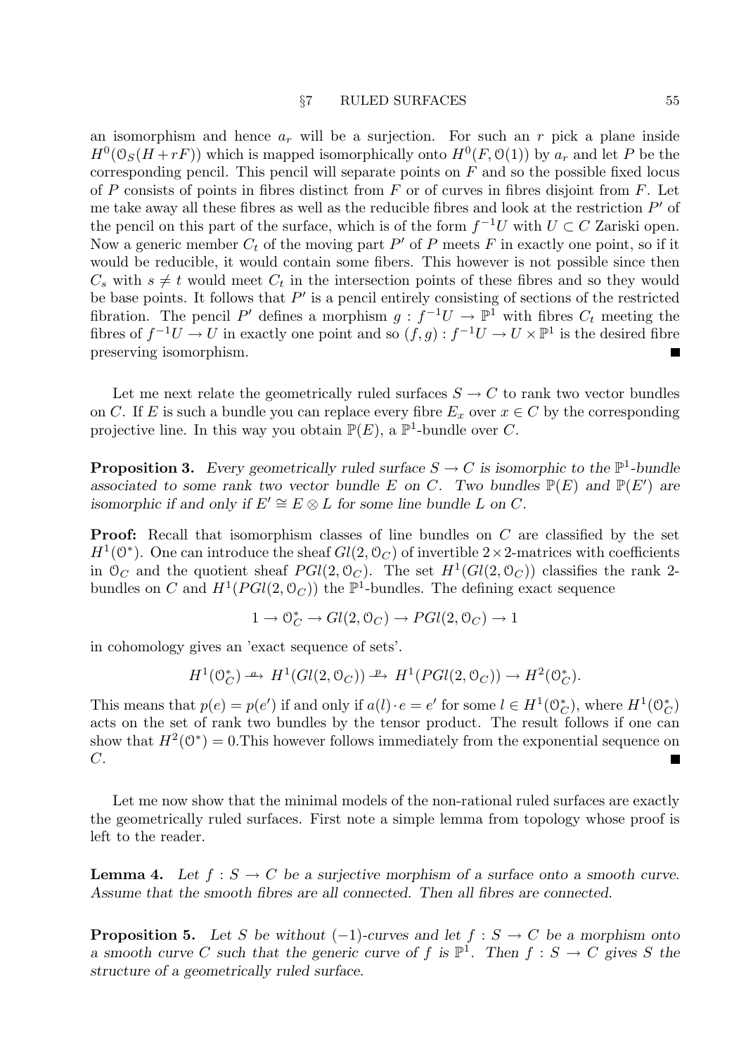an isomorphism and hence $a_r$ will be a surjection. For such an $r$ pick a plane inside $H^0(\mathcal{O}_S(H+rF))$ which is mapped isomorphically onto $H^0(F,\mathcal{O}(1))$ by $a_r$ and let $P$ be the corresponding pencil. This pencil will separate points on $F$ and so the possible fixed locus of $P$ consists of points in fibres distinct from $F$ or of curves in fibres disjoint from $F$. Let me take away all these fibres as well as the reducible fibres and look at the restriction $P'$ of the pencil on this part of the surface, which is of the form $f^{-1}U$ with $U \subset C$ Zariski open. Now a generic member $C_t$ of the moving part $P'$ of $P$ meets $F$ in exactly one point, so if it would be reducible, it would contain some fibers. This however is not possible since then $C_s$ with $s \neq t$ would meet $C_t$ in the intersection points of these fibres and so they would be base points. It follows that $P'$ is a pencil entirely consisting of sections of the restricted fibration. The pencil $P'$ defines a morphism $g : f^{-1}U \to \mathbb{P}^1$ with fibres $C_t$ meeting the fibres of $f^{-1}U \to U$ in exactly one point and so $(f,g) : f^{-1}U \to U \times \mathbb{P}^1$ is the desired fibre preserving isomorphism. ∎

Let me next relate the geometrically ruled surfaces $S \to C$ to rank two vector bundles on $C$. If $E$ is such a bundle you can replace every fibre $E_x$ over $x \in C$ by the corresponding projective line. In this way you obtain $\mathbb{P}(E)$, a $\mathbb{P}^1$-bundle over $C$.

**Proposition 3.** *Every geometrically ruled surface $S \to C$ is isomorphic to the $\mathbb{P}^1$-bundle associated to some rank two vector bundle $E$ on $C$. Two bundles $\mathbb{P}(E)$ and $\mathbb{P}(E')$ are isomorphic if and only if $E' \cong E \otimes L$ for some line bundle $L$ on $C$.*

**Proof:** Recall that isomorphism classes of line bundles on $C$ are classified by the set $H^1(\mathcal{O}^*)$. One can introduce the sheaf $Gl(2,\mathcal{O}_C)$ of invertible $2\times 2$-matrices with coefficients in $\mathcal{O}_C$ and the quotient sheaf $PGl(2,\mathcal{O}_C)$. The set $H^1(Gl(2,\mathcal{O}_C))$ classifies the rank 2-bundles on $C$ and $H^1(PGl(2,\mathcal{O}_C))$ the $\mathbb{P}^1$-bundles. The defining exact sequence

$$1 \to \mathcal{O}_C^* \to Gl(2,\mathcal{O}_C) \to PGl(2,\mathcal{O}_C) \to 1$$

in cohomology gives an 'exact sequence of sets'.

$$H^1(\mathcal{O}_C^*) \xrightarrow{a} H^1(Gl(2,\mathcal{O}_C)) \xrightarrow{p} H^1(PGl(2,\mathcal{O}_C)) \to H^2(\mathcal{O}_C^*).$$

This means that $p(e) = p(e')$ if and only if $a(l)\cdot e = e'$ for some $l \in H^1(\mathcal{O}_C^*)$, where $H^1(\mathcal{O}_C^*)$ acts on the set of rank two bundles by the tensor product. The result follows if one can show that $H^2(\mathcal{O}^*) = 0$.This however follows immediately from the exponential sequence on $C$. ∎

Let me now show that the minimal models of the non-rational ruled surfaces are exactly the geometrically ruled surfaces. First note a simple lemma from topology whose proof is left to the reader.

**Lemma 4.** *Let $f : S \to C$ be a surjective morphism of a surface onto a smooth curve. Assume that the smooth fibres are all connected. Then all fibres are connected.*

**Proposition 5.** *Let $S$ be without $(-1)$-curves and let $f : S \to C$ be a morphism onto a smooth curve $C$ such that the generic curve of $f$ is $\mathbb{P}^1$. Then $f : S \to C$ gives $S$ the structure of a geometrically ruled surface.*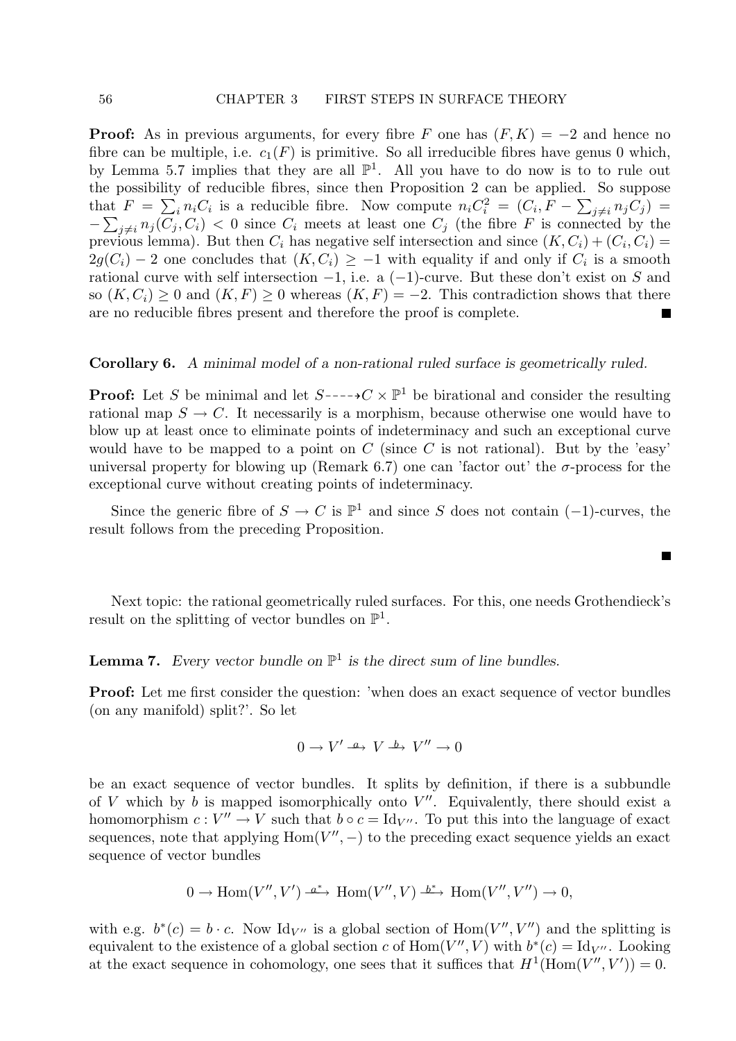**Proof:** As in previous arguments, for every fibre $F$ one has $(F, K) = -2$ and hence no fibre can be multiple, i.e. $c_1(F)$ is primitive. So all irreducible fibres have genus 0 which, by Lemma 5.7 implies that they are all $\mathbb{P}^1$. All you have to do now is to to rule out the possibility of reducible fibres, since then Proposition 2 can be applied. So suppose that $F = \sum_i n_i C_i$ is a reducible fibre. Now compute $n_i C_i^2 = (C_i, F - \sum_{j \neq i} n_j C_j) = -\sum_{j \neq i} n_j (C_j, C_i) < 0$ since $C_i$ meets at least one $C_j$ (the fibre $F$ is connected by the previous lemma). But then $C_i$ has negative self intersection and since $(K, C_i) + (C_i, C_i) = 2g(C_i) - 2$ one concludes that $(K, C_i) \geq -1$ with equality if and only if $C_i$ is a smooth rational curve with self intersection $-1$, i.e. a $(-1)$-curve. But these don't exist on $S$ and so $(K, C_i) \geq 0$ and $(K, F) \geq 0$ whereas $(K, F) = -2$. This contradiction shows that there are no reducible fibres present and therefore the proof is complete. ∎

**Corollary 6.** *A minimal model of a non-rational ruled surface is geometrically ruled.*

**Proof:** Let $S$ be minimal and let $S \dashrightarrow C \times \mathbb{P}^1$ be birational and consider the resulting rational map $S \to C$. It necessarily is a morphism, because otherwise one would have to blow up at least once to eliminate points of indeterminacy and such an exceptional curve would have to be mapped to a point on $C$ (since $C$ is not rational). But by the 'easy' universal property for blowing up (Remark 6.7) one can 'factor out' the $\sigma$-process for the exceptional curve without creating points of indeterminacy.

Since the generic fibre of $S \to C$ is $\mathbb{P}^1$ and since $S$ does not contain $(-1)$-curves, the result follows from the preceding Proposition.

∎

Next topic: the rational geometrically ruled surfaces. For this, one needs Grothendieck's result on the splitting of vector bundles on $\mathbb{P}^1$.

**Lemma 7.** *Every vector bundle on $\mathbb{P}^1$ is the direct sum of line bundles.*

**Proof:** Let me first consider the question: 'when does an exact sequence of vector bundles (on any manifold) split?'. So let

$$0 \to V' \xrightarrow{a} V \xrightarrow{b} V'' \to 0$$

be an exact sequence of vector bundles. It splits by definition, if there is a subbundle of $V$ which by $b$ is mapped isomorphically onto $V''$. Equivalently, there should exist a homomorphism $c : V'' \to V$ such that $b \circ c = \mathrm{Id}_{V''}$. To put this into the language of exact sequences, note that applying $\mathrm{Hom}(V'', -)$ to the preceding exact sequence yields an exact sequence of vector bundles

$$0 \to \mathrm{Hom}(V'', V') \xrightarrow{a^*} \mathrm{Hom}(V'', V) \xrightarrow{b^*} \mathrm{Hom}(V'', V'') \to 0,$$

with e.g. $b^*(c) = b \cdot c$. Now $\mathrm{Id}_{V''}$ is a global section of $\mathrm{Hom}(V'', V'')$ and the splitting is equivalent to the existence of a global section $c$ of $\mathrm{Hom}(V'', V)$ with $b^*(c) = \mathrm{Id}_{V''}$. Looking at the exact sequence in cohomology, one sees that it suffices that $H^1(\mathrm{Hom}(V'', V')) = 0$.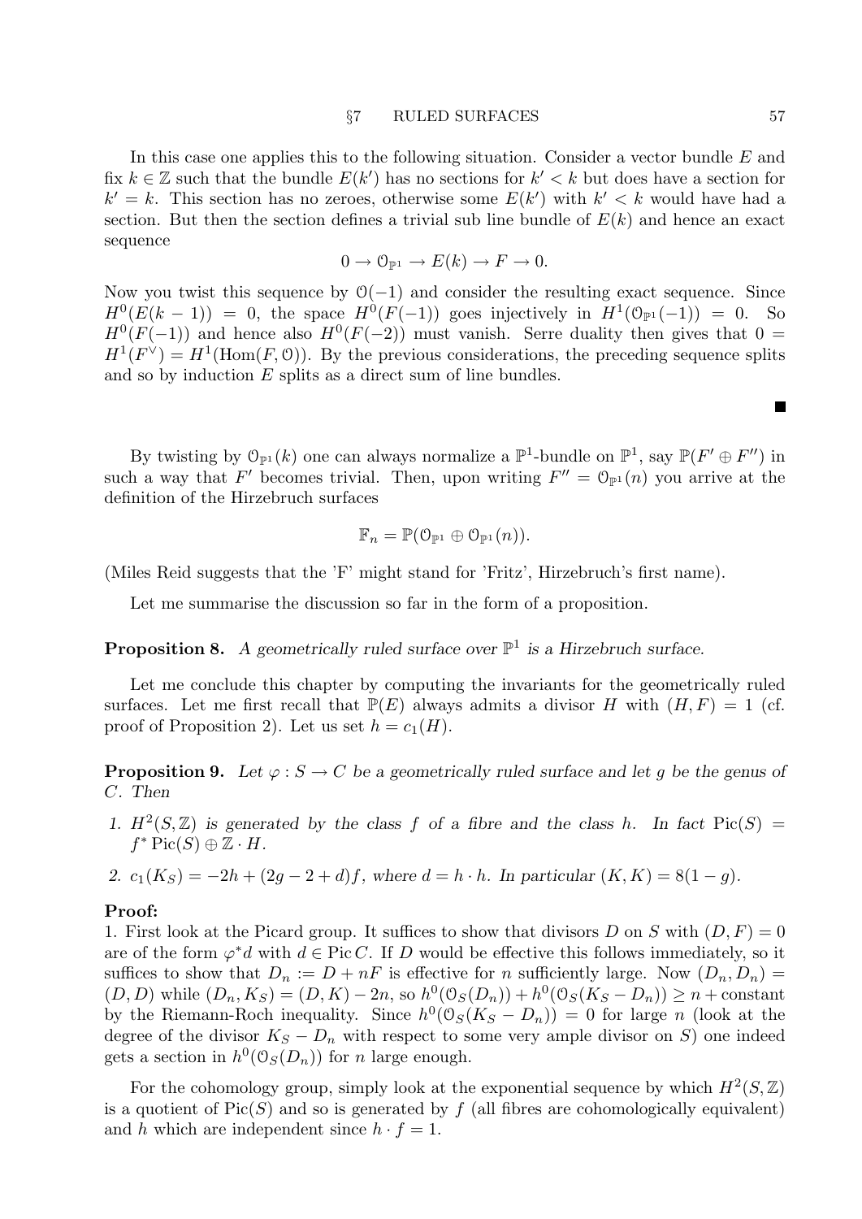In this case one applies this to the following situation. Consider a vector bundle $E$ and fix $k \in \mathbb{Z}$ such that the bundle $E(k')$ has no sections for $k' < k$ but does have a section for $k' = k$. This section has no zeroes, otherwise some $E(k')$ with $k' < k$ would have had a section. But then the section defines a trivial sub line bundle of $E(k)$ and hence an exact sequence

$$0 \to \mathcal{O}_{\mathbb{P}^1} \to E(k) \to F \to 0.$$

Now you twist this sequence by $\mathcal{O}(-1)$ and consider the resulting exact sequence. Since $H^0(E(k-1)) = 0$, the space $H^0(F(-1))$ goes injectively in $H^1(\mathcal{O}_{\mathbb{P}^1}(-1)) = 0$. So $H^0(F(-1))$ and hence also $H^0(F(-2))$ must vanish. Serre duality then gives that $0 = H^1(F^\vee) = H^1(\mathrm{Hom}(F, \mathcal{O}))$. By the previous considerations, the preceding sequence splits and so by induction $E$ splits as a direct sum of line bundles.

■

By twisting by $\mathcal{O}_{\mathbb{P}^1}(k)$ one can always normalize a $\mathbb{P}^1$-bundle on $\mathbb{P}^1$, say $\mathbb{P}(F' \oplus F'')$ in such a way that $F'$ becomes trivial. Then, upon writing $F'' = \mathcal{O}_{\mathbb{P}^1}(n)$ you arrive at the definition of the Hirzebruch surfaces

$$\mathbb{F}_n = \mathbb{P}(\mathcal{O}_{\mathbb{P}^1} \oplus \mathcal{O}_{\mathbb{P}^1}(n)).$$

(Miles Reid suggests that the 'F' might stand for 'Fritz', Hirzebruch's first name).

Let me summarise the discussion so far in the form of a proposition.

**Proposition 8.** *A geometrically ruled surface over $\mathbb{P}^1$ is a Hirzebruch surface.*

Let me conclude this chapter by computing the invariants for the geometrically ruled surfaces. Let me first recall that $\mathbb{P}(E)$ always admits a divisor $H$ with $(H, F) = 1$ (cf. proof of Proposition 2). Let us set $h = c_1(H)$.

**Proposition 9.** *Let $\varphi : S \to C$ be a geometrically ruled surface and let $g$ be the genus of $C$. Then*

1. *$H^2(S, \mathbb{Z})$ is generated by the class $f$ of a fibre and the class $h$. In fact $\mathrm{Pic}(S) = f^* \mathrm{Pic}(S) \oplus \mathbb{Z} \cdot H$.*
2. *$c_1(K_S) = -2h + (2g - 2 + d)f$, where $d = h \cdot h$. In particular $(K, K) = 8(1 - g)$.*

**Proof:**
1. First look at the Picard group. It suffices to show that divisors $D$ on $S$ with $(D, F) = 0$ are of the form $\varphi^* d$ with $d \in \mathrm{Pic}\, C$. If $D$ would be effective this follows immediately, so it suffices to show that $D_n := D + nF$ is effective for $n$ sufficiently large. Now $(D_n, D_n) = (D, D)$ while $(D_n, K_S) = (D, K) - 2n$, so $h^0(\mathcal{O}_S(D_n)) + h^0(\mathcal{O}_S(K_S - D_n)) \geq n + \text{constant}$ by the Riemann-Roch inequality. Since $h^0(\mathcal{O}_S(K_S - D_n)) = 0$ for large $n$ (look at the degree of the divisor $K_S - D_n$ with respect to some very ample divisor on $S$) one indeed gets a section in $h^0(\mathcal{O}_S(D_n))$ for $n$ large enough.

For the cohomology group, simply look at the exponential sequence by which $H^2(S, \mathbb{Z})$ is a quotient of $\mathrm{Pic}(S)$ and so is generated by $f$ (all fibres are cohomologically equivalent) and $h$ which are independent since $h \cdot f = 1$.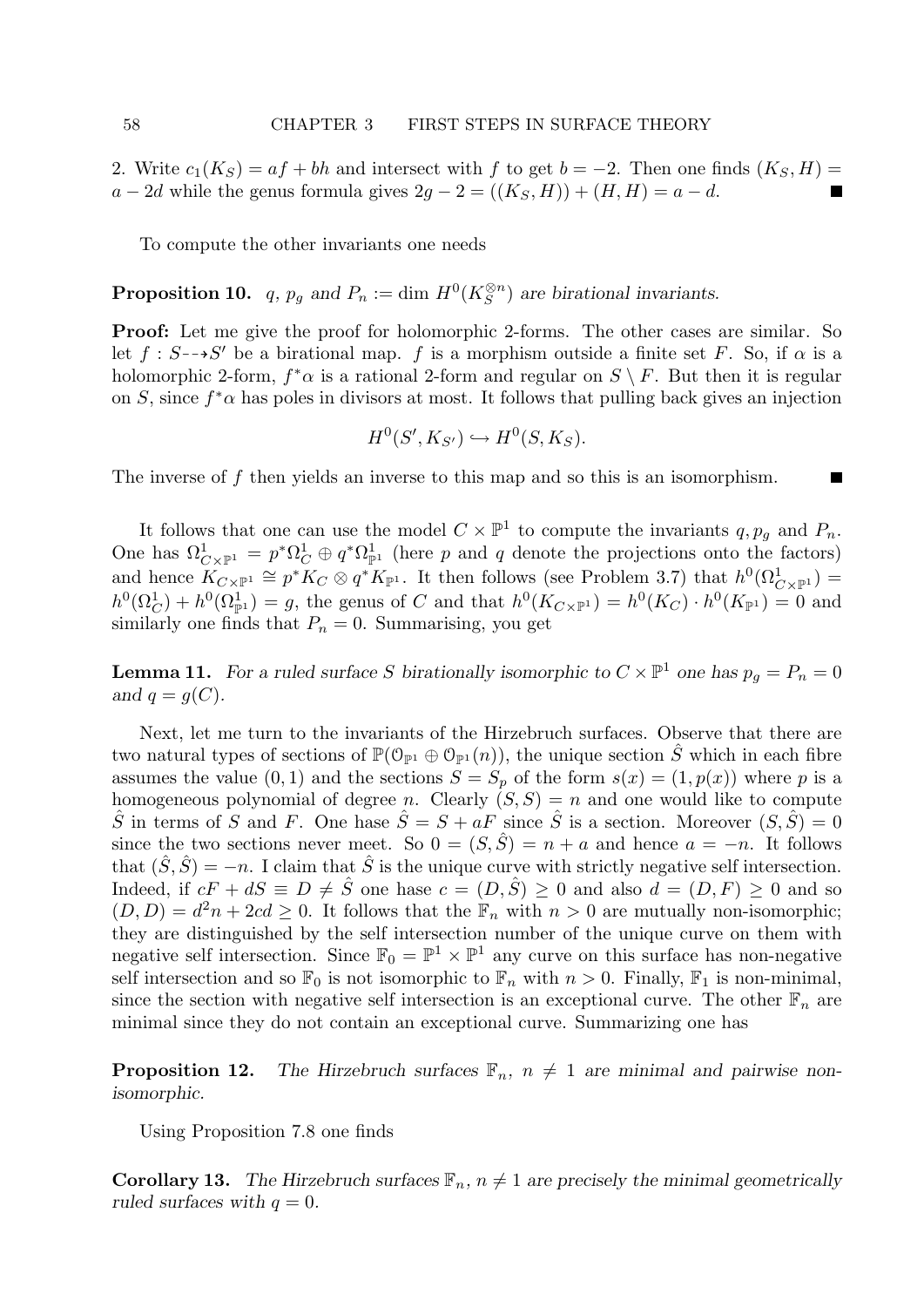2. Write $c_1(K_S) = af + bh$ and intersect with $f$ to get $b = -2$. Then one finds $(K_S, H) = a - 2d$ while the genus formula gives $2g - 2 = ((K_S, H)) + (H, H) = a - d$. ■

To compute the other invariants one needs

**Proposition 10.** *$q$, $p_g$ and $P_n := \dim H^0(K_S^{\otimes n})$ are birational invariants.*

**Proof:** Let me give the proof for holomorphic 2-forms. The other cases are similar. So let $f : S \dashrightarrow S'$ be a birational map. $f$ is a morphism outside a finite set $F$. So, if $\alpha$ is a holomorphic 2-form, $f^*\alpha$ is a rational 2-form and regular on $S \setminus F$. But then it is regular on $S$, since $f^*\alpha$ has poles in divisors at most. It follows that pulling back gives an injection

$$H^0(S', K_{S'}) \hookrightarrow H^0(S, K_S).$$

The inverse of $f$ then yields an inverse to this map and so this is an isomorphism. ■

It follows that one can use the model $C \times \mathbb{P}^1$ to compute the invariants $q, p_g$ and $P_n$. One has $\Omega^1_{C\times\mathbb{P}^1} = p^*\Omega^1_C \oplus q^*\Omega^1_{\mathbb{P}^1}$ (here $p$ and $q$ denote the projections onto the factors) and hence $K_{C\times\mathbb{P}^1} \cong p^*K_C \otimes q^*K_{\mathbb{P}^1}$. It then follows (see Problem 3.7) that $h^0(\Omega^1_{C\times\mathbb{P}^1}) = h^0(\Omega^1_C) + h^0(\Omega^1_{\mathbb{P}^1}) = g$, the genus of $C$ and that $h^0(K_{C\times\mathbb{P}^1}) = h^0(K_C) \cdot h^0(K_{\mathbb{P}^1}) = 0$ and similarly one finds that $P_n = 0$. Summarising, you get

**Lemma 11.** *For a ruled surface $S$ birationally isomorphic to $C \times \mathbb{P}^1$ one has $p_g = P_n = 0$ and $q = g(C)$.*

Next, let me turn to the invariants of the Hirzebruch surfaces. Observe that there are two natural types of sections of $\mathbb{P}(\mathcal{O}_{\mathbb{P}^1} \oplus \mathcal{O}_{\mathbb{P}^1}(n))$, the unique section $\hat{S}$ which in each fibre assumes the value $(0, 1)$ and the sections $S = S_p$ of the form $s(x) = (1, p(x))$ where $p$ is a homogeneous polynomial of degree $n$. Clearly $(S, S) = n$ and one would like to compute $\hat{S}$ in terms of $S$ and $F$. One hase $\hat{S} = S + aF$ since $\hat{S}$ is a section. Moreover $(S, \hat{S}) = 0$ since the two sections never meet. So $0 = (S, \hat{S}) = n + a$ and hence $a = -n$. It follows that $(\hat{S}, \hat{S}) = -n$. I claim that $\hat{S}$ is the unique curve with strictly negative self intersection. Indeed, if $cF + dS \equiv D \neq \hat{S}$ one hase $c = (D, \hat{S}) \geq 0$ and also $d = (D, F) \geq 0$ and so $(D, D) = d^2n + 2cd \geq 0$. It follows that the $\mathbb{F}_n$ with $n > 0$ are mutually non-isomorphic; they are distinguished by the self intersection number of the unique curve on them with negative self intersection. Since $\mathbb{F}_0 = \mathbb{P}^1 \times \mathbb{P}^1$ any curve on this surface has non-negative self intersection and so $\mathbb{F}_0$ is not isomorphic to $\mathbb{F}_n$ with $n > 0$. Finally, $\mathbb{F}_1$ is non-minimal, since the section with negative self intersection is an exceptional curve. The other $\mathbb{F}_n$ are minimal since they do not contain an exceptional curve. Summarizing one has

**Proposition 12.** *The Hirzebruch surfaces $\mathbb{F}_n$, $n \neq 1$ are minimal and pairwise non-isomorphic.*

Using Proposition 7.8 one finds

**Corollary 13.** *The Hirzebruch surfaces $\mathbb{F}_n$, $n \neq 1$ are precisely the minimal geometrically ruled surfaces with $q = 0$.*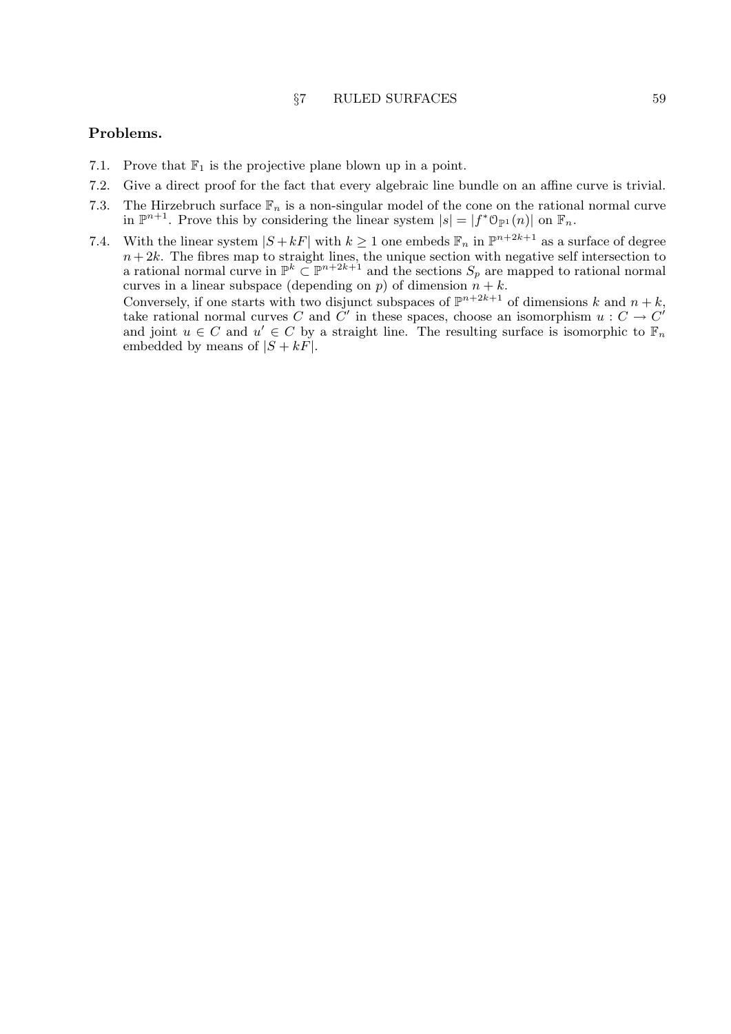**Problems.**

7.1. Prove that $\mathbb{F}_1$ is the projective plane blown up in a point.

7.2. Give a direct proof for the fact that every algebraic line bundle on an affine curve is trivial.

7.3. The Hirzebruch surface $\mathbb{F}_n$ is a non-singular model of the cone on the rational normal curve in $\mathbb{P}^{n+1}$. Prove this by considering the linear system $|s| = |f^*\mathcal{O}_{\mathbb{P}^1}(n)|$ on $\mathbb{F}_n$.

7.4. With the linear system $|S + kF|$ with $k \geq 1$ one embeds $\mathbb{F}_n$ in $\mathbb{P}^{n+2k+1}$ as a surface of degree $n + 2k$. The fibres map to straight lines, the unique section with negative self intersection to a rational normal curve in $\mathbb{P}^k \subset \mathbb{P}^{n+2k+1}$ and the sections $S_p$ are mapped to rational normal curves in a linear subspace (depending on $p$) of dimension $n + k$.
Conversely, if one starts with two disjunct subspaces of $\mathbb{P}^{n+2k+1}$ of dimensions $k$ and $n + k$, take rational normal curves $C$ and $C'$ in these spaces, choose an isomorphism $u : C \to C'$ and joint $u \in C$ and $u' \in C$ by a straight line. The resulting surface is isomorphic to $\mathbb{F}_n$ embedded by means of $|S + kF|$.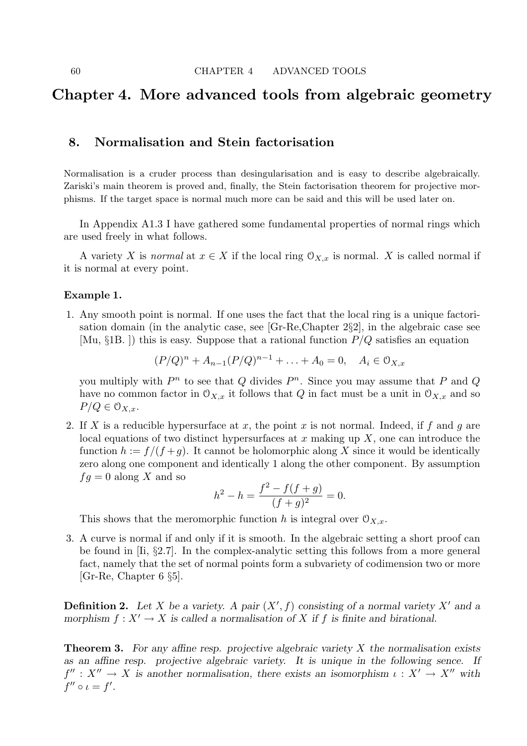# Chapter 4. More advanced tools from algebraic geometry

## 8. Normalisation and Stein factorisation

Normalisation is a cruder process than desingularisation and is easy to describe algebraically. Zariski's main theorem is proved and, finally, the Stein factorisation theorem for projective morphisms. If the target space is normal much more can be said and this will be used later on.

In Appendix A1.3 I have gathered some fundamental properties of normal rings which are used freely in what follows.

A variety $X$ is *normal* at $x \in X$ if the local ring $\mathcal{O}_{X,x}$ is normal. $X$ is called normal if it is normal at every point.

**Example 1.**

1. Any smooth point is normal. If one uses the fact that the local ring is a unique factorisation domain (in the analytic case, see [Gr-Re,Chapter 2§2], in the algebraic case see [Mu, §1B. ]) this is easy. Suppose that a rational function $P/Q$ satisfies an equation
$$(P/Q)^n + A_{n-1}(P/Q)^{n-1} + \ldots + A_0 = 0, \quad A_i \in \mathcal{O}_{X,x}$$
you multiply with $P^n$ to see that $Q$ divides $P^n$. Since you may assume that $P$ and $Q$ have no common factor in $\mathcal{O}_{X,x}$ it follows that $Q$ in fact must be a unit in $\mathcal{O}_{X,x}$ and so $P/Q \in \mathcal{O}_{X,x}$.

2. If $X$ is a reducible hypersurface at $x$, the point $x$ is not normal. Indeed, if $f$ and $g$ are local equations of two distinct hypersurfaces at $x$ making up $X$, one can introduce the function $h := f/(f+g)$. It cannot be holomorphic along $X$ since it would be identically zero along one component and identically 1 along the other component. By assumption $fg = 0$ along $X$ and so
$$h^2 - h = \frac{f^2 - f(f+g)}{(f+g)^2} = 0.$$
This shows that the meromorphic function $h$ is integral over $\mathcal{O}_{X,x}$.

3. A curve is normal if and only if it is smooth. In the algebraic setting a short proof can be found in [Ii, §2.7]. In the complex-analytic setting this follows from a more general fact, namely that the set of normal points form a subvariety of codimension two or more [Gr-Re, Chapter 6 §5].

**Definition 2.** *Let $X$ be a variety. A pair $(X', f)$ consisting of a normal variety $X'$ and a morphism $f : X' \to X$ is called a normalisation of $X$ if $f$ is finite and birational.*

**Theorem 3.** *For any affine resp. projective algebraic variety $X$ the normalisation exists as an affine resp. projective algebraic variety. It is unique in the following sence. If $f'' : X'' \to X$ is another normalisation, there exists an isomorphism $\iota : X' \to X''$ with $f'' \circ \iota = f'$.*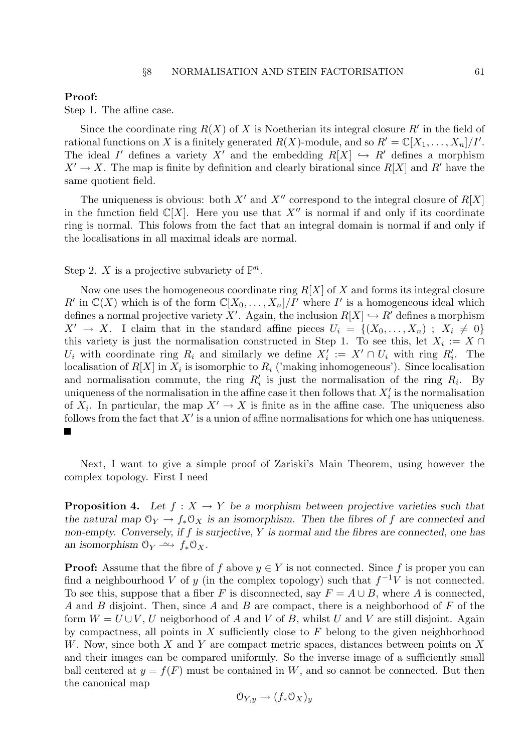**Proof:**
Step 1. The affine case.

Since the coordinate ring $R(X)$ of $X$ is Noetherian its integral closure $R'$ in the field of rational functions on $X$ is a finitely generated $R(X)$-module, and so $R' = \mathbb{C}[X_1, \ldots, X_n]/I'$. The ideal $I'$ defines a variety $X'$ and the embedding $R[X] \hookrightarrow R'$ defines a morphism $X' \to X$. The map is finite by definition and clearly birational since $R[X]$ and $R'$ have the same quotient field.

The uniqueness is obvious: both $X'$ and $X''$ correspond to the integral closure of $R[X]$ in the function field $\mathbb{C}[X]$. Here you use that $X''$ is normal if and only if its coordinate ring is normal. This folows from the fact that an integral domain is normal if and only if the localisations in all maximal ideals are normal.

Step 2. $X$ is a projective subvariety of $\mathbb{P}^n$.

Now one uses the homogeneous coordinate ring $R[X]$ of $X$ and forms its integral closure $R'$ in $\mathbb{C}(X)$ which is of the form $\mathbb{C}[X_0, \ldots, X_n]/I'$ where $I'$ is a homogeneous ideal which defines a normal projective variety $X'$. Again, the inclusion $R[X] \hookrightarrow R'$ defines a morphism $X' \to X$. I claim that in the standard affine pieces $U_i = \{(X_0, \ldots, X_n) \ ; \ X_i \neq 0\}$ this variety is just the normalisation constructed in Step 1. To see this, let $X_i := X \cap U_i$ with coordinate ring $R_i$ and similarly we define $X'_i := X' \cap U_i$ with ring $R'_i$. The localisation of $R[X]$ in $X_i$ is isomorphic to $R_i$ ('making inhomogeneous'). Since localisation and normalisation commute, the ring $R'_i$ is just the normalisation of the ring $R_i$. By uniqueness of the normalisation in the affine case it then follows that $X'_i$ is the normalisation of $X_i$. In particular, the map $X' \to X$ is finite as in the affine case. The uniqueness also follows from the fact that $X'$ is a union of affine normalisations for which one has uniqueness. ∎

Next, I want to give a simple proof of Zariski's Main Theorem, using however the complex topology. First I need

**Proposition 4.** *Let $f : X \to Y$ be a morphism between projective varieties such that the natural map $\mathcal{O}_Y \to f_*\mathcal{O}_X$ is an isomorphism. Then the fibres of $f$ are connected and non-empty. Conversely, if $f$ is surjective, $Y$ is normal and the fibres are connected, one has an isomorphism $\mathcal{O}_Y \xrightarrow{\sim} f_*\mathcal{O}_X$.*

**Proof:** Assume that the fibre of $f$ above $y \in Y$ is not connected. Since $f$ is proper you can find a neighbourhood $V$ of $y$ (in the complex topology) such that $f^{-1}V$ is not connected. To see this, suppose that a fiber $F$ is disconnected, say $F = A \cup B$, where $A$ is connected, $A$ and $B$ disjoint. Then, since $A$ and $B$ are compact, there is a neighborhood of $F$ of the form $W = U \cup V$, $U$ neigborhood of $A$ and $V$ of $B$, whilst $U$ and $V$ are still disjoint. Again by compactness, all points in $X$ sufficiently close to $F$ belong to the given neighborhood $W$. Now, since both $X$ and $Y$ are compact metric spaces, distances between points on $X$ and their images can be compared uniformly. So the inverse image of a sufficiently small ball centered at $y = f(F)$ must be contained in $W$, and so cannot be connected. But then the canonical map

$$\mathcal{O}_{Y,y} \to (f_*\mathcal{O}_X)_y$$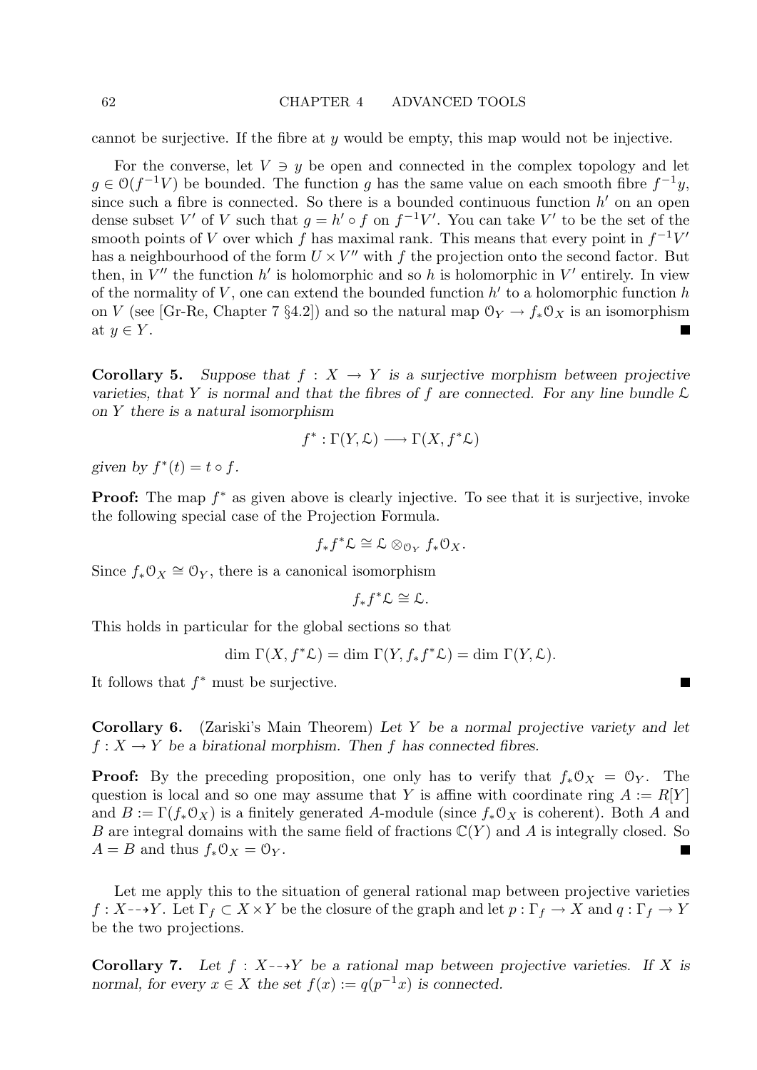cannot be surjective. If the fibre at $y$ would be empty, this map would not be injective.

For the converse, let $V \ni y$ be open and connected in the complex topology and let $g \in \mathcal{O}(f^{-1}V)$ be bounded. The function $g$ has the same value on each smooth fibre $f^{-1}y$, since such a fibre is connected. So there is a bounded continuous function $h'$ on an open dense subset $V'$ of $V$ such that $g = h' \circ f$ on $f^{-1}V'$. You can take $V'$ to be the set of the smooth points of $V$ over which $f$ has maximal rank. This means that every point in $f^{-1}V'$ has a neighbourhood of the form $U \times V''$ with $f$ the projection onto the second factor. But then, in $V''$ the function $h'$ is holomorphic and so $h$ is holomorphic in $V'$ entirely. In view of the normality of $V$, one can extend the bounded function $h'$ to a holomorphic function $h$ on $V$ (see [Gr-Re, Chapter 7 §4.2]) and so the natural map $\mathcal{O}_Y \to f_*\mathcal{O}_X$ is an isomorphism at $y \in Y$. ∎

**Corollary 5.** *Suppose that $f : X \to Y$ is a surjective morphism between projective varieties, that $Y$ is normal and that the fibres of $f$ are connected. For any line bundle $\mathcal{L}$ on $Y$ there is a natural isomorphism*

$$f^* : \Gamma(Y, \mathcal{L}) \longrightarrow \Gamma(X, f^*\mathcal{L})$$

*given by $f^*(t) = t \circ f$.*

**Proof:** The map $f^*$ as given above is clearly injective. To see that it is surjective, invoke the following special case of the Projection Formula.

$$f_*f^*\mathcal{L} \cong \mathcal{L} \otimes_{\mathcal{O}_Y} f_*\mathcal{O}_X.$$

Since $f_*\mathcal{O}_X \cong \mathcal{O}_Y$, there is a canonical isomorphism

$$f_*f^*\mathcal{L} \cong \mathcal{L}.$$

This holds in particular for the global sections so that

$$\dim\, \Gamma(X, f^*\mathcal{L}) = \dim\, \Gamma(Y, f_*f^*\mathcal{L}) = \dim\, \Gamma(Y, \mathcal{L}).$$

It follows that $f^*$ must be surjective. ∎

**Corollary 6.** (Zariski's Main Theorem) *Let $Y$ be a normal projective variety and let $f : X \to Y$ be a birational morphism. Then $f$ has connected fibres.*

**Proof:** By the preceding proposition, one only has to verify that $f_*\mathcal{O}_X = \mathcal{O}_Y$. The question is local and so one may assume that $Y$ is affine with coordinate ring $A := R[Y]$ and $B := \Gamma(f_*\mathcal{O}_X)$ is a finitely generated $A$-module (since $f_*\mathcal{O}_X$ is coherent). Both $A$ and $B$ are integral domains with the same field of fractions $\mathbb{C}(Y)$ and $A$ is integrally closed. So $A = B$ and thus $f_*\mathcal{O}_X = \mathcal{O}_Y$. ∎

Let me apply this to the situation of general rational map between projective varieties $f : X \dashrightarrow Y$. Let $\Gamma_f \subset X \times Y$ be the closure of the graph and let $p : \Gamma_f \to X$ and $q : \Gamma_f \to Y$ be the two projections.

**Corollary 7.** *Let $f : X \dashrightarrow Y$ be a rational map between projective varieties. If $X$ is normal, for every $x \in X$ the set $f(x) := q(p^{-1}x)$ is connected.*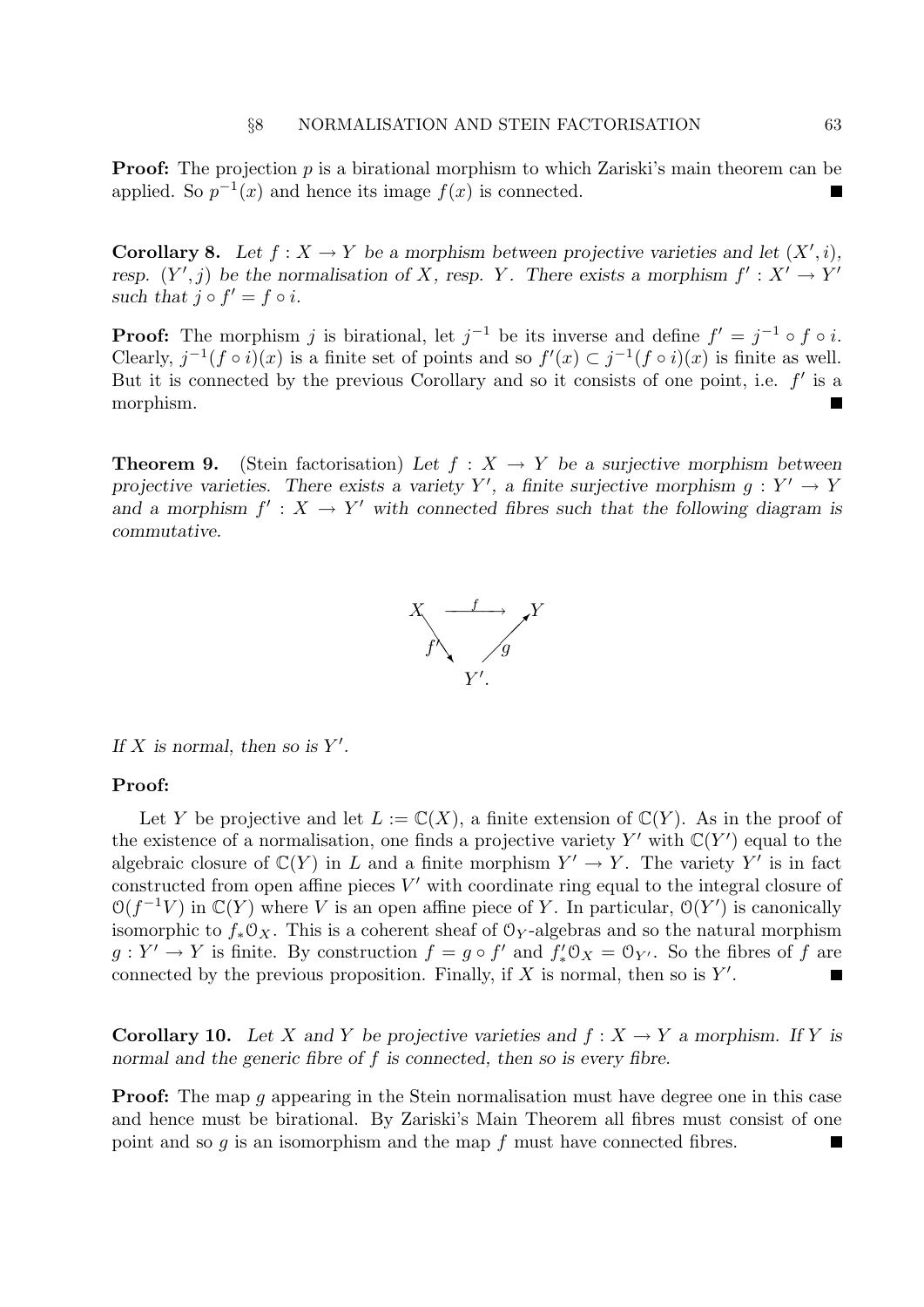**Proof:** The projection $p$ is a birational morphism to which Zariski's main theorem can be applied. So $p^{-1}(x)$ and hence its image $f(x)$ is connected. ■

**Corollary 8.** *Let $f : X \to Y$ be a morphism between projective varieties and let $(X', i)$, resp. $(Y', j)$ be the normalisation of $X$, resp. $Y$. There exists a morphism $f' : X' \to Y'$ such that $j \circ f' = f \circ i$.*

**Proof:** The morphism $j$ is birational, let $j^{-1}$ be its inverse and define $f' = j^{-1} \circ f \circ i$. Clearly, $j^{-1}(f \circ i)(x)$ is a finite set of points and so $f'(x) \subset j^{-1}(f \circ i)(x)$ is finite as well. But it is connected by the previous Corollary and so it consists of one point, i.e. $f'$ is a morphism. ■

**Theorem 9.** (Stein factorisation) *Let $f : X \to Y$ be a surjective morphism between projective varieties. There exists a variety $Y'$, a finite surjective morphism $g : Y' \to Y$ and a morphism $f' : X \to Y'$ with connected fibres such that the following diagram is commutative.*

$$\begin{array}{ccc} X & \xrightarrow{f} & Y \\ & {\scriptstyle f'}\searrow \quad \nearrow{\scriptstyle g} & \\ & Y'. & \end{array}$$

*If $X$ is normal, then so is $Y'$.*

**Proof:**

Let $Y$ be projective and let $L := \mathbb{C}(X)$, a finite extension of $\mathbb{C}(Y)$. As in the proof of the existence of a normalisation, one finds a projective variety $Y'$ with $\mathbb{C}(Y')$ equal to the algebraic closure of $\mathbb{C}(Y)$ in $L$ and a finite morphism $Y' \to Y$. The variety $Y'$ is in fact constructed from open affine pieces $V'$ with coordinate ring equal to the integral closure of $\mathcal{O}(f^{-1}V)$ in $\mathbb{C}(Y)$ where $V$ is an open affine piece of $Y$. In particular, $\mathcal{O}(Y')$ is canonically isomorphic to $f_*\mathcal{O}_X$. This is a coherent sheaf of $\mathcal{O}_Y$-algebras and so the natural morphism $g : Y' \to Y$ is finite. By construction $f = g \circ f'$ and $f'_*\mathcal{O}_X = \mathcal{O}_{Y'}$. So the fibres of $f$ are connected by the previous proposition. Finally, if $X$ is normal, then so is $Y'$. ■

**Corollary 10.** *Let $X$ and $Y$ be projective varieties and $f : X \to Y$ a morphism. If $Y$ is normal and the generic fibre of $f$ is connected, then so is every fibre.*

**Proof:** The map $g$ appearing in the Stein normalisation must have degree one in this case and hence must be birational. By Zariski's Main Theorem all fibres must consist of one point and so $g$ is an isomorphism and the map $f$ must have connected fibres. ■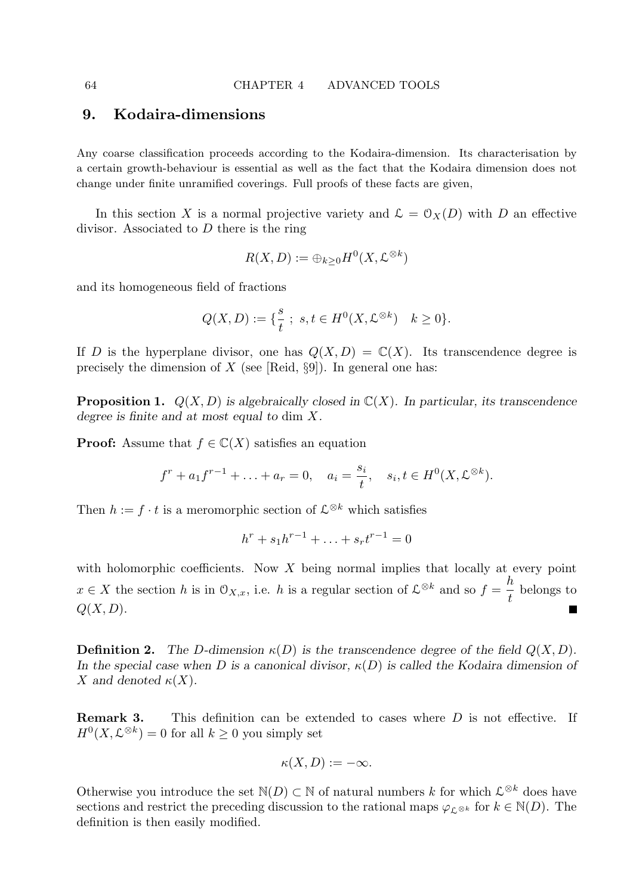## 9. Kodaira-dimensions

Any coarse classification proceeds according to the Kodaira-dimension. Its characterisation by a certain growth-behaviour is essential as well as the fact that the Kodaira dimension does not change under finite unramified coverings. Full proofs of these facts are given,

In this section $X$ is a normal projective variety and $\mathcal{L} = \mathcal{O}_X(D)$ with $D$ an effective divisor. Associated to $D$ there is the ring

$$R(X, D) := \oplus_{k \geq 0} H^0(X, \mathcal{L}^{\otimes k})$$

and its homogeneous field of fractions

$$Q(X, D) := \{\frac{s}{t} \; ; \; s, t \in H^0(X, \mathcal{L}^{\otimes k}) \quad k \geq 0\}.$$

If $D$ is the hyperplane divisor, one has $Q(X, D) = \mathbb{C}(X)$. Its transcendence degree is precisely the dimension of $X$ (see [Reid, §9]). In general one has:

**Proposition 1.** *$Q(X, D)$ is algebraically closed in $\mathbb{C}(X)$. In particular, its transcendence degree is finite and at most equal to* $\dim X$.

**Proof:** Assume that $f \in \mathbb{C}(X)$ satisfies an equation

$$f^r + a_1 f^{r-1} + \ldots + a_r = 0, \quad a_i = \frac{s_i}{t}, \quad s_i, t \in H^0(X, \mathcal{L}^{\otimes k}).$$

Then $h := f \cdot t$ is a meromorphic section of $\mathcal{L}^{\otimes k}$ which satisfies

$$h^r + s_1 h^{r-1} + \ldots + s_r t^{r-1} = 0$$

with holomorphic coefficients. Now $X$ being normal implies that locally at every point $x \in X$ the section $h$ is in $\mathcal{O}_{X,x}$, i.e. $h$ is a regular section of $\mathcal{L}^{\otimes k}$ and so $f = \dfrac{h}{t}$ belongs to $Q(X, D)$. ■

**Definition 2.** *The $D$-dimension $\kappa(D)$ is the transcendence degree of the field $Q(X, D)$. In the special case when $D$ is a canonical divisor, $\kappa(D)$ is called the Kodaira dimension of $X$ and denoted $\kappa(X)$.*

**Remark 3.** This definition can be extended to cases where $D$ is not effective. If $H^0(X, \mathcal{L}^{\otimes k}) = 0$ for all $k \geq 0$ you simply set

$$\kappa(X, D) := -\infty.$$

Otherwise you introduce the set $\mathbb{N}(D) \subset \mathbb{N}$ of natural numbers $k$ for which $\mathcal{L}^{\otimes k}$ does have sections and restrict the preceding discussion to the rational maps $\varphi_{\mathcal{L}^{\otimes k}}$ for $k \in \mathbb{N}(D)$. The definition is then easily modified.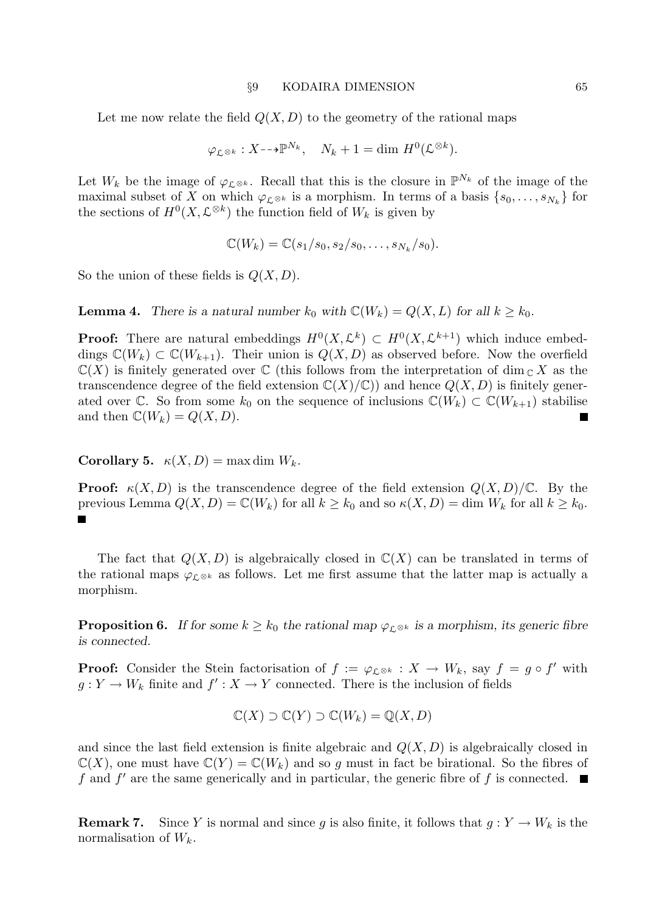Let me now relate the field $Q(X, D)$ to the geometry of the rational maps

$$\varphi_{\mathcal{L}^{\otimes k}} : X \dashrightarrow \mathbb{P}^{N_k}, \quad N_k + 1 = \dim H^0(\mathcal{L}^{\otimes k}).$$

Let $W_k$ be the image of $\varphi_{\mathcal{L}^{\otimes k}}$. Recall that this is the closure in $\mathbb{P}^{N_k}$ of the image of the maximal subset of $X$ on which $\varphi_{\mathcal{L}^{\otimes k}}$ is a morphism. In terms of a basis $\{s_0, \ldots, s_{N_k}\}$ for the sections of $H^0(X, \mathcal{L}^{\otimes k})$ the function field of $W_k$ is given by

$$\mathbb{C}(W_k) = \mathbb{C}(s_1/s_0, s_2/s_0, \ldots, s_{N_k}/s_0).$$

So the union of these fields is $Q(X, D)$.

**Lemma 4.** *There is a natural number $k_0$ with $\mathbb{C}(W_k) = Q(X, L)$ for all $k \geq k_0$.*

**Proof:** There are natural embeddings $H^0(X, \mathcal{L}^k) \subset H^0(X, \mathcal{L}^{k+1})$ which induce embeddings $\mathbb{C}(W_k) \subset \mathbb{C}(W_{k+1})$. Their union is $Q(X, D)$ as observed before. Now the overfield $\mathbb{C}(X)$ is finitely generated over $\mathbb{C}$ (this follows from the interpretation of $\dim_{\mathbb{C}} X$ as the transcendence degree of the field extension $\mathbb{C}(X)/\mathbb{C}$)) and hence $Q(X, D)$ is finitely generated over $\mathbb{C}$. So from some $k_0$ on the sequence of inclusions $\mathbb{C}(W_k) \subset \mathbb{C}(W_{k+1})$ stabilise and then $\mathbb{C}(W_k) = Q(X, D)$. ■

**Corollary 5.** $\kappa(X, D) = \max \dim W_k$.

**Proof:** $\kappa(X, D)$ is the transcendence degree of the field extension $Q(X, D)/\mathbb{C}$. By the previous Lemma $Q(X, D) = \mathbb{C}(W_k)$ for all $k \geq k_0$ and so $\kappa(X, D) = \dim W_k$ for all $k \geq k_0$. ■

The fact that $Q(X, D)$ is algebraically closed in $\mathbb{C}(X)$ can be translated in terms of the rational maps $\varphi_{\mathcal{L}^{\otimes k}}$ as follows. Let me first assume that the latter map is actually a morphism.

**Proposition 6.** *If for some $k \geq k_0$ the rational map $\varphi_{\mathcal{L}^{\otimes k}}$ is a morphism, its generic fibre is connected.*

**Proof:** Consider the Stein factorisation of $f := \varphi_{\mathcal{L}^{\otimes k}} : X \to W_k$, say $f = g \circ f'$ with $g : Y \to W_k$ finite and $f' : X \to Y$ connected. There is the inclusion of fields

$$\mathbb{C}(X) \supset \mathbb{C}(Y) \supset \mathbb{C}(W_k) = \mathbb{Q}(X, D)$$

and since the last field extension is finite algebraic and $Q(X, D)$ is algebraically closed in $\mathbb{C}(X)$, one must have $\mathbb{C}(Y) = \mathbb{C}(W_k)$ and so $g$ must in fact be birational. So the fibres of $f$ and $f'$ are the same generically and in particular, the generic fibre of $f$ is connected. ■

**Remark 7.** Since $Y$ is normal and since $g$ is also finite, it follows that $g : Y \to W_k$ is the normalisation of $W_k$.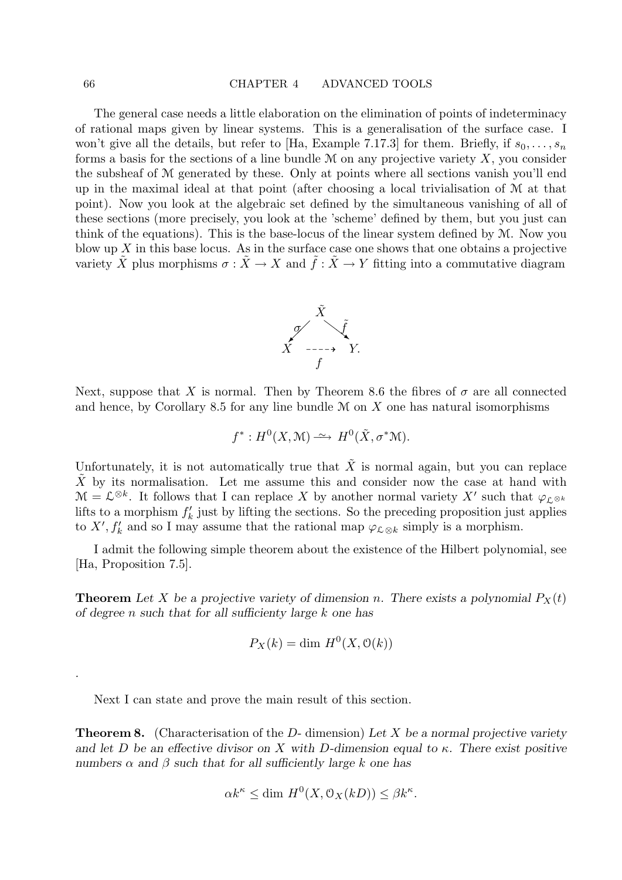The general case needs a little elaboration on the elimination of points of indeterminacy of rational maps given by linear systems. This is a generalisation of the surface case. I won't give all the details, but refer to [Ha, Example 7.17.3] for them. Briefly, if $s_0, \ldots, s_n$ forms a basis for the sections of a line bundle $\mathcal{M}$ on any projective variety $X$, you consider the subsheaf of $\mathcal{M}$ generated by these. Only at points where all sections vanish you'll end up in the maximal ideal at that point (after choosing a local trivialisation of $\mathcal{M}$ at that point). Now you look at the algebraic set defined by the simultaneous vanishing of all of these sections (more precisely, you look at the 'scheme' defined by them, but you just can think of the equations). This is the base-locus of the linear system defined by $\mathcal{M}$. Now you blow up $X$ in this base locus. As in the surface case one shows that one obtains a projective variety $\tilde{X}$ plus morphisms $\sigma : \tilde{X} \to X$ and $\tilde{f} : \tilde{X} \to Y$ fitting into a commutative diagram

$$\begin{array}{ccc} & \tilde{X} & \\ \sigma \swarrow & & \searrow \tilde{f} \\ X & \overset{f}{\dashrightarrow} & Y. \end{array}$$

Next, suppose that $X$ is normal. Then by Theorem 8.6 the fibres of $\sigma$ are all connected and hence, by Corollary 8.5 for any line bundle $\mathcal{M}$ on $X$ one has natural isomorphisms

$$f^* : H^0(X, \mathcal{M}) \xrightarrow{\sim} H^0(\tilde{X}, \sigma^*\mathcal{M}).$$

Unfortunately, it is not automatically true that $\tilde{X}$ is normal again, but you can replace $\tilde{X}$ by its normalisation. Let me assume this and consider now the case at hand with $\mathcal{M} = \mathcal{L}^{\otimes k}$. It follows that I can replace $X$ by another normal variety $X'$ such that $\varphi_{\mathcal{L}^{\otimes k}}$ lifts to a morphism $f'_k$ just by lifting the sections. So the preceding proposition just applies to $X', f'_k$ and so I may assume that the rational map $\varphi_{\mathcal{L}^{\otimes k}}$ simply is a morphism.

I admit the following simple theorem about the existence of the Hilbert polynomial, see [Ha, Proposition 7.5].

**Theorem** *Let $X$ be a projective variety of dimension $n$. There exists a polynomial $P_X(t)$ of degree $n$ such that for all sufficienty large $k$ one has*

$$P_X(k) = \dim H^0(X, \mathcal{O}(k))$$

.

Next I can state and prove the main result of this section.

**Theorem 8.** (Characterisation of the $D$- dimension) *Let $X$ be a normal projective variety and let $D$ be an effective divisor on $X$ with $D$-dimension equal to $\kappa$. There exist positive numbers $\alpha$ and $\beta$ such that for all sufficiently large $k$ one has*

$$\alpha k^\kappa \leq \dim H^0(X, \mathcal{O}_X(kD)) \leq \beta k^\kappa.$$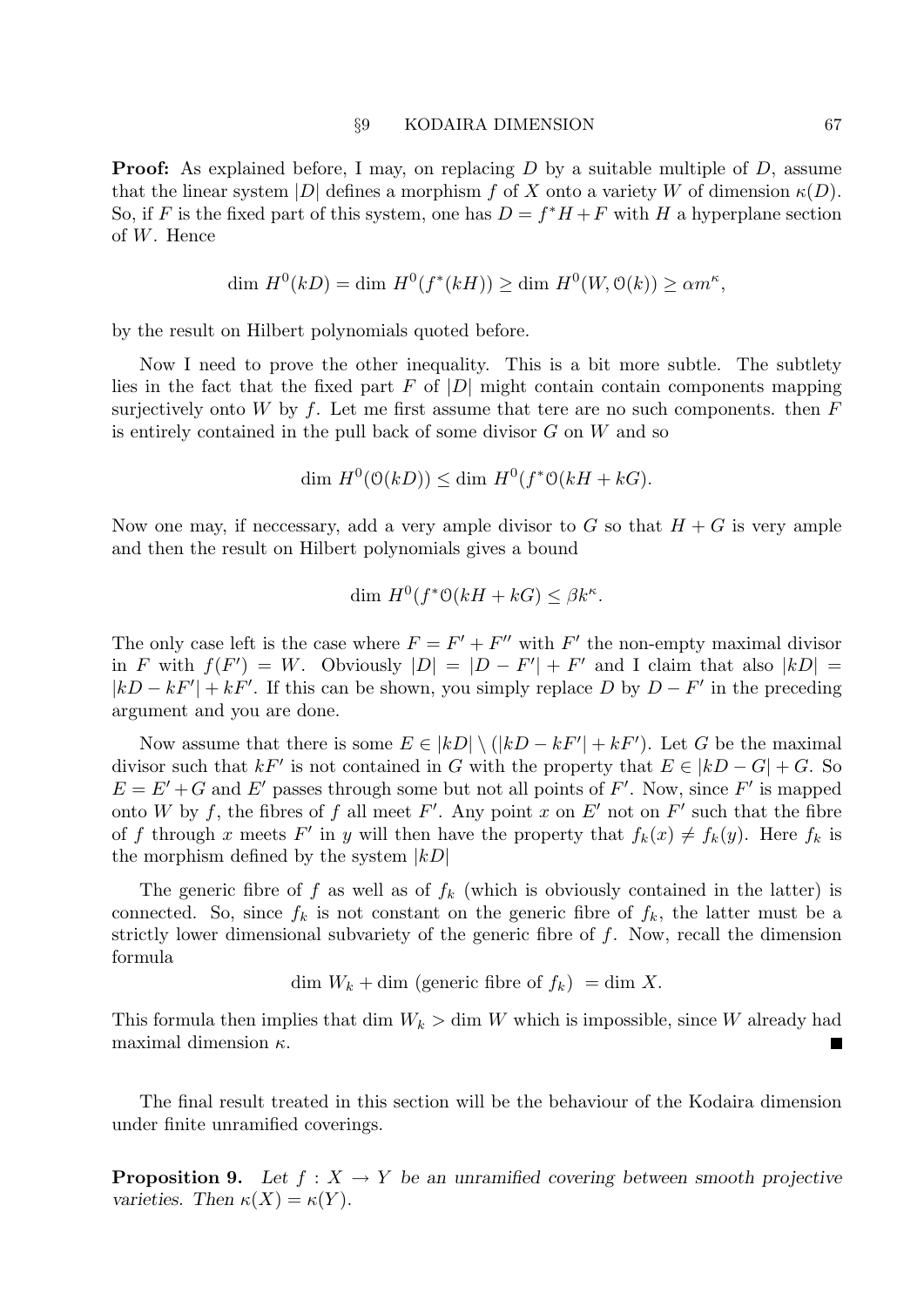**Proof:** As explained before, I may, on replacing $D$ by a suitable multiple of $D$, assume that the linear system $|D|$ defines a morphism $f$ of $X$ onto a variety $W$ of dimension $\kappa(D)$. So, if $F$ is the fixed part of this system, one has $D = f^*H + F$ with $H$ a hyperplane section of $W$. Hence

$$\dim\, H^0(kD) = \dim\, H^0(f^*(kH)) \geq \dim\, H^0(W, \mathcal{O}(k)) \geq \alpha m^\kappa,$$

by the result on Hilbert polynomials quoted before.

Now I need to prove the other inequality. This is a bit more subtle. The subtlety lies in the fact that the fixed part $F$ of $|D|$ might contain contain components mapping surjectively onto $W$ by $f$. Let me first assume that tere are no such components. then $F$ is entirely contained in the pull back of some divisor $G$ on $W$ and so

$$\dim\, H^0(\mathcal{O}(kD)) \leq \dim\, H^0(f^*\mathcal{O}(kH + kG).$$

Now one may, if neccessary, add a very ample divisor to $G$ so that $H + G$ is very ample and then the result on Hilbert polynomials gives a bound

$$\dim\, H^0(f^*\mathcal{O}(kH + kG) \leq \beta k^\kappa.$$

The only case left is the case where $F = F' + F''$ with $F'$ the non-empty maximal divisor in $F$ with $f(F') = W$. Obviously $|D| = |D - F'| + F'$ and I claim that also $|kD| = |kD - kF'| + kF'$. If this can be shown, you simply replace $D$ by $D - F'$ in the preceding argument and you are done.

Now assume that there is some $E \in |kD| \setminus (|kD - kF'| + kF')$. Let $G$ be the maximal divisor such that $kF'$ is not contained in $G$ with the property that $E \in |kD - G| + G$. So $E = E' + G$ and $E'$ passes through some but not all points of $F'$. Now, since $F'$ is mapped onto $W$ by $f$, the fibres of $f$ all meet $F'$. Any point $x$ on $E'$ not on $F'$ such that the fibre of $f$ through $x$ meets $F'$ in $y$ will then have the property that $f_k(x) \neq f_k(y)$. Here $f_k$ is the morphism defined by the system $|kD|$

The generic fibre of $f$ as well as of $f_k$ (which is obviously contained in the latter) is connected. So, since $f_k$ is not constant on the generic fibre of $f_k$, the latter must be a strictly lower dimensional subvariety of the generic fibre of $f$. Now, recall the dimension formula

$$\dim\, W_k + \dim\,(\text{generic fibre of } f_k) = \dim\, X.$$

This formula then implies that $\dim\, W_k > \dim\, W$ which is impossible, since $W$ already had maximal dimension $\kappa$. ∎

The final result treated in this section will be the behaviour of the Kodaira dimension under finite unramified coverings.

**Proposition 9.** *Let $f : X \to Y$ be an unramified covering between smooth projective varieties. Then $\kappa(X) = \kappa(Y)$.*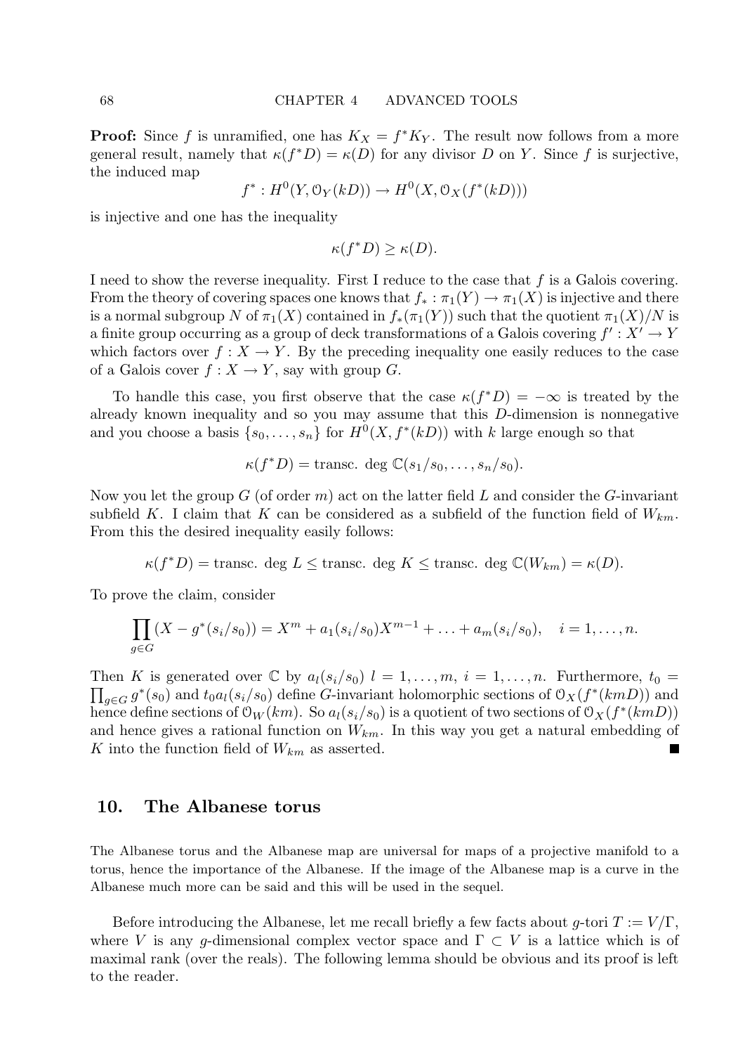**Proof:** Since $f$ is unramified, one has $K_X = f^*K_Y$. The result now follows from a more general result, namely that $\kappa(f^*D) = \kappa(D)$ for any divisor $D$ on $Y$. Since $f$ is surjective, the induced map

$$f^* : H^0(Y, \mathcal{O}_Y(kD)) \to H^0(X, \mathcal{O}_X(f^*(kD)))$$

is injective and one has the inequality

$$\kappa(f^*D) \geq \kappa(D).$$

I need to show the reverse inequality. First I reduce to the case that $f$ is a Galois covering. From the theory of covering spaces one knows that $f_* : \pi_1(Y) \to \pi_1(X)$ is injective and there is a normal subgroup $N$ of $\pi_1(X)$ contained in $f_*(\pi_1(Y))$ such that the quotient $\pi_1(X)/N$ is a finite group occurring as a group of deck transformations of a Galois covering $f' : X' \to Y$ which factors over $f : X \to Y$. By the preceding inequality one easily reduces to the case of a Galois cover $f : X \to Y$, say with group $G$.

To handle this case, you first observe that the case $\kappa(f^*D) = -\infty$ is treated by the already known inequality and so you may assume that this $D$-dimension is nonnegative and you choose a basis $\{s_0, \ldots, s_n\}$ for $H^0(X, f^*(kD))$ with $k$ large enough so that

$$\kappa(f^*D) = \text{transc. deg } \mathbb{C}(s_1/s_0, \ldots, s_n/s_0).$$

Now you let the group $G$ (of order $m$) act on the latter field $L$ and consider the $G$-invariant subfield $K$. I claim that $K$ can be considered as a subfield of the function field of $W_{km}$. From this the desired inequality easily follows:

$$\kappa(f^*D) = \text{transc. deg } L \leq \text{transc. deg } K \leq \text{transc. deg } \mathbb{C}(W_{km}) = \kappa(D).$$

To prove the claim, consider

$$\prod_{g \in G} (X - g^*(s_i/s_0)) = X^m + a_1(s_i/s_0)X^{m-1} + \ldots + a_m(s_i/s_0), \quad i = 1, \ldots, n.$$

Then $K$ is generated over $\mathbb{C}$ by $a_l(s_i/s_0)$ $l = 1, \ldots, m$, $i = 1, \ldots, n$. Furthermore, $t_0 = \prod_{g \in G} g^*(s_0)$ and $t_0 a_l(s_i/s_0)$ define $G$-invariant holomorphic sections of $\mathcal{O}_X(f^*(kmD))$ and hence define sections of $\mathcal{O}_W(km)$. So $a_l(s_i/s_0)$ is a quotient of two sections of $\mathcal{O}_X(f^*(kmD))$ and hence gives a rational function on $W_{km}$. In this way you get a natural embedding of $K$ into the function field of $W_{km}$ as asserted. ∎

## 10. The Albanese torus

The Albanese torus and the Albanese map are universal for maps of a projective manifold to a torus, hence the importance of the Albanese. If the image of the Albanese map is a curve in the Albanese much more can be said and this will be used in the sequel.

Before introducing the Albanese, let me recall briefly a few facts about $g$-tori $T := V/\Gamma$, where $V$ is any $g$-dimensional complex vector space and $\Gamma \subset V$ is a lattice which is of maximal rank (over the reals). The following lemma should be obvious and its proof is left to the reader.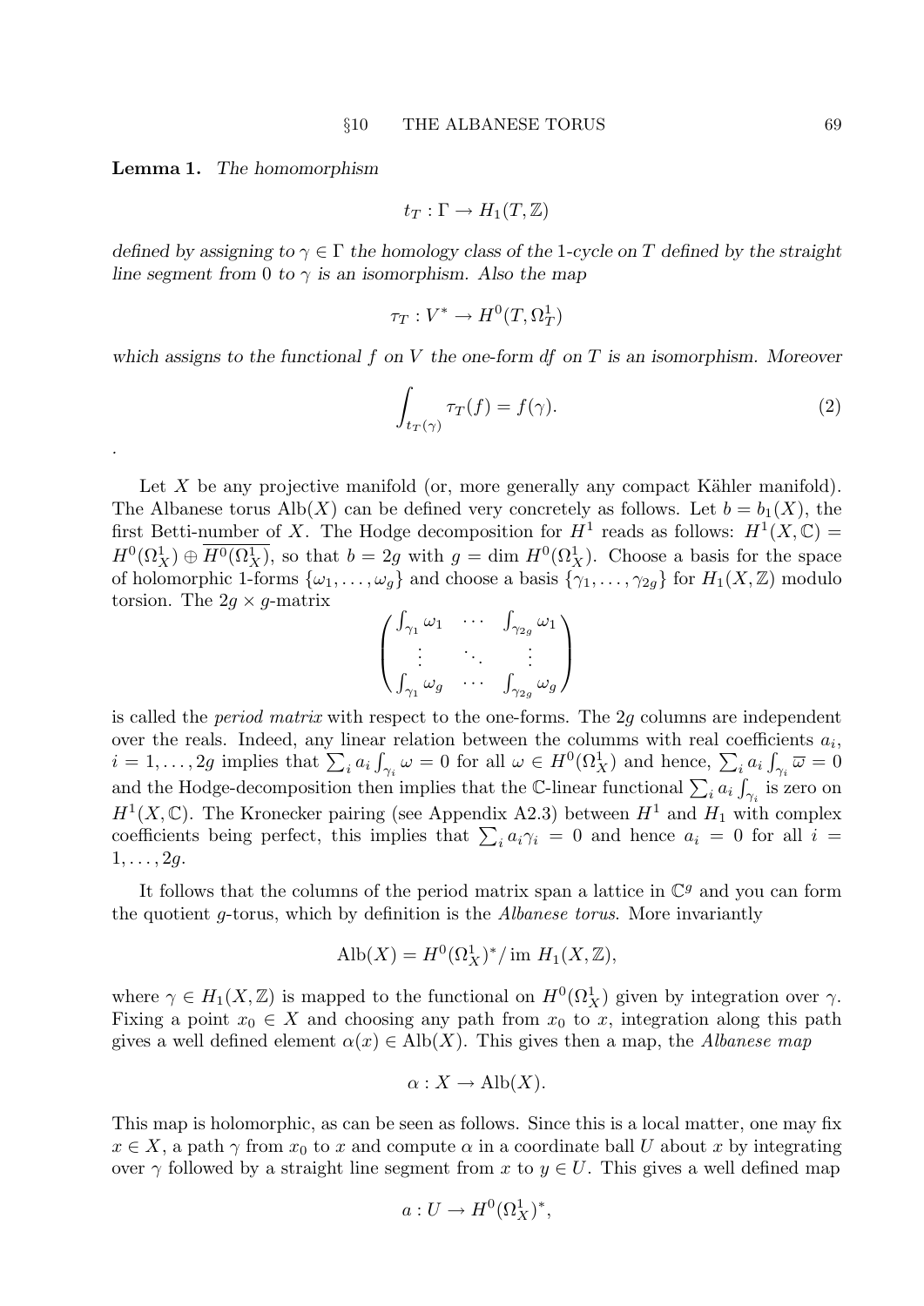**Lemma 1.** *The homomorphism*

$$t_T : \Gamma \to H_1(T, \mathbb{Z})$$

*defined by assigning to* $\gamma \in \Gamma$ *the homology class of the* 1*-cycle on* $T$ *defined by the straight line segment from* 0 *to* $\gamma$ *is an isomorphism. Also the map*

$$\tau_T : V^* \to H^0(T, \Omega^1_T)$$

*which assigns to the functional* $f$ *on* $V$ *the one-form* $df$ *on* $T$ *is an isomorphism. Moreover*

$$\int_{t_T(\gamma)} \tau_T(f) = f(\gamma). \tag{2}$$

.

Let $X$ be any projective manifold (or, more generally any compact Kähler manifold). The Albanese torus $\mathrm{Alb}(X)$ can be defined very concretely as follows. Let $b = b_1(X)$, the first Betti-number of $X$. The Hodge decomposition for $H^1$ reads as follows: $H^1(X, \mathbb{C}) = H^0(\Omega^1_X) \oplus \overline{H^0(\Omega^1_X)}$, so that $b = 2g$ with $g = \dim H^0(\Omega^1_X)$. Choose a basis for the space of holomorphic 1-forms $\{\omega_1, \ldots, \omega_g\}$ and choose a basis $\{\gamma_1, \ldots, \gamma_{2g}\}$ for $H_1(X, \mathbb{Z})$ modulo torsion. The $2g \times g$-matrix

$$\begin{pmatrix} \int_{\gamma_1} \omega_1 & \cdots & \int_{\gamma_{2g}} \omega_1 \\ \vdots & \ddots & \vdots \\ \int_{\gamma_1} \omega_g & \cdots & \int_{\gamma_{2g}} \omega_g \end{pmatrix}$$

is called the *period matrix* with respect to the one-forms. The $2g$ columns are independent over the reals. Indeed, any linear relation between the columns with real coefficients $a_i$, $i = 1, \ldots, 2g$ implies that $\sum_i a_i \int_{\gamma_i} \omega = 0$ for all $\omega \in H^0(\Omega^1_X)$ and hence, $\sum_i a_i \int_{\gamma_i} \overline{\omega} = 0$ and the Hodge-decomposition then implies that the $\mathbb{C}$-linear functional $\sum_i a_i \int_{\gamma_i}$ is zero on $H^1(X, \mathbb{C})$. The Kronecker pairing (see Appendix A2.3) between $H^1$ and $H_1$ with complex coefficients being perfect, this implies that $\sum_i a_i \gamma_i = 0$ and hence $a_i = 0$ for all $i = 1, \ldots, 2g$.

It follows that the columns of the period matrix span a lattice in $\mathbb{C}^g$ and you can form the quotient $g$-torus, which by definition is the *Albanese torus*. More invariantly

$$\mathrm{Alb}(X) = H^0(\Omega^1_X)^* / \operatorname{im} H_1(X, \mathbb{Z}),$$

where $\gamma \in H_1(X, \mathbb{Z})$ is mapped to the functional on $H^0(\Omega^1_X)$ given by integration over $\gamma$. Fixing a point $x_0 \in X$ and choosing any path from $x_0$ to $x$, integration along this path gives a well defined element $\alpha(x) \in \mathrm{Alb}(X)$. This gives then a map, the *Albanese map*

$$\alpha : X \to \mathrm{Alb}(X).$$

This map is holomorphic, as can be seen as follows. Since this is a local matter, one may fix $x \in X$, a path $\gamma$ from $x_0$ to $x$ and compute $\alpha$ in a coordinate ball $U$ about $x$ by integrating over $\gamma$ followed by a straight line segment from $x$ to $y \in U$. This gives a well defined map

$$a : U \to H^0(\Omega^1_X)^*,$$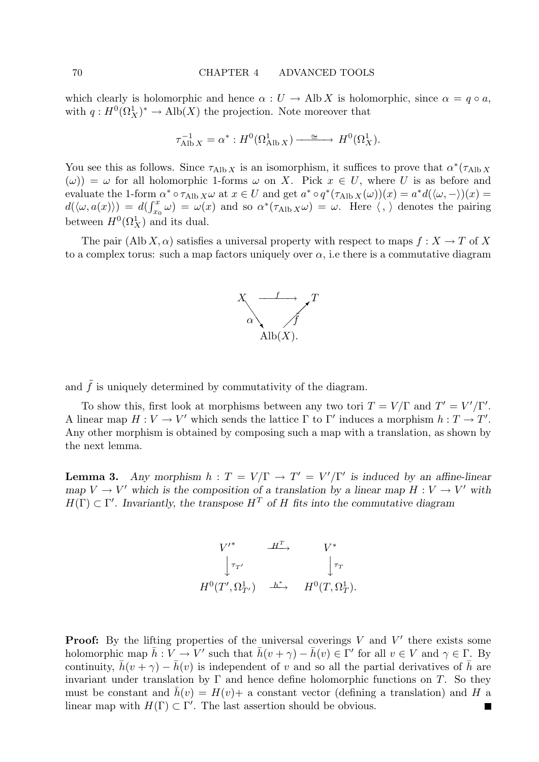which clearly is holomorphic and hence $\alpha : U \to \operatorname{Alb} X$ is holomorphic, since $\alpha = q \circ a$, with $q : H^0(\Omega^1_X)^* \to \operatorname{Alb}(X)$ the projection. Note moreover that

$$\tau^{-1}_{\operatorname{Alb} X} = \alpha^* : H^0(\Omega^1_{\operatorname{Alb} X}) \xrightarrow{\cong} H^0(\Omega^1_X).$$

You see this as follows. Since $\tau_{\operatorname{Alb} X}$ is an isomorphism, it suffices to prove that $\alpha^*(\tau_{\operatorname{Alb} X}(\omega)) = \omega$ for all holomorphic 1-forms $\omega$ on $X$. Pick $x \in U$, where $U$ is as before and evaluate the 1-form $\alpha^* \circ \tau_{\operatorname{Alb} X}\omega$ at $x \in U$ and get $a^* \circ q^*(\tau_{\operatorname{Alb} X}(\omega))(x) = a^* d(\langle \omega, - \rangle)(x) = d(\langle \omega, a(x) \rangle) = d(\int_{x_0}^x \omega) = \omega(x)$ and so $\alpha^*(\tau_{\operatorname{Alb} X}\omega) = \omega$. Here $\langle\, , \,\rangle$ denotes the pairing between $H^0(\Omega^1_X)$ and its dual.

The pair $(\operatorname{Alb} X, \alpha)$ satisfies a universal property with respect to maps $f : X \to T$ of $X$ to a complex torus: such a map factors uniquely over $\alpha$, i.e there is a commutative diagram

$$\begin{array}{ccc} X & \xrightarrow{\quad f \quad} & T \\ & {\scriptstyle\alpha}\searrow \quad \nearrow{\scriptstyle\tilde f} & \\ & \operatorname{Alb}(X). & \end{array}$$

and $\tilde{f}$ is uniquely determined by commutativity of the diagram.

To show this, first look at morphisms between any two tori $T = V/\Gamma$ and $T' = V'/\Gamma'$. A linear map $H : V \to V'$ which sends the lattice $\Gamma$ to $\Gamma'$ induces a morphism $h : T \to T'$. Any other morphism is obtained by composing such a map with a translation, as shown by the next lemma.

**Lemma 3.** *Any morphism $h : T = V/\Gamma \to T' = V'/\Gamma'$ is induced by an affine-linear map $V \to V'$ which is the composition of a translation by a linear map $H : V \to V'$ with $H(\Gamma) \subset \Gamma'$. Invariantly, the transpose $H^T$ of $H$ fits into the commutative diagram*

$$\begin{array}{ccc} V'^* & \xrightarrow{H^T} & V^* \\ \downarrow{\scriptstyle\tau_{T'}} & & \downarrow{\scriptstyle\tau_T} \\ H^0(T', \Omega^1_{T'}) & \xrightarrow{h^*} & H^0(T, \Omega^1_T). \end{array}$$

**Proof:** By the lifting properties of the universal coverings $V$ and $V'$ there exists some holomorphic map $\bar{h} : V \to V'$ such that $\bar{h}(v + \gamma) - \bar{h}(v) \in \Gamma'$ for all $v \in V$ and $\gamma \in \Gamma$. By continuity, $\bar{h}(v + \gamma) - \bar{h}(v)$ is independent of $v$ and so all the partial derivatives of $\bar{h}$ are invariant under translation by $\Gamma$ and hence define holomorphic functions on $T$. So they must be constant and $\bar{h}(v) = H(v) +$ a constant vector (defining a translation) and $H$ a linear map with $H(\Gamma) \subset \Gamma'$. The last assertion should be obvious. ∎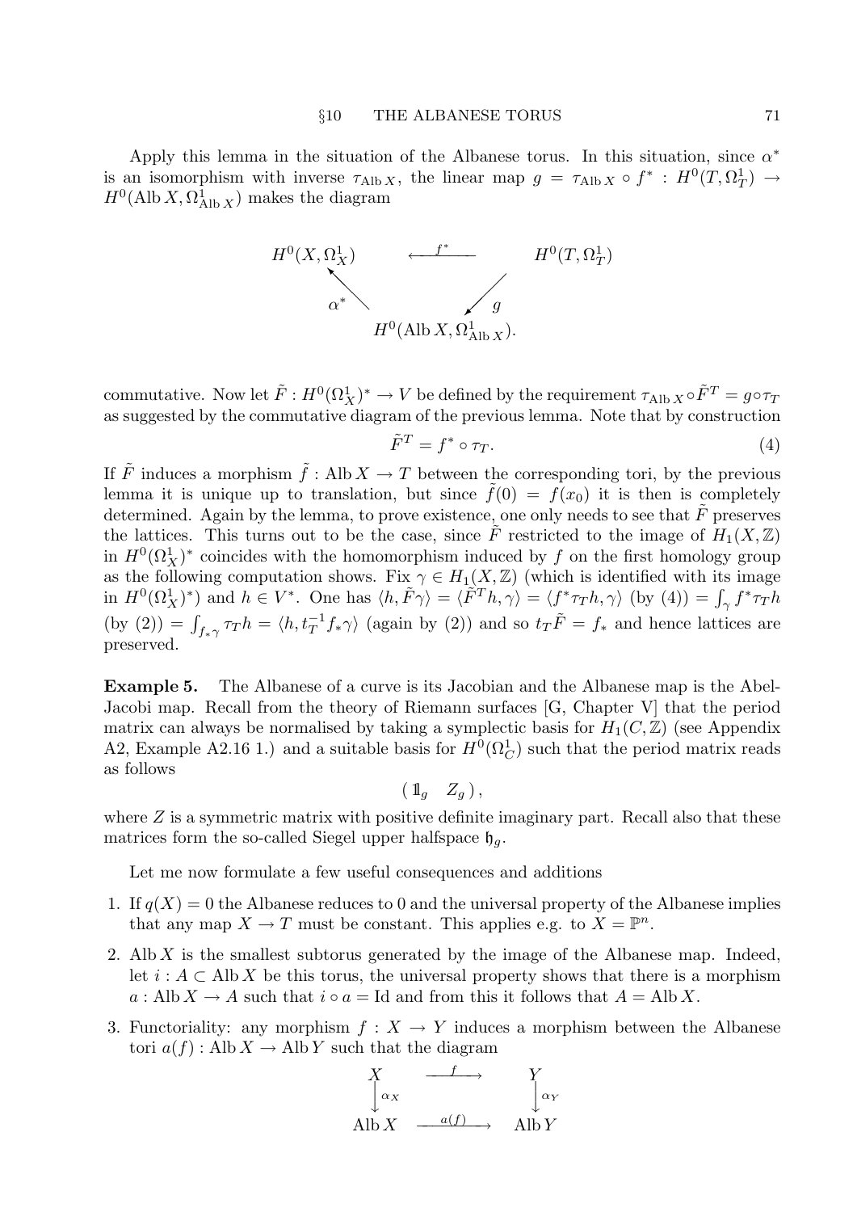Apply this lemma in the situation of the Albanese torus. In this situation, since $\alpha^*$ is an isomorphism with inverse $\tau_{\operatorname{Alb} X}$, the linear map $g = \tau_{\operatorname{Alb} X} \circ f^* : H^0(T, \Omega^1_T) \to H^0(\operatorname{Alb} X, \Omega^1_{\operatorname{Alb} X})$ makes the diagram

$$
\begin{array}{ccc}
H^0(X, \Omega^1_X) & \xleftarrow{\;f^*\;} & H^0(T, \Omega^1_T) \\
{\scriptstyle \alpha^*} \nwarrow & & \swarrow {\scriptstyle g} \\
& H^0(\operatorname{Alb} X, \Omega^1_{\operatorname{Alb} X}). &
\end{array}
$$

commutative. Now let $\tilde{F} : H^0(\Omega^1_X)^* \to V$ be defined by the requirement $\tau_{\operatorname{Alb} X} \circ \tilde{F}^T = g \circ \tau_T$ as suggested by the commutative diagram of the previous lemma. Note that by construction

$$\tilde{F}^T = f^* \circ \tau_T. \tag{4}$$

If $\tilde{F}$ induces a morphism $\tilde{f} : \operatorname{Alb} X \to T$ between the corresponding tori, by the previous lemma it is unique up to translation, but since $\tilde{f}(0) = f(x_0)$ it is then is completely determined. Again by the lemma, to prove existence, one only needs to see that $\tilde{F}$ preserves the lattices. This turns out to be the case, since $\tilde{F}$ restricted to the image of $H_1(X, \mathbb{Z})$ in $H^0(\Omega^1_X)^*$ coincides with the homomorphism induced by $f$ on the first homology group as the following computation shows. Fix $\gamma \in H_1(X, \mathbb{Z})$ (which is identified with its image in $H^0(\Omega^1_X)^*$) and $h \in V^*$. One has $\langle h, \tilde{F}\gamma \rangle = \langle \tilde{F}^T h, \gamma \rangle = \langle f^* \tau_T h, \gamma \rangle$ (by (4)) $= \int_\gamma f^* \tau_T h$ (by (2)) $= \int_{f_* \gamma} \tau_T h = \langle h, t_T^{-1} f_* \gamma \rangle$ (again by (2)) and so $t_T \tilde{F} = f_*$ and hence lattices are preserved.

**Example 5.** The Albanese of a curve is its Jacobian and the Albanese map is the Abel-Jacobi map. Recall from the theory of Riemann surfaces [G, Chapter V] that the period matrix can always be normalised by taking a symplectic basis for $H_1(C, \mathbb{Z})$ (see Appendix A2, Example A2.16 1.) and a suitable basis for $H^0(\Omega^1_C)$ such that the period matrix reads as follows

$$( \mathbb{1}_g \quad Z_g ),$$

where $Z$ is a symmetric matrix with positive definite imaginary part. Recall also that these matrices form the so-called Siegel upper halfspace $\mathfrak{h}_g$.

Let me now formulate a few useful consequences and additions

1. If $q(X) = 0$ the Albanese reduces to 0 and the universal property of the Albanese implies that any map $X \to T$ must be constant. This applies e.g. to $X = \mathbb{P}^n$.
2. $\operatorname{Alb} X$ is the smallest subtorus generated by the image of the Albanese map. Indeed, let $i : A \subset \operatorname{Alb} X$ be this torus, the universal property shows that there is a morphism $a : \operatorname{Alb} X \to A$ such that $i \circ a = \operatorname{Id}$ and from this it follows that $A = \operatorname{Alb} X$.
3. Functoriality: any morphism $f : X \to Y$ induces a morphism between the Albanese tori $a(f) : \operatorname{Alb} X \to \operatorname{Alb} Y$ such that the diagram

$$
\begin{array}{ccc}
X & \xrightarrow{\;f\;} & Y \\
\downarrow {\scriptstyle \alpha_X} & & \downarrow {\scriptstyle \alpha_Y} \\
\operatorname{Alb} X & \xrightarrow{\;a(f)\;} & \operatorname{Alb} Y
\end{array}
$$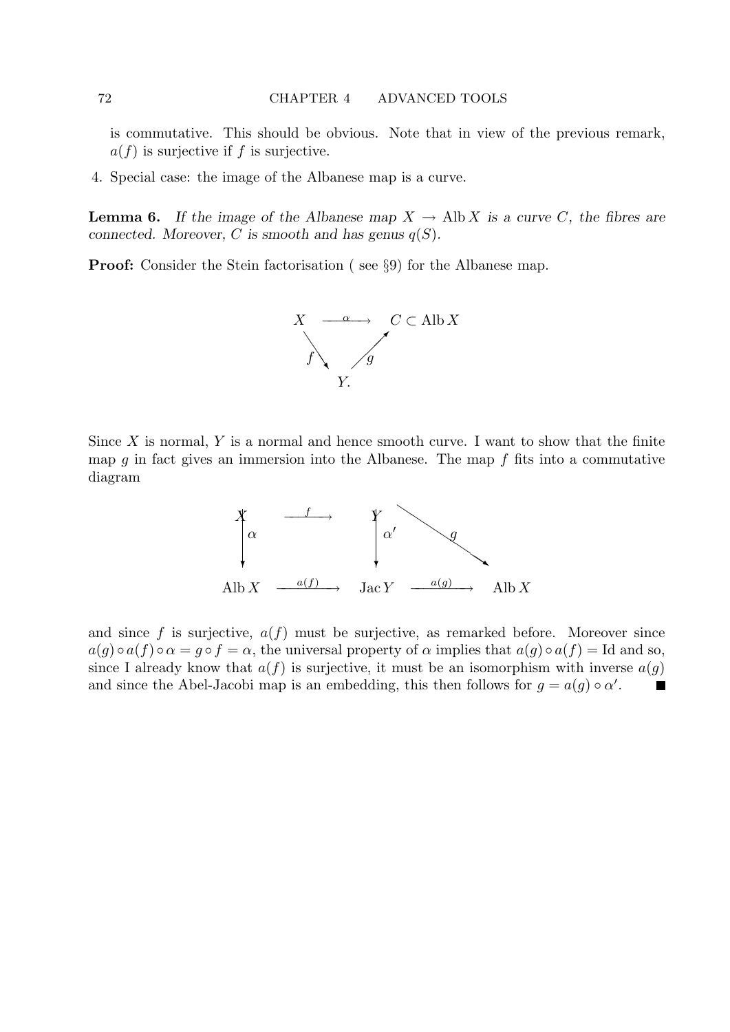is commutative. This should be obvious. Note that in view of the previous remark, $a(f)$ is surjective if $f$ is surjective.

4. Special case: the image of the Albanese map is a curve.

**Lemma 6.** *If the image of the Albanese map $X \to \operatorname{Alb} X$ is a curve $C$, the fibres are connected. Moreover, $C$ is smooth and has genus $q(S)$.*

**Proof:** Consider the Stein factorisation ( see §9) for the Albanese map.

$$\begin{array}{ccc} X & \xrightarrow{\alpha} & C \subset \operatorname{Alb} X \\ & {\scriptstyle f} \searrow \quad \nearrow {\scriptstyle g} & \\ & Y. & \end{array}$$

Since $X$ is normal, $Y$ is a normal and hence smooth curve. I want to show that the finite map $g$ in fact gives an immersion into the Albanese. The map $f$ fits into a commutative diagram

$$\begin{array}{ccccc} X & \xrightarrow{f} & Y & & \\ \downarrow \alpha & & \downarrow \alpha' & \searrow g & \\ \operatorname{Alb} X & \xrightarrow{a(f)} & \operatorname{Jac} Y & \xrightarrow{a(g)} & \operatorname{Alb} X \end{array}$$

and since $f$ is surjective, $a(f)$ must be surjective, as remarked before. Moreover since $a(g) \circ a(f) \circ \alpha = g \circ f = \alpha$, the universal property of $\alpha$ implies that $a(g) \circ a(f) = \mathrm{Id}$ and so, since I already know that $a(f)$ is surjective, it must be an isomorphism with inverse $a(g)$ and since the Abel-Jacobi map is an embedding, this then follows for $g = a(g) \circ \alpha'$. ∎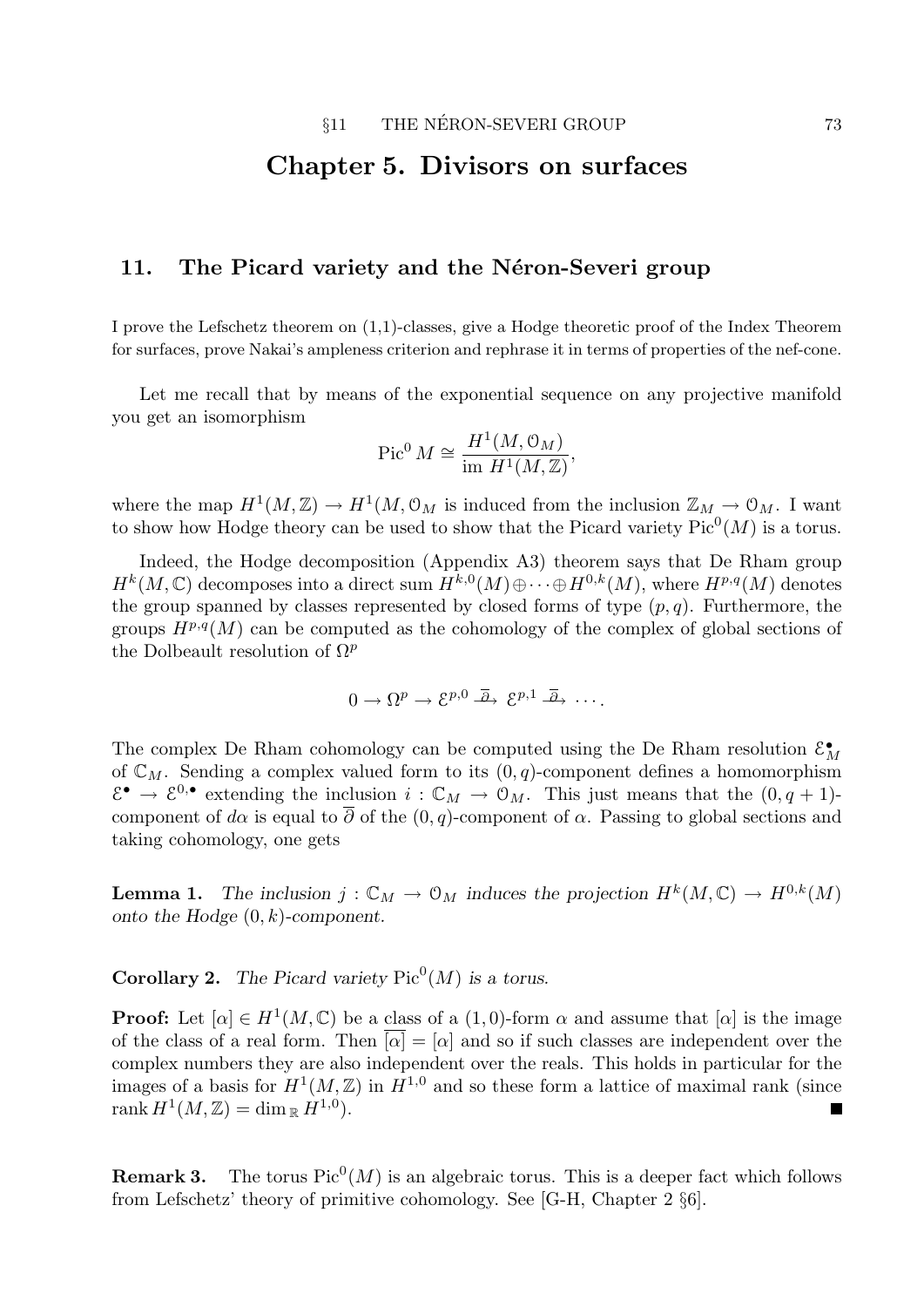# Chapter 5. Divisors on surfaces

## 11. The Picard variety and the Néron-Severi group

I prove the Lefschetz theorem on (1,1)-classes, give a Hodge theoretic proof of the Index Theorem for surfaces, prove Nakai's ampleness criterion and rephrase it in terms of properties of the nef-cone.

Let me recall that by means of the exponential sequence on any projective manifold you get an isomorphism

$$\operatorname{Pic}^0 M \cong \frac{H^1(M, \mathcal{O}_M)}{\operatorname{im} H^1(M, \mathbb{Z})},$$

where the map $H^1(M, \mathbb{Z}) \to H^1(M, \mathcal{O}_M$ is induced from the inclusion $\mathbb{Z}_M \to \mathcal{O}_M$. I want to show how Hodge theory can be used to show that the Picard variety $\operatorname{Pic}^0(M)$ is a torus.

Indeed, the Hodge decomposition (Appendix A3) theorem says that De Rham group $H^k(M, \mathbb{C})$ decomposes into a direct sum $H^{k,0}(M) \oplus \cdots \oplus H^{0,k}(M)$, where $H^{p,q}(M)$ denotes the group spanned by classes represented by closed forms of type $(p,q)$. Furthermore, the groups $H^{p,q}(M)$ can be computed as the cohomology of the complex of global sections of the Dolbeault resolution of $\Omega^p$

$$0 \to \Omega^p \to \mathcal{E}^{p,0} \xrightarrow{\overline{\partial}} \mathcal{E}^{p,1} \xrightarrow{\overline{\partial}} \cdots.$$

The complex De Rham cohomology can be computed using the De Rham resolution $\mathcal{E}^\bullet_M$ of $\mathbb{C}_M$. Sending a complex valued form to its $(0,q)$-component defines a homomorphism $\mathcal{E}^\bullet \to \mathcal{E}^{0,\bullet}$ extending the inclusion $i : \mathbb{C}_M \to \mathcal{O}_M$. This just means that the $(0, q+1)$-component of $d\alpha$ is equal to $\overline{\partial}$ of the $(0,q)$-component of $\alpha$. Passing to global sections and taking cohomology, one gets

**Lemma 1.** *The inclusion $j : \mathbb{C}_M \to \mathcal{O}_M$ induces the projection $H^k(M, \mathbb{C}) \to H^{0,k}(M)$ onto the Hodge $(0,k)$-component.*

**Corollary 2.** *The Picard variety $\operatorname{Pic}^0(M)$ is a torus.*

**Proof:** Let $[\alpha] \in H^1(M, \mathbb{C})$ be a class of a $(1,0)$-form $\alpha$ and assume that $[\alpha]$ is the image of the class of a real form. Then $\overline{[\alpha]} = [\alpha]$ and so if such classes are independent over the complex numbers they are also independent over the reals. This holds in particular for the images of a basis for $H^1(M, \mathbb{Z})$ in $H^{1,0}$ and so these form a lattice of maximal rank (since $\operatorname{rank} H^1(M, \mathbb{Z}) = \dim_{\mathbb{R}} H^{1,0}$). ∎

**Remark 3.** The torus $\operatorname{Pic}^0(M)$ is an algebraic torus. This is a deeper fact which follows from Lefschetz' theory of primitive cohomology. See [G-H, Chapter 2 §6].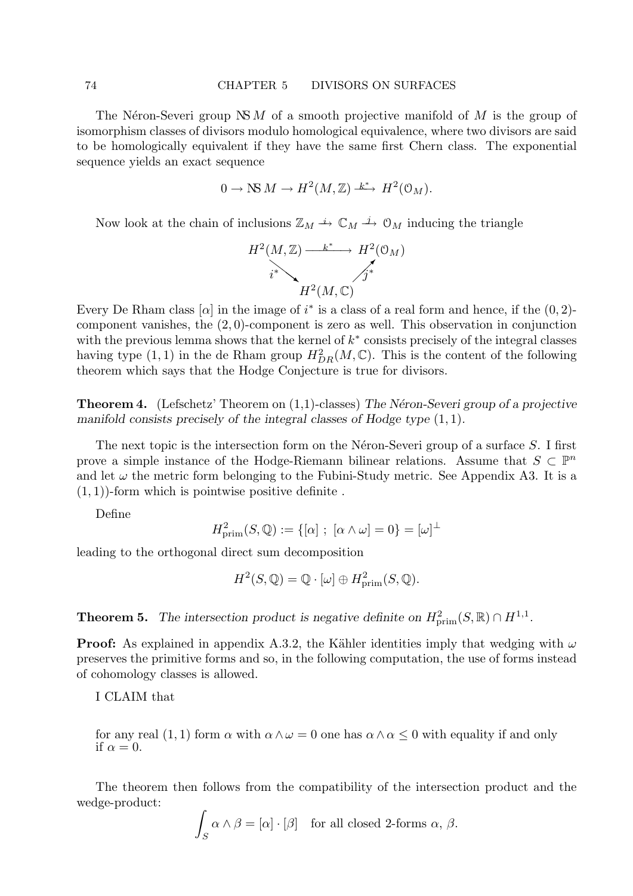The Néron-Severi group $\mathrm{NS}\, M$ of a smooth projective manifold of $M$ is the group of isomorphism classes of divisors modulo homological equivalence, where two divisors are said to be homologically equivalent if they have the same first Chern class. The exponential sequence yields an exact sequence

$$0 \to \mathrm{NS}\, M \to H^2(M, \mathbb{Z}) \xrightarrow{k^*} H^2(\mathcal{O}_M).$$

Now look at the chain of inclusions $\mathbb{Z}_M \xrightarrow{i} \mathbb{C}_M \xrightarrow{j} \mathcal{O}_M$ inducing the triangle

$$\begin{array}{ccc} H^2(M,\mathbb{Z}) & \xrightarrow{k^*} & H^2(\mathcal{O}_M) \\ & {\scriptstyle i^*}\searrow \quad \nearrow{\scriptstyle j^*} & \\ & H^2(M,\mathbb{C}) & \end{array}$$

Every De Rham class $[\alpha]$ in the image of $i^*$ is a class of a real form and hence, if the $(0,2)$-component vanishes, the $(2,0)$-component is zero as well. This observation in conjunction with the previous lemma shows that the kernel of $k^*$ consists precisely of the integral classes having type $(1,1)$ in the de Rham group $H^2_{DR}(M, \mathbb{C})$. This is the content of the following theorem which says that the Hodge Conjecture is true for divisors.

**Theorem 4.** (Lefschetz' Theorem on (1,1)-classes) *The Néron-Severi group of a projective manifold consists precisely of the integral classes of Hodge type* $(1,1)$.

The next topic is the intersection form on the Néron-Severi group of a surface $S$. I first prove a simple instance of the Hodge-Riemann bilinear relations. Assume that $S \subset \mathbb{P}^n$ and let $\omega$ the metric form belonging to the Fubini-Study metric. See Appendix A3. It is a $(1,1)$)-form which is pointwise positive definite .

Define

$$H^2_{\text{prim}}(S, \mathbb{Q}) := \{[\alpha] \ ; \ [\alpha \wedge \omega] = 0\} = [\omega]^\perp$$

leading to the orthogonal direct sum decomposition

$$H^2(S, \mathbb{Q}) = \mathbb{Q} \cdot [\omega] \oplus H^2_{\text{prim}}(S, \mathbb{Q}).$$

**Theorem 5.** *The intersection product is negative definite on* $H^2_{\text{prim}}(S, \mathbb{R}) \cap H^{1,1}$.

**Proof:** As explained in appendix A.3.2, the Kähler identities imply that wedging with $\omega$ preserves the primitive forms and so, in the following computation, the use of forms instead of cohomology classes is allowed.

I CLAIM that

> for any real $(1,1)$ form $\alpha$ with $\alpha \wedge \omega = 0$ one has $\alpha \wedge \alpha \leq 0$ with equality if and only if $\alpha = 0$.

The theorem then follows from the compatibility of the intersection product and the wedge-product:

$$\int_S \alpha \wedge \beta = [\alpha] \cdot [\beta] \quad \text{for all closed 2-forms } \alpha,\ \beta.$$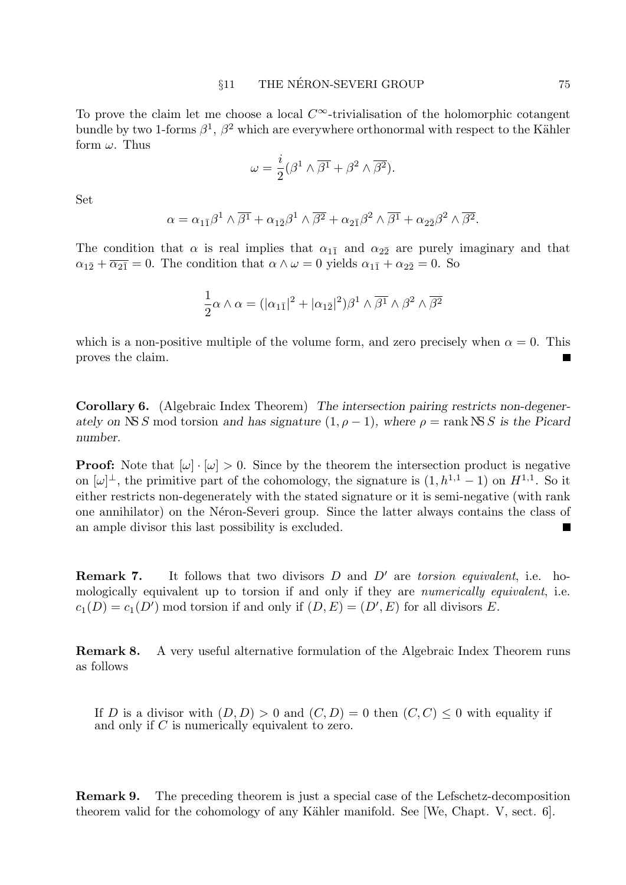To prove the claim let me choose a local $C^\infty$-trivialisation of the holomorphic cotangent bundle by two 1-forms $\beta^1$, $\beta^2$ which are everywhere orthonormal with respect to the Kähler form $\omega$. Thus

$$\omega = \frac{i}{2}(\beta^1 \wedge \overline{\beta^1} + \beta^2 \wedge \overline{\beta^2}).$$

Set

$$\alpha = \alpha_{1\bar{1}}\beta^1 \wedge \overline{\beta^1} + \alpha_{1\bar{2}}\beta^1 \wedge \overline{\beta^2} + \alpha_{2\bar{1}}\beta^2 \wedge \overline{\beta^1} + \alpha_{2\bar{2}}\beta^2 \wedge \overline{\beta^2}.$$

The condition that $\alpha$ is real implies that $\alpha_{1\bar{1}}$ and $\alpha_{2\bar{2}}$ are purely imaginary and that $\alpha_{1\bar{2}} + \overline{\alpha_{2\bar{1}}} = 0$. The condition that $\alpha \wedge \omega = 0$ yields $\alpha_{1\bar{1}} + \alpha_{2\bar{2}} = 0$. So

$$\frac{1}{2}\alpha \wedge \alpha = (|\alpha_{1\bar{1}}|^2 + |\alpha_{1\bar{2}}|^2)\beta^1 \wedge \overline{\beta^1} \wedge \beta^2 \wedge \overline{\beta^2}$$

which is a non-positive multiple of the volume form, and zero precisely when $\alpha = 0$. This proves the claim. ∎

**Corollary 6.** (Algebraic Index Theorem) *The intersection pairing restricts non-degenerately on* $\mathrm{NS}\, S$ mod torsion *and has signature* $(1, \rho - 1)$*, where* $\rho = \operatorname{rank} \mathrm{NS}\, S$ *is the Picard number.*

**Proof:** Note that $[\omega] \cdot [\omega] > 0$. Since by the theorem the intersection product is negative on $[\omega]^\perp$, the primitive part of the cohomology, the signature is $(1, h^{1,1} - 1)$ on $H^{1,1}$. So it either restricts non-degenerately with the stated signature or it is semi-negative (with rank one annihilator) on the Néron-Severi group. Since the latter always contains the class of an ample divisor this last possibility is excluded. ∎

**Remark 7.** It follows that two divisors $D$ and $D'$ are *torsion equivalent*, i.e. homologically equivalent up to torsion if and only if they are *numerically equivalent*, i.e. $c_1(D) = c_1(D')$ mod torsion if and only if $(D, E) = (D', E)$ for all divisors $E$.

**Remark 8.** A very useful alternative formulation of the Algebraic Index Theorem runs as follows

> If $D$ is a divisor with $(D, D) > 0$ and $(C, D) = 0$ then $(C, C) \leq 0$ with equality if and only if $C$ is numerically equivalent to zero.

**Remark 9.** The preceding theorem is just a special case of the Lefschetz-decomposition theorem valid for the cohomology of any Kähler manifold. See [We, Chapt. V, sect. 6].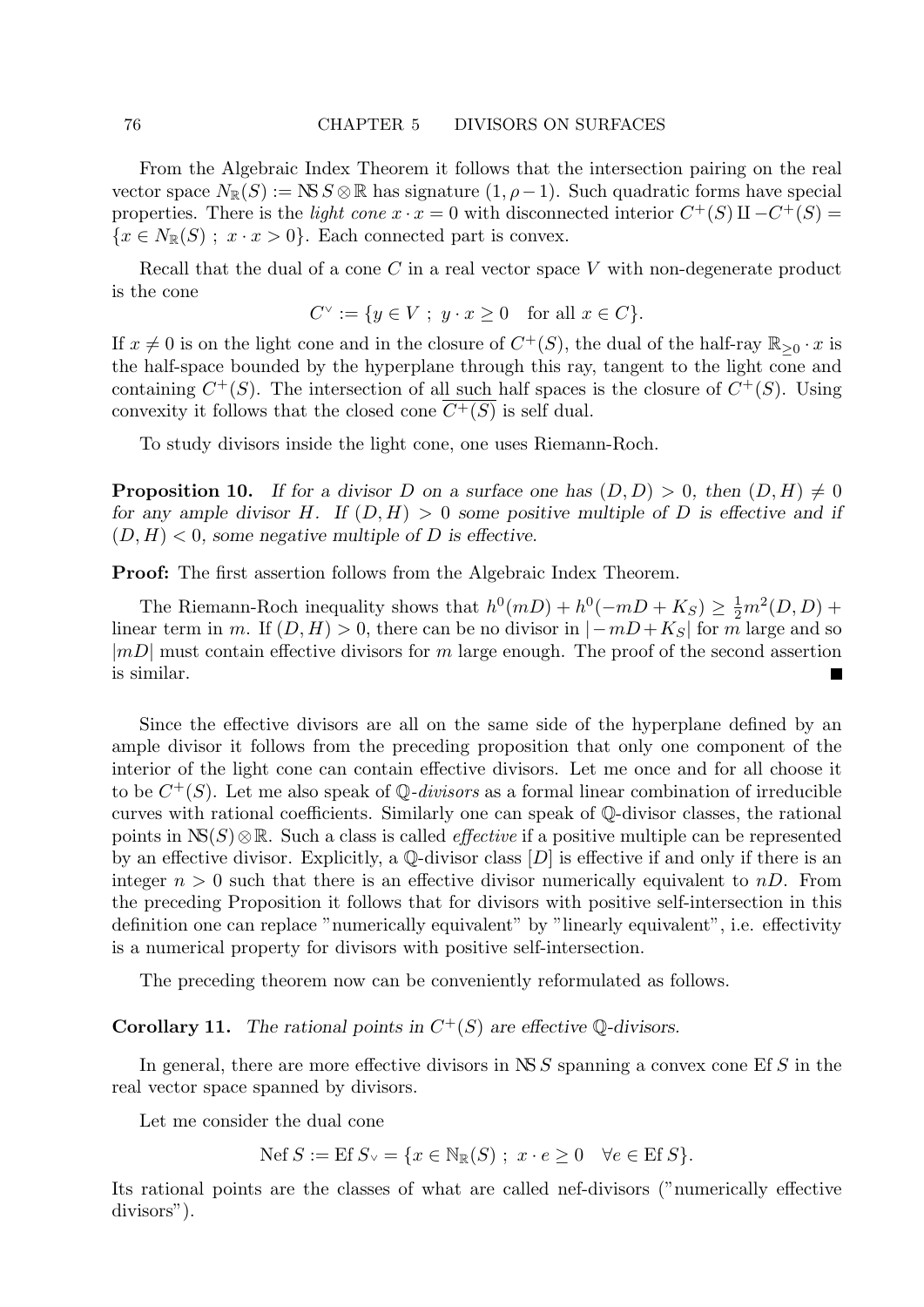From the Algebraic Index Theorem it follows that the intersection pairing on the real vector space $N_{\mathbb{R}}(S) := \mathrm{NS}\, S \otimes \mathbb{R}$ has signature $(1, \rho - 1)$. Such quadratic forms have special properties. There is the *light cone* $x \cdot x = 0$ with disconnected interior $C^+(S) \amalg -C^+(S) = \{x \in N_{\mathbb{R}}(S) \; ; \; x \cdot x > 0\}$. Each connected part is convex.

Recall that the dual of a cone $C$ in a real vector space $V$ with non-degenerate product is the cone

$$C^\vee := \{y \in V \; ; \; y \cdot x \geq 0 \quad \text{for all } x \in C\}.$$

If $x \neq 0$ is on the light cone and in the closure of $C^+(S)$, the dual of the half-ray $\mathbb{R}_{\geq 0} \cdot x$ is the half-space bounded by the hyperplane through this ray, tangent to the light cone and containing $C^+(S)$. The intersection of all such half spaces is the closure of $C^+(S)$. Using convexity it follows that the closed cone $\overline{C^+(S)}$ is self dual.

To study divisors inside the light cone, one uses Riemann-Roch.

**Proposition 10.** *If for a divisor $D$ on a surface one has $(D, D) > 0$, then $(D, H) \neq 0$ for any ample divisor $H$. If $(D, H) > 0$ some positive multiple of $D$ is effective and if $(D, H) < 0$, some negative multiple of $D$ is effective.*

**Proof:** The first assertion follows from the Algebraic Index Theorem.

The Riemann-Roch inequality shows that $h^0(mD) + h^0(-mD + K_S) \geq \frac{1}{2}m^2(D, D) +$ linear term in $m$. If $(D, H) > 0$, there can be no divisor in $|-mD + K_S|$ for $m$ large and so $|mD|$ must contain effective divisors for $m$ large enough. The proof of the second assertion is similar. ∎

Since the effective divisors are all on the same side of the hyperplane defined by an ample divisor it follows from the preceding proposition that only one component of the interior of the light cone can contain effective divisors. Let me once and for all choose it to be $C^+(S)$. Let me also speak of *$\mathbb{Q}$-divisors* as a formal linear combination of irreducible curves with rational coefficients. Similarly one can speak of $\mathbb{Q}$-divisor classes, the rational points in $\mathrm{NS}(S) \otimes \mathbb{R}$. Such a class is called *effective* if a positive multiple can be represented by an effective divisor. Explicitly, a $\mathbb{Q}$-divisor class $[D]$ is effective if and only if there is an integer $n > 0$ such that there is an effective divisor numerically equivalent to $nD$. From the preceding Proposition it follows that for divisors with positive self-intersection in this definition one can replace "numerically equivalent" by "linearly equivalent", i.e. effectivity is a numerical property for divisors with positive self-intersection.

The preceding theorem now can be conveniently reformulated as follows.

**Corollary 11.** *The rational points in $C^+(S)$ are effective $\mathbb{Q}$-divisors.*

In general, there are more effective divisors in $\mathrm{NS}\, S$ spanning a convex cone $\mathrm{Ef}\, S$ in the real vector space spanned by divisors.

Let me consider the dual cone

$$\mathrm{Nef}\, S := \mathrm{Ef}\, S_\vee = \{x \in \mathbb{N}_{\mathbb{R}}(S) \; ; \; x \cdot e \geq 0 \quad \forall e \in \mathrm{Ef}\, S\}.$$

Its rational points are the classes of what are called nef-divisors ("numerically effective divisors").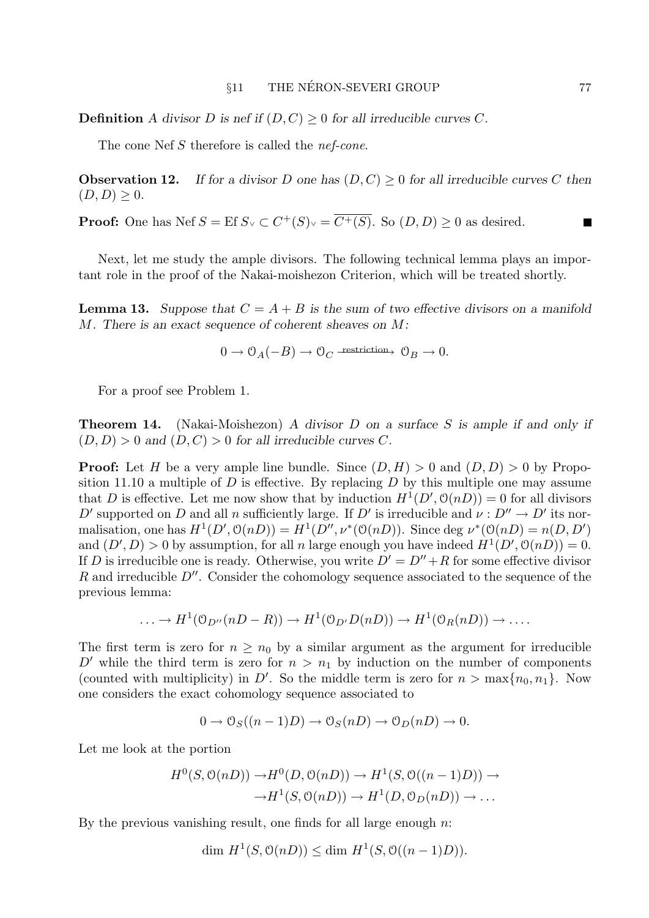**Definition** *A divisor $D$ is nef if $(D, C) \geq 0$ for all irreducible curves $C$.*

The cone Nef $S$ therefore is called the *nef-cone*.

**Observation 12.** *If for a divisor $D$ one has $(D, C) \geq 0$ for all irreducible curves $C$ then $(D, D) \geq 0$.*

**Proof:** One has $\text{Nef}\, S = \text{Ef}\, S_\vee \subset C^+(S)_\vee = \overline{C^+(S)}$. So $(D, D) \geq 0$ as desired. ■

Next, let me study the ample divisors. The following technical lemma plays an important role in the proof of the Nakai-moishezon Criterion, which will be treated shortly.

**Lemma 13.** *Suppose that $C = A + B$ is the sum of two effective divisors on a manifold $M$. There is an exact sequence of coherent sheaves on $M$:*

$$0 \to \mathcal{O}_A(-B) \to \mathcal{O}_C \xrightarrow{\text{restriction}} \mathcal{O}_B \to 0.$$

For a proof see Problem 1.

**Theorem 14.** (Nakai-Moishezon) *A divisor $D$ on a surface $S$ is ample if and only if $(D, D) > 0$ and $(D, C) > 0$ for all irreducible curves $C$.*

**Proof:** Let $H$ be a very ample line bundle. Since $(D, H) > 0$ and $(D, D) > 0$ by Proposition 11.10 a multiple of $D$ is effective. By replacing $D$ by this multiple one may assume that $D$ is effective. Let me now show that by induction $H^1(D', \mathcal{O}(nD)) = 0$ for all divisors $D'$ supported on $D$ and all $n$ sufficiently large. If $D'$ is irreducible and $\nu : D'' \to D'$ its normalisation, one has $H^1(D', \mathcal{O}(nD)) = H^1(D'', \nu^*(\mathcal{O}(nD))$. Since $\deg \nu^*(\mathcal{O}(nD) = n(D, D')$ and $(D', D) > 0$ by assumption, for all $n$ large enough you have indeed $H^1(D', \mathcal{O}(nD)) = 0$. If $D$ is irreducible one is ready. Otherwise, you write $D' = D'' + R$ for some effective divisor $R$ and irreducible $D''$. Consider the cohomology sequence associated to the sequence of the previous lemma:

$$\ldots \to H^1(\mathcal{O}_{D''}(nD - R)) \to H^1(\mathcal{O}_{D'} D(nD)) \to H^1(\mathcal{O}_R(nD)) \to \ldots.$$

The first term is zero for $n \geq n_0$ by a similar argument as the argument for irreducible $D'$ while the third term is zero for $n > n_1$ by induction on the number of components (counted with multiplicity) in $D'$. So the middle term is zero for $n > \max\{n_0, n_1\}$. Now one considers the exact cohomology sequence associated to

$$0 \to \mathcal{O}_S((n-1)D) \to \mathcal{O}_S(nD) \to \mathcal{O}_D(nD) \to 0.$$

Let me look at the portion

$$\begin{aligned} H^0(S, \mathcal{O}(nD)) \to & H^0(D, \mathcal{O}(nD)) \to H^1(S, \mathcal{O}((n-1)D)) \to \\ & \to H^1(S, \mathcal{O}(nD)) \to H^1(D, \mathcal{O}_D(nD)) \to \ldots \end{aligned}$$

By the previous vanishing result, one finds for all large enough $n$:

$$\dim\, H^1(S, \mathcal{O}(nD)) \leq \dim\, H^1(S, \mathcal{O}((n-1)D)).$$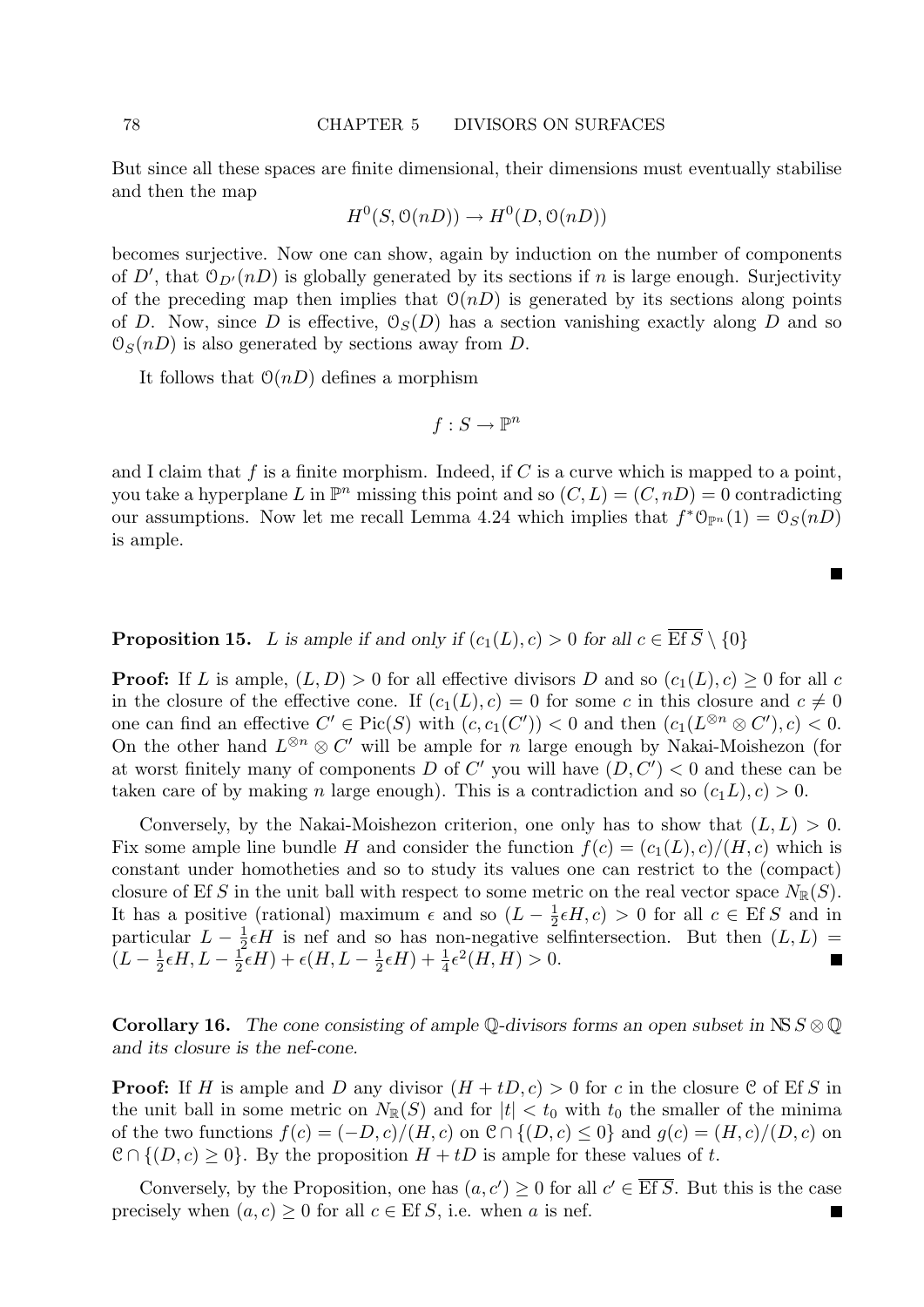But since all these spaces are finite dimensional, their dimensions must eventually stabilise and then the map

$$H^0(S, \mathcal{O}(nD)) \to H^0(D, \mathcal{O}(nD))$$

becomes surjective. Now one can show, again by induction on the number of components of $D'$, that $\mathcal{O}_{D'}(nD)$ is globally generated by its sections if $n$ is large enough. Surjectivity of the preceding map then implies that $\mathcal{O}(nD)$ is generated by its sections along points of $D$. Now, since $D$ is effective, $\mathcal{O}_S(D)$ has a section vanishing exactly along $D$ and so $\mathcal{O}_S(nD)$ is also generated by sections away from $D$.

It follows that $\mathcal{O}(nD)$ defines a morphism

$$f : S \to \mathbb{P}^n$$

and I claim that $f$ is a finite morphism. Indeed, if $C$ is a curve which is mapped to a point, you take a hyperplane $L$ in $\mathbb{P}^n$ missing this point and so $(C, L) = (C, nD) = 0$ contradicting our assumptions. Now let me recall Lemma 4.24 which implies that $f^*\mathcal{O}_{\mathbb{P}^n}(1) = \mathcal{O}_S(nD)$ is ample. ∎

**Proposition 15.** *$L$ is ample if and only if $(c_1(L), c) > 0$ for all $c \in \overline{\mathrm{Ef}\, S} \setminus \{0\}$*

**Proof:** If $L$ is ample, $(L, D) > 0$ for all effective divisors $D$ and so $(c_1(L), c) \geq 0$ for all $c$ in the closure of the effective cone. If $(c_1(L), c) = 0$ for some $c$ in this closure and $c \neq 0$ one can find an effective $C' \in \mathrm{Pic}(S)$ with $(c, c_1(C')) < 0$ and then $(c_1(L^{\otimes n} \otimes C'), c) < 0$. On the other hand $L^{\otimes n} \otimes C'$ will be ample for $n$ large enough by Nakai-Moishezon (for at worst finitely many of components $D$ of $C'$ you will have $(D, C') < 0$ and these can be taken care of by making $n$ large enough). This is a contradiction and so $(c_1 L), c) > 0$.

Conversely, by the Nakai-Moishezon criterion, one only has to show that $(L, L) > 0$. Fix some ample line bundle $H$ and consider the function $f(c) = (c_1(L), c)/(H, c)$ which is constant under homotheties and so to study its values one can restrict to the (compact) closure of $\mathrm{Ef}\, S$ in the unit ball with respect to some metric on the real vector space $N_{\mathbb{R}}(S)$. It has a positive (rational) maximum $\epsilon$ and so $(L - \frac{1}{2}\epsilon H, c) > 0$ for all $c \in \mathrm{Ef}\, S$ and in particular $L - \frac{1}{2}\epsilon H$ is nef and so has non-negative selfintersection. But then $(L, L) = (L - \frac{1}{2}\epsilon H, L - \frac{1}{2}\epsilon H) + \epsilon(H, L - \frac{1}{2}\epsilon H) + \frac{1}{4}\epsilon^2(H, H) > 0$. ∎

**Corollary 16.** *The cone consisting of ample $\mathbb{Q}$-divisors forms an open subset in $\mathrm{NS}\, S \otimes \mathbb{Q}$ and its closure is the nef-cone.*

**Proof:** If $H$ is ample and $D$ any divisor $(H + tD, c) > 0$ for $c$ in the closure $\mathcal{C}$ of $\mathrm{Ef}\, S$ in the unit ball in some metric on $N_{\mathbb{R}}(S)$ and for $|t| < t_0$ with $t_0$ the smaller of the minima of the two functions $f(c) = (-D, c)/(H, c)$ on $\mathcal{C} \cap \{(D, c) \leq 0\}$ and $g(c) = (H, c)/(D, c)$ on $\mathcal{C} \cap \{(D, c) \geq 0\}$. By the proposition $H + tD$ is ample for these values of $t$.

Conversely, by the Proposition, one has $(a, c') \geq 0$ for all $c' \in \overline{\mathrm{Ef}\, S}$. But this is the case precisely when $(a, c) \geq 0$ for all $c \in \mathrm{Ef}\, S$, i.e. when $a$ is nef. ∎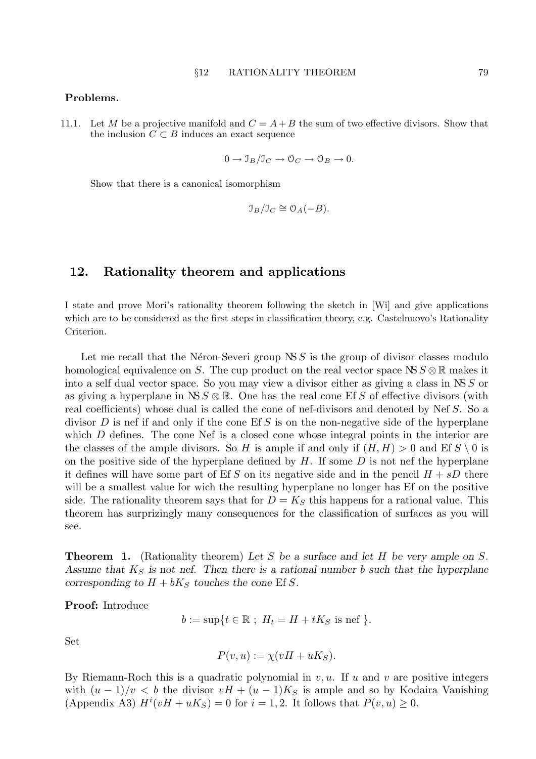**Problems.**

11.1. Let $M$ be a projective manifold and $C = A + B$ the sum of two effective divisors. Show that the inclusion $C \subset B$ induces an exact sequence

$$0 \to \mathcal{I}_B/\mathcal{I}_C \to \mathcal{O}_C \to \mathcal{O}_B \to 0.$$

Show that there is a canonical isomorphism

$$\mathcal{I}_B/\mathcal{I}_C \cong \mathcal{O}_A(-B).$$

## 12. Rationality theorem and applications

I state and prove Mori's rationality theorem following the sketch in [Wi] and give applications which are to be considered as the first steps in classification theory, e.g. Castelnuovo's Rationality Criterion.

Let me recall that the Néron-Severi group $\mathrm{NS}\, S$ is the group of divisor classes modulo homological equivalence on $S$. The cup product on the real vector space $\mathrm{NS}\, S \otimes \mathbb{R}$ makes it into a self dual vector space. So you may view a divisor either as giving a class in $\mathrm{NS}\, S$ or as giving a hyperplane in $\mathrm{NS}\, S \otimes \mathbb{R}$. One has the real cone $\mathrm{Ef}\, S$ of effective divisors (with real coefficients) whose dual is called the cone of nef-divisors and denoted by $\mathrm{Nef}\, S$. So a divisor $D$ is nef if and only if the cone $\mathrm{Ef}\, S$ is on the non-negative side of the hyperplane which $D$ defines. The cone Nef is a closed cone whose integral points in the interior are the classes of the ample divisors. So $H$ is ample if and only if $(H, H) > 0$ and $\mathrm{Ef}\, S \setminus 0$ is on the positive side of the hyperplane defined by $H$. If some $D$ is not nef the hyperplane it defines will have some part of $\mathrm{Ef}\, S$ on its negative side and in the pencil $H + sD$ there will be a smallest value for wich the resulting hyperplane no longer has Ef on the positive side. The rationality theorem says that for $D = K_S$ this happens for a rational value. This theorem has surprizingly many consequences for the classification of surfaces as you will see.

**Theorem 1.** (Rationality theorem) *Let $S$ be a surface and let $H$ be very ample on $S$. Assume that $K_S$ is not nef. Then there is a rational number $b$ such that the hyperplane corresponding to $H + bK_S$ touches the cone $\mathrm{Ef}\, S$.*

**Proof:** Introduce

$$b := \sup\{t \in \mathbb{R}\ ;\ H_t = H + tK_S \text{ is nef }\}.$$

Set

$$P(v, u) := \chi(vH + uK_S).$$

By Riemann-Roch this is a quadratic polynomial in $v, u$. If $u$ and $v$ are positive integers with $(u-1)/v < b$ the divisor $vH + (u-1)K_S$ is ample and so by Kodaira Vanishing (Appendix A3) $H^i(vH + uK_S) = 0$ for $i = 1, 2$. It follows that $P(v, u) \geq 0$.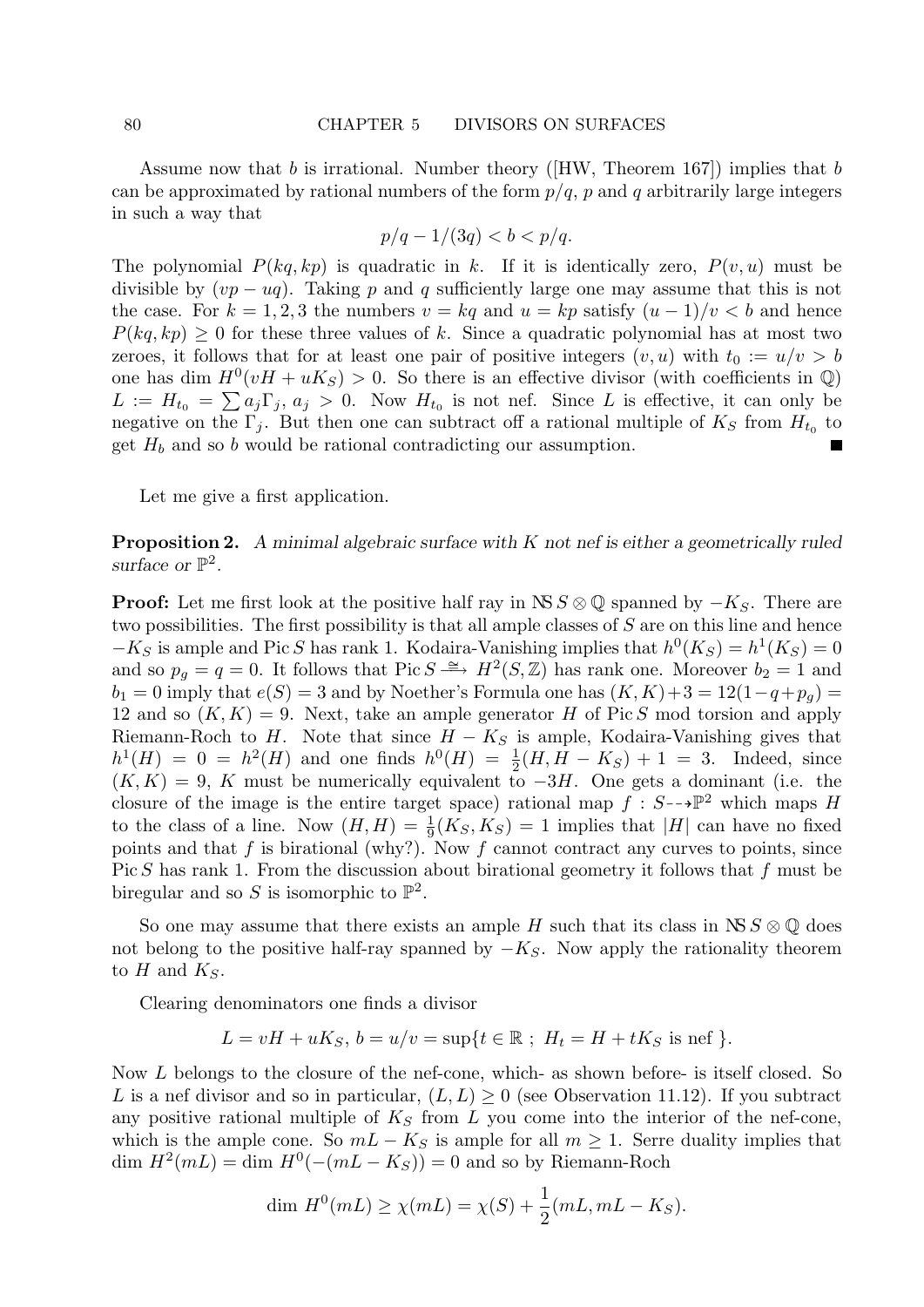Assume now that $b$ is irrational. Number theory ([HW, Theorem 167]) implies that $b$ can be approximated by rational numbers of the form $p/q$, $p$ and $q$ arbitrarily large integers in such a way that

$$p/q - 1/(3q) < b < p/q.$$

The polynomial $P(kq, kp)$ is quadratic in $k$. If it is identically zero, $P(v, u)$ must be divisible by $(vp - uq)$. Taking $p$ and $q$ sufficiently large one may assume that this is not the case. For $k = 1, 2, 3$ the numbers $v = kq$ and $u = kp$ satisfy $(u - 1)/v < b$ and hence $P(kq, kp) \geq 0$ for these three values of $k$. Since a quadratic polynomial has at most two zeroes, it follows that for at least one pair of positive integers $(v, u)$ with $t_0 := u/v > b$ one has $\dim H^0(vH + uK_S) > 0$. So there is an effective divisor (with coefficients in $\mathbb{Q}$) $L := H_{t_0} = \sum a_j \Gamma_j$, $a_j > 0$. Now $H_{t_0}$ is not nef. Since $L$ is effective, it can only be negative on the $\Gamma_j$. But then one can subtract off a rational multiple of $K_S$ from $H_{t_0}$ to get $H_b$ and so $b$ would be rational contradicting our assumption. ■

Let me give a first application.

**Proposition 2.** *A minimal algebraic surface with $K$ not nef is either a geometrically ruled surface or $\mathbb{P}^2$.*

**Proof:** Let me first look at the positive half ray in $\mathrm{NS}\, S \otimes \mathbb{Q}$ spanned by $-K_S$. There are two possibilities. The first possibility is that all ample classes of $S$ are on this line and hence $-K_S$ is ample and $\mathrm{Pic}\, S$ has rank 1. Kodaira-Vanishing implies that $h^0(K_S) = h^1(K_S) = 0$ and so $p_g = q = 0$. It follows that $\mathrm{Pic}\, S \xrightarrow{\cong} H^2(S, \mathbb{Z})$ has rank one. Moreover $b_2 = 1$ and $b_1 = 0$ imply that $e(S) = 3$ and by Noether's Formula one has $(K, K) + 3 = 12(1 - q + p_g) = 12$ and so $(K, K) = 9$. Next, take an ample generator $H$ of $\mathrm{Pic}\, S$ mod torsion and apply Riemann-Roch to $H$. Note that since $H - K_S$ is ample, Kodaira-Vanishing gives that $h^1(H) = 0 = h^2(H)$ and one finds $h^0(H) = \frac{1}{2}(H, H - K_S) + 1 = 3$. Indeed, since $(K, K) = 9$, $K$ must be numerically equivalent to $-3H$. One gets a dominant (i.e. the closure of the image is the entire target space) rational map $f : S \dashrightarrow \mathbb{P}^2$ which maps $H$ to the class of a line. Now $(H, H) = \frac{1}{9}(K_S, K_S) = 1$ implies that $|H|$ can have no fixed points and that $f$ is birational (why?). Now $f$ cannot contract any curves to points, since $\mathrm{Pic}\, S$ has rank 1. From the discussion about birational geometry it follows that $f$ must be biregular and so $S$ is isomorphic to $\mathbb{P}^2$.

So one may assume that there exists an ample $H$ such that its class in $\mathrm{NS}\, S \otimes \mathbb{Q}$ does not belong to the positive half-ray spanned by $-K_S$. Now apply the rationality theorem to $H$ and $K_S$.

Clearing denominators one finds a divisor

$$L = vH + uK_S,\ b = u/v = \sup\{t \in \mathbb{R}\ ;\ H_t = H + tK_S \text{ is nef }\}.$$

Now $L$ belongs to the closure of the nef-cone, which- as shown before- is itself closed. So $L$ is a nef divisor and so in particular, $(L, L) \geq 0$ (see Observation 11.12). If you subtract any positive rational multiple of $K_S$ from $L$ you come into the interior of the nef-cone, which is the ample cone. So $mL - K_S$ is ample for all $m \geq 1$. Serre duality implies that $\dim H^2(mL) = \dim H^0(-(mL - K_S)) = 0$ and so by Riemann-Roch

$$\dim H^0(mL) \geq \chi(mL) = \chi(S) + \frac{1}{2}(mL, mL - K_S).$$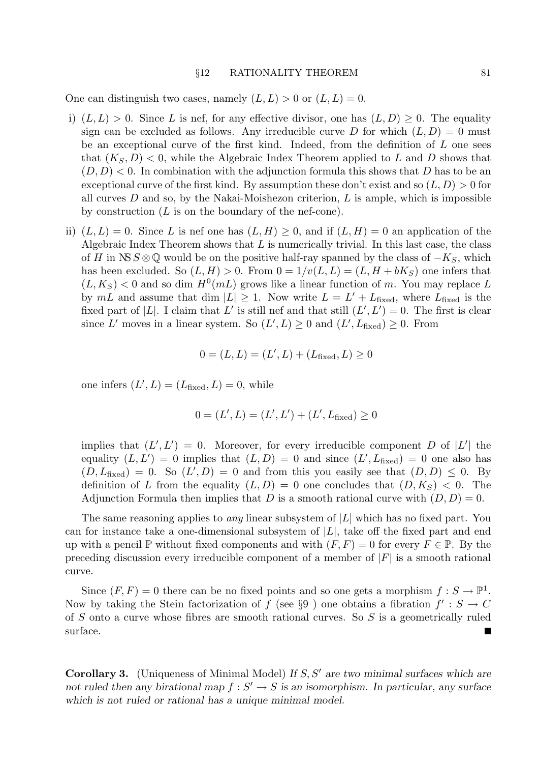One can distinguish two cases, namely $(L, L) > 0$ or $(L, L) = 0$.

i) $(L, L) > 0$. Since $L$ is nef, for any effective divisor, one has $(L, D) \geq 0$. The equality sign can be excluded as follows. Any irreducible curve $D$ for which $(L, D) = 0$ must be an exceptional curve of the first kind. Indeed, from the definition of $L$ one sees that $(K_S, D) < 0$, while the Algebraic Index Theorem applied to $L$ and $D$ shows that $(D, D) < 0$. In combination with the adjunction formula this shows that $D$ has to be an exceptional curve of the first kind. By assumption these don't exist and so $(L, D) > 0$ for all curves $D$ and so, by the Nakai-Moishezon criterion, $L$ is ample, which is impossible by construction ($L$ is on the boundary of the nef-cone).

ii) $(L, L) = 0$. Since $L$ is nef one has $(L, H) \geq 0$, and if $(L, H) = 0$ an application of the Algebraic Index Theorem shows that $L$ is numerically trivial. In this last case, the class of $H$ in $\mathrm{NS}\, S \otimes \mathbb{Q}$ would be on the positive half-ray spanned by the class of $-K_S$, which has been excluded. So $(L, H) > 0$. From $0 = 1/v(L, L) = (L, H + bK_S)$ one infers that $(L, K_S) < 0$ and so $\dim H^0(mL)$ grows like a linear function of $m$. You may replace $L$ by $mL$ and assume that $\dim |L| \geq 1$. Now write $L = L' + L_{\text{fixed}}$, where $L_{\text{fixed}}$ is the fixed part of $|L|$. I claim that $L'$ is still nef and that still $(L', L') = 0$. The first is clear since $L'$ moves in a linear system. So $(L', L) \geq 0$ and $(L', L_{\text{fixed}}) \geq 0$. From

$$0 = (L, L) = (L', L) + (L_{\text{fixed}}, L) \geq 0$$

one infers $(L', L) = (L_{\text{fixed}}, L) = 0$, while

$$0 = (L', L) = (L', L') + (L', L_{\text{fixed}}) \geq 0$$

implies that $(L', L') = 0$. Moreover, for every irreducible component $D$ of $|L'|$ the equality $(L, L') = 0$ implies that $(L, D) = 0$ and since $(L', L_{\text{fixed}}) = 0$ one also has $(D, L_{\text{fixed}}) = 0$. So $(L', D) = 0$ and from this you easily see that $(D, D) \leq 0$. By definition of $L$ from the equality $(L, D) = 0$ one concludes that $(D, K_S) < 0$. The Adjunction Formula then implies that $D$ is a smooth rational curve with $(D, D) = 0$.

The same reasoning applies to *any* linear subsystem of $|L|$ which has no fixed part. You can for instance take a one-dimensional subsystem of $|L|$, take off the fixed part and end up with a pencil $\mathbb{P}$ without fixed components and with $(F, F) = 0$ for every $F \in \mathbb{P}$. By the preceding discussion every irreducible component of a member of $|F|$ is a smooth rational curve.

Since $(F, F) = 0$ there can be no fixed points and so one gets a morphism $f : S \to \mathbb{P}^1$. Now by taking the Stein factorization of $f$ (see §9 ) one obtains a fibration $f' : S \to C$ of $S$ onto a curve whose fibres are smooth rational curves. So $S$ is a geometrically ruled surface. ■

**Corollary 3.** (Uniqueness of Minimal Model) *If $S, S'$ are two minimal surfaces which are not ruled then any birational map $f : S' \to S$ is an isomorphism. In particular, any surface which is not ruled or rational has a unique minimal model.*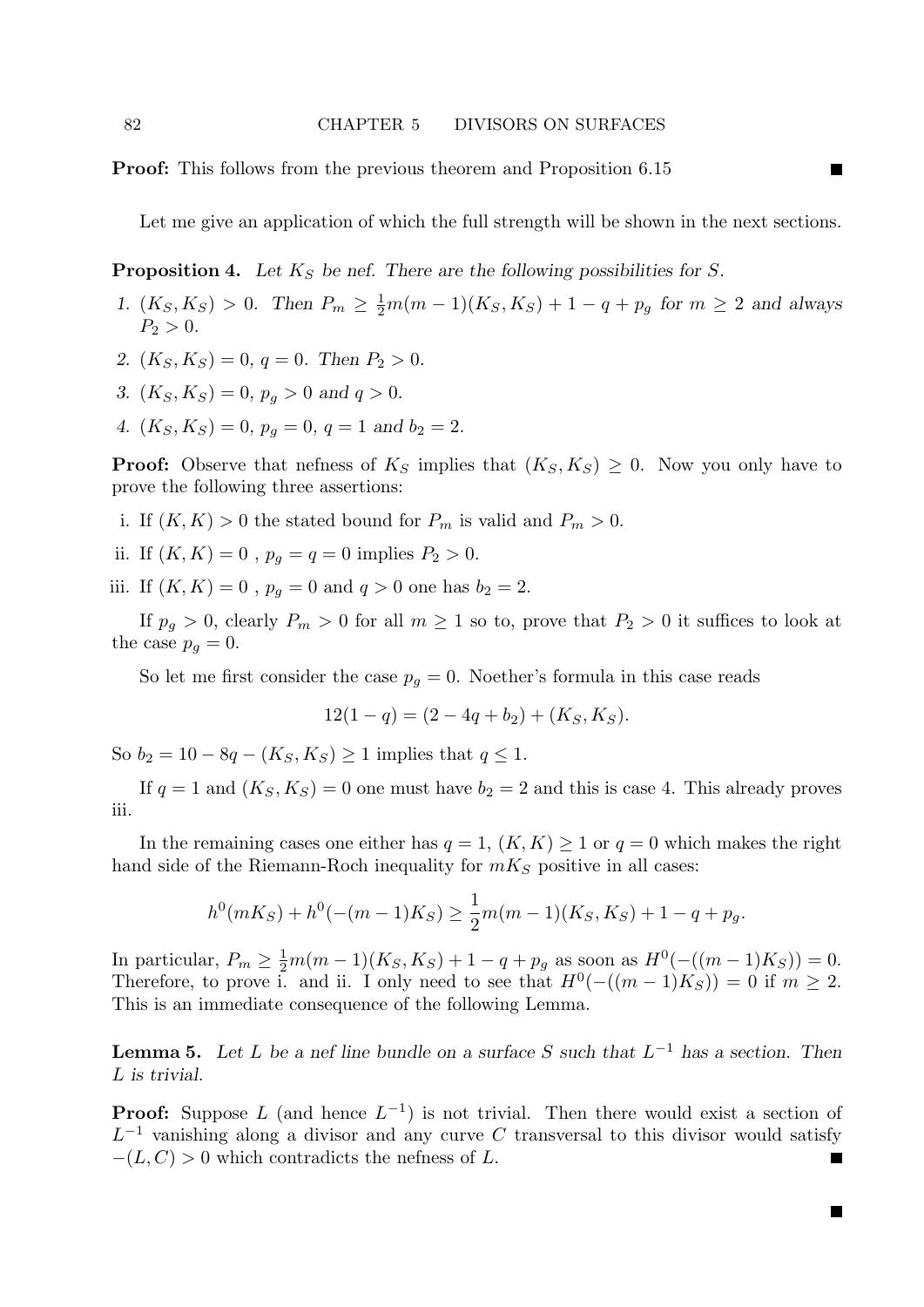**Proof:** This follows from the previous theorem and Proposition 6.15 ∎

Let me give an application of which the full strength will be shown in the next sections.

**Proposition 4.** *Let $K_S$ be nef. There are the following possibilities for $S$.*

1. $(K_S, K_S) > 0$. *Then $P_m \geq \frac{1}{2}m(m-1)(K_S, K_S) + 1 - q + p_g$ for $m \geq 2$ and always $P_2 > 0$.*
2. $(K_S, K_S) = 0$, $q = 0$. *Then $P_2 > 0$.*
3. $(K_S, K_S) = 0$, $p_g > 0$ *and* $q > 0$.
4. $(K_S, K_S) = 0$, $p_g = 0$, $q = 1$ *and* $b_2 = 2$.

**Proof:** Observe that nefness of $K_S$ implies that $(K_S, K_S) \geq 0$. Now you only have to prove the following three assertions:

i. If $(K, K) > 0$ the stated bound for $P_m$ is valid and $P_m > 0$.

ii. If $(K, K) = 0$ , $p_g = q = 0$ implies $P_2 > 0$.

iii. If $(K, K) = 0$ , $p_g = 0$ and $q > 0$ one has $b_2 = 2$.

If $p_g > 0$, clearly $P_m > 0$ for all $m \geq 1$ so to, prove that $P_2 > 0$ it suffices to look at the case $p_g = 0$.

So let me first consider the case $p_g = 0$. Noether's formula in this case reads

$$12(1 - q) = (2 - 4q + b_2) + (K_S, K_S).$$

So $b_2 = 10 - 8q - (K_S, K_S) \geq 1$ implies that $q \leq 1$.

If $q = 1$ and $(K_S, K_S) = 0$ one must have $b_2 = 2$ and this is case 4. This already proves iii.

In the remaining cases one either has $q = 1$, $(K, K) \geq 1$ or $q = 0$ which makes the right hand side of the Riemann-Roch inequality for $mK_S$ positive in all cases:

$$h^0(mK_S) + h^0(-(m-1)K_S) \geq \frac{1}{2}m(m-1)(K_S, K_S) + 1 - q + p_g.$$

In particular, $P_m \geq \frac{1}{2}m(m-1)(K_S, K_S) + 1 - q + p_g$ as soon as $H^0(-((m-1)K_S)) = 0$. Therefore, to prove i. and ii. I only need to see that $H^0(-((m-1)K_S)) = 0$ if $m \geq 2$. This is an immediate consequence of the following Lemma.

**Lemma 5.** *Let $L$ be a nef line bundle on a surface $S$ such that $L^{-1}$ has a section. Then $L$ is trivial.*

**Proof:** Suppose $L$ (and hence $L^{-1}$) is not trivial. Then there would exist a section of $L^{-1}$ vanishing along a divisor and any curve $C$ transversal to this divisor would satisfy $-(L, C) > 0$ which contradicts the nefness of $L$. ∎

∎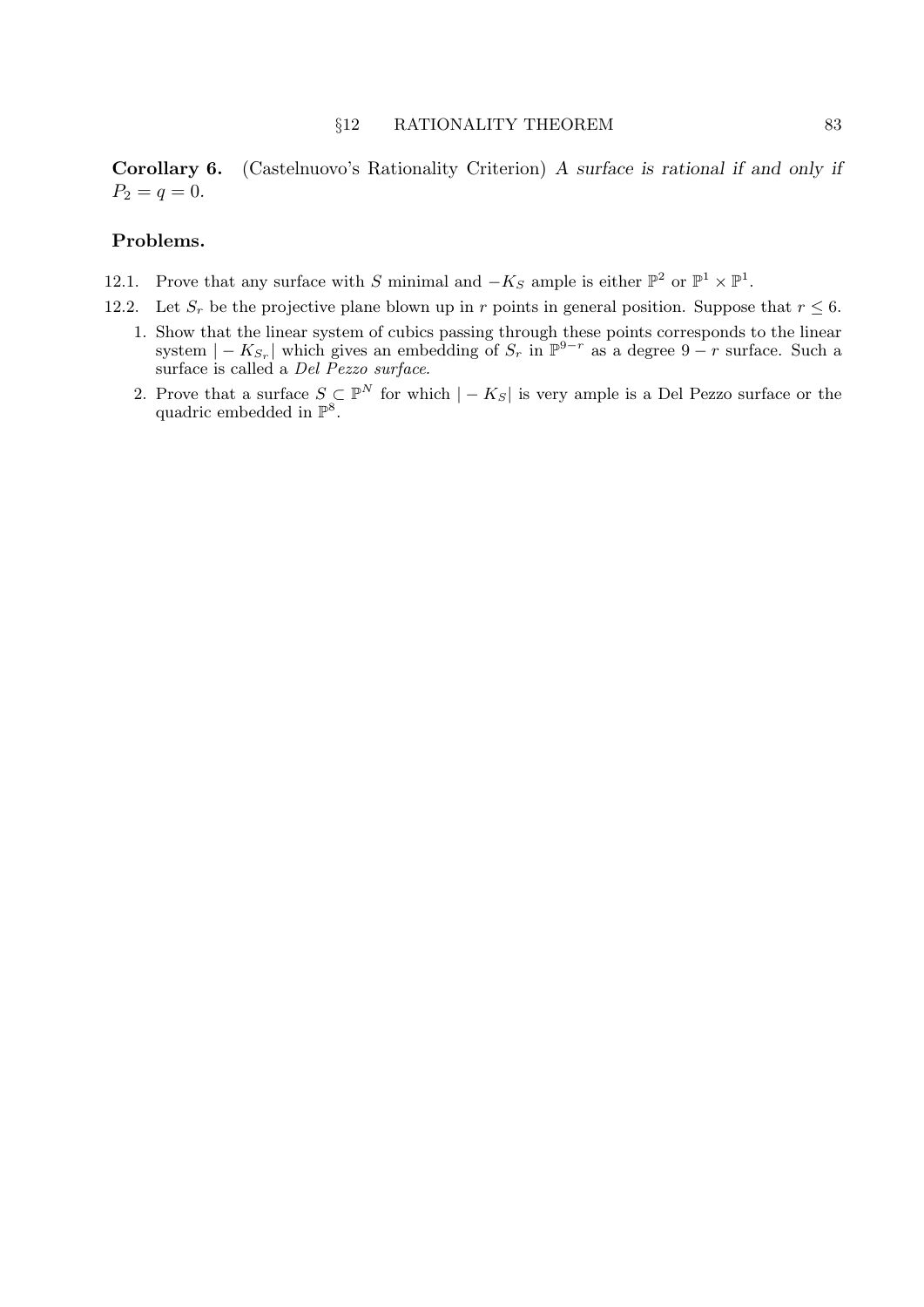**Corollary 6.** (Castelnuovo's Rationality Criterion) *A surface is rational if and only if* $P_2 = q = 0$.

### Problems.

12.1. Prove that any surface with $S$ minimal and $-K_S$ ample is either $\mathbb{P}^2$ or $\mathbb{P}^1 \times \mathbb{P}^1$.

12.2. Let $S_r$ be the projective plane blown up in $r$ points in general position. Suppose that $r \leq 6$.

1. Show that the linear system of cubics passing through these points corresponds to the linear system $|-K_{S_r}|$ which gives an embedding of $S_r$ in $\mathbb{P}^{9-r}$ as a degree $9 - r$ surface. Such a surface is called a *Del Pezzo surface*.
2. Prove that a surface $S \subset \mathbb{P}^N$ for which $|-K_S|$ is very ample is a Del Pezzo surface or the quadric embedded in $\mathbb{P}^8$.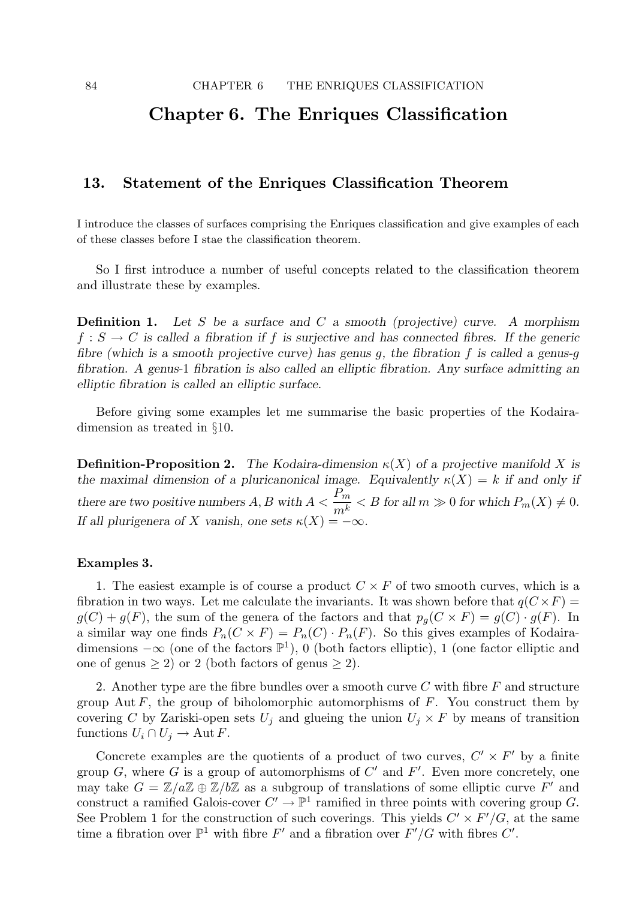# Chapter 6. The Enriques Classification

## 13. Statement of the Enriques Classification Theorem

I introduce the classes of surfaces comprising the Enriques classification and give examples of each of these classes before I stae the classification theorem.

So I first introduce a number of useful concepts related to the classification theorem and illustrate these by examples.

**Definition 1.** *Let $S$ be a surface and $C$ a smooth (projective) curve. A morphism $f : S \to C$ is called a fibration if $f$ is surjective and has connected fibres. If the generic fibre (which is a smooth projective curve) has genus $g$, the fibration $f$ is called a genus-$g$ fibration. A genus-1 fibration is also called an elliptic fibration. Any surface admitting an elliptic fibration is called an elliptic surface.*

Before giving some examples let me summarise the basic properties of the Kodaira-dimension as treated in §10.

**Definition-Proposition 2.** *The Kodaira-dimension $\kappa(X)$ of a projective manifold $X$ is the maximal dimension of a pluricanonical image. Equivalently $\kappa(X) = k$ if and only if there are two positive numbers $A, B$ with $A < \dfrac{P_m}{m^k} < B$ for all $m \gg 0$ for which $P_m(X) \neq 0$. If all plurigenera of $X$ vanish, one sets $\kappa(X) = -\infty$.*

**Examples 3.**

1. The easiest example is of course a product $C \times F$ of two smooth curves, which is a fibration in two ways. Let me calculate the invariants. It was shown before that $q(C \times F) = g(C) + g(F)$, the sum of the genera of the factors and that $p_g(C \times F) = g(C) \cdot g(F)$. In a similar way one finds $P_n(C \times F) = P_n(C) \cdot P_n(F)$. So this gives examples of Kodaira-dimensions $-\infty$ (one of the factors $\mathbb{P}^1$), 0 (both factors elliptic), 1 (one factor elliptic and one of genus $\geq 2$) or 2 (both factors of genus $\geq 2$).

2. Another type are the fibre bundles over a smooth curve $C$ with fibre $F$ and structure group $\operatorname{Aut} F$, the group of biholomorphic automorphisms of $F$. You construct them by covering $C$ by Zariski-open sets $U_j$ and glueing the union $U_j \times F$ by means of transition functions $U_i \cap U_j \to \operatorname{Aut} F$.

Concrete examples are the quotients of a product of two curves, $C' \times F'$ by a finite group $G$, where $G$ is a group of automorphisms of $C'$ and $F'$. Even more concretely, one may take $G = \mathbb{Z}/a\mathbb{Z} \oplus \mathbb{Z}/b\mathbb{Z}$ as a subgroup of translations of some elliptic curve $F'$ and construct a ramified Galois-cover $C' \to \mathbb{P}^1$ ramified in three points with covering group $G$. See Problem 1 for the construction of such coverings. This yields $C' \times F'/G$, at the same time a fibration over $\mathbb{P}^1$ with fibre $F'$ and a fibration over $F'/G$ with fibres $C'$.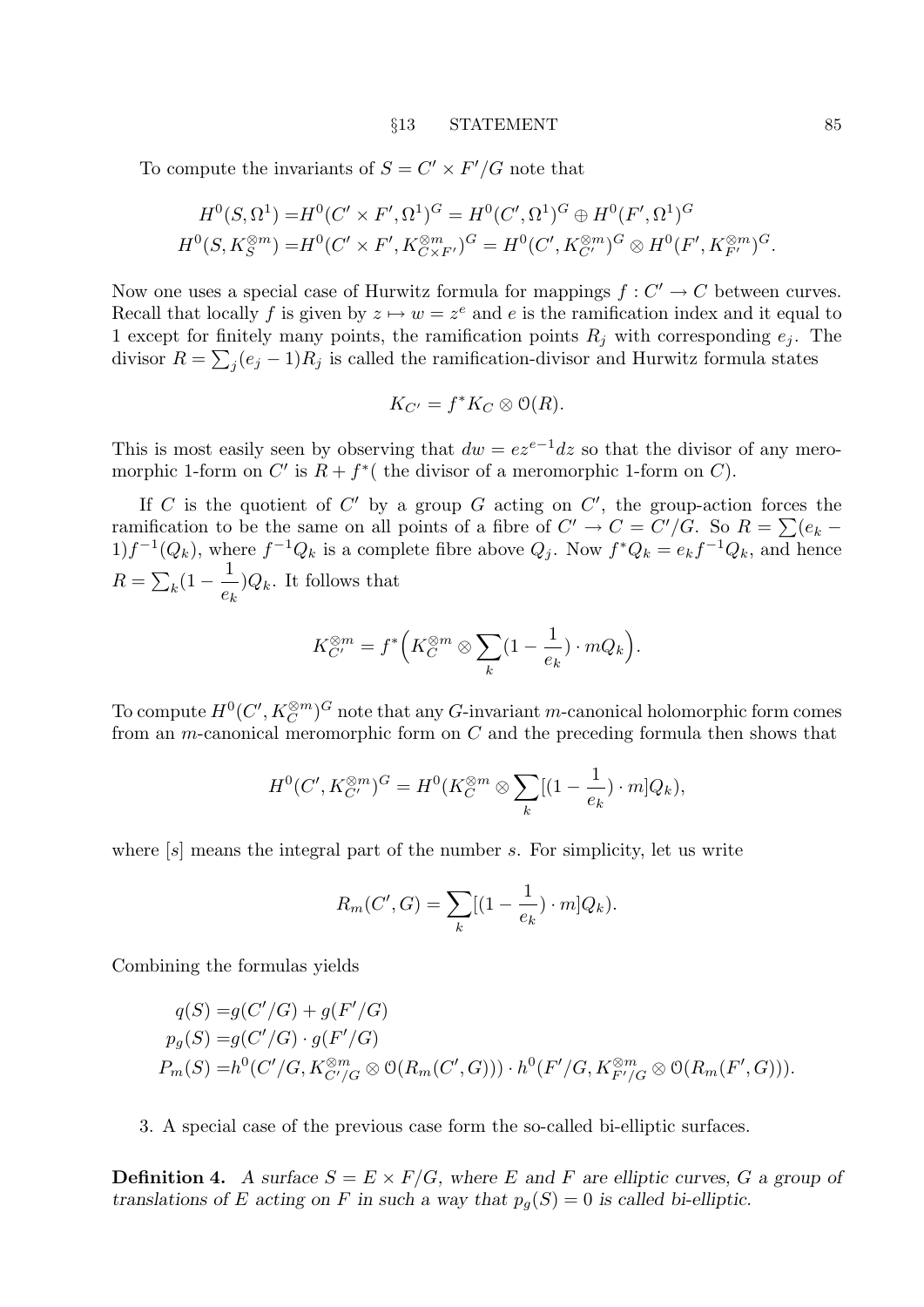To compute the invariants of $S = C' \times F'/G$ note that

$$
\begin{aligned}
H^0(S, \Omega^1) =& H^0(C' \times F', \Omega^1)^G = H^0(C', \Omega^1)^G \oplus H^0(F', \Omega^1)^G \\
H^0(S, K_S^{\otimes m}) =& H^0(C' \times F', K_{C \times F'}^{\otimes m})^G = H^0(C', K_{C'}^{\otimes m})^G \otimes H^0(F', K_{F'}^{\otimes m})^G.
\end{aligned}
$$

Now one uses a special case of Hurwitz formula for mappings $f : C' \to C$ between curves. Recall that locally $f$ is given by $z \mapsto w = z^e$ and $e$ is the ramification index and it equal to 1 except for finitely many points, the ramification points $R_j$ with corresponding $e_j$. The divisor $R = \sum_j (e_j - 1)R_j$ is called the ramification-divisor and Hurwitz formula states

$$
K_{C'} = f^* K_C \otimes \mathcal{O}(R).
$$

This is most easily seen by observing that $dw = ez^{e-1}dz$ so that the divisor of any meromorphic 1-form on $C'$ is $R + f^*($ the divisor of a meromorphic 1-form on $C$).

If $C$ is the quotient of $C'$ by a group $G$ acting on $C'$, the group-action forces the ramification to be the same on all points of a fibre of $C' \to C = C'/G$. So $R = \sum(e_k - 1)f^{-1}(Q_k)$, where $f^{-1}Q_k$ is a complete fibre above $Q_j$. Now $f^*Q_k = e_k f^{-1}Q_k$, and hence $R = \sum_k (1 - \dfrac{1}{e_k})Q_k$. It follows that

$$
K_{C'}^{\otimes m} = f^*\Big(K_C^{\otimes m} \otimes \sum_k (1 - \frac{1}{e_k}) \cdot mQ_k\Big).
$$

To compute $H^0(C', K_C^{\otimes m})^G$ note that any $G$-invariant $m$-canonical holomorphic form comes from an $m$-canonical meromorphic form on $C$ and the preceding formula then shows that

$$
H^0(C', K_{C'}^{\otimes m})^G = H^0(K_C^{\otimes m} \otimes \sum_k [(1 - \frac{1}{e_k}) \cdot m]Q_k),
$$

where $[s]$ means the integral part of the number $s$. For simplicity, let us write

$$
R_m(C', G) = \sum_k [(1 - \frac{1}{e_k}) \cdot m]Q_k).
$$

Combining the formulas yields

$$
\begin{aligned}
q(S) =& g(C'/G) + g(F'/G) \\
p_g(S) =& g(C'/G) \cdot g(F'/G) \\
P_m(S) =& h^0(C'/G, K_{C'/G}^{\otimes m} \otimes \mathcal{O}(R_m(C', G))) \cdot h^0(F'/G, K_{F'/G}^{\otimes m} \otimes \mathcal{O}(R_m(F', G))).
\end{aligned}
$$

3. A special case of the previous case form the so-called bi-elliptic surfaces.

**Definition 4.** *A surface $S = E \times F/G$, where $E$ and $F$ are elliptic curves, $G$ a group of translations of $E$ acting on $F$ in such a way that $p_g(S) = 0$ is called bi-elliptic.*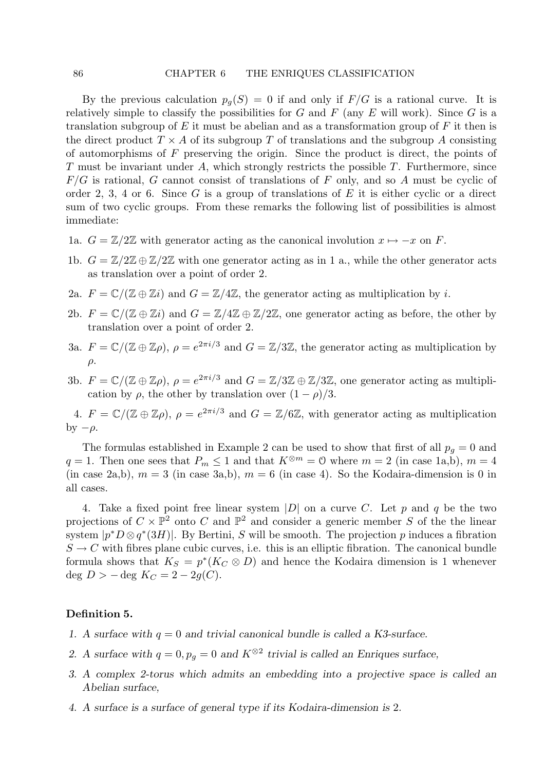By the previous calculation $p_g(S) = 0$ if and only if $F/G$ is a rational curve. It is relatively simple to classify the possibilities for $G$ and $F$ (any $E$ will work). Since $G$ is a translation subgroup of $E$ it must be abelian and as a transformation group of $F$ it then is the direct product $T \times A$ of its subgroup $T$ of translations and the subgroup $A$ consisting of automorphisms of $F$ preserving the origin. Since the product is direct, the points of $T$ must be invariant under $A$, which strongly restricts the possible $T$. Furthermore, since $F/G$ is rational, $G$ cannot consist of translations of $F$ only, and so $A$ must be cyclic of order 2, 3, 4 or 6. Since $G$ is a group of translations of $E$ it is either cyclic or a direct sum of two cyclic groups. From these remarks the following list of possibilities is almost immediate:

1a. $G = \mathbb{Z}/2\mathbb{Z}$ with generator acting as the canonical involution $x \mapsto -x$ on $F$.

1b. $G = \mathbb{Z}/2\mathbb{Z} \oplus \mathbb{Z}/2\mathbb{Z}$ with one generator acting as in 1 a., while the other generator acts as translation over a point of order 2.

2a. $F = \mathbb{C}/(\mathbb{Z} \oplus \mathbb{Z}i)$ and $G = \mathbb{Z}/4\mathbb{Z}$, the generator acting as multiplication by $i$.

2b. $F = \mathbb{C}/(\mathbb{Z} \oplus \mathbb{Z}i)$ and $G = \mathbb{Z}/4\mathbb{Z} \oplus \mathbb{Z}/2\mathbb{Z}$, one generator acting as before, the other by translation over a point of order 2.

3a. $F = \mathbb{C}/(\mathbb{Z} \oplus \mathbb{Z}\rho)$, $\rho = e^{2\pi i/3}$ and $G = \mathbb{Z}/3\mathbb{Z}$, the generator acting as multiplication by $\rho$.

3b. $F = \mathbb{C}/(\mathbb{Z} \oplus \mathbb{Z}\rho)$, $\rho = e^{2\pi i/3}$ and $G = \mathbb{Z}/3\mathbb{Z} \oplus \mathbb{Z}/3\mathbb{Z}$, one generator acting as multiplication by $\rho$, the other by translation over $(1-\rho)/3$.

4. $F = \mathbb{C}/(\mathbb{Z} \oplus \mathbb{Z}\rho)$, $\rho = e^{2\pi i/3}$ and $G = \mathbb{Z}/6\mathbb{Z}$, with generator acting as multiplication by $-\rho$.

The formulas established in Example 2 can be used to show that first of all $p_g = 0$ and $q = 1$. Then one sees that $P_m \leq 1$ and that $K^{\otimes m} = \mathcal{O}$ where $m = 2$ (in case 1a,b), $m = 4$ (in case 2a,b), $m = 3$ (in case 3a,b), $m = 6$ (in case 4). So the Kodaira-dimension is 0 in all cases.

4. Take a fixed point free linear system $|D|$ on a curve $C$. Let $p$ and $q$ be the two projections of $C \times \mathbb{P}^2$ onto $C$ and $\mathbb{P}^2$ and consider a generic member $S$ of the the linear system $|p^*D \otimes q^*(3H)|$. By Bertini, $S$ will be smooth. The projection $p$ induces a fibration $S \to C$ with fibres plane cubic curves, i.e. this is an elliptic fibration. The canonical bundle formula shows that $K_S = p^*(K_C \otimes D)$ and hence the Kodaira dimension is 1 whenever $\deg D > -\deg K_C = 2 - 2g(C)$.

**Definition 5.**

1. *A surface with $q = 0$ and trivial canonical bundle is called a K3-surface.*
2. *A surface with $q = 0, p_g = 0$ and $K^{\otimes 2}$ trivial is called an Enriques surface,*
3. *A complex 2-torus which admits an embedding into a projective space is called an Abelian surface,*
4. *A surface is a surface of general type if its Kodaira-dimension is 2.*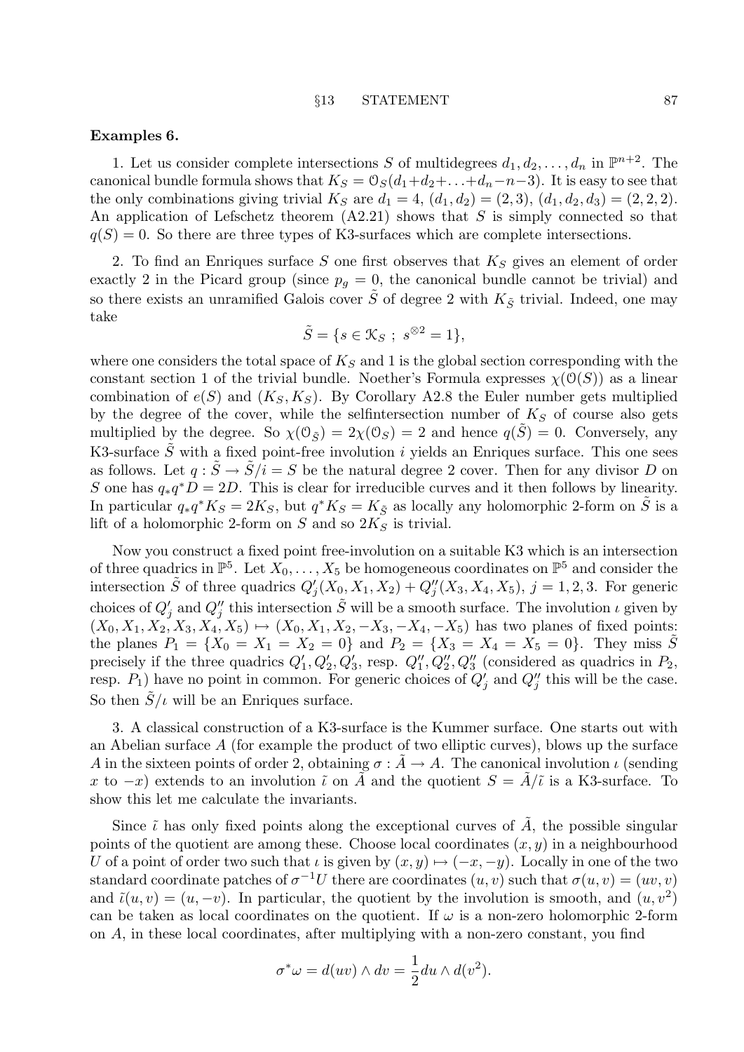**Examples 6.**

1. Let us consider complete intersections $S$ of multidegrees $d_1, d_2, \ldots, d_n$ in $\mathbb{P}^{n+2}$. The canonical bundle formula shows that $K_S = \mathcal{O}_S(d_1+d_2+\ldots+d_n-n-3)$. It is easy to see that the only combinations giving trivial $K_S$ are $d_1 = 4$, $(d_1, d_2) = (2, 3)$, $(d_1, d_2, d_3) = (2, 2, 2)$. An application of Lefschetz theorem (A2.21) shows that $S$ is simply connected so that $q(S) = 0$. So there are three types of K3-surfaces which are complete intersections.

2. To find an Enriques surface $S$ one first observes that $K_S$ gives an element of order exactly 2 in the Picard group (since $p_g = 0$, the canonical bundle cannot be trivial) and so there exists an unramified Galois cover $\tilde{S}$ of degree 2 with $K_{\tilde{S}}$ trivial. Indeed, one may take

$$\tilde{S} = \{s \in \mathcal{K}_S \; ; \; s^{\otimes 2} = 1\},$$

where one considers the total space of $K_S$ and 1 is the global section corresponding with the constant section 1 of the trivial bundle. Noether's Formula expresses $\chi(\mathcal{O}(S))$ as a linear combination of $e(S)$ and $(K_S, K_S)$. By Corollary A2.8 the Euler number gets multiplied by the degree of the cover, while the selfintersection number of $K_S$ of course also gets multiplied by the degree. So $\chi(\mathcal{O}_{\tilde{S}}) = 2\chi(\mathcal{O}_S) = 2$ and hence $q(\tilde{S}) = 0$. Conversely, any K3-surface $\tilde{S}$ with a fixed point-free involution $i$ yields an Enriques surface. This one sees as follows. Let $q : \tilde{S} \to \tilde{S}/i = S$ be the natural degree 2 cover. Then for any divisor $D$ on $S$ one has $q_*q^*D = 2D$. This is clear for irreducible curves and it then follows by linearity. In particular $q_*q^*K_S = 2K_S$, but $q^*K_S = K_{\tilde{S}}$ as locally any holomorphic 2-form on $\tilde{S}$ is a lift of a holomorphic 2-form on $S$ and so $2K_S$ is trivial.

Now you construct a fixed point free-involution on a suitable K3 which is an intersection of three quadrics in $\mathbb{P}^5$. Let $X_0, \ldots, X_5$ be homogeneous coordinates on $\mathbb{P}^5$ and consider the intersection $\tilde{S}$ of three quadrics $Q'_j(X_0, X_1, X_2) + Q''_j(X_3, X_4, X_5)$, $j = 1, 2, 3$. For generic choices of $Q'_j$ and $Q''_j$ this intersection $\tilde{S}$ will be a smooth surface. The involution $\iota$ given by $(X_0, X_1, X_2, X_3, X_4, X_5) \mapsto (X_0, X_1, X_2, -X_3, -X_4, -X_5)$ has two planes of fixed points: the planes $P_1 = \{X_0 = X_1 = X_2 = 0\}$ and $P_2 = \{X_3 = X_4 = X_5 = 0\}$. They miss $\tilde{S}$ precisely if the three quadrics $Q'_1, Q'_2, Q'_3$, resp. $Q''_1, Q''_2, Q''_3$ (considered as quadrics in $P_2$, resp. $P_1$) have no point in common. For generic choices of $Q'_j$ and $Q''_j$ this will be the case. So then $\tilde{S}/\iota$ will be an Enriques surface.

3. A classical construction of a K3-surface is the Kummer surface. One starts out with an Abelian surface $A$ (for example the product of two elliptic curves), blows up the surface $A$ in the sixteen points of order 2, obtaining $\sigma : \tilde{A} \to A$. The canonical involution $\iota$ (sending $x$ to $-x$) extends to an involution $\tilde{\iota}$ on $\tilde{A}$ and the quotient $S = \tilde{A}/\tilde{\iota}$ is a K3-surface. To show this let me calculate the invariants.

Since $\tilde{\iota}$ has only fixed points along the exceptional curves of $\tilde{A}$, the possible singular points of the quotient are among these. Choose local coordinates $(x, y)$ in a neighbourhood $U$ of a point of order two such that $\iota$ is given by $(x, y) \mapsto (-x, -y)$. Locally in one of the two standard coordinate patches of $\sigma^{-1}U$ there are coordinates $(u, v)$ such that $\sigma(u, v) = (uv, v)$ and $\tilde{\iota}(u, v) = (u, -v)$. In particular, the quotient by the involution is smooth, and $(u, v^2)$ can be taken as local coordinates on the quotient. If $\omega$ is a non-zero holomorphic 2-form on $A$, in these local coordinates, after multiplying with a non-zero constant, you find

$$\sigma^*\omega = d(uv) \wedge dv = \frac{1}{2} du \wedge d(v^2).$$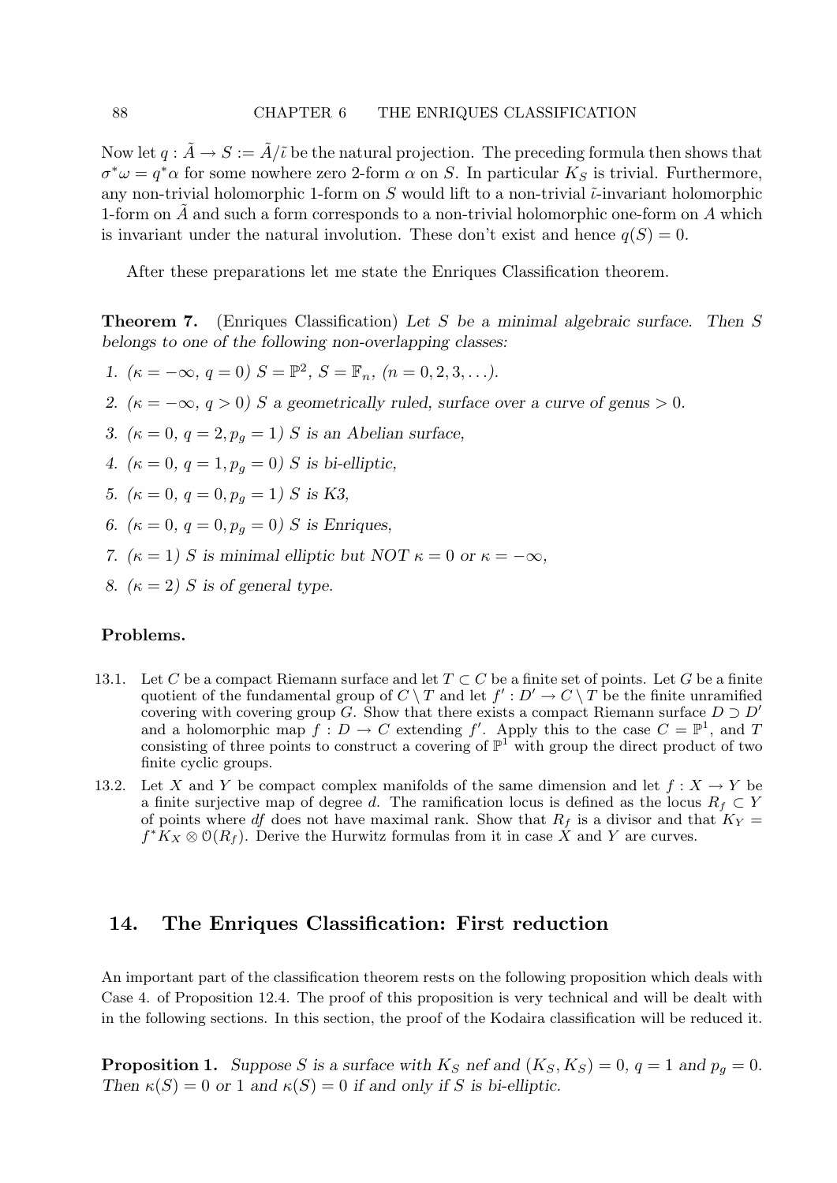Now let $q : \tilde{A} \to S := \tilde{A}/\tilde{\iota}$ be the natural projection. The preceding formula then shows that $\sigma^*\omega = q^*\alpha$ for some nowhere zero 2-form $\alpha$ on $S$. In particular $K_S$ is trivial. Furthermore, any non-trivial holomorphic 1-form on $S$ would lift to a non-trivial $\tilde{\iota}$-invariant holomorphic 1-form on $\tilde{A}$ and such a form corresponds to a non-trivial holomorphic one-form on $A$ which is invariant under the natural involution. These don't exist and hence $q(S) = 0$.

After these preparations let me state the Enriques Classification theorem.

**Theorem 7.** (Enriques Classification) *Let $S$ be a minimal algebraic surface. Then $S$ belongs to one of the following non-overlapping classes:*

1. *($\kappa = -\infty$, $q = 0$) $S = \mathbb{P}^2$, $S = \mathbb{F}_n$, ($n = 0, 2, 3, \ldots$).*
2. *($\kappa = -\infty$, $q > 0$) $S$ a geometrically ruled, surface over a curve of genus $> 0$.*
3. *($\kappa = 0$, $q = 2, p_g = 1$) $S$ is an Abelian surface,*
4. *($\kappa = 0$, $q = 1, p_g = 0$) $S$ is bi-elliptic,*
5. *($\kappa = 0$, $q = 0, p_g = 1$) $S$ is K3,*
6. *($\kappa = 0$, $q = 0, p_g = 0$) $S$ is Enriques,*
7. *($\kappa = 1$) $S$ is minimal elliptic but NOT $\kappa = 0$ or $\kappa = -\infty$,*
8. *($\kappa = 2$) $S$ is of general type.*

**Problems.**

13.1. Let $C$ be a compact Riemann surface and let $T \subset C$ be a finite set of points. Let $G$ be a finite quotient of the fundamental group of $C \setminus T$ and let $f' : D' \to C \setminus T$ be the finite unramified covering with covering group $G$. Show that there exists a compact Riemann surface $D \supset D'$ and a holomorphic map $f : D \to C$ extending $f'$. Apply this to the case $C = \mathbb{P}^1$, and $T$ consisting of three points to construct a covering of $\mathbb{P}^1$ with group the direct product of two finite cyclic groups.

13.2. Let $X$ and $Y$ be compact complex manifolds of the same dimension and let $f : X \to Y$ be a finite surjective map of degree $d$. The ramification locus is defined as the locus $R_f \subset Y$ of points where $df$ does not have maximal rank. Show that $R_f$ is a divisor and that $K_Y = f^*K_X \otimes \mathcal{O}(R_f)$. Derive the Hurwitz formulas from it in case $X$ and $Y$ are curves.

## 14. The Enriques Classification: First reduction

An important part of the classification theorem rests on the following proposition which deals with Case 4. of Proposition 12.4. The proof of this proposition is very technical and will be dealt with in the following sections. In this section, the proof of the Kodaira classification will be reduced it.

**Proposition 1.** *Suppose $S$ is a surface with $K_S$ nef and $(K_S, K_S) = 0$, $q = 1$ and $p_g = 0$. Then $\kappa(S) = 0$ or 1 and $\kappa(S) = 0$ if and only if $S$ is bi-elliptic.*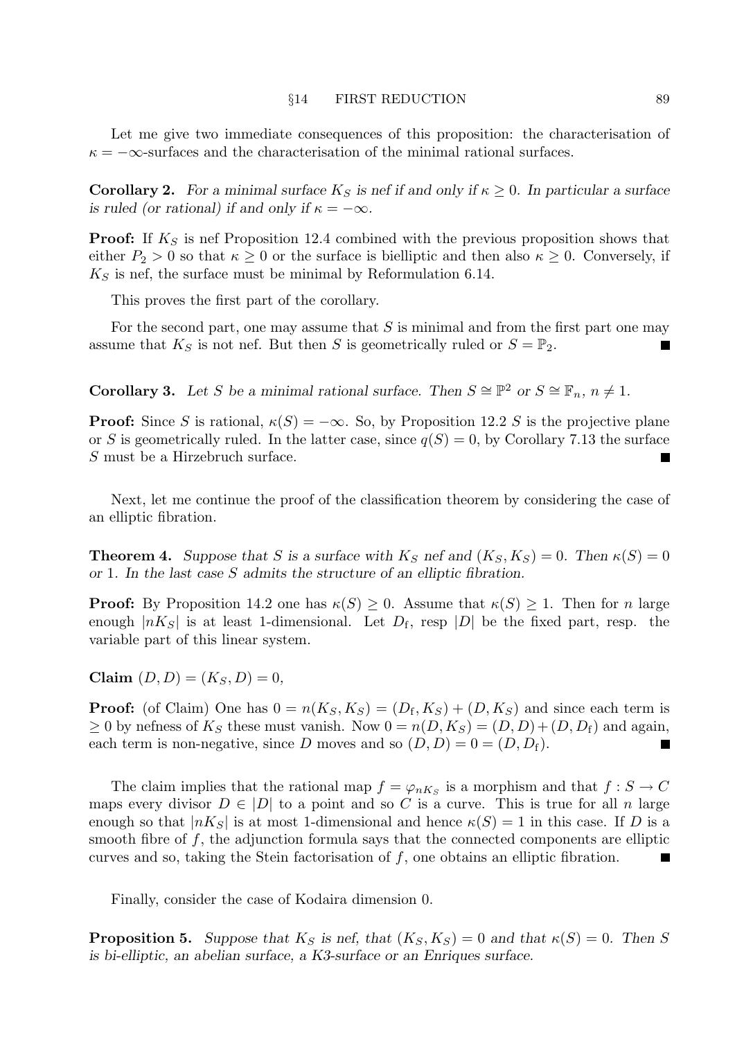Let me give two immediate consequences of this proposition: the characterisation of $\kappa = -\infty$-surfaces and the characterisation of the minimal rational surfaces.

**Corollary 2.** *For a minimal surface $K_S$ is nef if and only if $\kappa \geq 0$. In particular a surface is ruled (or rational) if and only if $\kappa = -\infty$.*

**Proof:** If $K_S$ is nef Proposition 12.4 combined with the previous proposition shows that either $P_2 > 0$ so that $\kappa \geq 0$ or the surface is bielliptic and then also $\kappa \geq 0$. Conversely, if $K_S$ is nef, the surface must be minimal by Reformulation 6.14.

This proves the first part of the corollary.

For the second part, one may assume that $S$ is minimal and from the first part one may assume that $K_S$ is not nef. But then $S$ is geometrically ruled or $S = \mathbb{P}_2$. ■

**Corollary 3.** *Let $S$ be a minimal rational surface. Then $S \cong \mathbb{P}^2$ or $S \cong \mathbb{F}_n$, $n \neq 1$.*

**Proof:** Since $S$ is rational, $\kappa(S) = -\infty$. So, by Proposition 12.2 $S$ is the projective plane or $S$ is geometrically ruled. In the latter case, since $q(S) = 0$, by Corollary 7.13 the surface $S$ must be a Hirzebruch surface. ■

Next, let me continue the proof of the classification theorem by considering the case of an elliptic fibration.

**Theorem 4.** *Suppose that $S$ is a surface with $K_S$ nef and $(K_S, K_S) = 0$. Then $\kappa(S) = 0$ or 1. In the last case $S$ admits the structure of an elliptic fibration.*

**Proof:** By Proposition 14.2 one has $\kappa(S) \geq 0$. Assume that $\kappa(S) \geq 1$. Then for $n$ large enough $|nK_S|$ is at least 1-dimensional. Let $D_{\mathrm{f}}$, resp $|D|$ be the fixed part, resp. the variable part of this linear system.

**Claim** $(D, D) = (K_S, D) = 0$,

**Proof:** (of Claim) One has $0 = n(K_S, K_S) = (D_{\mathrm{f}}, K_S) + (D, K_S)$ and since each term is $\geq 0$ by nefness of $K_S$ these must vanish. Now $0 = n(D, K_S) = (D, D) + (D, D_{\mathrm{f}})$ and again, each term is non-negative, since $D$ moves and so $(D, D) = 0 = (D, D_{\mathrm{f}})$. ■

The claim implies that the rational map $f = \varphi_{nK_S}$ is a morphism and that $f : S \to C$ maps every divisor $D \in |D|$ to a point and so $C$ is a curve. This is true for all $n$ large enough so that $|nK_S|$ is at most 1-dimensional and hence $\kappa(S) = 1$ in this case. If $D$ is a smooth fibre of $f$, the adjunction formula says that the connected components are elliptic curves and so, taking the Stein factorisation of $f$, one obtains an elliptic fibration. ■

Finally, consider the case of Kodaira dimension 0.

**Proposition 5.** *Suppose that $K_S$ is nef, that $(K_S, K_S) = 0$ and that $\kappa(S) = 0$. Then $S$ is bi-elliptic, an abelian surface, a K3-surface or an Enriques surface.*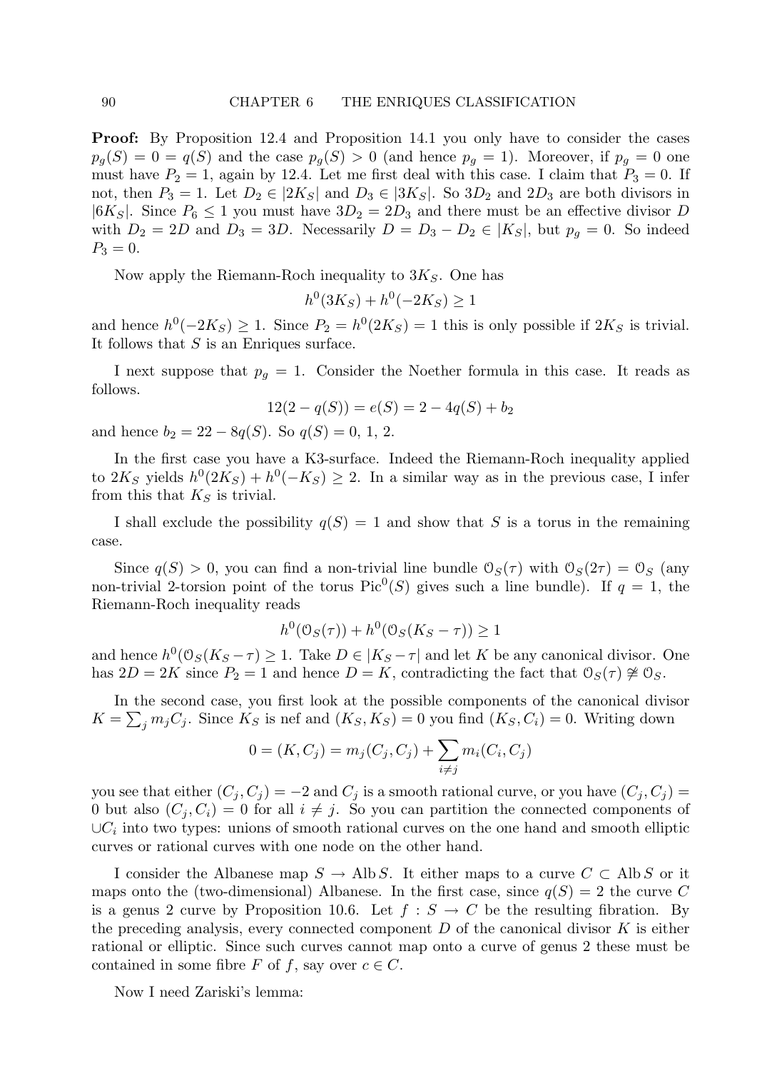**Proof:** By Proposition 12.4 and Proposition 14.1 you only have to consider the cases $p_g(S) = 0 = q(S)$ and the case $p_g(S) > 0$ (and hence $p_g = 1$). Moreover, if $p_g = 0$ one must have $P_2 = 1$, again by 12.4. Let me first deal with this case. I claim that $P_3 = 0$. If not, then $P_3 = 1$. Let $D_2 \in |2K_S|$ and $D_3 \in |3K_S|$. So $3D_2$ and $2D_3$ are both divisors in $|6K_S|$. Since $P_6 \leq 1$ you must have $3D_2 = 2D_3$ and there must be an effective divisor $D$ with $D_2 = 2D$ and $D_3 = 3D$. Necessarily $D = D_3 - D_2 \in |K_S|$, but $p_g = 0$. So indeed $P_3 = 0$.

Now apply the Riemann-Roch inequality to $3K_S$. One has

$$h^0(3K_S) + h^0(-2K_S) \geq 1$$

and hence $h^0(-2K_S) \geq 1$. Since $P_2 = h^0(2K_S) = 1$ this is only possible if $2K_S$ is trivial. It follows that $S$ is an Enriques surface.

I next suppose that $p_g = 1$. Consider the Noether formula in this case. It reads as follows.

$$12(2 - q(S)) = e(S) = 2 - 4q(S) + b_2$$

and hence $b_2 = 22 - 8q(S)$. So $q(S) = 0, 1, 2$.

In the first case you have a K3-surface. Indeed the Riemann-Roch inequality applied to $2K_S$ yields $h^0(2K_S) + h^0(-K_S) \geq 2$. In a similar way as in the previous case, I infer from this that $K_S$ is trivial.

I shall exclude the possibility $q(S) = 1$ and show that $S$ is a torus in the remaining case.

Since $q(S) > 0$, you can find a non-trivial line bundle $\mathcal{O}_S(\tau)$ with $\mathcal{O}_S(2\tau) = \mathcal{O}_S$ (any non-trivial 2-torsion point of the torus $\mathrm{Pic}^0(S)$ gives such a line bundle). If $q = 1$, the Riemann-Roch inequality reads

$$h^0(\mathcal{O}_S(\tau)) + h^0(\mathcal{O}_S(K_S - \tau)) \geq 1$$

and hence $h^0(\mathcal{O}_S(K_S - \tau)) \geq 1$. Take $D \in |K_S - \tau|$ and let $K$ be any canonical divisor. One has $2D = 2K$ since $P_2 = 1$ and hence $D = K$, contradicting the fact that $\mathcal{O}_S(\tau) \not\cong \mathcal{O}_S$.

In the second case, you first look at the possible components of the canonical divisor $K = \sum_j m_j C_j$. Since $K_S$ is nef and $(K_S, K_S) = 0$ you find $(K_S, C_i) = 0$. Writing down

$$0 = (K, C_j) = m_j(C_j, C_j) + \sum_{i \neq j} m_i(C_i, C_j)$$

you see that either $(C_j, C_j) = -2$ and $C_j$ is a smooth rational curve, or you have $(C_j, C_j) = 0$ but also $(C_j, C_i) = 0$ for all $i \neq j$. So you can partition the connected components of $\cup C_i$ into two types: unions of smooth rational curves on the one hand and smooth elliptic curves or rational curves with one node on the other hand.

I consider the Albanese map $S \to \mathrm{Alb}\, S$. It either maps to a curve $C \subset \mathrm{Alb}\, S$ or it maps onto the (two-dimensional) Albanese. In the first case, since $q(S) = 2$ the curve $C$ is a genus 2 curve by Proposition 10.6. Let $f : S \to C$ be the resulting fibration. By the preceding analysis, every connected component $D$ of the canonical divisor $K$ is either rational or elliptic. Since such curves cannot map onto a curve of genus 2 these must be contained in some fibre $F$ of $f$, say over $c \in C$.

Now I need Zariski's lemma: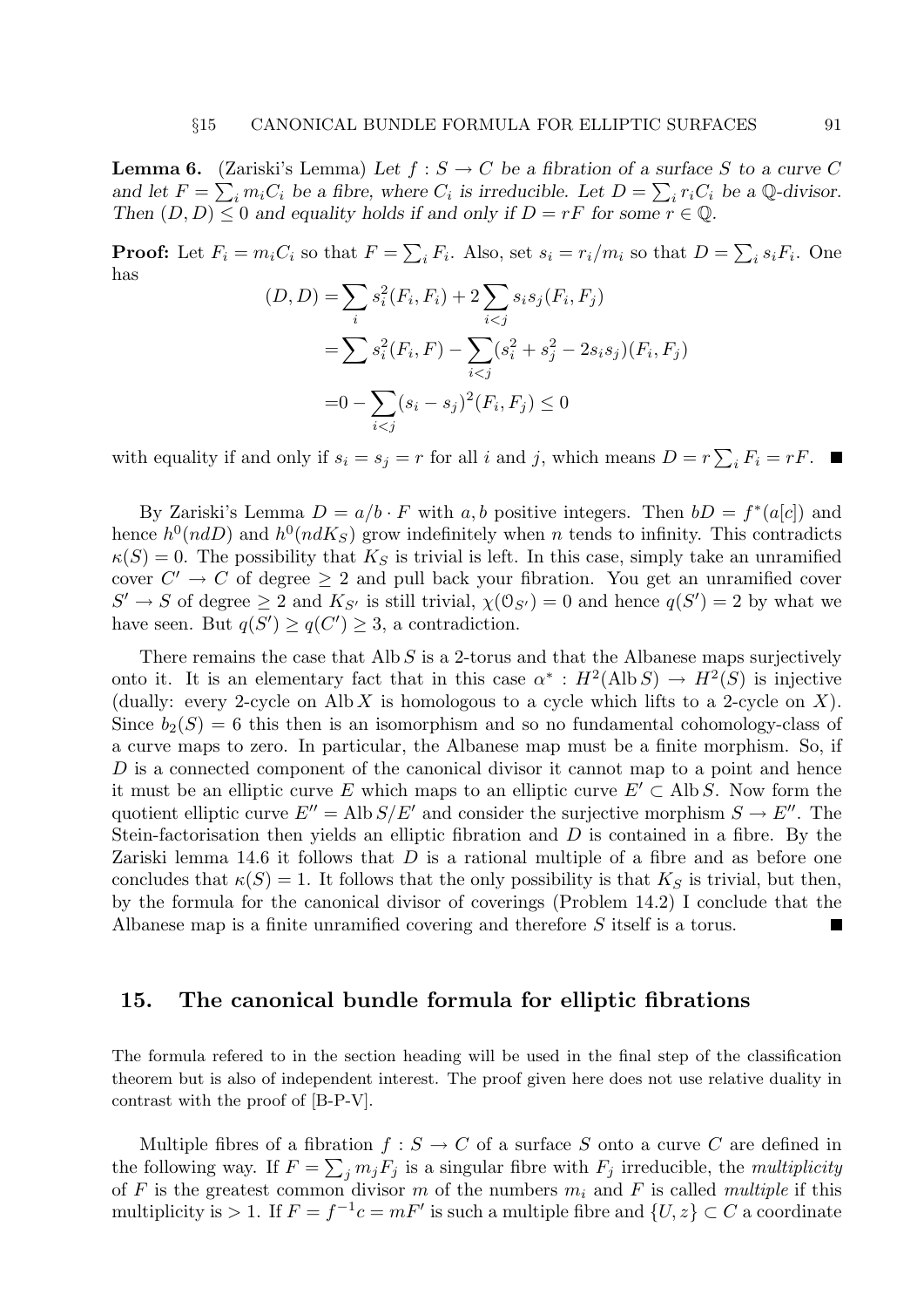**Lemma 6.** (Zariski's Lemma) *Let $f : S \to C$ be a fibration of a surface $S$ to a curve $C$ and let $F = \sum_i m_i C_i$ be a fibre, where $C_i$ is irreducible. Let $D = \sum_i r_i C_i$ be a $\mathbb{Q}$-divisor. Then $(D, D) \leq 0$ and equality holds if and only if $D = rF$ for some $r \in \mathbb{Q}$.*

**Proof:** Let $F_i = m_i C_i$ so that $F = \sum_i F_i$. Also, set $s_i = r_i/m_i$ so that $D = \sum_i s_i F_i$. One has

$$
\begin{aligned}
(D, D) &= \sum_i s_i^2 (F_i, F_i) + 2 \sum_{i<j} s_i s_j (F_i, F_j) \\
&= \sum s_i^2 (F_i, F) - \sum_{i<j} (s_i^2 + s_j^2 - 2 s_i s_j)(F_i, F_j) \\
&= 0 - \sum_{i<j} (s_i - s_j)^2 (F_i, F_j) \leq 0
\end{aligned}
$$

with equality if and only if $s_i = s_j = r$ for all $i$ and $j$, which means $D = r \sum_i F_i = rF$. ∎

By Zariski's Lemma $D = a/b \cdot F$ with $a, b$ positive integers. Then $bD = f^*(a[c])$ and hence $h^0(ndD)$ and $h^0(ndK_S)$ grow indefinitely when $n$ tends to infinity. This contradicts $\kappa(S) = 0$. The possibility that $K_S$ is trivial is left. In this case, simply take an unramified cover $C' \to C$ of degree $\geq 2$ and pull back your fibration. You get an unramified cover $S' \to S$ of degree $\geq 2$ and $K_{S'}$ is still trivial, $\chi(\mathcal{O}_{S'}) = 0$ and hence $q(S') = 2$ by what we have seen. But $q(S') \geq q(C') \geq 3$, a contradiction.

There remains the case that $\operatorname{Alb} S$ is a 2-torus and that the Albanese maps surjectively onto it. It is an elementary fact that in this case $\alpha^* : H^2(\operatorname{Alb} S) \to H^2(S)$ is injective (dually: every 2-cycle on $\operatorname{Alb} X$ is homologous to a cycle which lifts to a 2-cycle on $X$). Since $b_2(S) = 6$ this then is an isomorphism and so no fundamental cohomology-class of a curve maps to zero. In particular, the Albanese map must be a finite morphism. So, if $D$ is a connected component of the canonical divisor it cannot map to a point and hence it must be an elliptic curve $E$ which maps to an elliptic curve $E' \subset \operatorname{Alb} S$. Now form the quotient elliptic curve $E'' = \operatorname{Alb} S/E'$ and consider the surjective morphism $S \to E''$. The Stein-factorisation then yields an elliptic fibration and $D$ is contained in a fibre. By the Zariski lemma 14.6 it follows that $D$ is a rational multiple of a fibre and as before one concludes that $\kappa(S) = 1$. It follows that the only possibility is that $K_S$ is trivial, but then, by the formula for the canonical divisor of coverings (Problem 14.2) I conclude that the Albanese map is a finite unramified covering and therefore $S$ itself is a torus. ∎

## 15. The canonical bundle formula for elliptic fibrations

The formula refered to in the section heading will be used in the final step of the classification theorem but is also of independent interest. The proof given here does not use relative duality in contrast with the proof of [B-P-V].

Multiple fibres of a fibration $f : S \to C$ of a surface $S$ onto a curve $C$ are defined in the following way. If $F = \sum_j m_j F_j$ is a singular fibre with $F_j$ irreducible, the *multiplicity* of $F$ is the greatest common divisor $m$ of the numbers $m_i$ and $F$ is called *multiple* if this multiplicity is $> 1$. If $F = f^{-1}c = mF'$ is such a multiple fibre and $\{U, z\} \subset C$ a coordinate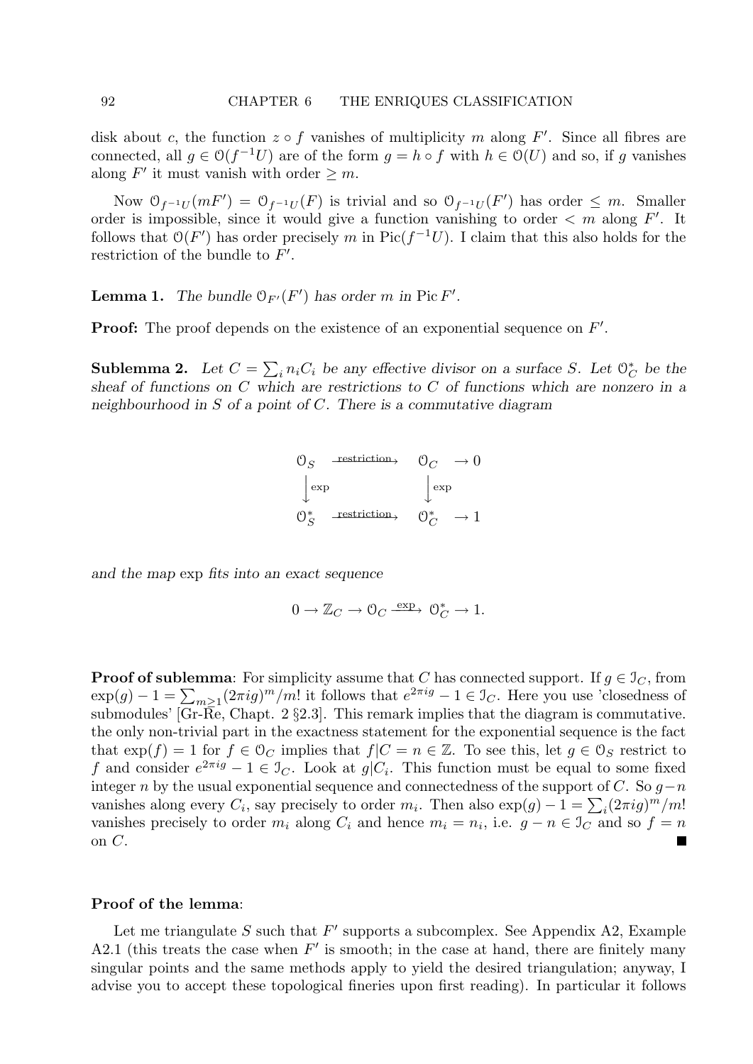disk about $c$, the function $z \circ f$ vanishes of multiplicity $m$ along $F'$. Since all fibres are connected, all $g \in \mathcal{O}(f^{-1}U)$ are of the form $g = h \circ f$ with $h \in \mathcal{O}(U)$ and so, if $g$ vanishes along $F'$ it must vanish with order $\geq m$.

Now $\mathcal{O}_{f^{-1}U}(mF') = \mathcal{O}_{f^{-1}U}(F)$ is trivial and so $\mathcal{O}_{f^{-1}U}(F')$ has order $\leq m$. Smaller order is impossible, since it would give a function vanishing to order $< m$ along $F'$. It follows that $\mathcal{O}(F')$ has order precisely $m$ in $\mathrm{Pic}(f^{-1}U)$. I claim that this also holds for the restriction of the bundle to $F'$.

**Lemma 1.** *The bundle $\mathcal{O}_{F'}(F')$ has order $m$ in $\mathrm{Pic}\, F'$.*

**Proof:** The proof depends on the existence of an exponential sequence on $F'$.

**Sublemma 2.** *Let $C = \sum_i n_i C_i$ be any effective divisor on a surface $S$. Let $\mathcal{O}_C^*$ be the sheaf of functions on $C$ which are restrictions to $C$ of functions which are nonzero in a neighbourhood in $S$ of a point of $C$. There is a commutative diagram*

$$\begin{array}{ccccc} \mathcal{O}_S & \xrightarrow{\text{restriction}} & \mathcal{O}_C & \to 0 \\ \big\downarrow \exp & & \big\downarrow \exp & \\ \mathcal{O}_S^* & \xrightarrow{\text{restriction}} & \mathcal{O}_C^* & \to 1 \end{array}$$

*and the map* exp *fits into an exact sequence*

$$0 \to \mathbb{Z}_C \to \mathcal{O}_C \xrightarrow{\exp} \mathcal{O}_C^* \to 1.$$

**Proof of sublemma**: For simplicity assume that $C$ has connected support. If $g \in \mathcal{I}_C$, from $\exp(g) - 1 = \sum_{m \geq 1} (2\pi i g)^m/m!$ it follows that $e^{2\pi i g} - 1 \in \mathcal{I}_C$. Here you use 'closedness of submodules' [Gr-Re, Chapt. 2 §2.3]. This remark implies that the diagram is commutative. the only non-trivial part in the exactness statement for the exponential sequence is the fact that $\exp(f) = 1$ for $f \in \mathcal{O}_C$ implies that $f|C = n \in \mathbb{Z}$. To see this, let $g \in \mathcal{O}_S$ restrict to $f$ and consider $e^{2\pi i g} - 1 \in \mathcal{I}_C$. Look at $g|C_i$. This function must be equal to some fixed integer $n$ by the usual exponential sequence and connectedness of the support of $C$. So $g - n$ vanishes along every $C_i$, say precisely to order $m_i$. Then also $\exp(g) - 1 = \sum_i (2\pi i g)^m/m!$ vanishes precisely to order $m_i$ along $C_i$ and hence $m_i = n_i$, i.e. $g - n \in \mathcal{I}_C$ and so $f = n$ on $C$. ∎

**Proof of the lemma**:

Let me triangulate $S$ such that $F'$ supports a subcomplex. See Appendix A2, Example A2.1 (this treats the case when $F'$ is smooth; in the case at hand, there are finitely many singular points and the same methods apply to yield the desired triangulation; anyway, I advise you to accept these topological fineries upon first reading). In particular it follows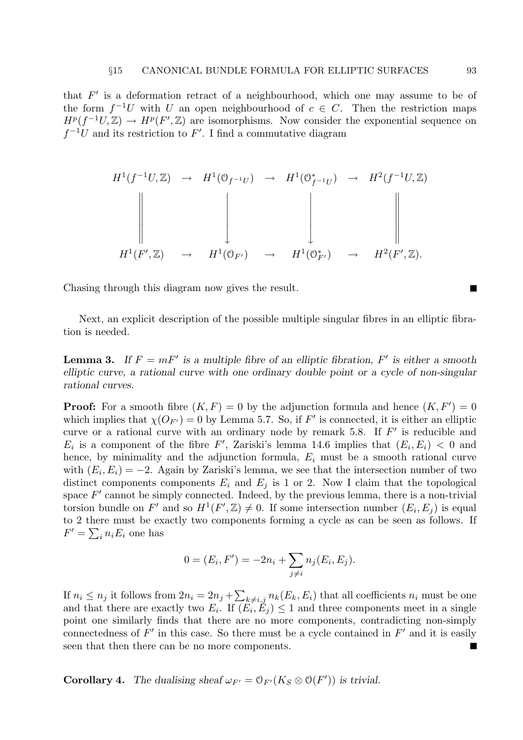that $F'$ is a deformation retract of a neighbourhood, which one may assume to be of the form $f^{-1}U$ with $U$ an open neighbourhood of $c \in C$. Then the restriction maps $H^p(f^{-1}U, \mathbb{Z}) \to H^p(F', \mathbb{Z})$ are isomorphisms. Now consider the exponential sequence on $f^{-1}U$ and its restriction to $F'$. I find a commutative diagram

$$
\begin{array}{ccccccc}
H^1(f^{-1}U,\mathbb{Z}) & \to & H^1(\mathcal{O}_{f^{-1}U}) & \to & H^1(\mathcal{O}^*_{f^{-1}U}) & \to & H^2(f^{-1}U,\mathbb{Z}) \\
\| & & \downarrow & & \downarrow & & \| \\
H^1(F',\mathbb{Z}) & \to & H^1(\mathcal{O}_{F'}) & \to & H^1(\mathcal{O}^*_{F'}) & \to & H^2(F',\mathbb{Z}).
\end{array}
$$

Chasing through this diagram now gives the result. ∎

Next, an explicit description of the possible multiple singular fibres in an elliptic fibration is needed.

**Lemma 3.** *If $F = mF'$ is a multiple fibre of an elliptic fibration, $F'$ is either a smooth elliptic curve, a rational curve with one ordinary double point or a cycle of non-singular rational curves.*

**Proof:** For a smooth fibre $(K, F) = 0$ by the adjunction formula and hence $(K, F') = 0$ which implies that $\chi(O_{F'}) = 0$ by Lemma 5.7. So, if $F'$ is connected, it is either an elliptic curve or a rational curve with an ordinary node by remark 5.8. If $F'$ is reducible and $E_i$ is a component of the fibre $F'$, Zariski's lemma 14.6 implies that $(E_i, E_i) < 0$ and hence, by minimality and the adjunction formula, $E_i$ must be a smooth rational curve with $(E_i, E_i) = -2$. Again by Zariski's lemma, we see that the intersection number of two distinct components components $E_i$ and $E_j$ is 1 or 2. Now I claim that the topological space $F'$ cannot be simply connected. Indeed, by the previous lemma, there is a non-trivial torsion bundle on $F'$ and so $H^1(F', \mathbb{Z}) \neq 0$. If some intersection number $(E_i, E_j)$ is equal to 2 there must be exactly two components forming a cycle as can be seen as follows. If $F' = \sum_i n_i E_i$ one has

$$0 = (E_i, F') = -2n_i + \sum_{j \neq i} n_j (E_i, E_j).$$

If $n_i \leq n_j$ it follows from $2n_i = 2n_j + \sum_{k \neq i,j} n_k (E_k, E_i)$ that all coefficients $n_i$ must be one and that there are exactly two $E_i$. If $(E_i, E_j) \leq 1$ and three components meet in a single point one similarly finds that there are no more components, contradicting non-simply connectedness of $F'$ in this case. So there must be a cycle contained in $F'$ and it is easily seen that then there can be no more components. ∎

**Corollary 4.** *The dualising sheaf $\omega_{F'} = \mathcal{O}_{F'}(K_S \otimes \mathcal{O}(F'))$ is trivial.* ∎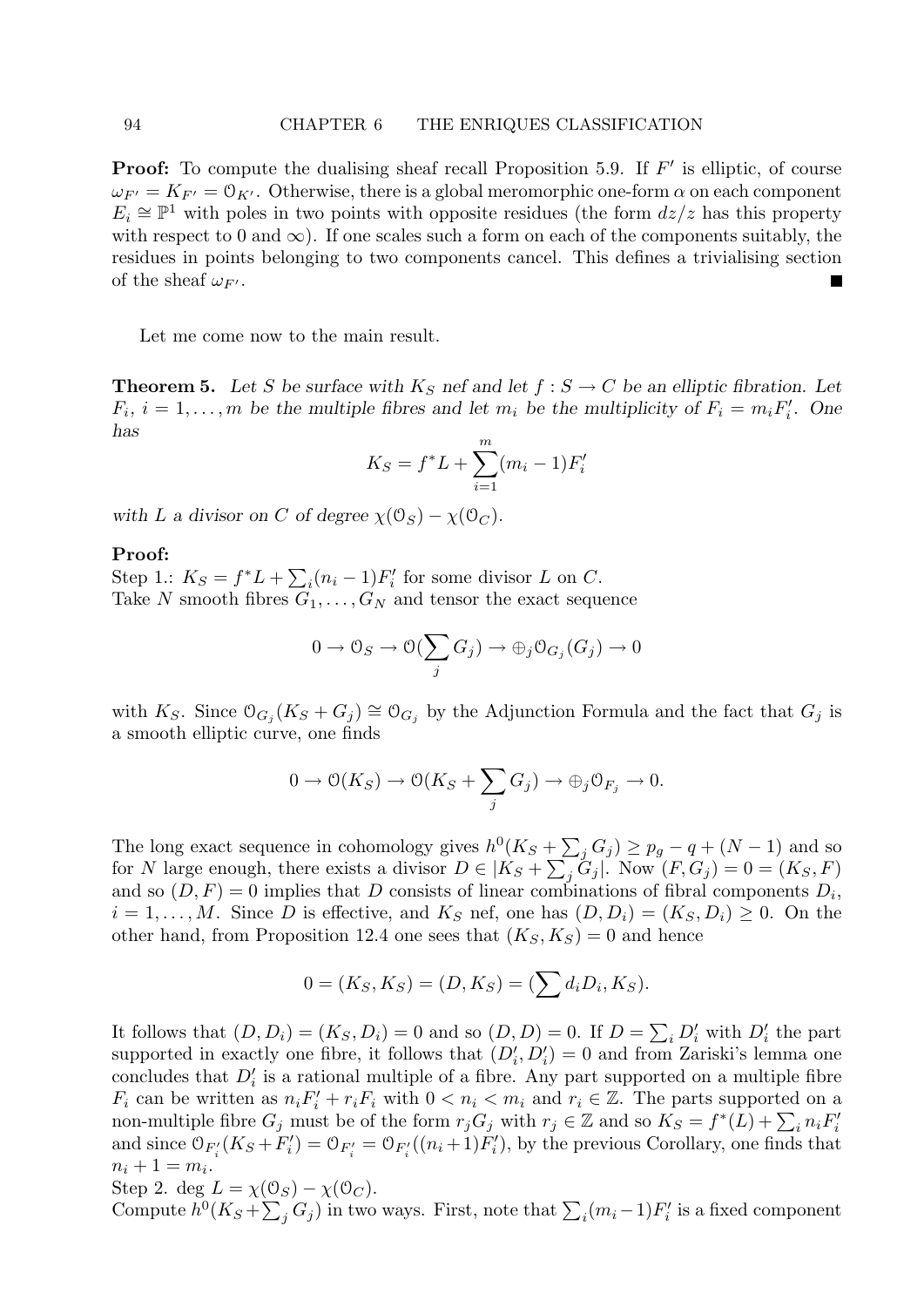**Proof:** To compute the dualising sheaf recall Proposition 5.9. If $F'$ is elliptic, of course $\omega_{F'} = K_{F'} = \mathcal{O}_{K'}$. Otherwise, there is a global meromorphic one-form $\alpha$ on each component $E_i \cong \mathbb{P}^1$ with poles in two points with opposite residues (the form $dz/z$ has this property with respect to 0 and $\infty$). If one scales such a form on each of the components suitably, the residues in points belonging to two components cancel. This defines a trivialising section of the sheaf $\omega_{F'}$. ∎

Let me come now to the main result.

**Theorem 5.** *Let $S$ be surface with $K_S$ nef and let $f : S \to C$ be an elliptic fibration. Let $F_i$, $i = 1, \dots, m$ be the multiple fibres and let $m_i$ be the multiplicity of $F_i = m_i F_i'$. One has*

$$K_S = f^*L + \sum_{i=1}^{m} (m_i - 1) F_i'$$

*with $L$ a divisor on $C$ of degree $\chi(\mathcal{O}_S) - \chi(\mathcal{O}_C)$.*

**Proof:**
Step 1.: $K_S = f^*L + \sum_i (n_i - 1) F_i'$ for some divisor $L$ on $C$.
Take $N$ smooth fibres $G_1, \dots, G_N$ and tensor the exact sequence

$$0 \to \mathcal{O}_S \to \mathcal{O}(\sum_j G_j) \to \oplus_j \mathcal{O}_{G_j}(G_j) \to 0$$

with $K_S$. Since $\mathcal{O}_{G_j}(K_S + G_j) \cong \mathcal{O}_{G_j}$ by the Adjunction Formula and the fact that $G_j$ is a smooth elliptic curve, one finds

$$0 \to \mathcal{O}(K_S) \to \mathcal{O}(K_S + \sum_j G_j) \to \oplus_j \mathcal{O}_{F_j} \to 0.$$

The long exact sequence in cohomology gives $h^0(K_S + \sum_j G_j) \geq p_g - q + (N - 1)$ and so for $N$ large enough, there exists a divisor $D \in |K_S + \sum_j G_j|$. Now $(F, G_j) = 0 = (K_S, F)$ and so $(D, F) = 0$ implies that $D$ consists of linear combinations of fibral components $D_i$, $i = 1, \dots, M$. Since $D$ is effective, and $K_S$ nef, one has $(D, D_i) = (K_S, D_i) \geq 0$. On the other hand, from Proposition 12.4 one sees that $(K_S, K_S) = 0$ and hence

$$0 = (K_S, K_S) = (D, K_S) = (\sum d_i D_i, K_S).$$

It follows that $(D, D_i) = (K_S, D_i) = 0$ and so $(D, D) = 0$. If $D = \sum_i D_i'$ with $D_i'$ the part supported in exactly one fibre, it follows that $(D_i', D_i') = 0$ and from Zariski's lemma one concludes that $D_i'$ is a rational multiple of a fibre. Any part supported on a multiple fibre $F_i$ can be written as $n_i F_i' + r_i F_i$ with $0 < n_i < m_i$ and $r_i \in \mathbb{Z}$. The parts supported on a non-multiple fibre $G_j$ must be of the form $r_j G_j$ with $r_j \in \mathbb{Z}$ and so $K_S = f^*(L) + \sum_i n_i F_i'$ and since $\mathcal{O}_{F_i'}(K_S + F_i') = \mathcal{O}_{F_i'} = \mathcal{O}_{F_i'}((n_i + 1) F_i')$, by the previous Corollary, one finds that $n_i + 1 = m_i$.
Step 2. $\deg L = \chi(\mathcal{O}_S) - \chi(\mathcal{O}_C)$.
Compute $h^0(K_S + \sum_j G_j)$ in two ways. First, note that $\sum_i (m_i - 1) F_i'$ is a fixed component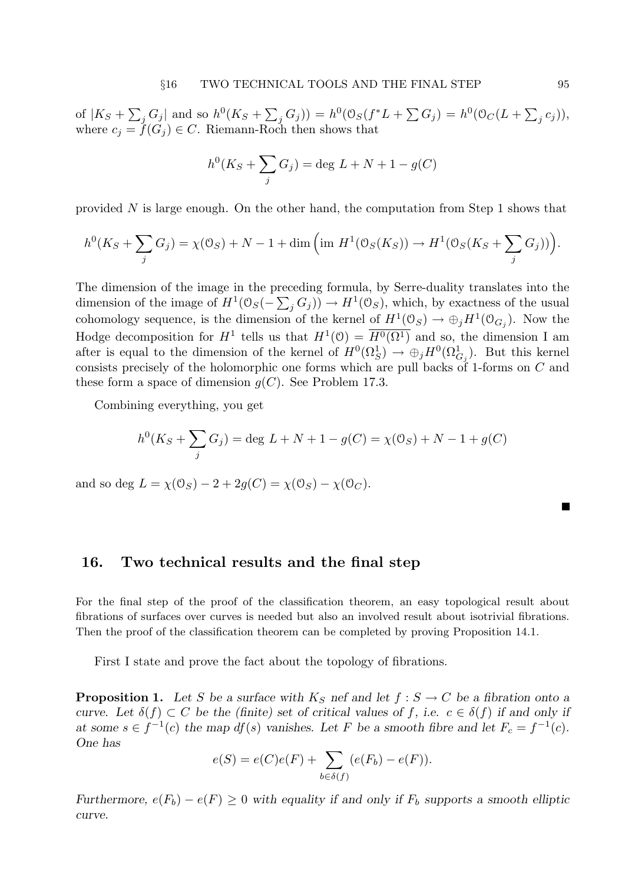of $|K_S + \sum_j G_j|$ and so $h^0(K_S + \sum_j G_j)) = h^0(\mathcal{O}_S(f^*L + \sum G_j) = h^0(\mathcal{O}_C(L + \sum_j c_j))$, where $c_j = f(G_j) \in C$. Riemann-Roch then shows that

$$h^0(K_S + \sum_j G_j) = \deg\, L + N + 1 - g(C)$$

provided $N$ is large enough. On the other hand, the computation from Step 1 shows that

$$h^0(K_S + \sum_j G_j) = \chi(\mathcal{O}_S) + N - 1 + \dim\Big(\text{im } H^1(\mathcal{O}_S(K_S)) \to H^1(\mathcal{O}_S(K_S + \sum_j G_j))\Big).$$

The dimension of the image in the preceding formula, by Serre-duality translates into the dimension of the image of $H^1(\mathcal{O}_S(-\sum_j G_j)) \to H^1(\mathcal{O}_S)$, which, by exactness of the usual cohomology sequence, is the dimension of the kernel of $H^1(\mathcal{O}_S) \to \oplus_j H^1(\mathcal{O}_{G_j})$. Now the Hodge decomposition for $H^1$ tells us that $H^1(\mathcal{O}) = \overline{H^0(\Omega^1)}$ and so, the dimension I am after is equal to the dimension of the kernel of $H^0(\Omega^1_S) \to \oplus_j H^0(\Omega^1_{G_j})$. But this kernel consists precisely of the holomorphic one forms which are pull backs of 1-forms on $C$ and these form a space of dimension $g(C)$. See Problem 17.3.

Combining everything, you get

$$h^0(K_S + \sum_j G_j) = \deg\, L + N + 1 - g(C) = \chi(\mathcal{O}_S) + N - 1 + g(C)$$

and so $\deg\, L = \chi(\mathcal{O}_S) - 2 + 2g(C) = \chi(\mathcal{O}_S) - \chi(\mathcal{O}_C)$.

■

## 16. Two technical results and the final step

For the final step of the proof of the classification theorem, an easy topological result about fibrations of surfaces over curves is needed but also an involved result about isotrivial fibrations. Then the proof of the classification theorem can be completed by proving Proposition 14.1.

First I state and prove the fact about the topology of fibrations.

**Proposition 1.** *Let $S$ be a surface with $K_S$ nef and let $f : S \to C$ be a fibration onto a curve. Let $\delta(f) \subset C$ be the (finite) set of critical values of $f$, i.e. $c \in \delta(f)$ if and only if at some $s \in f^{-1}(c)$ the map $df(s)$ vanishes. Let $F$ be a smooth fibre and let $F_c = f^{-1}(c)$. One has*

$$e(S) = e(C)e(F) + \sum_{b \in \delta(f)} (e(F_b) - e(F)).$$

*Furthermore, $e(F_b) - e(F) \geq 0$ with equality if and only if $F_b$ supports a smooth elliptic curve.*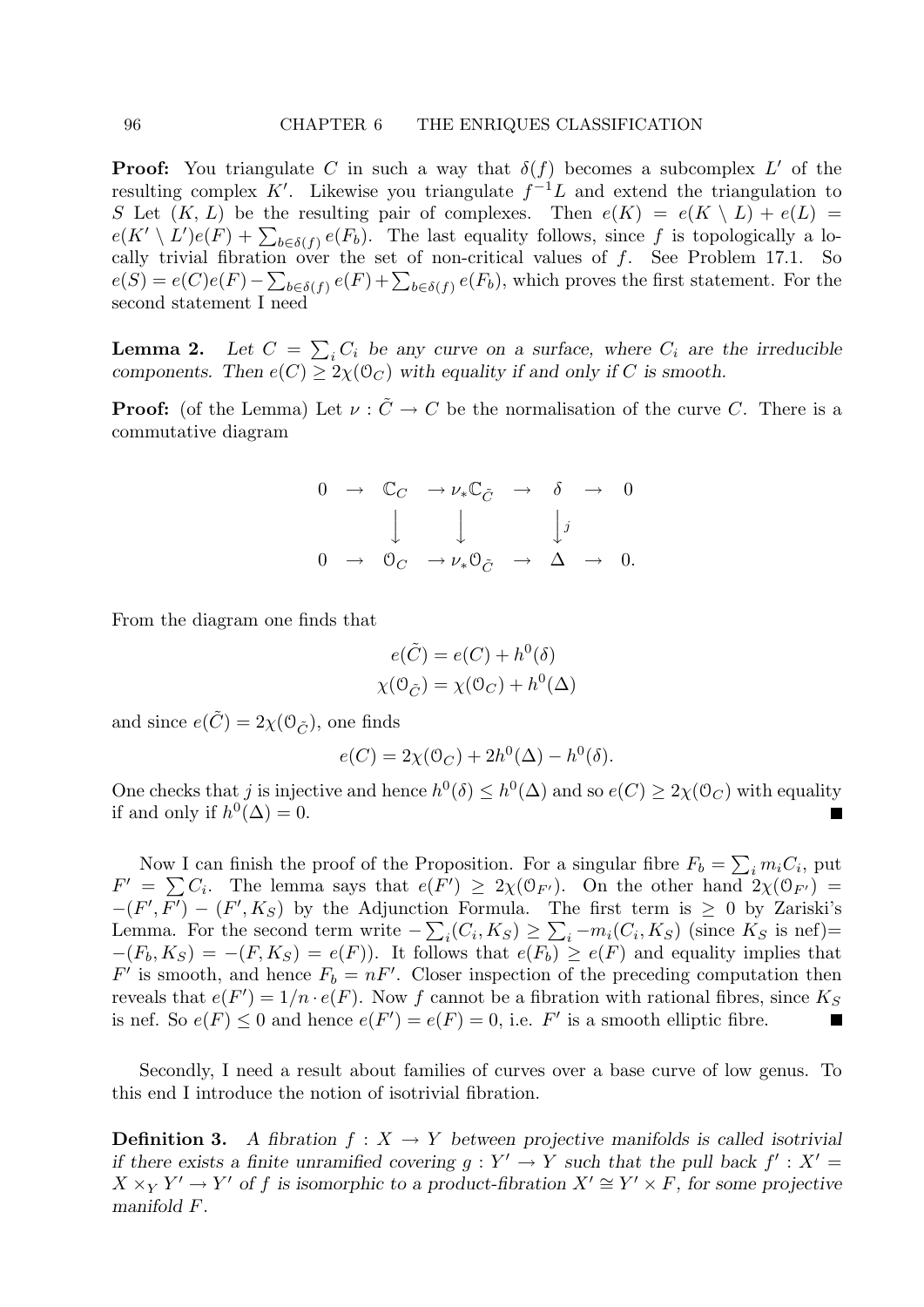**Proof:** You triangulate $C$ in such a way that $\delta(f)$ becomes a subcomplex $L'$ of the resulting complex $K'$. Likewise you triangulate $f^{-1}L$ and extend the triangulation to $S$ Let $(K, L)$ be the resulting pair of complexes. Then $e(K) = e(K \setminus L) + e(L) = e(K' \setminus L')e(F) + \sum_{b \in \delta(f)} e(F_b)$. The last equality follows, since $f$ is topologically a locally trivial fibration over the set of non-critical values of $f$. See Problem 17.1. So $e(S) = e(C)e(F) - \sum_{b\in\delta(f)} e(F) + \sum_{b\in\delta(f)} e(F_b)$, which proves the first statement. For the second statement I need

**Lemma 2.** *Let $C = \sum_i C_i$ be any curve on a surface, where $C_i$ are the irreducible components. Then $e(C) \geq 2\chi(\mathcal{O}_C)$ with equality if and only if $C$ is smooth.*

**Proof:** (of the Lemma) Let $\nu : \tilde{C} \to C$ be the normalisation of the curve $C$. There is a commutative diagram

$$
\begin{array}{ccccccccc}
0 & \to & \mathbb{C}_C & \to & \nu_*\mathbb{C}_{\tilde{C}} & \to & \delta & \to & 0 \\
 & & \downarrow & & \downarrow & & \downarrow{\scriptstyle j} & & \\
0 & \to & \mathcal{O}_C & \to & \nu_*\mathcal{O}_{\tilde{C}} & \to & \Delta & \to & 0.
\end{array}
$$

From the diagram one finds that

$$
\begin{aligned}
e(\tilde{C}) &= e(C) + h^0(\delta) \\
\chi(\mathcal{O}_{\tilde{C}}) &= \chi(\mathcal{O}_C) + h^0(\Delta)
\end{aligned}
$$

and since $e(\tilde{C}) = 2\chi(\mathcal{O}_{\tilde{C}})$, one finds

$$
e(C) = 2\chi(\mathcal{O}_C) + 2h^0(\Delta) - h^0(\delta).
$$

One checks that $j$ is injective and hence $h^0(\delta) \leq h^0(\Delta)$ and so $e(C) \geq 2\chi(\mathcal{O}_C)$ with equality if and only if $h^0(\Delta) = 0$. ∎

Now I can finish the proof of the Proposition. For a singular fibre $F_b = \sum_i m_i C_i$, put $F' = \sum C_i$. The lemma says that $e(F') \geq 2\chi(\mathcal{O}_{F'})$. On the other hand $2\chi(\mathcal{O}_{F'}) = -(F', F') - (F', K_S)$ by the Adjunction Formula. The first term is $\geq 0$ by Zariski's Lemma. For the second term write $-\sum_i (C_i, K_S) \geq \sum_i -m_i(C_i, K_S)$ (since $K_S$ is nef)$= -(F_b, K_S) = -(F, K_S) = e(F)$). It follows that $e(F_b) \geq e(F)$ and equality implies that $F'$ is smooth, and hence $F_b = nF'$. Closer inspection of the preceding computation then reveals that $e(F') = 1/n \cdot e(F)$. Now $f$ cannot be a fibration with rational fibres, since $K_S$ is nef. So $e(F) \leq 0$ and hence $e(F') = e(F) = 0$, i.e. $F'$ is a smooth elliptic fibre. ∎

Secondly, I need a result about families of curves over a base curve of low genus. To this end I introduce the notion of isotrivial fibration.

**Definition 3.** *A fibration $f : X \to Y$ between projective manifolds is called isotrivial if there exists a finite unramified covering $g : Y' \to Y$ such that the pull back $f' : X' = X \times_Y Y' \to Y'$ of $f$ is isomorphic to a product-fibration $X' \cong Y' \times F$, for some projective manifold $F$.*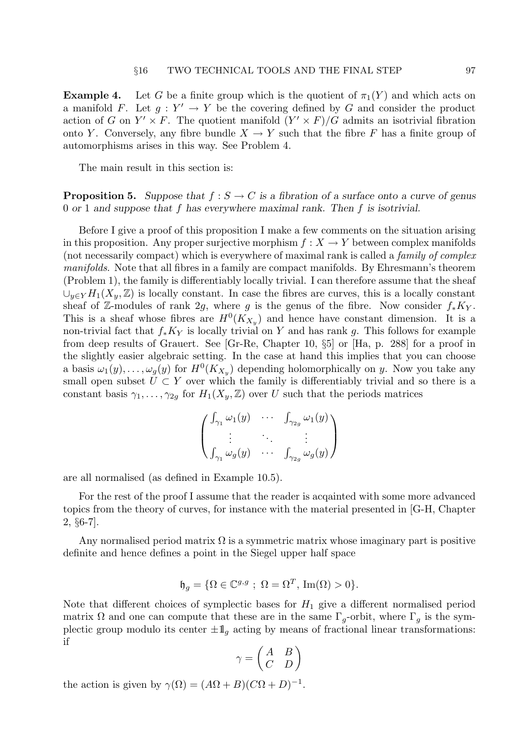**Example 4.** Let $G$ be a finite group which is the quotient of $\pi_1(Y)$ and which acts on a manifold $F$. Let $g : Y' \to Y$ be the covering defined by $G$ and consider the product action of $G$ on $Y' \times F$. The quotient manifold $(Y' \times F)/G$ admits an isotrivial fibration onto $Y$. Conversely, any fibre bundle $X \to Y$ such that the fibre $F$ has a finite group of automorphisms arises in this way. See Problem 4.

The main result in this section is:

**Proposition 5.** *Suppose that $f : S \to C$ is a fibration of a surface onto a curve of genus 0 or 1 and suppose that $f$ has everywhere maximal rank. Then $f$ is isotrivial.*

Before I give a proof of this proposition I make a few comments on the situation arising in this proposition. Any proper surjective morphism $f : X \to Y$ between complex manifolds (not necessarily compact) which is everywhere of maximal rank is called a *family of complex manifolds*. Note that all fibres in a family are compact manifolds. By Ehresmann's theorem (Problem 1), the family is differentiably locally trivial. I can therefore assume that the sheaf $\cup_{y \in Y} H_1(X_y, \mathbb{Z})$ is locally constant. In case the fibres are curves, this is a locally constant sheaf of $\mathbb{Z}$-modules of rank $2g$, where $g$ is the genus of the fibre. Now consider $f_* K_Y$. This is a sheaf whose fibres are $H^0(K_{X_y})$ and hence have constant dimension. It is a non-trivial fact that $f_* K_Y$ is locally trivial on $Y$ and has rank $g$. This follows for example from deep results of Grauert. See [Gr-Re, Chapter 10, §5] or [Ha, p. 288] for a proof in the slightly easier algebraic setting. In the case at hand this implies that you can choose a basis $\omega_1(y), \ldots, \omega_g(y)$ for $H^0(K_{X_y})$ depending holomorphically on $y$. Now you take any small open subset $U \subset Y$ over which the family is differentiably trivial and so there is a constant basis $\gamma_1, \ldots, \gamma_{2g}$ for $H_1(X_y, \mathbb{Z})$ over $U$ such that the periods matrices

$$\begin{pmatrix} \int_{\gamma_1} \omega_1(y) & \cdots & \int_{\gamma_{2g}} \omega_1(y) \\ \vdots & \ddots & \vdots \\ \int_{\gamma_1} \omega_g(y) & \cdots & \int_{\gamma_{2g}} \omega_g(y) \end{pmatrix}$$

are all normalised (as defined in Example 10.5).

For the rest of the proof I assume that the reader is acqainted with some more advanced topics from the theory of curves, for instance with the material presented in [G-H, Chapter 2, §6-7].

Any normalised period matrix $\Omega$ is a symmetric matrix whose imaginary part is positive definite and hence defines a point in the Siegel upper half space

$$\mathfrak{h}_g = \{\Omega \in \mathbb{C}^{g,g} \; ; \; \Omega = \Omega^T, \, \mathrm{Im}(\Omega) > 0\}.$$

Note that different choices of symplectic bases for $H_1$ give a different normalised period matrix $\Omega$ and one can compute that these are in the same $\Gamma_g$-orbit, where $\Gamma_g$ is the symplectic group modulo its center $\pm \mathbb{1}_g$ acting by means of fractional linear transformations: if

$$\gamma = \begin{pmatrix} A & B \\ C & D \end{pmatrix}$$

the action is given by $\gamma(\Omega) = (A\Omega + B)(C\Omega + D)^{-1}$.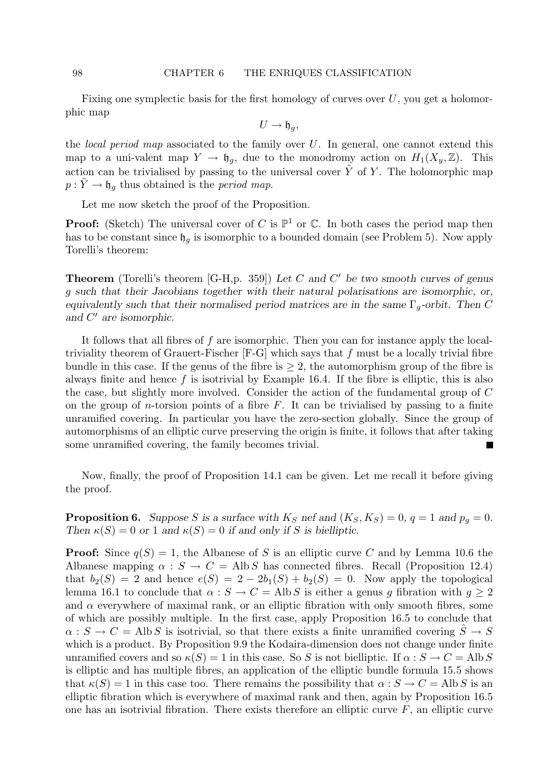Fixing one symplectic basis for the first homology of curves over $U$, you get a holomorphic map

$$U \to \mathfrak{h}_g,$$

the *local period map* associated to the family over $U$. In general, one cannot extend this map to a uni-valent map $Y \to \mathfrak{h}_g$, due to the monodromy action on $H_1(X_y, \mathbb{Z})$. This action can be trivialised by passing to the universal cover $\tilde{Y}$ of $Y$. The holomorphic map $p : \tilde{Y} \to \mathfrak{h}_g$ thus obtained is the *period map*.

Let me now sketch the proof of the Proposition.

**Proof:** (Sketch) The universal cover of $C$ is $\mathbb{P}^1$ or $\mathbb{C}$. In both cases the period map then has to be constant since $\mathfrak{h}_g$ is isomorphic to a bounded domain (see Problem 5). Now apply Torelli's theorem:

**Theorem** (Torelli's theorem [G-H,p. 359]) *Let $C$ and $C'$ be two smooth curves of genus $g$ such that their Jacobians together with their natural polarisations are isomorphic, or, equivalently such that their normalised period matrices are in the same $\Gamma_g$-orbit. Then $C$ and $C'$ are isomorphic.*

It follows that all fibres of $f$ are isomorphic. Then you can for instance apply the local-triviality theorem of Grauert-Fischer [F-G] which says that $f$ must be a locally trivial fibre bundle in this case. If the genus of the fibre is $\geq 2$, the automorphism group of the fibre is always finite and hence $f$ is isotrivial by Example 16.4. If the fibre is elliptic, this is also the case, but slightly more involved. Consider the action of the fundamental group of $C$ on the group of $n$-torsion points of a fibre $F$. It can be trivialised by passing to a finite unramified covering. In particular you have the zero-section globally. Since the group of automorphisms of an elliptic curve preserving the origin is finite, it follows that after taking some unramified covering, the family becomes trivial. ∎

Now, finally, the proof of Proposition 14.1 can be given. Let me recall it before giving the proof.

**Proposition 6.** *Suppose $S$ is a surface with $K_S$ nef and $(K_S, K_S) = 0$, $q = 1$ and $p_g = 0$. Then $\kappa(S) = 0$ or $1$ and $\kappa(S) = 0$ if and only if $S$ is bielliptic.*

**Proof:** Since $q(S) = 1$, the Albanese of $S$ is an elliptic curve $C$ and by Lemma 10.6 the Albanese mapping $\alpha : S \to C = \operatorname{Alb} S$ has connected fibres. Recall (Proposition 12.4) that $b_2(S) = 2$ and hence $e(S) = 2 - 2b_1(S) + b_2(S) = 0$. Now apply the topological lemma 16.1 to conclude that $\alpha : S \to C = \operatorname{Alb} S$ is either a genus $g$ fibration with $g \geq 2$ and $\alpha$ everywhere of maximal rank, or an elliptic fibration with only smooth fibres, some of which are possibly multiple. In the first case, apply Proposition 16.5 to conclude that $\alpha : S \to C = \operatorname{Alb} S$ is isotrivial, so that there exists a finite unramified covering $\hat{S} \to S$ which is a product. By Proposition 9.9 the Kodaira-dimension does not change under finite unramified covers and so $\kappa(S) = 1$ in this case. So $S$ is not bielliptic. If $\alpha : S \to C = \operatorname{Alb} S$ is elliptic and has multiple fibres, an application of the elliptic bundle formula 15.5 shows that $\kappa(S) = 1$ in this case too. There remains the possibility that $\alpha : S \to C = \operatorname{Alb} S$ is an elliptic fibration which is everywhere of maximal rank and then, again by Proposition 16.5 one has an isotrivial fibration. There exists therefore an elliptic curve $F$, an elliptic curve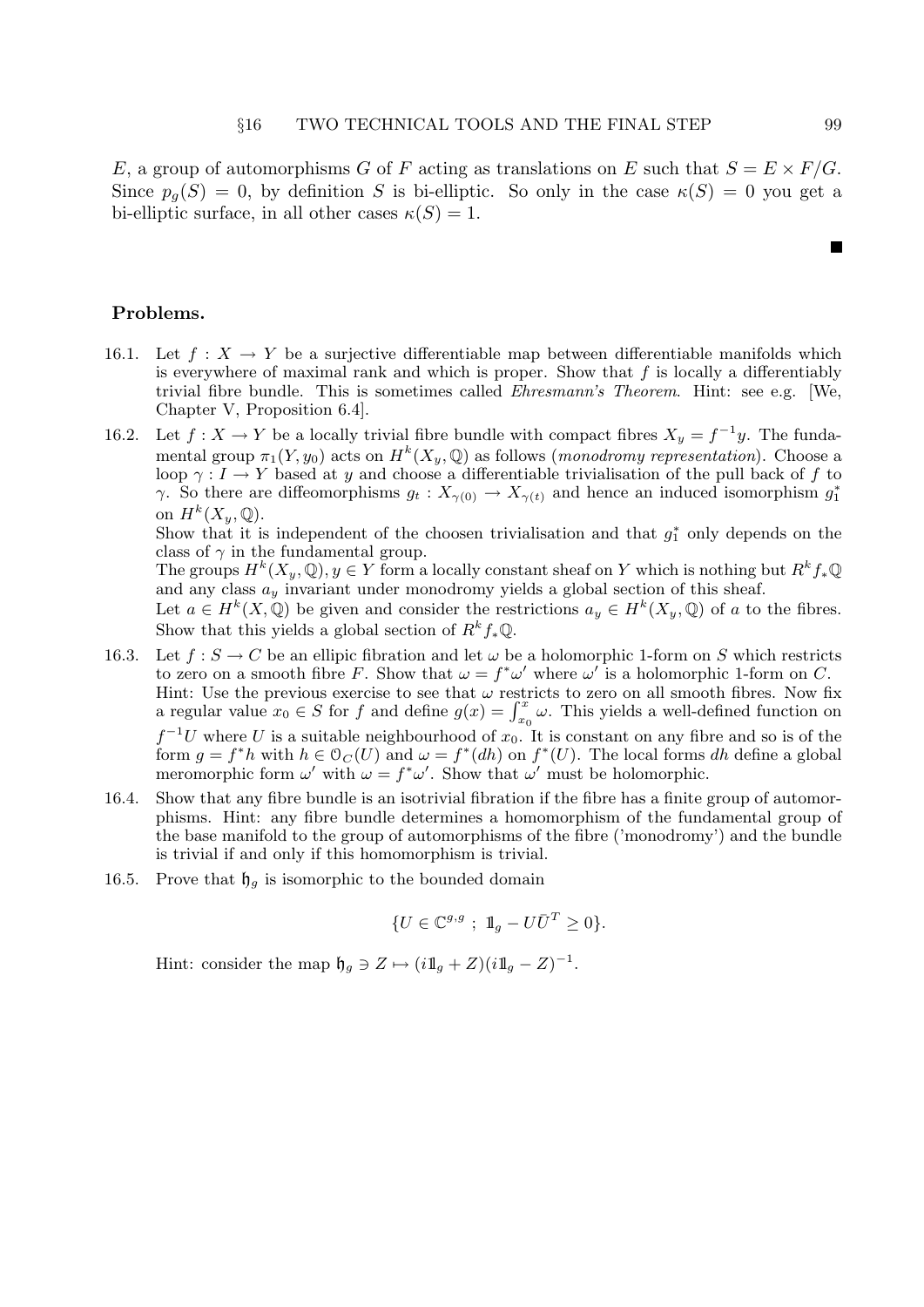$E$, a group of automorphisms $G$ of $F$ acting as translations on $E$ such that $S = E \times F/G$. Since $p_g(S) = 0$, by definition $S$ is bi-elliptic. So only in the case $\kappa(S) = 0$ you get a bi-elliptic surface, in all other cases $\kappa(S) = 1$.

■

## Problems.

16.1. Let $f : X \to Y$ be a surjective differentiable map between differentiable manifolds which is everywhere of maximal rank and which is proper. Show that $f$ is locally a differentiably trivial fibre bundle. This is sometimes called *Ehresmann's Theorem*. Hint: see e.g. [We, Chapter V, Proposition 6.4].

16.2. Let $f : X \to Y$ be a locally trivial fibre bundle with compact fibres $X_y = f^{-1}y$. The fundamental group $\pi_1(Y, y_0)$ acts on $H^k(X_y, \mathbb{Q})$ as follows (*monodromy representation*). Choose a loop $\gamma : I \to Y$ based at $y$ and choose a differentiable trivialisation of the pull back of $f$ to $\gamma$. So there are diffeomorphisms $g_t : X_{\gamma(0)} \to X_{\gamma(t)}$ and hence an induced isomorphism $g_1^*$ on $H^k(X_y, \mathbb{Q})$.
Show that it is independent of the choosen trivialisation and that $g_1^*$ only depends on the class of $\gamma$ in the fundamental group.
The groups $H^k(X_y, \mathbb{Q}), y \in Y$ form a locally constant sheaf on $Y$ which is nothing but $R^k f_* \mathbb{Q}$ and any class $a_y$ invariant under monodromy yields a global section of this sheaf.
Let $a \in H^k(X, \mathbb{Q})$ be given and consider the restrictions $a_y \in H^k(X_y, \mathbb{Q})$ of $a$ to the fibres. Show that this yields a global section of $R^k f_* \mathbb{Q}$.

16.3. Let $f : S \to C$ be an ellipic fibration and let $\omega$ be a holomorphic 1-form on $S$ which restricts to zero on a smooth fibre $F$. Show that $\omega = f^* \omega'$ where $\omega'$ is a holomorphic 1-form on $C$.
Hint: Use the previous exercise to see that $\omega$ restricts to zero on all smooth fibres. Now fix a regular value $x_0 \in S$ for $f$ and define $g(x) = \int_{x_0}^{x} \omega$. This yields a well-defined function on $f^{-1}U$ where $U$ is a suitable neighbourhood of $x_0$. It is constant on any fibre and so is of the form $g = f^* h$ with $h \in \mathcal{O}_C(U)$ and $\omega = f^*(dh)$ on $f^*(U)$. The local forms $dh$ define a global meromorphic form $\omega'$ with $\omega = f^* \omega'$. Show that $\omega'$ must be holomorphic.

16.4. Show that any fibre bundle is an isotrivial fibration if the fibre has a finite group of automorphisms. Hint: any fibre bundle determines a homomorphism of the fundamental group of the base manifold to the group of automorphisms of the fibre ('monodromy') and the bundle is trivial if and only if this homomorphism is trivial.

16.5. Prove that $\mathfrak{h}_g$ is isomorphic to the bounded domain

$$\{U \in \mathbb{C}^{g,g} \ ; \ \mathbb{1}_g - U\bar{U}^T \geq 0\}.$$

Hint: consider the map $\mathfrak{h}_g \ni Z \mapsto (i\mathbb{1}_g + Z)(i\mathbb{1}_g - Z)^{-1}$.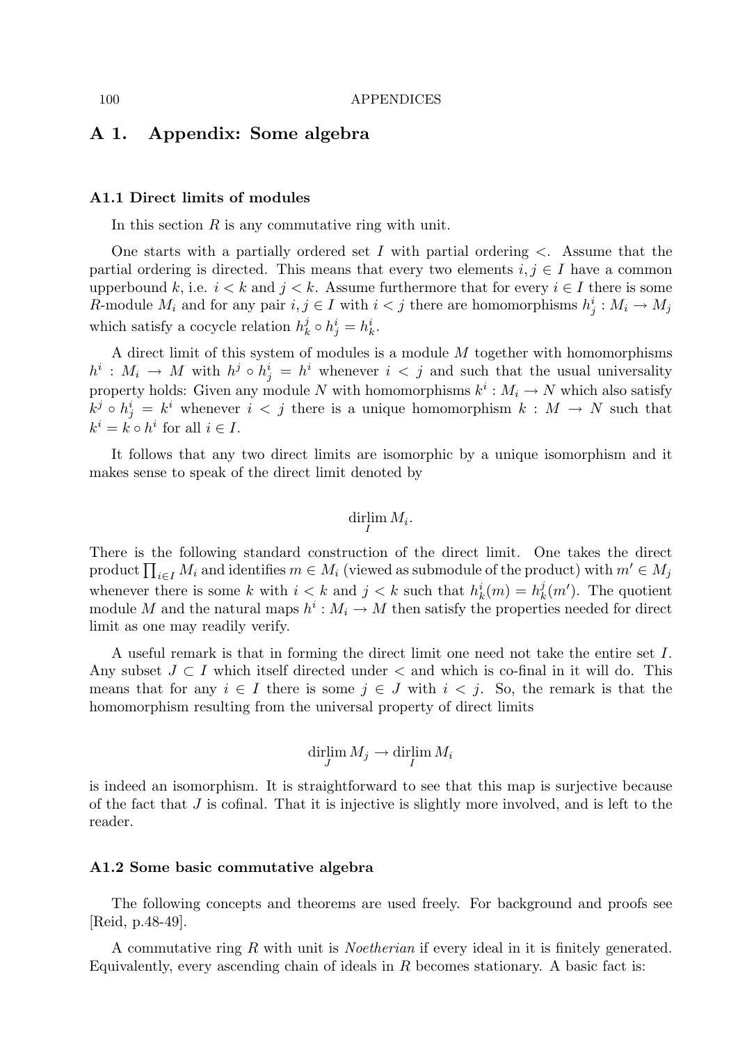# A 1. Appendix: Some algebra

### A1.1 Direct limits of modules

In this section $R$ is any commutative ring with unit.

One starts with a partially ordered set $I$ with partial ordering $<$. Assume that the partial ordering is directed. This means that every two elements $i, j \in I$ have a common upperbound $k$, i.e. $i < k$ and $j < k$. Assume furthermore that for every $i \in I$ there is some $R$-module $M_i$ and for any pair $i, j \in I$ with $i < j$ there are homomorphisms $h^i_j : M_i \to M_j$ which satisfy a cocycle relation $h^j_k \circ h^i_j = h^i_k$.

A direct limit of this system of modules is a module $M$ together with homomorphisms $h^i : M_i \to M$ with $h^j \circ h^i_j = h^i$ whenever $i < j$ and such that the usual universality property holds: Given any module $N$ with homomorphisms $k^i : M_i \to N$ which also satisfy $k^j \circ h^i_j = k^i$ whenever $i < j$ there is a unique homomorphism $k : M \to N$ such that $k^i = k \circ h^i$ for all $i \in I$.

It follows that any two direct limits are isomorphic by a unique isomorphism and it makes sense to speak of the direct limit denoted by

$$\operatorname*{dirlim}_I M_i.$$

There is the following standard construction of the direct limit. One takes the direct product $\prod_{i \in I} M_i$ and identifies $m \in M_i$ (viewed as submodule of the product) with $m' \in M_j$ whenever there is some $k$ with $i < k$ and $j < k$ such that $h^i_k(m) = h^j_k(m')$. The quotient module $M$ and the natural maps $h^i : M_i \to M$ then satisfy the properties needed for direct limit as one may readily verify.

A useful remark is that in forming the direct limit one need not take the entire set $I$. Any subset $J \subset I$ which itself directed under $<$ and which is co-final in it will do. This means that for any $i \in I$ there is some $j \in J$ with $i < j$. So, the remark is that the homomorphism resulting from the universal property of direct limits

$$\operatorname*{dirlim}_J M_j \to \operatorname*{dirlim}_I M_i$$

is indeed an isomorphism. It is straightforward to see that this map is surjective because of the fact that $J$ is cofinal. That it is injective is slightly more involved, and is left to the reader.

### A1.2 Some basic commutative algebra

The following concepts and theorems are used freely. For background and proofs see [Reid, p.48-49].

A commutative ring $R$ with unit is *Noetherian* if every ideal in it is finitely generated. Equivalently, every ascending chain of ideals in $R$ becomes stationary. A basic fact is: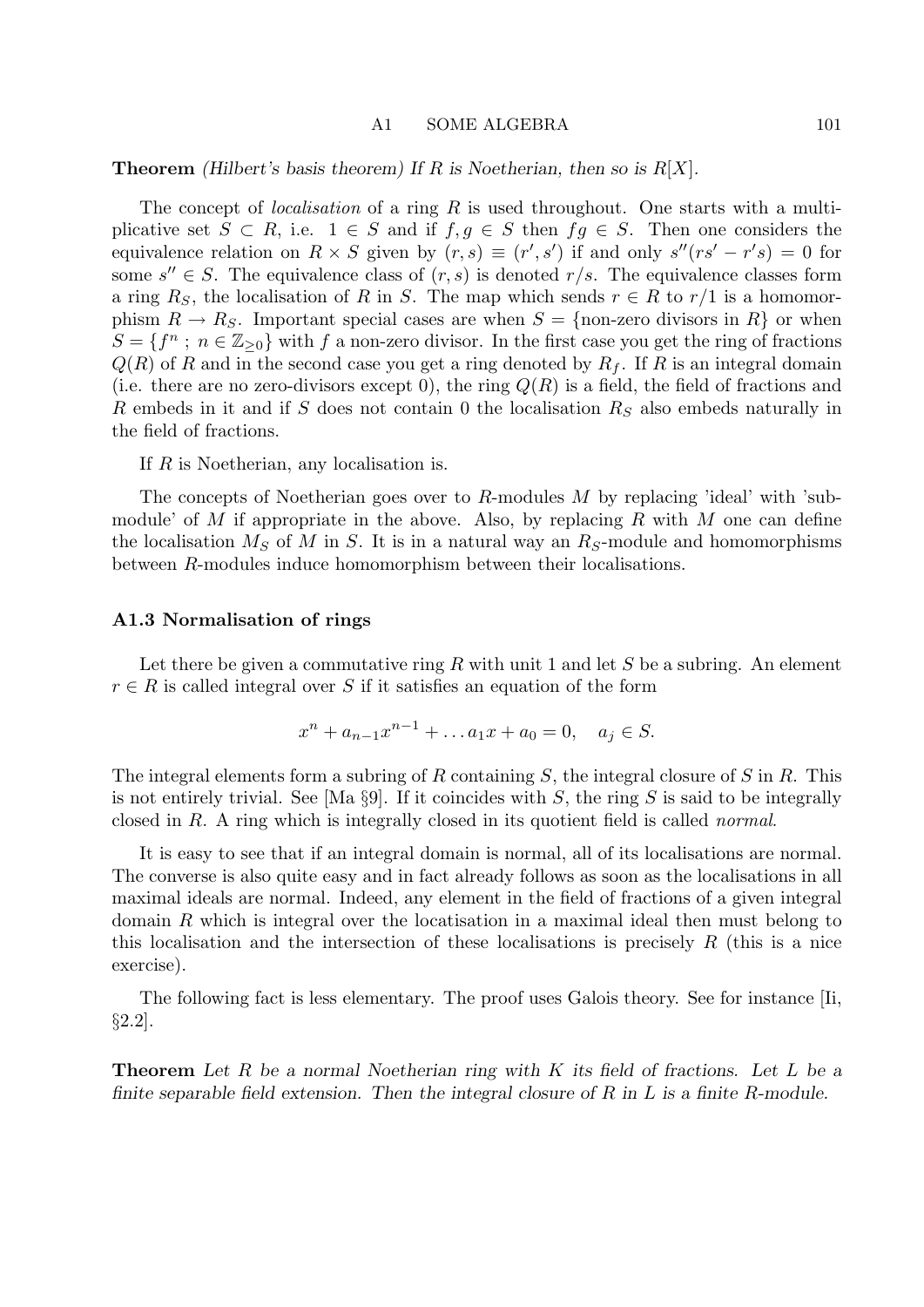**Theorem** *(Hilbert's basis theorem) If $R$ is Noetherian, then so is $R[X]$.*

The concept of *localisation* of a ring $R$ is used throughout. One starts with a multiplicative set $S \subset R$, i.e. $1 \in S$ and if $f, g \in S$ then $fg \in S$. Then one considers the equivalence relation on $R \times S$ given by $(r, s) \equiv (r', s')$ if and only $s''(rs' - r's) = 0$ for some $s'' \in S$. The equivalence class of $(r, s)$ is denoted $r/s$. The equivalence classes form a ring $R_S$, the localisation of $R$ in $S$. The map which sends $r \in R$ to $r/1$ is a homomorphism $R \to R_S$. Important special cases are when $S = \{\text{non-zero divisors in } R\}$ or when $S = \{f^n \; ; \; n \in \mathbb{Z}_{\geq 0}\}$ with $f$ a non-zero divisor. In the first case you get the ring of fractions $Q(R)$ of $R$ and in the second case you get a ring denoted by $R_f$. If $R$ is an integral domain (i.e. there are no zero-divisors except 0), the ring $Q(R)$ is a field, the field of fractions and $R$ embeds in it and if $S$ does not contain 0 the localisation $R_S$ also embeds naturally in the field of fractions.

If $R$ is Noetherian, any localisation is.

The concepts of Noetherian goes over to $R$-modules $M$ by replacing 'ideal' with 'submodule' of $M$ if appropriate in the above. Also, by replacing $R$ with $M$ one can define the localisation $M_S$ of $M$ in $S$. It is in a natural way an $R_S$-module and homomorphisms between $R$-modules induce homomorphism between their localisations.

### A1.3 Normalisation of rings

Let there be given a commutative ring $R$ with unit 1 and let $S$ be a subring. An element $r \in R$ is called integral over $S$ if it satisfies an equation of the form

$$x^n + a_{n-1}x^{n-1} + \ldots a_1 x + a_0 = 0, \quad a_j \in S.$$

The integral elements form a subring of $R$ containing $S$, the integral closure of $S$ in $R$. This is not entirely trivial. See [Ma §9]. If it coincides with $S$, the ring $S$ is said to be integrally closed in $R$. A ring which is integrally closed in its quotient field is called *normal*.

It is easy to see that if an integral domain is normal, all of its localisations are normal. The converse is also quite easy and in fact already follows as soon as the localisations in all maximal ideals are normal. Indeed, any element in the field of fractions of a given integral domain $R$ which is integral over the locatisation in a maximal ideal then must belong to this localisation and the intersection of these localisations is precisely $R$ (this is a nice exercise).

The following fact is less elementary. The proof uses Galois theory. See for instance [Ii, §2.2].

**Theorem** *Let $R$ be a normal Noetherian ring with $K$ its field of fractions. Let $L$ be a finite separable field extension. Then the integral closure of $R$ in $L$ is a finite $R$-module.*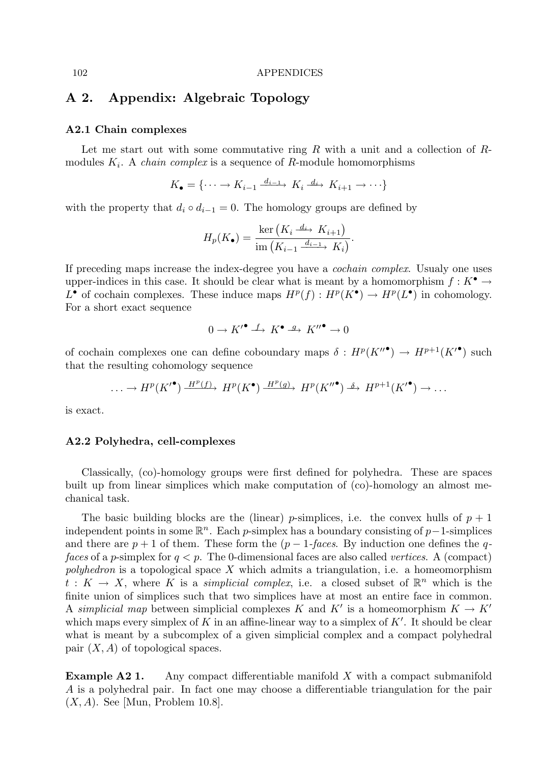## A 2. Appendix: Algebraic Topology

### A2.1 Chain complexes

Let me start out with some commutative ring $R$ with a unit and a collection of $R$-modules $K_i$. A *chain complex* is a sequence of $R$-module homomorphisms

$$K_\bullet = \{\cdots \to K_{i-1} \xrightarrow{d_{i-1}} K_i \xrightarrow{d_i} K_{i+1} \to \cdots\}$$

with the property that $d_i \circ d_{i-1} = 0$. The homology groups are defined by

$$H_p(K_\bullet) = \frac{\ker\left(K_i \xrightarrow{d_i} K_{i+1}\right)}{\operatorname{im}\left(K_{i-1} \xrightarrow{d_{i-1}} K_i\right)}.$$

If preceding maps increase the index-degree you have a *cochain complex*. Usualy one uses upper-indices in this case. It should be clear what is meant by a homomorphism $f : K^\bullet \to L^\bullet$ of cochain complexes. These induce maps $H^p(f) : H^p(K^\bullet) \to H^p(L^\bullet)$ in cohomology. For a short exact sequence

$$0 \to K'^\bullet \xrightarrow{f} K^\bullet \xrightarrow{g} K''^\bullet \to 0$$

of cochain complexes one can define coboundary maps $\delta : H^p(K''^\bullet) \to H^{p+1}(K'^\bullet)$ such that the resulting cohomology sequence

$$\ldots \to H^p(K'^\bullet) \xrightarrow{H^p(f)} H^p(K^\bullet) \xrightarrow{H^p(g)} H^p(K''^\bullet) \xrightarrow{\delta} H^{p+1}(K'^\bullet) \to \ldots$$

is exact.

### A2.2 Polyhedra, cell-complexes

Classically, (co)-homology groups were first defined for polyhedra. These are spaces built up from linear simplices which make computation of (co)-homology an almost mechanical task.

The basic building blocks are the (linear) $p$-simplices, i.e. the convex hulls of $p+1$ independent points in some $\mathbb{R}^n$. Each $p$-simplex has a boundary consisting of $p-1$-simplices and there are $p+1$ of them. These form the $(p-1$-*faces*. By induction one defines the $q$-*faces* of a $p$-simplex for $q < p$. The 0-dimensional faces are also called *vertices*. A (compact) *polyhedron* is a topological space $X$ which admits a triangulation, i.e. a homeomorphism $t : K \to X$, where $K$ is a *simplicial complex*, i.e. a closed subset of $\mathbb{R}^n$ which is the finite union of simplices such that two simplices have at most an entire face in common. A *simplicial map* between simplicial complexes $K$ and $K'$ is a homeomorphism $K \to K'$ which maps every simplex of $K$ in an affine-linear way to a simplex of $K'$. It should be clear what is meant by a subcomplex of a given simplicial complex and a compact polyhedral pair $(X, A)$ of topological spaces.

**Example A2 1.** Any compact differentiable manifold $X$ with a compact submanifold $A$ is a polyhedral pair. In fact one may choose a differentiable triangulation for the pair $(X, A)$. See [Mun, Problem 10.8].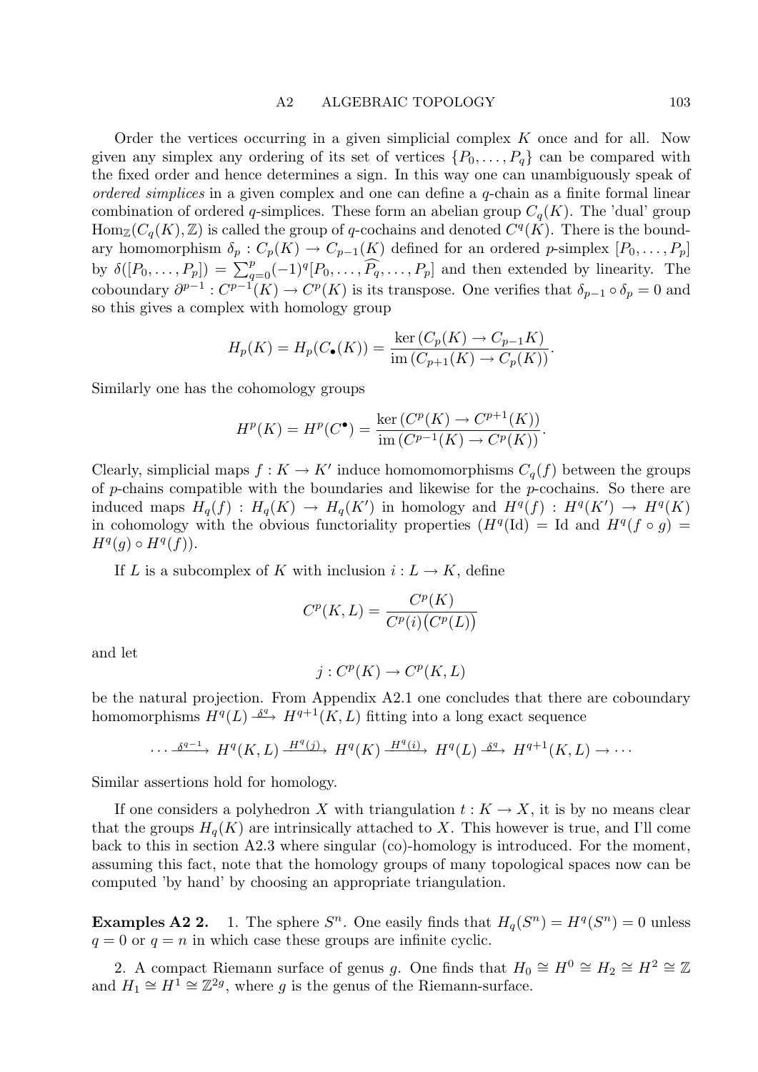Order the vertices occurring in a given simplicial complex $K$ once and for all. Now given any simplex any ordering of its set of vertices $\{P_0, \ldots, P_q\}$ can be compared with the fixed order and hence determines a sign. In this way one can unambiguously speak of *ordered simplices* in a given complex and one can define a $q$-chain as a finite formal linear combination of ordered $q$-simplices. These form an abelian group $C_q(K)$. The 'dual' group $\mathrm{Hom}_{\mathbb{Z}}(C_q(K), \mathbb{Z})$ is called the group of $q$-cochains and denoted $C^q(K)$. There is the boundary homomorphism $\delta_p : C_p(K) \to C_{p-1}(K)$ defined for an ordered $p$-simplex $[P_0, \ldots, P_p]$ by $\delta([P_0, \ldots, P_p]) = \sum_{q=0}^{p}(-1)^q[P_0, \ldots, \widehat{P_q}, \ldots, P_p]$ and then extended by linearity. The coboundary $\partial^{p-1} : C^{p-1}(K) \to C^p(K)$ is its transpose. One verifies that $\delta_{p-1} \circ \delta_p = 0$ and so this gives a complex with homology group

$$H_p(K) = H_p(C_\bullet(K)) = \frac{\ker\left(C_p(K) \to C_{p-1}K\right)}{\mathrm{im}\left(C_{p+1}(K) \to C_p(K)\right)}.$$

Similarly one has the cohomology groups

$$H^p(K) = H^p(C^\bullet) = \frac{\ker\left(C^p(K) \to C^{p+1}(K)\right)}{\mathrm{im}\left(C^{p-1}(K) \to C^p(K)\right)}.$$

Clearly, simplicial maps $f : K \to K'$ induce homomomorphisms $C_q(f)$ between the groups of $p$-chains compatible with the boundaries and likewise for the $p$-cochains. So there are induced maps $H_q(f) : H_q(K) \to H_q(K')$ in homology and $H^q(f) : H^q(K') \to H^q(K)$ in cohomology with the obvious functoriality properties ($H^q(\mathrm{Id}) = \mathrm{Id}$ and $H^q(f \circ g) = H^q(g) \circ H^q(f)$).

If $L$ is a subcomplex of $K$ with inclusion $i : L \to K$, define

$$C^p(K, L) = \frac{C^p(K)}{C^p(i)\big(C^p(L)\big)}$$

and let

$$j : C^p(K) \to C^p(K, L)$$

be the natural projection. From Appendix A2.1 one concludes that there are coboundary homomorphisms $H^q(L) \xrightarrow{\delta^q} H^{q+1}(K, L)$ fitting into a long exact sequence

$$\cdots \xrightarrow{\delta^{q-1}} H^q(K, L) \xrightarrow{H^q(j)} H^q(K) \xrightarrow{H^q(i)} H^q(L) \xrightarrow{\delta^q} H^{q+1}(K, L) \to \cdots$$

Similar assertions hold for homology.

If one considers a polyhedron $X$ with triangulation $t : K \to X$, it is by no means clear that the groups $H_q(K)$ are intrinsically attached to $X$. This however is true, and I'll come back to this in section A2.3 where singular (co)-homology is introduced. For the moment, assuming this fact, note that the homology groups of many topological spaces now can be computed 'by hand' by choosing an appropriate triangulation.

**Examples A2 2.** 1. The sphere $S^n$. One easily finds that $H_q(S^n) = H^q(S^n) = 0$ unless $q = 0$ or $q = n$ in which case these groups are infinite cyclic.

2. A compact Riemann surface of genus $g$. One finds that $H_0 \cong H^0 \cong H_2 \cong H^2 \cong \mathbb{Z}$ and $H_1 \cong H^1 \cong \mathbb{Z}^{2g}$, where $g$ is the genus of the Riemann-surface.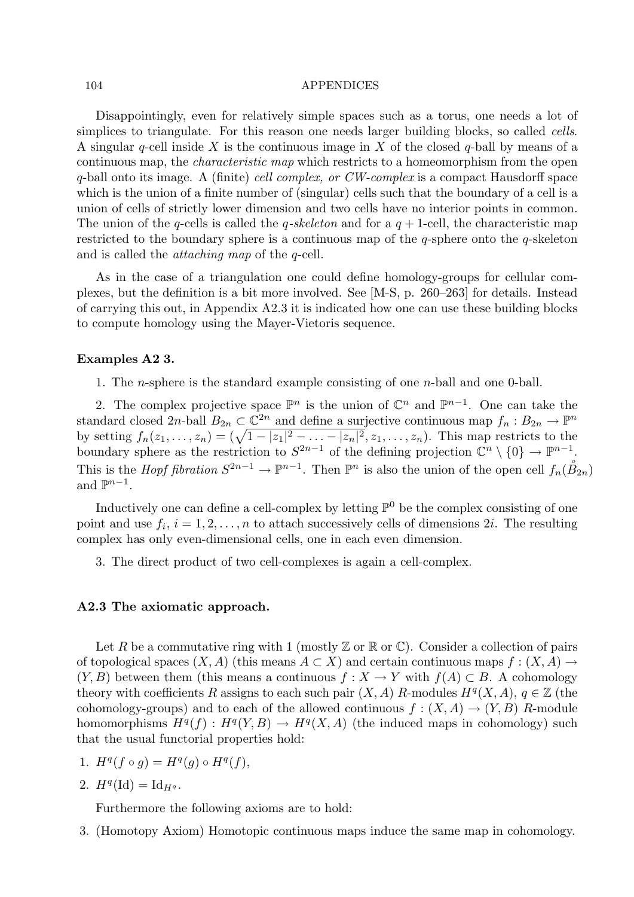Disappointingly, even for relatively simple spaces such as a torus, one needs a lot of simplices to triangulate. For this reason one needs larger building blocks, so called *cells*. A singular $q$-cell inside $X$ is the continuous image in $X$ of the closed $q$-ball by means of a continuous map, the *characteristic map* which restricts to a homeomorphism from the open $q$-ball onto its image. A (finite) *cell complex, or CW-complex* is a compact Hausdorff space which is the union of a finite number of (singular) cells such that the boundary of a cell is a union of cells of strictly lower dimension and two cells have no interior points in common. The union of the $q$-cells is called the *$q$-skeleton* and for a $q+1$-cell, the characteristic map restricted to the boundary sphere is a continuous map of the $q$-sphere onto the $q$-skeleton and is called the *attaching map* of the $q$-cell.

As in the case of a triangulation one could define homology-groups for cellular complexes, but the definition is a bit more involved. See [M-S, p. 260–263] for details. Instead of carrying this out, in Appendix A2.3 it is indicated how one can use these building blocks to compute homology using the Mayer-Vietoris sequence.

**Examples A2 3.**

1. The $n$-sphere is the standard example consisting of one $n$-ball and one 0-ball.

2. The complex projective space $\mathbb{P}^n$ is the union of $\mathbb{C}^n$ and $\mathbb{P}^{n-1}$. One can take the standard closed $2n$-ball $B_{2n} \subset \mathbb{C}^{2n}$ and define a surjective continuous map $f_n : B_{2n} \to \mathbb{P}^n$ by setting $f_n(z_1, \ldots, z_n) = (\sqrt{1 - |z_1|^2 - \ldots - |z_n|^2}, z_1, \ldots, z_n)$. This map restricts to the boundary sphere as the restriction to $S^{2n-1}$ of the defining projection $\mathbb{C}^n \setminus \{0\} \to \mathbb{P}^{n-1}$. This is the *Hopf fibration* $S^{2n-1} \to \mathbb{P}^{n-1}$. Then $\mathbb{P}^n$ is also the union of the open cell $f_n(\mathring{B}_{2n})$ and $\mathbb{P}^{n-1}$.

Inductively one can define a cell-complex by letting $\mathbb{P}^0$ be the complex consisting of one point and use $f_i$, $i = 1, 2, \ldots, n$ to attach successively cells of dimensions $2i$. The resulting complex has only even-dimensional cells, one in each even dimension.

3. The direct product of two cell-complexes is again a cell-complex.

### A2.3 The axiomatic approach.

Let $R$ be a commutative ring with 1 (mostly $\mathbb{Z}$ or $\mathbb{R}$ or $\mathbb{C}$). Consider a collection of pairs of topological spaces $(X, A)$ (this means $A \subset X$) and certain continuous maps $f : (X, A) \to (Y, B)$ between them (this means a continuous $f : X \to Y$ with $f(A) \subset B$. A cohomology theory with coefficients $R$ assigns to each such pair $(X, A)$ $R$-modules $H^q(X, A)$, $q \in \mathbb{Z}$ (the cohomology-groups) and to each of the allowed continuous $f : (X, A) \to (Y, B)$ $R$-module homomorphisms $H^q(f) : H^q(Y, B) \to H^q(X, A)$ (the induced maps in cohomology) such that the usual functorial properties hold:

1. $H^q(f \circ g) = H^q(g) \circ H^q(f)$,
2. $H^q(\mathrm{Id}) = \mathrm{Id}_{H^q}$.

Furthermore the following axioms are to hold:

3. (Homotopy Axiom) Homotopic continuous maps induce the same map in cohomology.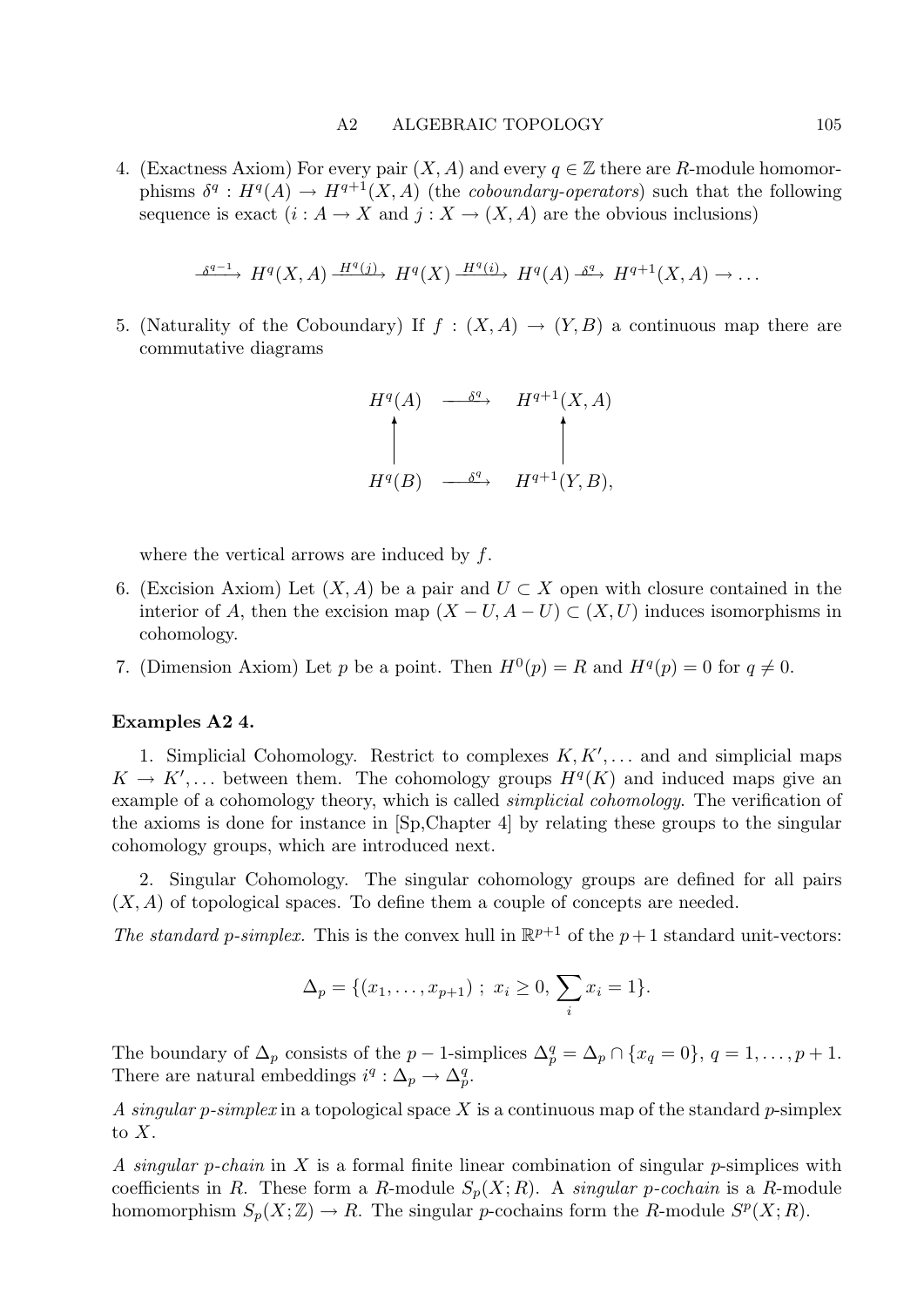4. (Exactness Axiom) For every pair $(X, A)$ and every $q \in \mathbb{Z}$ there are $R$-module homomorphisms $\delta^q : H^q(A) \to H^{q+1}(X, A)$ (the *coboundary-operators*) such that the following sequence is exact ($i : A \to X$ and $j : X \to (X, A)$ are the obvious inclusions)

$$\xrightarrow{\delta^{q-1}} H^q(X, A) \xrightarrow{H^q(j)} H^q(X) \xrightarrow{H^q(i)} H^q(A) \xrightarrow{\delta^q} H^{q+1}(X, A) \to \dots$$

5. (Naturality of the Coboundary) If $f : (X, A) \to (Y, B)$ a continuous map there are commutative diagrams

$$\begin{array}{ccc} H^q(A) & \xrightarrow{\delta^q} & H^{q+1}(X, A) \\ \uparrow & & \uparrow \\ H^q(B) & \xrightarrow{\delta^q} & H^{q+1}(Y, B), \end{array}$$

where the vertical arrows are induced by $f$.

6. (Excision Axiom) Let $(X, A)$ be a pair and $U \subset X$ open with closure contained in the interior of $A$, then the excision map $(X - U, A - U) \subset (X, U)$ induces isomorphisms in cohomology.

7. (Dimension Axiom) Let $p$ be a point. Then $H^0(p) = R$ and $H^q(p) = 0$ for $q \neq 0$.

**Examples A2 4.**

1. Simplicial Cohomology. Restrict to complexes $K, K', \dots$ and and simplicial maps $K \to K', \dots$ between them. The cohomology groups $H^q(K)$ and induced maps give an example of a cohomology theory, which is called *simplicial cohomology*. The verification of the axioms is done for instance in [Sp,Chapter 4] by relating these groups to the singular cohomology groups, which are introduced next.

2. Singular Cohomology. The singular cohomology groups are defined for all pairs $(X, A)$ of topological spaces. To define them a couple of concepts are needed.

*The standard p-simplex.* This is the convex hull in $\mathbb{R}^{p+1}$ of the $p+1$ standard unit-vectors:

$$\Delta_p = \{(x_1, \dots, x_{p+1}) \ ; \ x_i \geq 0, \sum_i x_i = 1\}.$$

The boundary of $\Delta_p$ consists of the $p-1$-simplices $\Delta_p^q = \Delta_p \cap \{x_q = 0\}$, $q = 1, \dots, p+1$. There are natural embeddings $i^q : \Delta_p \to \Delta_p^q$.

*A singular p-simplex* in a topological space $X$ is a continuous map of the standard $p$-simplex to $X$.

*A singular p-chain* in $X$ is a formal finite linear combination of singular $p$-simplices with coefficients in $R$. These form a $R$-module $S_p(X; R)$. A *singular p-cochain* is a $R$-module homomorphism $S_p(X; \mathbb{Z}) \to R$. The singular $p$-cochains form the $R$-module $S^p(X; R)$.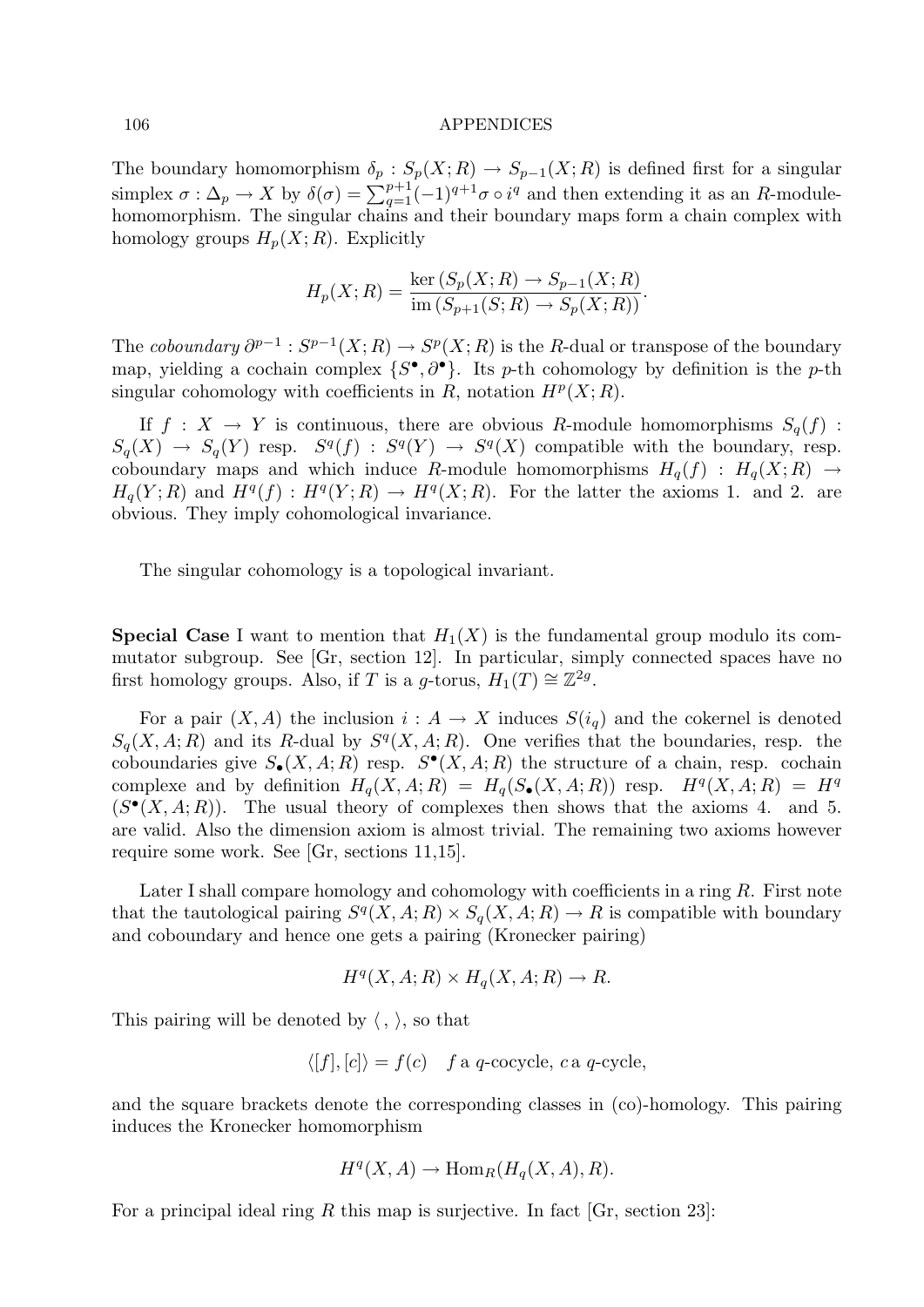The boundary homomorphism $\delta_p : S_p(X;R) \to S_{p-1}(X;R)$ is defined first for a singular simplex $\sigma : \Delta_p \to X$ by $\delta(\sigma) = \sum_{q=1}^{p+1}(-1)^{q+1}\sigma \circ i^q$ and then extending it as an $R$-module-homomorphism. The singular chains and their boundary maps form a chain complex with homology groups $H_p(X;R)$. Explicitly

$$H_p(X;R) = \frac{\ker (S_p(X;R) \to S_{p-1}(X;R)}{\operatorname{im}(S_{p+1}(S;R) \to S_p(X;R))}.$$

The *coboundary* $\partial^{p-1} : S^{p-1}(X;R) \to S^p(X;R)$ is the $R$-dual or transpose of the boundary map, yielding a cochain complex $\{S^\bullet, \partial^\bullet\}$. Its $p$-th cohomology by definition is the $p$-th singular cohomology with coefficients in $R$, notation $H^p(X;R)$.

If $f : X \to Y$ is continuous, there are obvious $R$-module homomorphisms $S_q(f) : S_q(X) \to S_q(Y)$ resp. $S^q(f) : S^q(Y) \to S^q(X)$ compatible with the boundary, resp. coboundary maps and which induce $R$-module homomorphisms $H_q(f) : H_q(X;R) \to H_q(Y;R)$ and $H^q(f) : H^q(Y;R) \to H^q(X;R)$. For the latter the axioms 1. and 2. are obvious. They imply cohomological invariance.

The singular cohomology is a topological invariant.

**Special Case** I want to mention that $H_1(X)$ is the fundamental group modulo its commutator subgroup. See [Gr, section 12]. In particular, simply connected spaces have no first homology groups. Also, if $T$ is a $g$-torus, $H_1(T) \cong \mathbb{Z}^{2g}$.

For a pair $(X,A)$ the inclusion $i : A \to X$ induces $S(i_q)$ and the cokernel is denoted $S_q(X,A;R)$ and its $R$-dual by $S^q(X,A;R)$. One verifies that the boundaries, resp. the coboundaries give $S_\bullet(X,A;R)$ resp. $S^\bullet(X,A;R)$ the structure of a chain, resp. cochain complexe and by definition $H_q(X,A;R) = H_q(S_\bullet(X,A;R))$ resp. $H^q(X,A;R) = H^q$ $(S^\bullet(X,A;R))$. The usual theory of complexes then shows that the axioms 4. and 5. are valid. Also the dimension axiom is almost trivial. The remaining two axioms however require some work. See [Gr, sections 11,15].

Later I shall compare homology and cohomology with coefficients in a ring $R$. First note that the tautological pairing $S^q(X,A;R) \times S_q(X,A;R) \to R$ is compatible with boundary and coboundary and hence one gets a pairing (Kronecker pairing)

$$H^q(X,A;R) \times H_q(X,A;R) \to R.$$

This pairing will be denoted by $\langle\, ,\, \rangle$, so that

$$\langle [f],[c]\rangle = f(c) \quad f \text{ a } q\text{-cocycle, } c \text{ a } q\text{-cycle,}$$

and the square brackets denote the corresponding classes in (co)-homology. This pairing induces the Kronecker homomorphism

$$H^q(X,A) \to \operatorname{Hom}_R(H_q(X,A),R).$$

For a principal ideal ring $R$ this map is surjective. In fact [Gr, section 23]: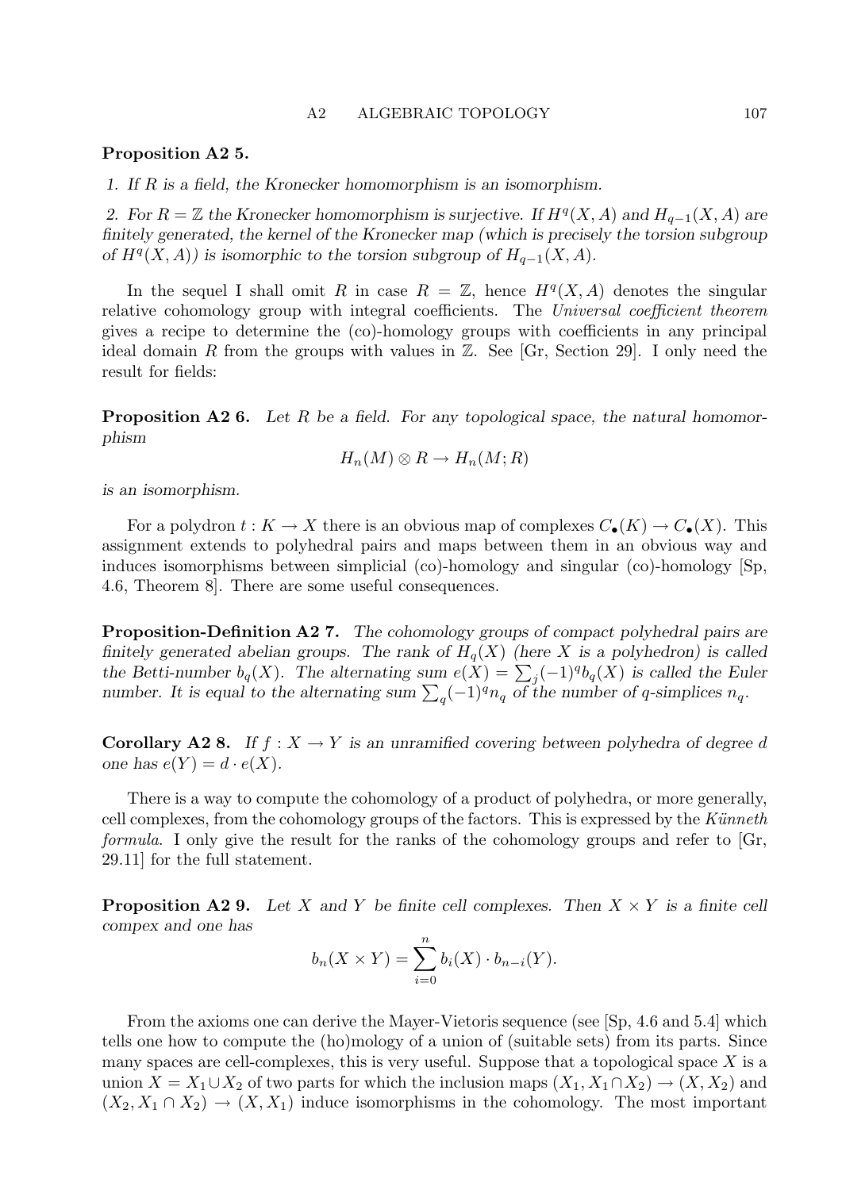**Proposition A2 5.**

*1. If $R$ is a field, the Kronecker homomorphism is an isomorphism.*

*2. For $R = \mathbb{Z}$ the Kronecker homomorphism is surjective. If $H^q(X, A)$ and $H_{q-1}(X, A)$ are finitely generated, the kernel of the Kronecker map (which is precisely the torsion subgroup of $H^q(X, A)$) is isomorphic to the torsion subgroup of $H_{q-1}(X, A)$.*

In the sequel I shall omit $R$ in case $R = \mathbb{Z}$, hence $H^q(X, A)$ denotes the singular relative cohomology group with integral coefficients. The *Universal coefficient theorem* gives a recipe to determine the (co)-homology groups with coefficients in any principal ideal domain $R$ from the groups with values in $\mathbb{Z}$. See [Gr, Section 29]. I only need the result for fields:

**Proposition A2 6.** *Let $R$ be a field. For any topological space, the natural homomorphism*

$$H_n(M) \otimes R \to H_n(M; R)$$

*is an isomorphism.*

For a polydron $t : K \to X$ there is an obvious map of complexes $C_\bullet(K) \to C_\bullet(X)$. This assignment extends to polyhedral pairs and maps between them in an obvious way and induces isomorphisms between simplicial (co)-homology and singular (co)-homology [Sp, 4.6, Theorem 8]. There are some useful consequences.

**Proposition-Definition A2 7.** *The cohomology groups of compact polyhedral pairs are finitely generated abelian groups. The rank of $H_q(X)$ (here $X$ is a polyhedron) is called the Betti-number $b_q(X)$. The alternating sum $e(X) = \sum_j (-1)^q b_q(X)$ is called the Euler number. It is equal to the alternating sum $\sum_q (-1)^q n_q$ of the number of $q$-simplices $n_q$.*

**Corollary A2 8.** *If $f : X \to Y$ is an unramified covering between polyhedra of degree $d$ one has $e(Y) = d \cdot e(X)$.*

There is a way to compute the cohomology of a product of polyhedra, or more generally, cell complexes, from the cohomology groups of the factors. This is expressed by the *Künneth formula*. I only give the result for the ranks of the cohomology groups and refer to [Gr, 29.11] for the full statement.

**Proposition A2 9.** *Let $X$ and $Y$ be finite cell complexes. Then $X \times Y$ is a finite cell compex and one has*

$$b_n(X \times Y) = \sum_{i=0}^{n} b_i(X) \cdot b_{n-i}(Y).$$

From the axioms one can derive the Mayer-Vietoris sequence (see [Sp, 4.6 and 5.4] which tells one how to compute the (ho)mology of a union of (suitable sets) from its parts. Since many spaces are cell-complexes, this is very useful. Suppose that a topological space $X$ is a union $X = X_1 \cup X_2$ of two parts for which the inclusion maps $(X_1, X_1 \cap X_2) \to (X, X_2)$ and $(X_2, X_1 \cap X_2) \to (X, X_1)$ induce isomorphisms in the cohomology. The most important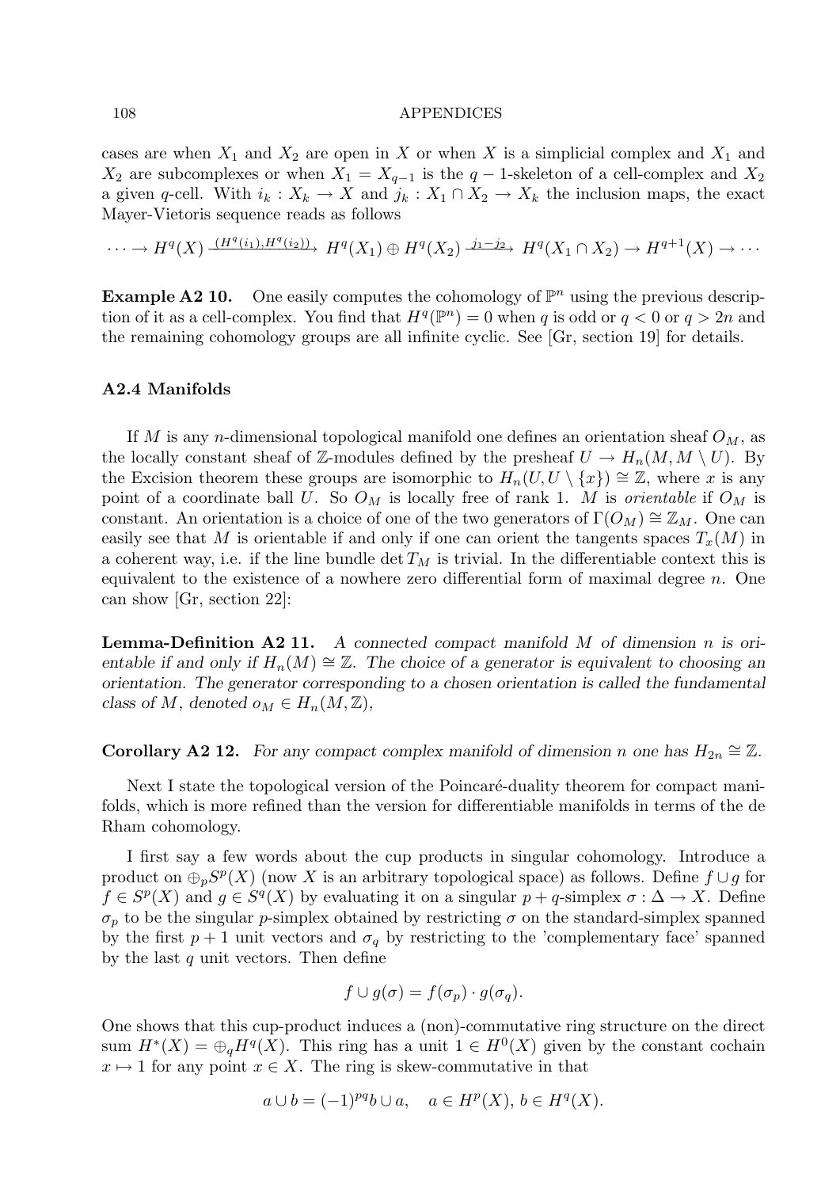cases are when $X_1$ and $X_2$ are open in $X$ or when $X$ is a simplicial complex and $X_1$ and $X_2$ are subcomplexes or when $X_1 = X_{q-1}$ is the $q-1$-skeleton of a cell-complex and $X_2$ a given $q$-cell. With $i_k : X_k \to X$ and $j_k : X_1 \cap X_2 \to X_k$ the inclusion maps, the exact Mayer-Vietoris sequence reads as follows

$$\cdots \to H^q(X) \xrightarrow{(H^q(i_1), H^q(i_2))} H^q(X_1) \oplus H^q(X_2) \xrightarrow{j_1 - j_2} H^q(X_1 \cap X_2) \to H^{q+1}(X) \to \cdots$$

**Example A2 10.** One easily computes the cohomology of $\mathbb{P}^n$ using the previous description of it as a cell-complex. You find that $H^q(\mathbb{P}^n) = 0$ when $q$ is odd or $q < 0$ or $q > 2n$ and the remaining cohomology groups are all infinite cyclic. See [Gr, section 19] for details.

### A2.4 Manifolds

If $M$ is any $n$-dimensional topological manifold one defines an orientation sheaf $O_M$, as the locally constant sheaf of $\mathbb{Z}$-modules defined by the presheaf $U \to H_n(M, M \setminus U)$. By the Excision theorem these groups are isomorphic to $H_n(U, U \setminus \{x\}) \cong \mathbb{Z}$, where $x$ is any point of a coordinate ball $U$. So $O_M$ is locally free of rank 1. $M$ is *orientable* if $O_M$ is constant. An orientation is a choice of one of the two generators of $\Gamma(O_M) \cong \mathbb{Z}_M$. One can easily see that $M$ is orientable if and only if one can orient the tangents spaces $T_x(M)$ in a coherent way, i.e. if the line bundle $\det T_M$ is trivial. In the differentiable context this is equivalent to the existence of a nowhere zero differential form of maximal degree $n$. One can show [Gr, section 22]:

**Lemma-Definition A2 11.** *A connected compact manifold $M$ of dimension $n$ is orientable if and only if $H_n(M) \cong \mathbb{Z}$. The choice of a generator is equivalent to choosing an orientation. The generator corresponding to a chosen orientation is called the fundamental class of $M$, denoted $o_M \in H_n(M, \mathbb{Z})$,*

**Corollary A2 12.** *For any compact complex manifold of dimension $n$ one has $H_{2n} \cong \mathbb{Z}$.*

Next I state the topological version of the Poincaré-duality theorem for compact manifolds, which is more refined than the version for differentiable manifolds in terms of the de Rham cohomology.

I first say a few words about the cup products in singular cohomology. Introduce a product on $\oplus_p S^p(X)$ (now $X$ is an arbitrary topological space) as follows. Define $f \cup g$ for $f \in S^p(X)$ and $g \in S^q(X)$ by evaluating it on a singular $p+q$-simplex $\sigma : \Delta \to X$. Define $\sigma_p$ to be the singular $p$-simplex obtained by restricting $\sigma$ on the standard-simplex spanned by the first $p+1$ unit vectors and $\sigma_q$ by restricting to the 'complementary face' spanned by the last $q$ unit vectors. Then define

$$f \cup g(\sigma) = f(\sigma_p) \cdot g(\sigma_q).$$

One shows that this cup-product induces a (non)-commutative ring structure on the direct sum $H^*(X) = \oplus_q H^q(X)$. This ring has a unit $1 \in H^0(X)$ given by the constant cochain $x \mapsto 1$ for any point $x \in X$. The ring is skew-commutative in that

$$a \cup b = (-1)^{pq} b \cup a, \quad a \in H^p(X),\, b \in H^q(X).$$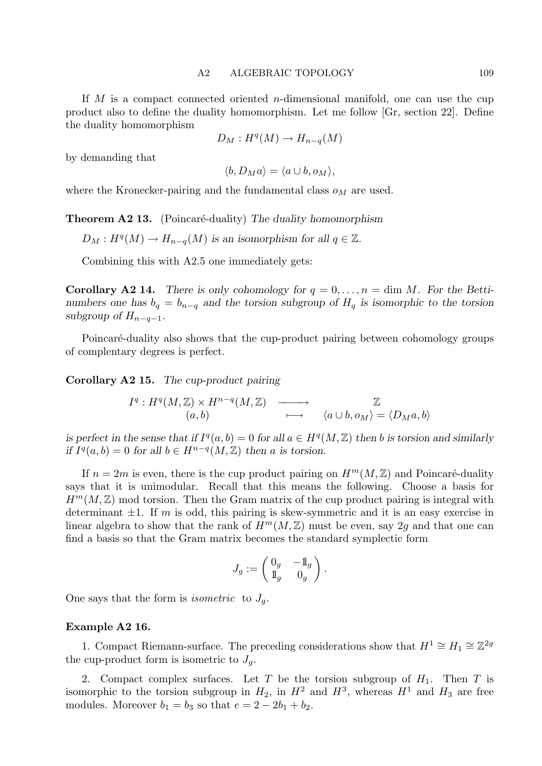If $M$ is a compact connected oriented $n$-dimensional manifold, one can use the cup product also to define the duality homomorphism. Let me follow [Gr, section 22]. Define the duality homomorphism

$$D_M : H^q(M) \to H_{n-q}(M)$$

by demanding that

$$\langle b, D_M a \rangle = \langle a \cup b, o_M \rangle,$$

where the Kronecker-pairing and the fundamental class $o_M$ are used.

**Theorem A2 13.** (Poincaré-duality) *The duality homomorphism*

*$D_M : H^q(M) \to H_{n-q}(M)$ is an isomorphism for all $q \in \mathbb{Z}$.*

Combining this with A2.5 one immediately gets:

**Corollary A2 14.** *There is only cohomology for $q = 0, \ldots, n = \dim M$. For the Betti-numbers one has $b_q = b_{n-q}$ and the torsion subgroup of $H_q$ is isomorphic to the torsion subgroup of $H_{n-q-1}$.*

Poincaré-duality also shows that the cup-product pairing between cohomology groups of complentary degrees is perfect.

**Corollary A2 15.** *The cup-product pairing*

$$\begin{array}{rcc} I^q : H^q(M,\mathbb{Z}) \times H^{n-q}(M,\mathbb{Z}) & \longrightarrow & \mathbb{Z} \\ (a,b) & \longmapsto & \langle a \cup b, o_M \rangle = \langle D_M a, b \rangle \end{array}$$

*is perfect in the sense that if $I^q(a,b) = 0$ for all $a \in H^q(M,\mathbb{Z})$ then $b$ is torsion and similarly if $I^q(a,b) = 0$ for all $b \in H^{n-q}(M,\mathbb{Z})$ then $a$ is torsion.*

If $n = 2m$ is even, there is the cup product pairing on $H^m(M,\mathbb{Z})$ and Poincaré-duality says that it is unimodular. Recall that this means the following. Choose a basis for $H^m(M,\mathbb{Z})$ mod torsion. Then the Gram matrix of the cup product pairing is integral with determinant $\pm 1$. If $m$ is odd, this pairing is skew-symmetric and it is an easy exercise in linear algebra to show that the rank of $H^m(M,\mathbb{Z})$ must be even, say $2g$ and that one can find a basis so that the Gram matrix becomes the standard symplectic form

$$J_g := \begin{pmatrix} 0_g & -\mathbb{1}_g \\ \mathbb{1}_g & 0_g \end{pmatrix}.$$

One says that the form is *isometric* to $J_g$.

**Example A2 16.**

1. Compact Riemann-surface. The preceding considerations show that $H^1 \cong H_1 \cong \mathbb{Z}^{2g}$ the cup-product form is isometric to $J_g$.

2. Compact complex surfaces. Let $T$ be the torsion subgroup of $H_1$. Then $T$ is isomorphic to the torsion subgroup in $H_2$, in $H^2$ and $H^3$, whereas $H^1$ and $H_3$ are free modules. Moreover $b_1 = b_3$ so that $e = 2 - 2b_1 + b_2$.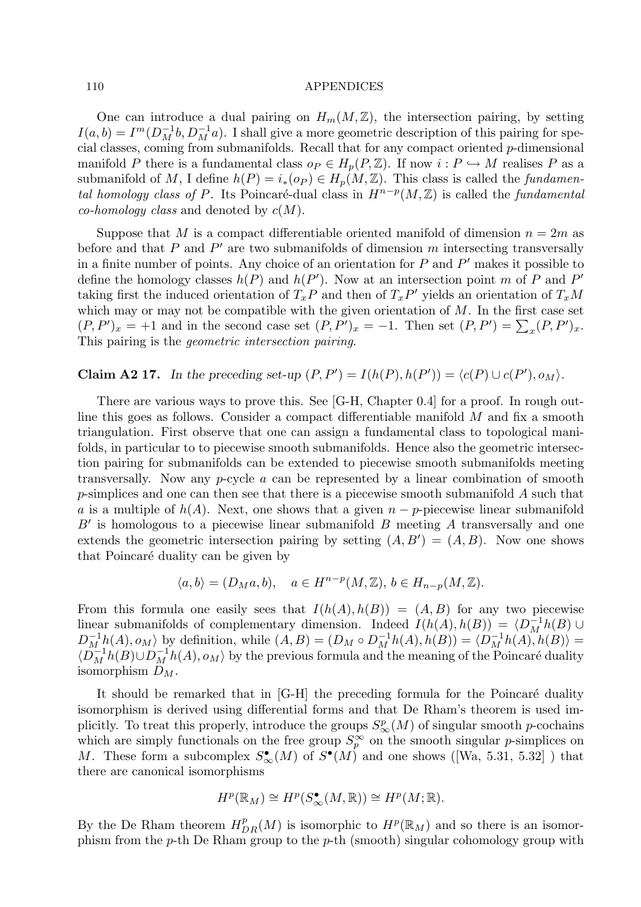One can introduce a dual pairing on $H_m(M,\mathbb{Z})$, the intersection pairing, by setting $I(a,b) = I^m(D_M^{-1}b, D_M^{-1}a)$. I shall give a more geometric description of this pairing for special classes, coming from submanifolds. Recall that for any compact oriented $p$-dimensional manifold $P$ there is a fundamental class $o_P \in H_p(P,\mathbb{Z})$. If now $i : P \hookrightarrow M$ realises $P$ as a submanifold of $M$, I define $h(P) = i_*(o_P) \in H_p(M,\mathbb{Z})$. This class is called the *fundamental homology class of* $P$. Its Poincaré-dual class in $H^{n-p}(M,\mathbb{Z})$ is called the *fundamental co-homology class* and denoted by $c(M)$.

Suppose that $M$ is a compact differentiable oriented manifold of dimension $n = 2m$ as before and that $P$ and $P'$ are two submanifolds of dimension $m$ intersecting transversally in a finite number of points. Any choice of an orientation for $P$ and $P'$ makes it possible to define the homology classes $h(P)$ and $h(P')$. Now at an intersection point $m$ of $P$ and $P'$ taking first the induced orientation of $T_xP$ and then of $T_xP'$ yields an orientation of $T_xM$ which may or may not be compatible with the given orientation of $M$. In the first case set $(P,P')_x = +1$ and in the second case set $(P,P')_x = -1$. Then set $(P,P') = \sum_x (P,P')_x$. This pairing is the *geometric intersection pairing*.

**Claim A2 17.** *In the preceding set-up* $(P,P') = I(h(P), h(P')) = \langle c(P) \cup c(P'), o_M \rangle$.

There are various ways to prove this. See [G-H, Chapter 0.4] for a proof. In rough outline this goes as follows. Consider a compact differentiable manifold $M$ and fix a smooth triangulation. First observe that one can assign a fundamental class to topological manifolds, in particular to to piecewise smooth submanifolds. Hence also the geometric intersection pairing for submanifolds can be extended to piecewise smooth submanifolds meeting transversally. Now any $p$-cycle $a$ can be represented by a linear combination of smooth $p$-simplices and one can then see that there is a piecewise smooth submanifold $A$ such that $a$ is a multiple of $h(A)$. Next, one shows that a given $n-p$-piecewise linear submanifold $B'$ is homologous to a piecewise linear submanifold $B$ meeting $A$ transversally and one extends the geometric intersection pairing by setting $(A,B') = (A,B)$. Now one shows that Poincaré duality can be given by

$$\langle a, b\rangle = (D_M a, b), \quad a \in H^{n-p}(M,\mathbb{Z}),\, b \in H_{n-p}(M,\mathbb{Z}).$$

From this formula one easily sees that $I(h(A), h(B)) = (A,B)$ for any two piecewise linear submanifolds of complementary dimension. Indeed $I(h(A), h(B)) = \langle D_M^{-1}h(B) \cup D_M^{-1}h(A), o_M\rangle$ by definition, while $(A,B) = (D_M \circ D_M^{-1}h(A), h(B)) = \langle D_M^{-1}h(A), h(B)\rangle = \langle D_M^{-1}h(B) \cup D_M^{-1}h(A), o_M\rangle$ by the previous formula and the meaning of the Poincaré duality isomorphism $D_M$.

It should be remarked that in [G-H] the preceding formula for the Poincaré duality isomorphism is derived using differential forms and that De Rham's theorem is used implicitly. To treat this properly, introduce the groups $S^p_\infty(M)$ of singular smooth $p$-cochains which are simply functionals on the free group $S_p^\infty$ on the smooth singular $p$-simplices on $M$. These form a subcomplex $S^\bullet_\infty(M)$ of $S^\bullet(M)$ and one shows ([Wa, 5.31, 5.32] ) that there are canonical isomorphisms

$$H^p(\mathbb{R}_M) \cong H^p(S^\bullet_\infty(M,\mathbb{R})) \cong H^p(M;\mathbb{R}).$$

By the De Rham theorem $H^p_{DR}(M)$ is isomorphic to $H^p(\mathbb{R}_M)$ and so there is an isomorphism from the $p$-th De Rham group to the $p$-th (smooth) singular cohomology group with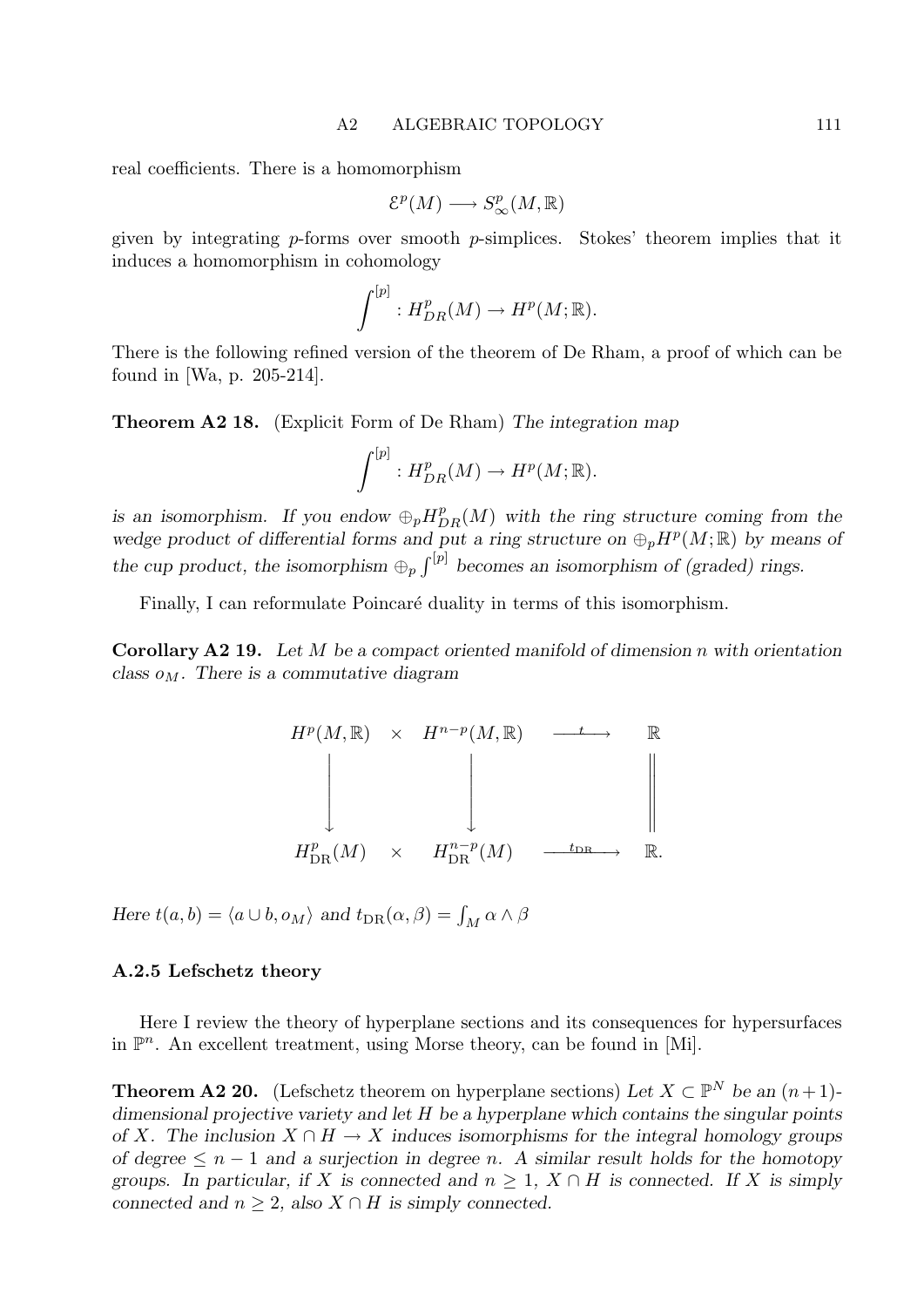real coefficients. There is a homomorphism

$$\mathcal{E}^p(M) \longrightarrow S^p_\infty(M, \mathbb{R})$$

given by integrating $p$-forms over smooth $p$-simplices. Stokes' theorem implies that it induces a homomorphism in cohomology

$$\int^{[p]} : H^p_{DR}(M) \to H^p(M; \mathbb{R}).$$

There is the following refined version of the theorem of De Rham, a proof of which can be found in [Wa, p. 205-214].

**Theorem A2 18.** (Explicit Form of De Rham) *The integration map*

$$\int^{[p]} : H^p_{DR}(M) \to H^p(M; \mathbb{R}).$$

*is an isomorphism. If you endow $\oplus_p H^p_{DR}(M)$ with the ring structure coming from the wedge product of differential forms and put a ring structure on $\oplus_p H^p(M; \mathbb{R})$ by means of the cup product, the isomorphism $\oplus_p \int^{[p]}$ becomes an isomorphism of (graded) rings.*

Finally, I can reformulate Poincaré duality in terms of this isomorphism.

**Corollary A2 19.** *Let $M$ be a compact oriented manifold of dimension $n$ with orientation class $o_M$. There is a commutative diagram*

$$\begin{array}{ccccc}
H^p(M, \mathbb{R}) & \times & H^{n-p}(M, \mathbb{R}) & \xrightarrow{\ t\ } & \mathbb{R} \\
\downarrow & & \downarrow & & \| \\
H^p_{\mathrm{DR}}(M) & \times & H^{n-p}_{\mathrm{DR}}(M) & \xrightarrow{\ t_{\mathrm{DR}}\ } & \mathbb{R}.
\end{array}$$

*Here $t(a, b) = \langle a \cup b, o_M \rangle$ and $t_{\mathrm{DR}}(\alpha, \beta) = \int_M \alpha \wedge \beta$*

### A.2.5 Lefschetz theory

Here I review the theory of hyperplane sections and its consequences for hypersurfaces in $\mathbb{P}^n$. An excellent treatment, using Morse theory, can be found in [Mi].

**Theorem A2 20.** (Lefschetz theorem on hyperplane sections) *Let $X \subset \mathbb{P}^N$ be an $(n+1)$-dimensional projective variety and let $H$ be a hyperplane which contains the singular points of $X$. The inclusion $X \cap H \to X$ induces isomorphisms for the integral homology groups of degree $\leq n - 1$ and a surjection in degree $n$. A similar result holds for the homotopy groups. In particular, if $X$ is connected and $n \geq 1$, $X \cap H$ is connected. If $X$ is simply connected and $n \geq 2$, also $X \cap H$ is simply connected.*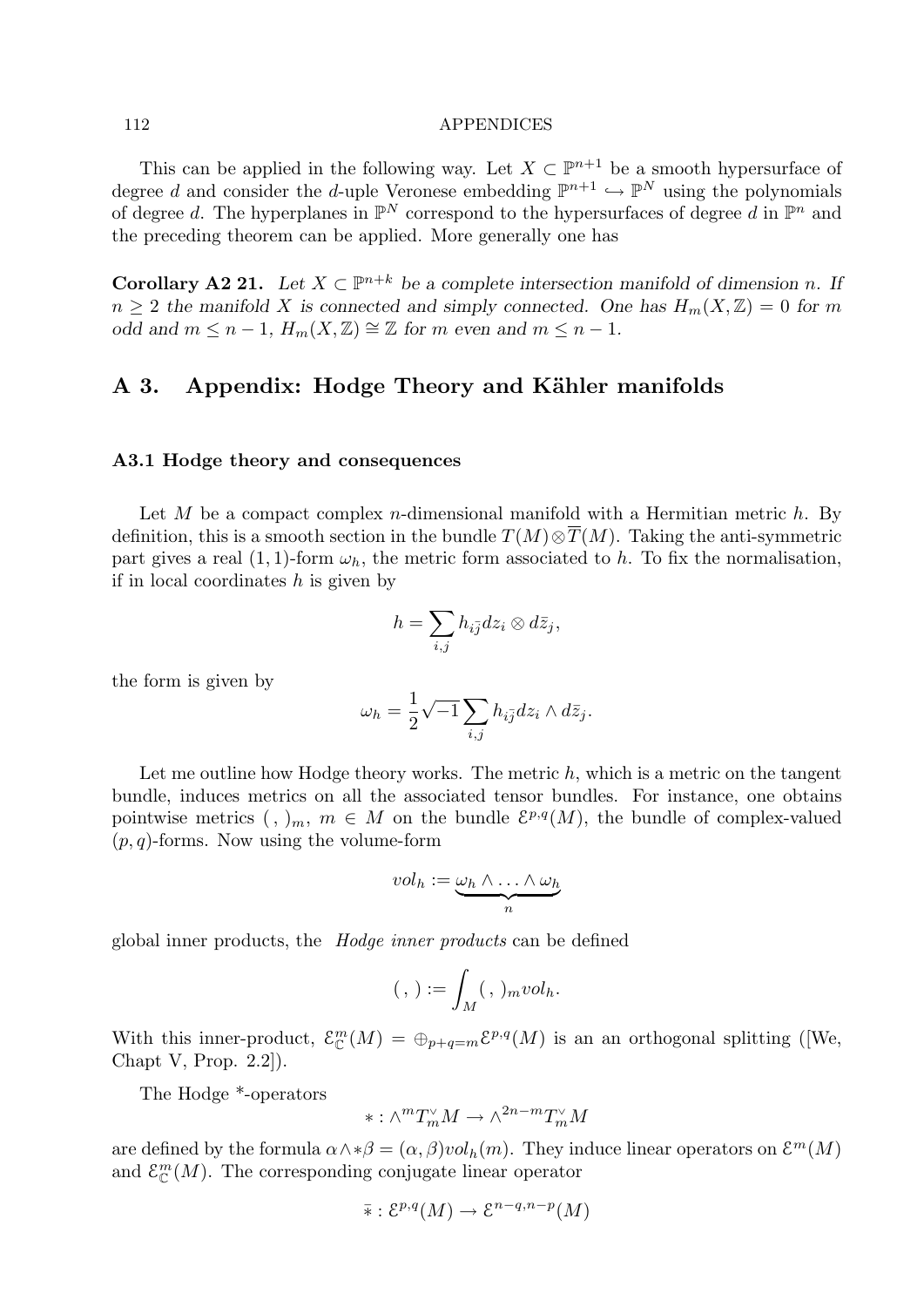This can be applied in the following way. Let $X \subset \mathbb{P}^{n+1}$ be a smooth hypersurface of degree $d$ and consider the $d$-uple Veronese embedding $\mathbb{P}^{n+1} \hookrightarrow \mathbb{P}^N$ using the polynomials of degree $d$. The hyperplanes in $\mathbb{P}^N$ correspond to the hypersurfaces of degree $d$ in $\mathbb{P}^n$ and the preceding theorem can be applied. More generally one has

**Corollary A2 21.** *Let $X \subset \mathbb{P}^{n+k}$ be a complete intersection manifold of dimension $n$. If $n \geq 2$ the manifold $X$ is connected and simply connected. One has $H_m(X, \mathbb{Z}) = 0$ for $m$ odd and $m \leq n-1$, $H_m(X, \mathbb{Z}) \cong \mathbb{Z}$ for $m$ even and $m \leq n-1$.*

## A 3. Appendix: Hodge Theory and Kähler manifolds

### A3.1 Hodge theory and consequences

Let $M$ be a compact complex $n$-dimensional manifold with a Hermitian metric $h$. By definition, this is a smooth section in the bundle $T(M) \otimes \overline{T}(M)$. Taking the anti-symmetric part gives a real $(1,1)$-form $\omega_h$, the metric form associated to $h$. To fix the normalisation, if in local coordinates $h$ is given by

$$h = \sum_{i,j} h_{i\bar{j}} dz_i \otimes d\bar{z}_j,$$

the form is given by

$$\omega_h = \frac{1}{2}\sqrt{-1} \sum_{i,j} h_{i\bar{j}} dz_i \wedge d\bar{z}_j.$$

Let me outline how Hodge theory works. The metric $h$, which is a metric on the tangent bundle, induces metrics on all the associated tensor bundles. For instance, one obtains pointwise metrics $(\ ,\ )_m$, $m \in M$ on the bundle $\mathcal{E}^{p,q}(M)$, the bundle of complex-valued $(p,q)$-forms. Now using the volume-form

$$vol_h := \underbrace{\omega_h \wedge \ldots \wedge \omega_h}_{n}$$

global inner products, the *Hodge inner products* can be defined

$$(\ ,\ ) := \int_M (\ ,\ )_m vol_h.$$

With this inner-product, $\mathcal{E}^m_{\mathbb{C}}(M) = \oplus_{p+q=m} \mathcal{E}^{p,q}(M)$ is an an orthogonal splitting ([We, Chapt V, Prop. 2.2]).

The Hodge *-operators

$$* : \wedge^m T^\vee_m M \to \wedge^{2n-m} T^\vee_m M$$

are defined by the formula $\alpha \wedge * \beta = (\alpha, \beta) vol_h(m)$. They induce linear operators on $\mathcal{E}^m(M)$ and $\mathcal{E}^m_{\mathbb{C}}(M)$. The corresponding conjugate linear operator

$$\bar{*} : \mathcal{E}^{p,q}(M) \to \mathcal{E}^{n-q,n-p}(M)$$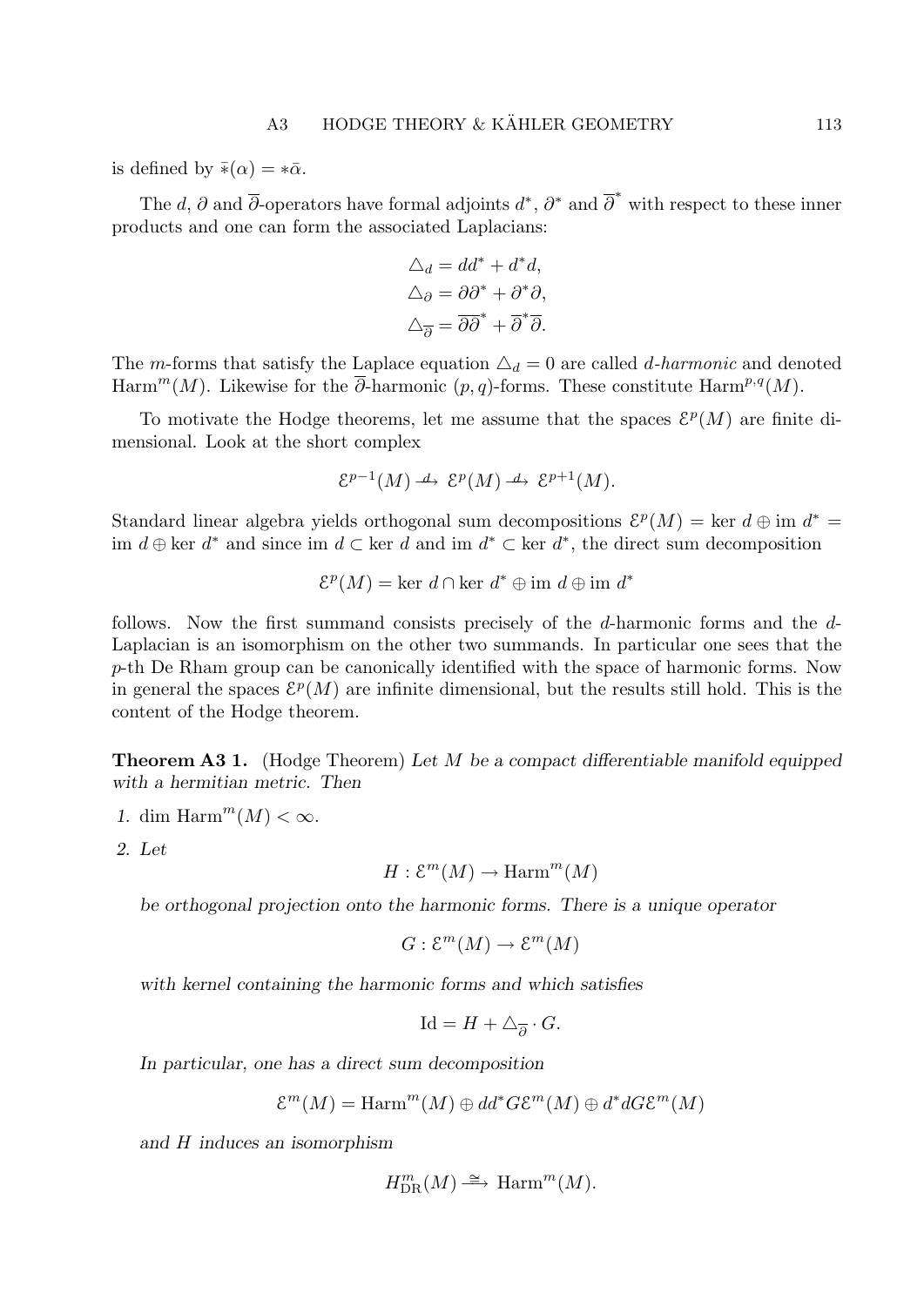is defined by $\bar{*}(\alpha) = *\bar{\alpha}$.

The $d$, $\partial$ and $\overline{\partial}$-operators have formal adjoints $d^*$, $\partial^*$ and $\overline{\partial}^*$ with respect to these inner products and one can form the associated Laplacians:

$$\triangle_d = dd^* + d^*d,$$
$$\triangle_\partial = \partial\partial^* + \partial^*\partial,$$
$$\triangle_{\overline{\partial}} = \overline{\partial}\overline{\partial}^* + \overline{\partial}^*\overline{\partial}.$$

The $m$-forms that satisfy the Laplace equation $\triangle_d = 0$ are called *d-harmonic* and denoted $\mathrm{Harm}^m(M)$. Likewise for the $\overline{\partial}$-harmonic $(p,q)$-forms. These constitute $\mathrm{Harm}^{p,q}(M)$.

To motivate the Hodge theorems, let me assume that the spaces $\mathcal{E}^p(M)$ are finite dimensional. Look at the short complex

$$\mathcal{E}^{p-1}(M) \xrightarrow{d} \mathcal{E}^p(M) \xrightarrow{d} \mathcal{E}^{p+1}(M).$$

Standard linear algebra yields orthogonal sum decompositions $\mathcal{E}^p(M) = \ker d \oplus \mathrm{im}\ d^* = \mathrm{im}\ d \oplus \ker d^*$ and since $\mathrm{im}\ d \subset \ker d$ and $\mathrm{im}\ d^* \subset \ker d^*$, the direct sum decomposition

$$\mathcal{E}^p(M) = \ker d \cap \ker d^* \oplus \mathrm{im}\ d \oplus \mathrm{im}\ d^*$$

follows. Now the first summand consists precisely of the $d$-harmonic forms and the $d$-Laplacian is an isomorphism on the other two summands. In particular one sees that the $p$-th De Rham group can be canonically identified with the space of harmonic forms. Now in general the spaces $\mathcal{E}^p(M)$ are infinite dimensional, but the results still hold. This is the content of the Hodge theorem.

**Theorem A3 1.** (Hodge Theorem) *Let $M$ be a compact differentiable manifold equipped with a hermitian metric. Then*

1. $\dim \mathrm{Harm}^m(M) < \infty$.
2. *Let*

$$H : \mathcal{E}^m(M) \to \mathrm{Harm}^m(M)$$

*be orthogonal projection onto the harmonic forms. There is a unique operator*

$$G : \mathcal{E}^m(M) \to \mathcal{E}^m(M)$$

*with kernel containing the harmonic forms and which satisfies*

$$\mathrm{Id} = H + \triangle_{\overline{\partial}} \cdot G.$$

*In particular, one has a direct sum decomposition*

$$\mathcal{E}^m(M) = \mathrm{Harm}^m(M) \oplus dd^*G\mathcal{E}^m(M) \oplus d^*dG\mathcal{E}^m(M)$$

*and $H$ induces an isomorphism*

$$H^m_{\mathrm{DR}}(M) \xrightarrow{\cong} \mathrm{Harm}^m(M).$$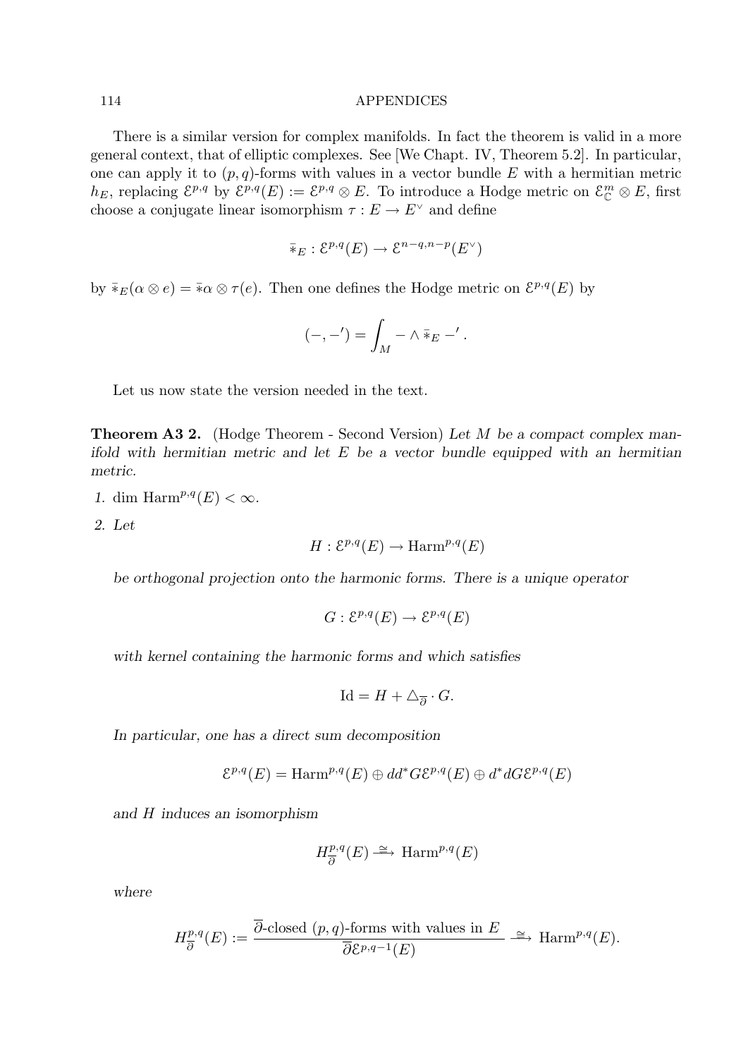There is a similar version for complex manifolds. In fact the theorem is valid in a more general context, that of elliptic complexes. See [We Chapt. IV, Theorem 5.2]. In particular, one can apply it to $(p,q)$-forms with values in a vector bundle $E$ with a hermitian metric $h_E$, replacing $\mathcal{E}^{p,q}$ by $\mathcal{E}^{p,q}(E) := \mathcal{E}^{p,q} \otimes E$. To introduce a Hodge metric on $\mathcal{E}^m_{\mathbb{C}} \otimes E$, first choose a conjugate linear isomorphism $\tau : E \to E^\vee$ and define

$$\bar{*}_E : \mathcal{E}^{p,q}(E) \to \mathcal{E}^{n-q,n-p}(E^\vee)$$

by $\bar{*}_E(\alpha \otimes e) = \bar{*}\alpha \otimes \tau(e)$. Then one defines the Hodge metric on $\mathcal{E}^{p,q}(E)$ by

$$(-,-') = \int_M - \wedge \bar{*}_E -' .$$

Let us now state the version needed in the text.

**Theorem A3 2.** (Hodge Theorem - Second Version) *Let $M$ be a compact complex manifold with hermitian metric and let $E$ be a vector bundle equipped with an hermitian metric.*

1. $\dim \operatorname{Harm}^{p,q}(E) < \infty$.
2. *Let*

$$H : \mathcal{E}^{p,q}(E) \to \operatorname{Harm}^{p,q}(E)$$

*be orthogonal projection onto the harmonic forms. There is a unique operator*

$$G : \mathcal{E}^{p,q}(E) \to \mathcal{E}^{p,q}(E)$$

*with kernel containing the harmonic forms and which satisfies*

$$\operatorname{Id} = H + \triangle_{\overline{\partial}} \cdot G.$$

*In particular, one has a direct sum decomposition*

$$\mathcal{E}^{p,q}(E) = \operatorname{Harm}^{p,q}(E) \oplus dd^* G\mathcal{E}^{p,q}(E) \oplus d^* dG\mathcal{E}^{p,q}(E)$$

*and $H$ induces an isomorphism*

$$H^{p,q}_{\overline{\partial}}(E) \xrightarrow{\cong} \operatorname{Harm}^{p,q}(E)$$

*where*

$$H^{p,q}_{\overline{\partial}}(E) := \frac{\overline{\partial}\text{-closed } (p,q)\text{-forms with values in } E}{\overline{\partial}\mathcal{E}^{p,q-1}(E)} \xrightarrow{\cong} \operatorname{Harm}^{p,q}(E).$$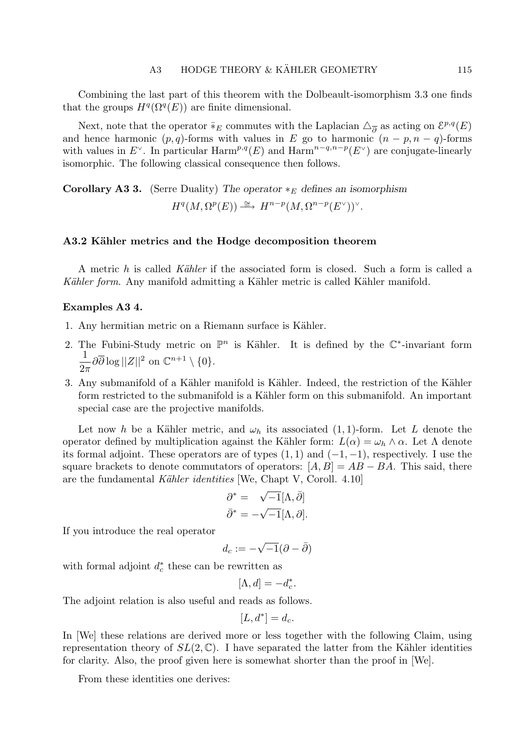Combining the last part of this theorem with the Dolbeault-isomorphism 3.3 one finds that the groups $H^q(\Omega^q(E))$ are finite dimensional.

Next, note that the operator $\bar{*}_E$ commutes with the Laplacian $\triangle_{\overline{\partial}}$ as acting on $\mathcal{E}^{p,q}(E)$ and hence harmonic $(p,q)$-forms with values in $E$ go to harmonic $(n-p, n-q)$-forms with values in $E^\vee$. In particular $\mathrm{Harm}^{p,q}(E)$ and $\mathrm{Harm}^{n-q,n-p}(E^\vee)$ are conjugate-linearly isomorphic. The following classical consequence then follows.

**Corollary A3 3.** (Serre Duality) *The operator $*_E$ defines an isomorphism*

$$H^q(M, \Omega^p(E)) \xrightarrow{\cong} H^{n-p}(M, \Omega^{n-p}(E^\vee))^\vee.$$

### A3.2 Kähler metrics and the Hodge decomposition theorem

A metric $h$ is called *Kähler* if the associated form is closed. Such a form is called a *Kähler form*. Any manifold admitting a Kähler metric is called Kähler manifold.

**Examples A3 4.**

1. Any hermitian metric on a Riemann surface is Kähler.
2. The Fubini-Study metric on $\mathbb{P}^n$ is Kähler. It is defined by the $\mathbb{C}^*$-invariant form $\dfrac{1}{2\pi}\partial\overline{\partial}\log ||Z||^2$ on $\mathbb{C}^{n+1}\setminus\{0\}$.
3. Any submanifold of a Kähler manifold is Kähler. Indeed, the restriction of the Kähler form restricted to the submanifold is a Kähler form on this submanifold. An important special case are the projective manifolds.

Let now $h$ be a Kähler metric, and $\omega_h$ its associated $(1,1)$-form. Let $L$ denote the operator defined by multiplication against the Kähler form: $L(\alpha) = \omega_h \wedge \alpha$. Let $\Lambda$ denote its formal adjoint. These operators are of types $(1,1)$ and $(-1,-1)$, respectively. I use the square brackets to denote commutators of operators: $[A, B] = AB - BA$. This said, there are the fundamental *Kähler identities* [We, Chapt V, Coroll. 4.10]

$$\begin{aligned} \partial^* &= \ \ \sqrt{-1}[\Lambda, \bar{\partial}] \\ \bar{\partial}^* &= -\sqrt{-1}[\Lambda, \partial]. \end{aligned}$$

If you introduce the real operator

$$d_c := -\sqrt{-1}(\partial - \bar{\partial})$$

with formal adjoint $d_c^*$ these can be rewritten as

$$[\Lambda, d] = -d_c^*.$$

The adjoint relation is also useful and reads as follows.

$$[L, d^*] = d_c.$$

In [We] these relations are derived more or less together with the following Claim, using representation theory of $SL(2, \mathbb{C})$. I have separated the latter from the Kähler identities for clarity. Also, the proof given here is somewhat shorter than the proof in [We].

From these identities one derives: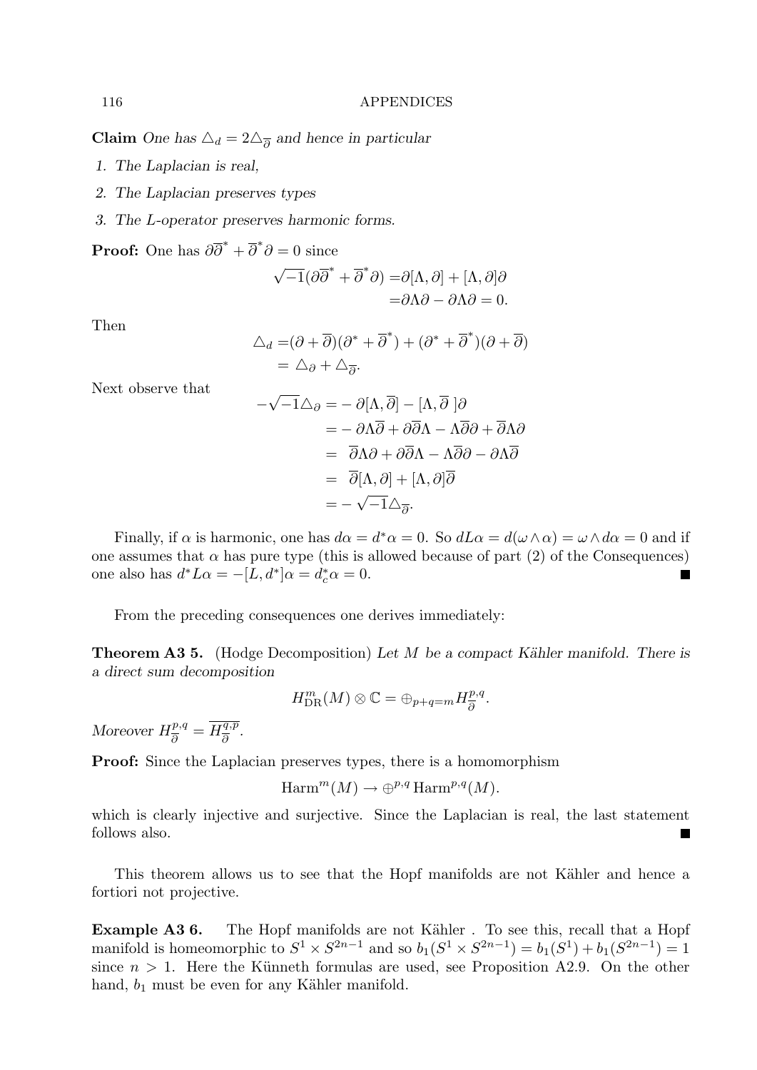**Claim** *One has $\triangle_d = 2\triangle_{\overline{\partial}}$ and hence in particular*

1. *The Laplacian is real,*
2. *The Laplacian preserves types*
3. *The L-operator preserves harmonic forms.*

**Proof:** One has $\partial\overline{\partial}^* + \overline{\partial}^*\partial = 0$ since

$$
\begin{aligned}
\sqrt{-1}(\partial\overline{\partial}^* + \overline{\partial}^*\partial) =& \partial[\Lambda, \partial] + [\Lambda, \partial]\partial \\
=& \partial\Lambda\partial - \partial\Lambda\partial = 0.
\end{aligned}
$$

Then

$$
\begin{aligned}
\triangle_d =& (\partial + \overline{\partial})(\partial^* + \overline{\partial}^*) + (\partial^* + \overline{\partial}^*)(\partial + \overline{\partial}) \\
=& \triangle_\partial + \triangle_{\overline{\partial}}.
\end{aligned}
$$

Next observe that

$$
\begin{aligned}
-\sqrt{-1}\triangle_\partial =& -\partial[\Lambda, \overline{\partial}] - [\Lambda, \overline{\partial}\,]\partial \\
=& -\partial\Lambda\overline{\partial} + \partial\overline{\partial}\Lambda - \Lambda\overline{\partial}\partial + \overline{\partial}\Lambda\partial \\
=& \ \overline{\partial}\Lambda\partial + \partial\overline{\partial}\Lambda - \Lambda\overline{\partial}\partial - \partial\Lambda\overline{\partial} \\
=& \ \overline{\partial}[\Lambda, \partial] + [\Lambda, \partial]\overline{\partial} \\
=& -\sqrt{-1}\triangle_{\overline{\partial}}.
\end{aligned}
$$

Finally, if $\alpha$ is harmonic, one has $d\alpha = d^*\alpha = 0$. So $dL\alpha = d(\omega \wedge \alpha) = \omega \wedge d\alpha = 0$ and if one assumes that $\alpha$ has pure type (this is allowed because of part (2) of the Consequences) one also has $d^*L\alpha = -[L, d^*]\alpha = d_c^*\alpha = 0$. ∎

From the preceding consequences one derives immediately:

**Theorem A3 5.** (Hodge Decomposition) *Let $M$ be a compact Kähler manifold. There is a direct sum decomposition*

$$
H^m_{\mathrm{DR}}(M) \otimes \mathbb{C} = \oplus_{p+q=m} H^{p,q}_{\overline{\partial}}.
$$

*Moreover $H^{p,q}_{\overline{\partial}} = \overline{H^{q,p}_{\overline{\partial}}}$.*

**Proof:** Since the Laplacian preserves types, there is a homomorphism

$$
\mathrm{Harm}^m(M) \to \oplus^{p,q}\,\mathrm{Harm}^{p,q}(M).
$$

which is clearly injective and surjective. Since the Laplacian is real, the last statement follows also. ∎

This theorem allows us to see that the Hopf manifolds are not Kähler and hence a fortiori not projective.

**Example A3 6.** The Hopf manifolds are not Kähler . To see this, recall that a Hopf manifold is homeomorphic to $S^1 \times S^{2n-1}$ and so $b_1(S^1 \times S^{2n-1}) = b_1(S^1) + b_1(S^{2n-1}) = 1$ since $n > 1$. Here the Künneth formulas are used, see Proposition A2.9. On the other hand, $b_1$ must be even for any Kähler manifold.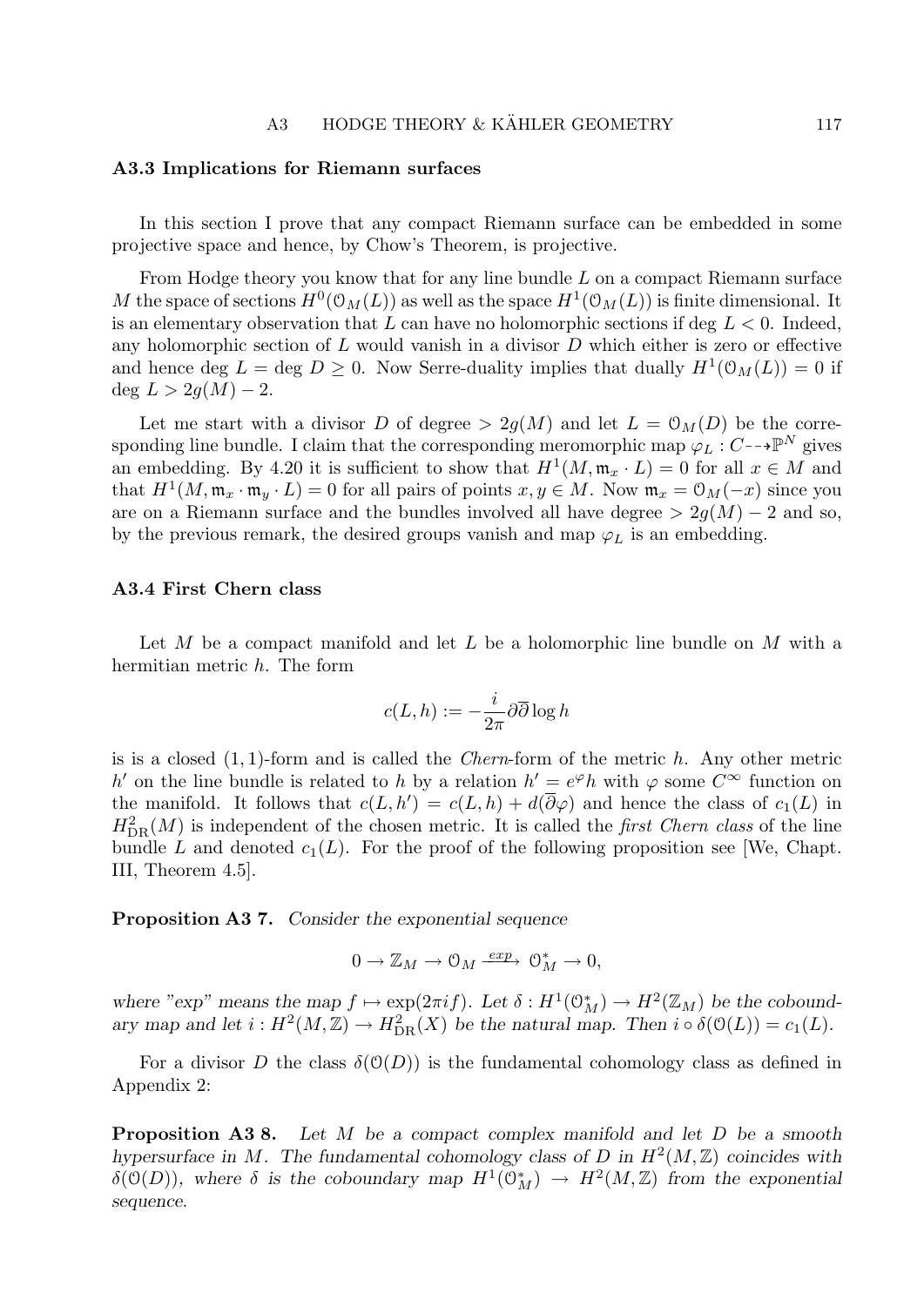### A3.3 Implications for Riemann surfaces

In this section I prove that any compact Riemann surface can be embedded in some projective space and hence, by Chow's Theorem, is projective.

From Hodge theory you know that for any line bundle $L$ on a compact Riemann surface $M$ the space of sections $H^0(\mathcal{O}_M(L))$ as well as the space $H^1(\mathcal{O}_M(L))$ is finite dimensional. It is an elementary observation that $L$ can have no holomorphic sections if $\deg L < 0$. Indeed, any holomorphic section of $L$ would vanish in a divisor $D$ which either is zero or effective and hence $\deg L = \deg D \geq 0$. Now Serre-duality implies that dually $H^1(\mathcal{O}_M(L)) = 0$ if $\deg L > 2g(M) - 2$.

Let me start with a divisor $D$ of degree $> 2g(M)$ and let $L = \mathcal{O}_M(D)$ be the corresponding line bundle. I claim that the corresponding meromorphic map $\varphi_L : C \dashrightarrow \mathbb{P}^N$ gives an embedding. By 4.20 it is sufficient to show that $H^1(M, \mathfrak{m}_x \cdot L) = 0$ for all $x \in M$ and that $H^1(M, \mathfrak{m}_x \cdot \mathfrak{m}_y \cdot L) = 0$ for all pairs of points $x, y \in M$. Now $\mathfrak{m}_x = \mathcal{O}_M(-x)$ since you are on a Riemann surface and the bundles involved all have degree $> 2g(M) - 2$ and so, by the previous remark, the desired groups vanish and map $\varphi_L$ is an embedding.

### A3.4 First Chern class

Let $M$ be a compact manifold and let $L$ be a holomorphic line bundle on $M$ with a hermitian metric $h$. The form

$$c(L, h) := -\frac{i}{2\pi} \partial\overline{\partial} \log h$$

is is a closed $(1,1)$-form and is called the *Chern*-form of the metric $h$. Any other metric $h'$ on the line bundle is related to $h$ by a relation $h' = e^{\varphi} h$ with $\varphi$ some $C^\infty$ function on the manifold. It follows that $c(L, h') = c(L, h) + d(\overline{\partial}\varphi)$ and hence the class of $c_1(L)$ in $H^2_{\mathrm{DR}}(M)$ is independent of the chosen metric. It is called the *first Chern class* of the line bundle $L$ and denoted $c_1(L)$. For the proof of the following proposition see [We, Chapt. III, Theorem 4.5].

**Proposition A3 7.** *Consider the exponential sequence*

$$0 \to \mathbb{Z}_M \to \mathcal{O}_M \xrightarrow{exp} \mathcal{O}^*_M \to 0,$$

*where "exp" means the map $f \mapsto \exp(2\pi i f)$. Let $\delta : H^1(\mathcal{O}^*_M) \to H^2(\mathbb{Z}_M)$ be the coboundary map and let $i : H^2(M, \mathbb{Z}) \to H^2_{\mathrm{DR}}(X)$ be the natural map. Then $i \circ \delta(\mathcal{O}(L)) = c_1(L)$.*

For a divisor $D$ the class $\delta(\mathcal{O}(D))$ is the fundamental cohomology class as defined in Appendix 2:

**Proposition A3 8.** *Let $M$ be a compact complex manifold and let $D$ be a smooth hypersurface in $M$. The fundamental cohomology class of $D$ in $H^2(M, \mathbb{Z})$ coincides with $\delta(\mathcal{O}(D))$, where $\delta$ is the coboundary map $H^1(\mathcal{O}^*_M) \to H^2(M, \mathbb{Z})$ from the exponential sequence.*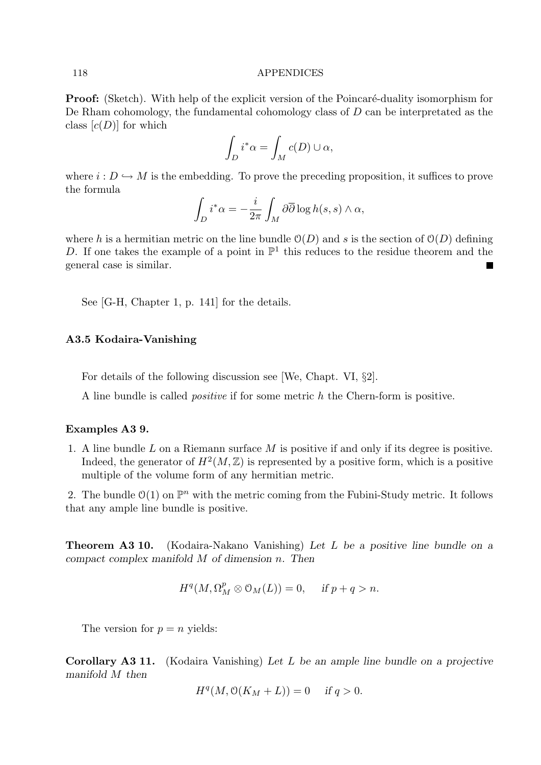**Proof:** (Sketch). With help of the explicit version of the Poincaré-duality isomorphism for De Rham cohomology, the fundamental cohomology class of $D$ can be interpretated as the class $[c(D)]$ for which

$$\int_D i^*\alpha = \int_M c(D) \cup \alpha,$$

where $i : D \hookrightarrow M$ is the embedding. To prove the preceding proposition, it suffices to prove the formula

$$\int_D i^*\alpha = -\frac{i}{2\pi} \int_M \partial\overline{\partial} \log h(s,s) \wedge \alpha,$$

where $h$ is a hermitian metric on the line bundle $\mathcal{O}(D)$ and $s$ is the section of $\mathcal{O}(D)$ defining $D$. If one takes the example of a point in $\mathbb{P}^1$ this reduces to the residue theorem and the general case is similar. ∎

See [G-H, Chapter 1, p. 141] for the details.

### A3.5 Kodaira-Vanishing

For details of the following discussion see [We, Chapt. VI, §2].

A line bundle is called *positive* if for some metric $h$ the Chern-form is positive.

**Examples A3 9.**

1. A line bundle $L$ on a Riemann surface $M$ is positive if and only if its degree is positive. Indeed, the generator of $H^2(M, \mathbb{Z})$ is represented by a positive form, which is a positive multiple of the volume form of any hermitian metric.

2. The bundle $\mathcal{O}(1)$ on $\mathbb{P}^n$ with the metric coming from the Fubini-Study metric. It follows that any ample line bundle is positive.

**Theorem A3 10.** (Kodaira-Nakano Vanishing) *Let $L$ be a positive line bundle on a compact complex manifold $M$ of dimension $n$. Then*

$$H^q(M, \Omega^p_M \otimes \mathcal{O}_M(L)) = 0, \quad \text{if } p + q > n.$$

The version for $p = n$ yields:

**Corollary A3 11.** (Kodaira Vanishing) *Let $L$ be an ample line bundle on a projective manifold $M$ then*

$$H^q(M, \mathcal{O}(K_M + L)) = 0 \quad \text{if } q > 0.$$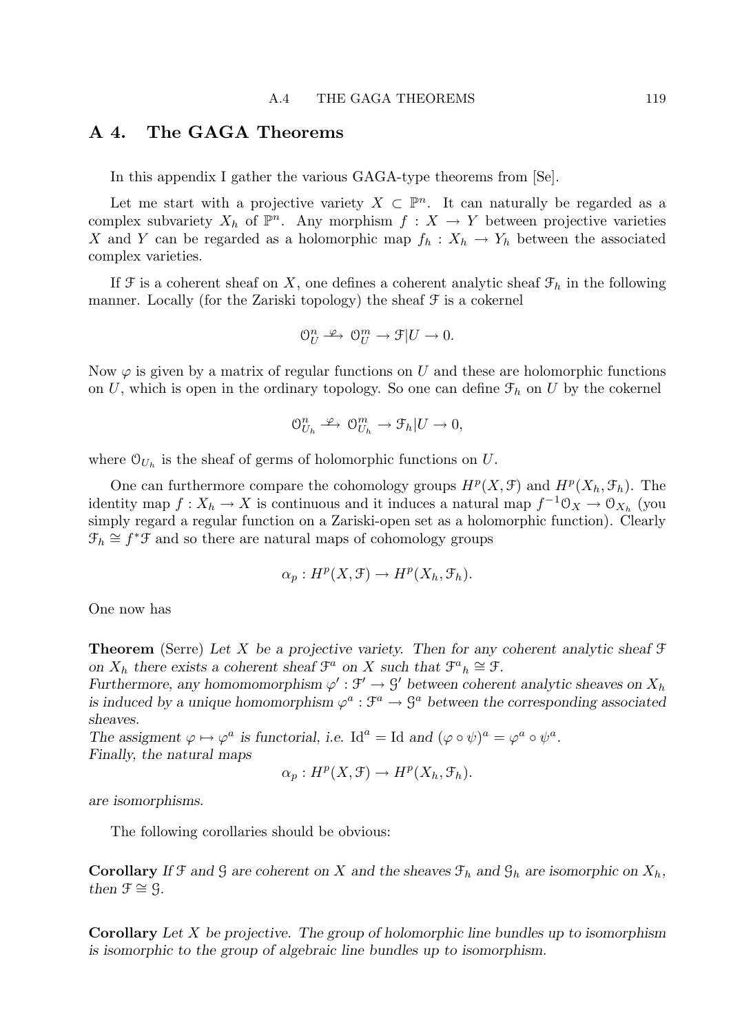## A 4. The GAGA Theorems

In this appendix I gather the various GAGA-type theorems from [Se].

Let me start with a projective variety $X \subset \mathbb{P}^n$. It can naturally be regarded as a complex subvariety $X_h$ of $\mathbb{P}^n$. Any morphism $f : X \to Y$ between projective varieties $X$ and $Y$ can be regarded as a holomorphic map $f_h : X_h \to Y_h$ between the associated complex varieties.

If $\mathcal{F}$ is a coherent sheaf on $X$, one defines a coherent analytic sheaf $\mathcal{F}_h$ in the following manner. Locally (for the Zariski topology) the sheaf $\mathcal{F}$ is a cokernel

$$\mathcal{O}_U^n \xrightarrow{\varphi} \mathcal{O}_U^m \to \mathcal{F}|U \to 0.$$

Now $\varphi$ is given by a matrix of regular functions on $U$ and these are holomorphic functions on $U$, which is open in the ordinary topology. So one can define $\mathcal{F}_h$ on $U$ by the cokernel

$$\mathcal{O}_{U_h}^n \xrightarrow{\varphi} \mathcal{O}_{U_h}^m \to \mathcal{F}_h|U \to 0,$$

where $\mathcal{O}_{U_h}$ is the sheaf of germs of holomorphic functions on $U$.

One can furthermore compare the cohomology groups $H^p(X, \mathcal{F})$ and $H^p(X_h, \mathcal{F}_h)$. The identity map $f : X_h \to X$ is continuous and it induces a natural map $f^{-1}\mathcal{O}_X \to \mathcal{O}_{X_h}$ (you simply regard a regular function on a Zariski-open set as a holomorphic function). Clearly $\mathcal{F}_h \cong f^*\mathcal{F}$ and so there are natural maps of cohomology groups

$$\alpha_p : H^p(X, \mathcal{F}) \to H^p(X_h, \mathcal{F}_h).$$

One now has

**Theorem** (Serre) *Let $X$ be a projective variety. Then for any coherent analytic sheaf $\mathcal{F}$ on $X_h$ there exists a coherent sheaf $\mathcal{F}^a$ on $X$ such that ${\mathcal{F}^a}_h \cong \mathcal{F}$.*
*Furthermore, any homomomorphism $\varphi' : \mathcal{F}' \to \mathcal{G}'$ between coherent analytic sheaves on $X_h$ is induced by a unique homomorphism $\varphi^a : \mathcal{F}^a \to \mathcal{G}^a$ between the corresponding associated sheaves.*
*The assigment $\varphi \mapsto \varphi^a$ is functorial, i.e. $\mathrm{Id}^a = \mathrm{Id}$ and $(\varphi \circ \psi)^a = \varphi^a \circ \psi^a$.*
*Finally, the natural maps*

$$\alpha_p : H^p(X, \mathcal{F}) \to H^p(X_h, \mathcal{F}_h).$$

*are isomorphisms.*

The following corollaries should be obvious:

**Corollary** *If $\mathcal{F}$ and $\mathcal{G}$ are coherent on $X$ and the sheaves $\mathcal{F}_h$ and $\mathcal{G}_h$ are isomorphic on $X_h$, then $\mathcal{F} \cong \mathcal{G}$.*

**Corollary** *Let $X$ be projective. The group of holomorphic line bundles up to isomorphism is isomorphic to the group of algebraic line bundles up to isomorphism.*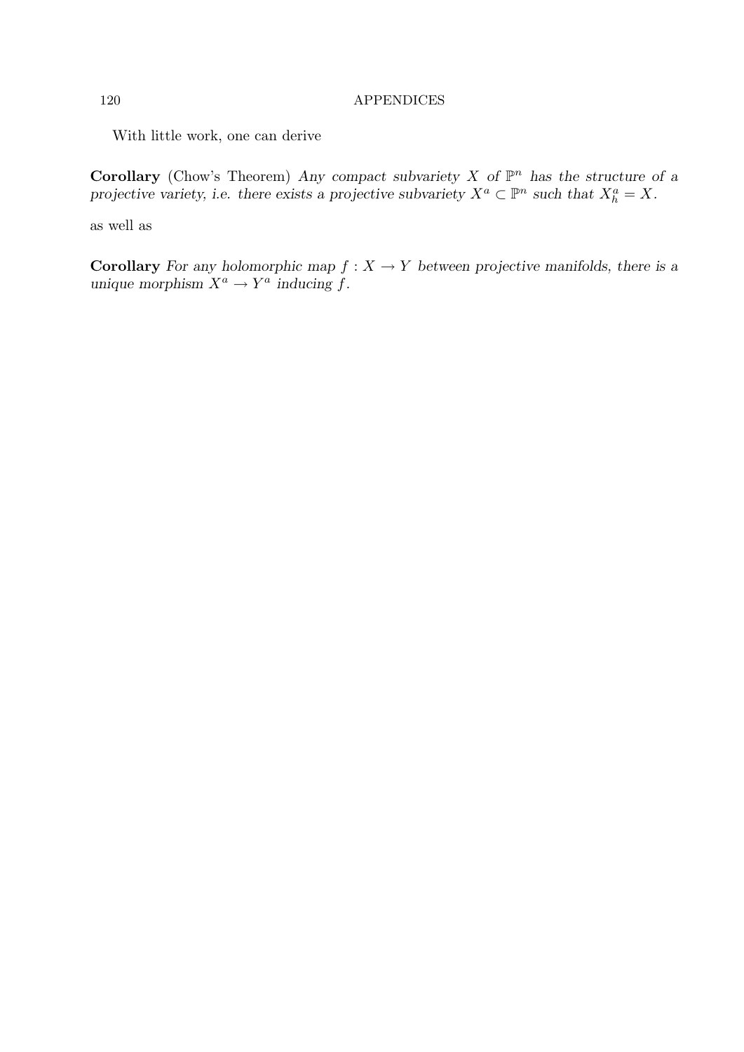With little work, one can derive

**Corollary** (Chow's Theorem) *Any compact subvariety $X$ of $\mathbb{P}^n$ has the structure of a projective variety, i.e. there exists a projective subvariety $X^a \subset \mathbb{P}^n$ such that $X^a_h = X$.*

as well as

**Corollary** *For any holomorphic map $f : X \to Y$ between projective manifolds, there is a unique morphism $X^a \to Y^a$ inducing $f$.*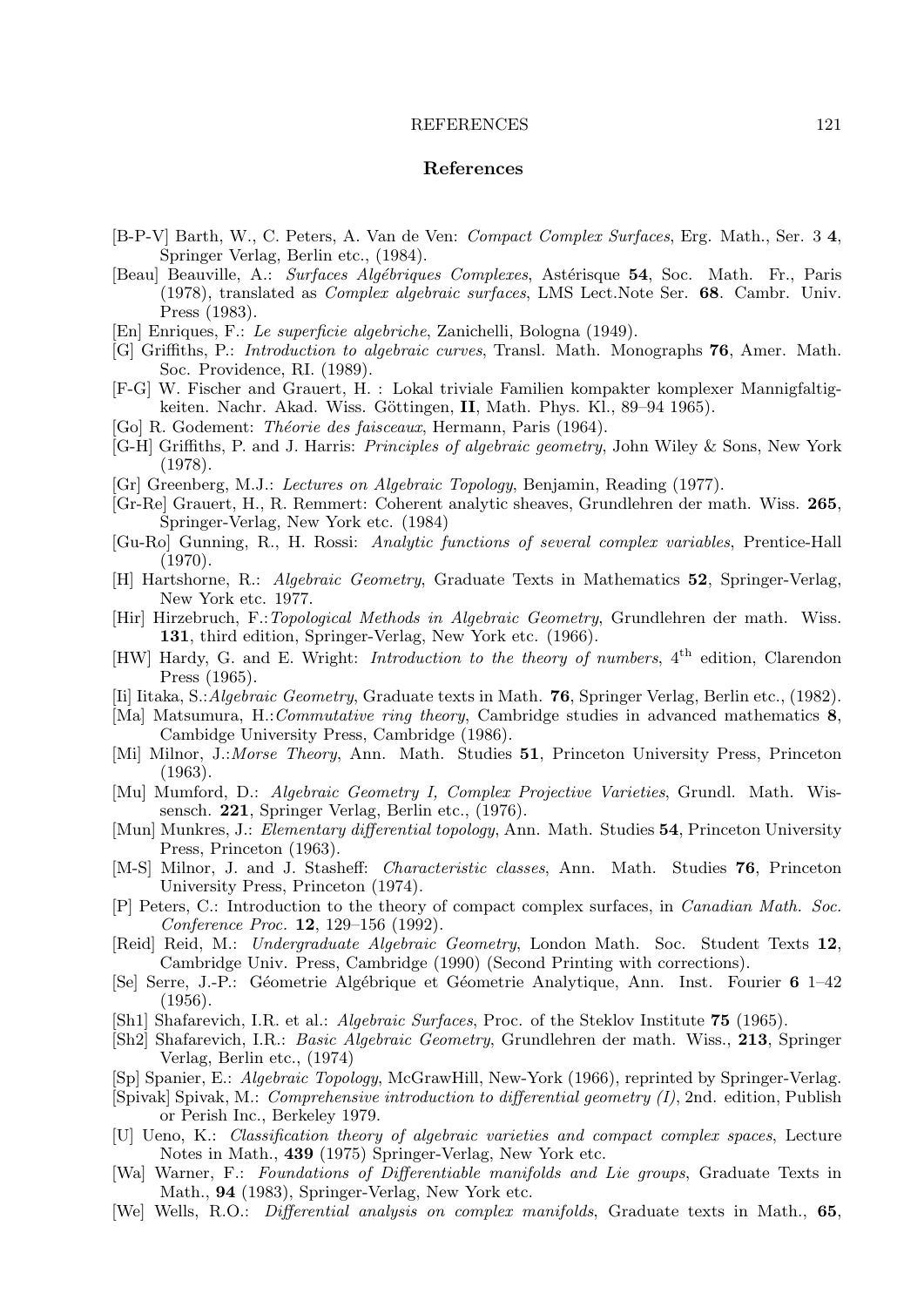## References

[B-P-V] Barth, W., C. Peters, A. Van de Ven: *Compact Complex Surfaces*, Erg. Math., Ser. 3 **4**, Springer Verlag, Berlin etc., (1984).

[Beau] Beauville, A.: *Surfaces Algébriques Complexes*, Astérisque **54**, Soc. Math. Fr., Paris (1978), translated as *Complex algebraic surfaces*, LMS Lect.Note Ser. **68**. Cambr. Univ. Press (1983).

[En] Enriques, F.: *Le superficie algebriche*, Zanichelli, Bologna (1949).

[G] Griffiths, P.: *Introduction to algebraic curves*, Transl. Math. Monographs **76**, Amer. Math. Soc. Providence, RI. (1989).

[F-G] W. Fischer and Grauert, H. : Lokal triviale Familien kompakter komplexer Mannigfaltigkeiten. Nachr. Akad. Wiss. Göttingen, **II**, Math. Phys. Kl., 89–94 1965).

[Go] R. Godement: *Théorie des faisceaux*, Hermann, Paris (1964).

[G-H] Griffiths, P. and J. Harris: *Principles of algebraic geometry*, John Wiley & Sons, New York (1978).

[Gr] Greenberg, M.J.: *Lectures on Algebraic Topology*, Benjamin, Reading (1977).

[Gr-Re] Grauert, H., R. Remmert: Coherent analytic sheaves, Grundlehren der math. Wiss. **265**, Springer-Verlag, New York etc. (1984)

[Gu-Ro] Gunning, R., H. Rossi: *Analytic functions of several complex variables*, Prentice-Hall (1970).

[H] Hartshorne, R.: *Algebraic Geometry*, Graduate Texts in Mathematics **52**, Springer-Verlag, New York etc. 1977.

[Hir] Hirzebruch, F.:*Topological Methods in Algebraic Geometry*, Grundlehren der math. Wiss. **131**, third edition, Springer-Verlag, New York etc. (1966).

[HW] Hardy, G. and E. Wright: *Introduction to the theory of numbers*, $4^{\text{th}}$ edition, Clarendon Press (1965).

[Ii] Iitaka, S.:*Algebraic Geometry*, Graduate texts in Math. **76**, Springer Verlag, Berlin etc., (1982).

[Ma] Matsumura, H.:*Commutative ring theory*, Cambridge studies in advanced mathematics **8**, Cambidge University Press, Cambridge (1986).

[Mi] Milnor, J.:*Morse Theory*, Ann. Math. Studies **51**, Princeton University Press, Princeton (1963).

[Mu] Mumford, D.: *Algebraic Geometry I, Complex Projective Varieties*, Grundl. Math. Wissensch. **221**, Springer Verlag, Berlin etc., (1976).

[Mun] Munkres, J.: *Elementary differential topology*, Ann. Math. Studies **54**, Princeton University Press, Princeton (1963).

[M-S] Milnor, J. and J. Stasheff: *Characteristic classes*, Ann. Math. Studies **76**, Princeton University Press, Princeton (1974).

[P] Peters, C.: Introduction to the theory of compact complex surfaces, in *Canadian Math. Soc. Conference Proc.* **12**, 129–156 (1992).

[Reid] Reid, M.: *Undergraduate Algebraic Geometry*, London Math. Soc. Student Texts **12**, Cambridge Univ. Press, Cambridge (1990) (Second Printing with corrections).

[Se] Serre, J.-P.: Géometrie Algébrique et Géometrie Analytique, Ann. Inst. Fourier **6** 1–42 (1956).

[Sh1] Shafarevich, I.R. et al.: *Algebraic Surfaces*, Proc. of the Steklov Institute **75** (1965).

[Sh2] Shafarevich, I.R.: *Basic Algebraic Geometry*, Grundlehren der math. Wiss., **213**, Springer Verlag, Berlin etc., (1974)

[Sp] Spanier, E.: *Algebraic Topology*, McGrawHill, New-York (1966), reprinted by Springer-Verlag.

[Spivak] Spivak, M.: *Comprehensive introduction to differential geometry (I)*, 2nd. edition, Publish or Perish Inc., Berkeley 1979.

[U] Ueno, K.: *Classification theory of algebraic varieties and compact complex spaces*, Lecture Notes in Math., **439** (1975) Springer-Verlag, New York etc.

[Wa] Warner, F.: *Foundations of Differentiable manifolds and Lie groups*, Graduate Texts in Math., **94** (1983), Springer-Verlag, New York etc.

[We] Wells, R.O.: *Differential analysis on complex manifolds*, Graduate texts in Math., **65**,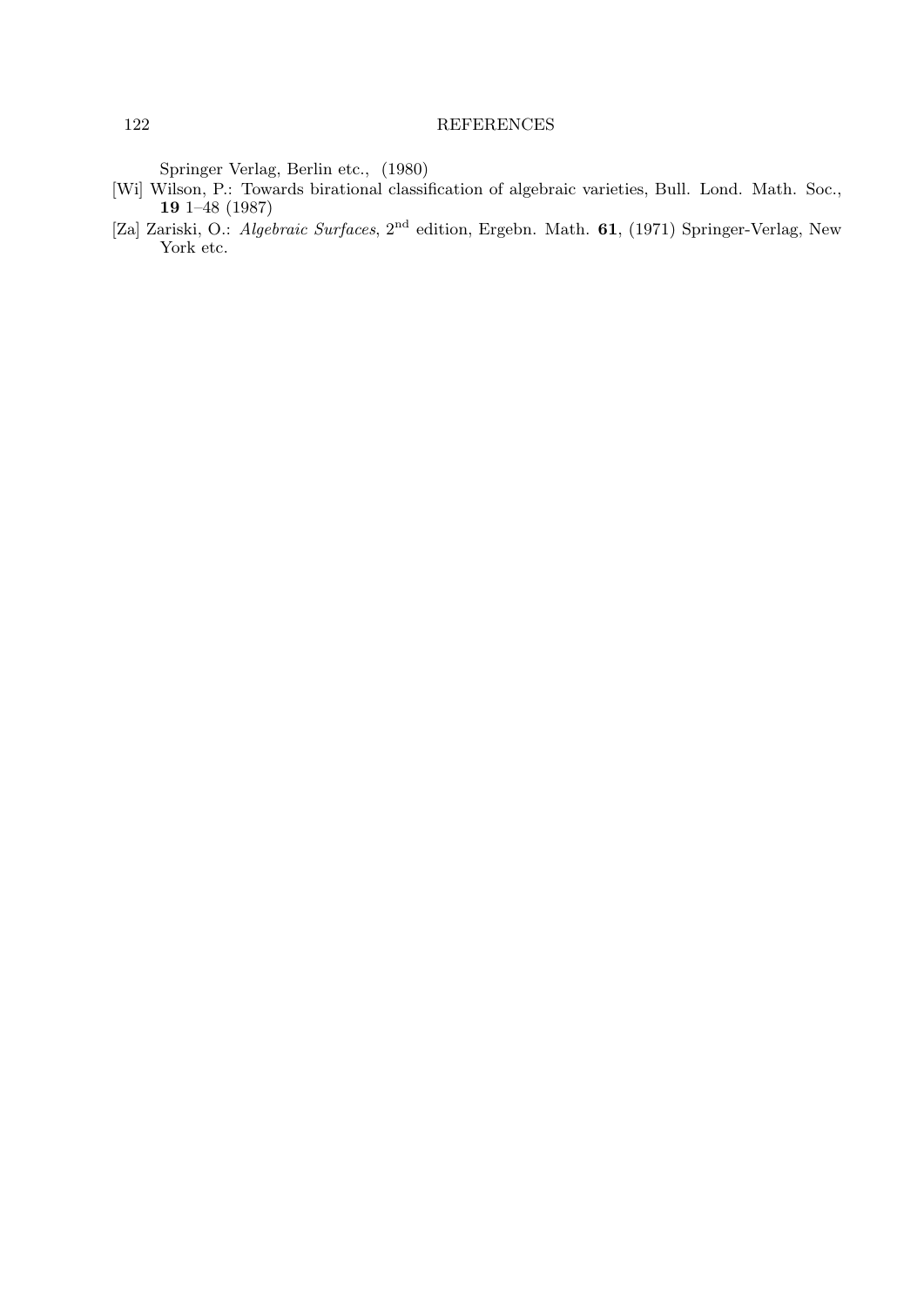Springer Verlag, Berlin etc., (1980)

[Wi] Wilson, P.: Towards birational classification of algebraic varieties, Bull. Lond. Math. Soc., **19** 1–48 (1987)

[Za] Zariski, O.: *Algebraic Surfaces*, 2nd edition, Ergebn. Math. **61**, (1971) Springer-Verlag, New York etc.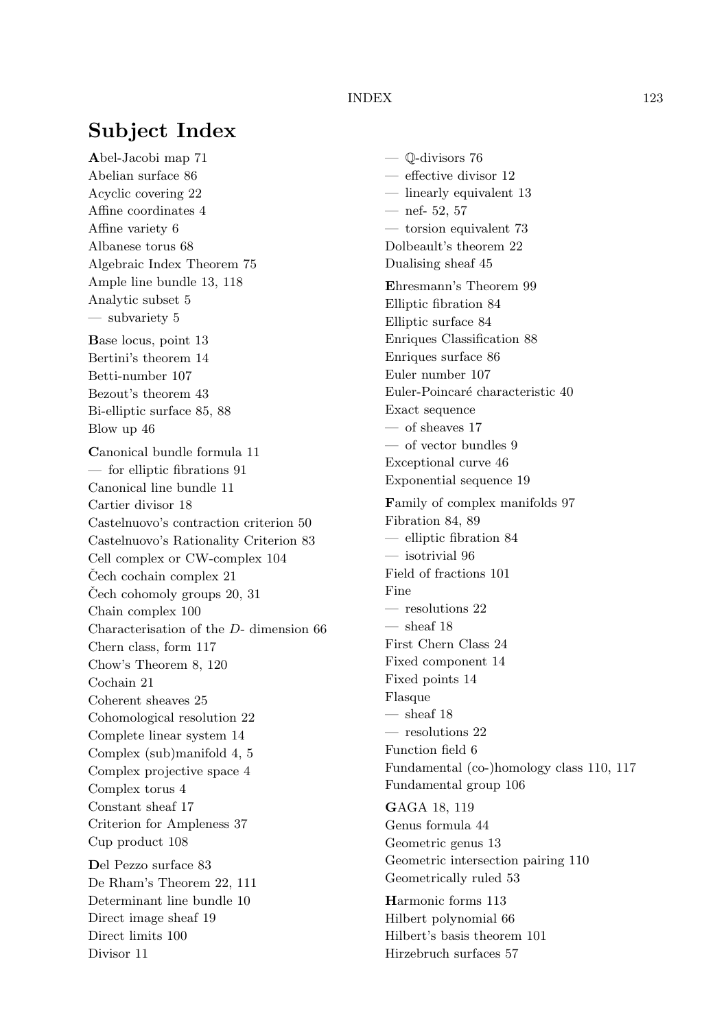# Subject Index

**A**bel-Jacobi map 71
Abelian surface 86
Acyclic covering 22
Affine coordinates 4
Affine variety 6
Albanese torus 68
Algebraic Index Theorem 75
Ample line bundle 13, 118
Analytic subset 5
— subvariety 5

**B**ase locus, point 13
Bertini's theorem 14
Betti-number 107
Bezout's theorem 43
Bi-elliptic surface 85, 88
Blow up 46

**C**anonical bundle formula 11
— for elliptic fibrations 91
Canonical line bundle 11
Cartier divisor 18
Castelnuovo's contraction criterion 50
Castelnuovo's Rationality Criterion 83
Cell complex or CW-complex 104
Čech cochain complex 21
Čech cohomoly groups 20, 31
Chain complex 100
Characterisation of the $D$- dimension 66
Chern class, form 117
Chow's Theorem 8, 120
Cochain 21
Coherent sheaves 25
Cohomological resolution 22
Complete linear system 14
Complex (sub)manifold 4, 5
Complex projective space 4
Complex torus 4
Constant sheaf 17
Criterion for Ampleness 37
Cup product 108

**D**el Pezzo surface 83
De Rham's Theorem 22, 111
Determinant line bundle 10
Direct image sheaf 19
Direct limits 100
Divisor 11
— $\mathbb{Q}$-divisors 76
— effective divisor 12
— linearly equivalent 13
— nef- 52, 57
— torsion equivalent 73
Dolbeault's theorem 22
Dualising sheaf 45

**E**hresmann's Theorem 99
Elliptic fibration 84
Elliptic surface 84
Enriques Classification 88
Enriques surface 86
Euler number 107
Euler-Poincaré characteristic 40
Exact sequence
— of sheaves 17
— of vector bundles 9
Exceptional curve 46
Exponential sequence 19

**F**amily of complex manifolds 97
Fibration 84, 89
— elliptic fibration 84
— isotrivial 96
Field of fractions 101
Fine
— resolutions 22
— sheaf 18
First Chern Class 24
Fixed component 14
Fixed points 14
Flasque
— sheaf 18
— resolutions 22
Function field 6
Fundamental (co-)homology class 110, 117
Fundamental group 106

**G**AGA 18, 119
Genus formula 44
Geometric genus 13
Geometric intersection pairing 110
Geometrically ruled 53

**H**armonic forms 113
Hilbert polynomial 66
Hilbert's basis theorem 101
Hirzebruch surfaces 57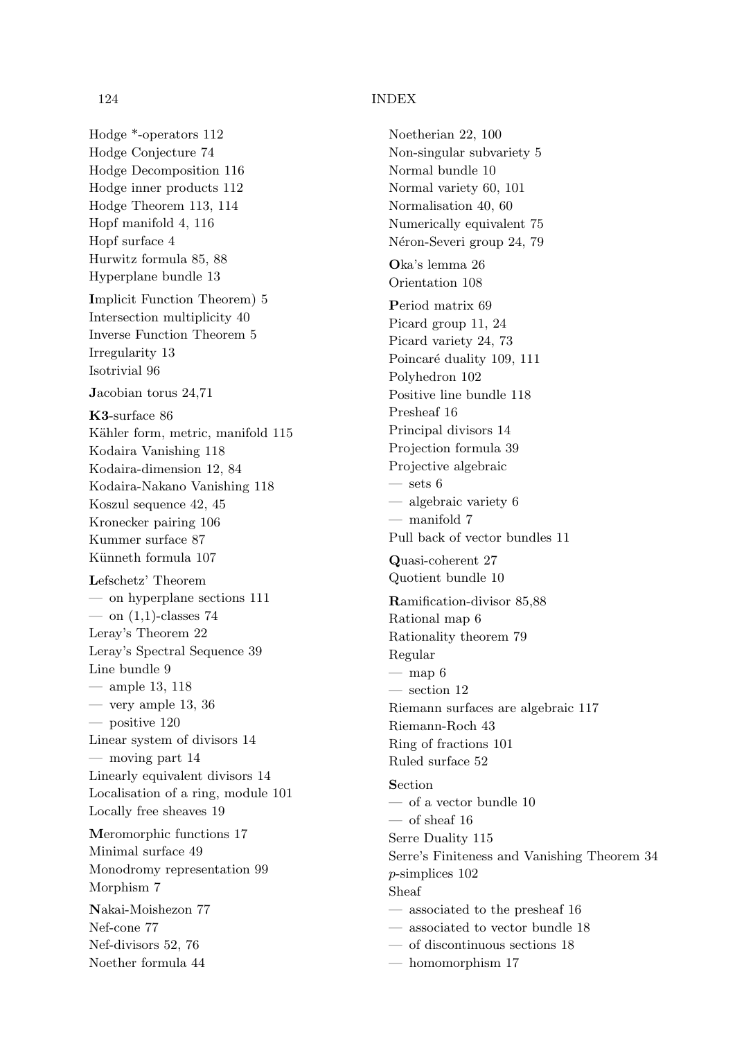Hodge *-operators 112
Hodge Conjecture 74
Hodge Decomposition 116
Hodge inner products 112
Hodge Theorem 113, 114
Hopf manifold 4, 116
Hopf surface 4
Hurwitz formula 85, 88
Hyperplane bundle 13

**I**mplicit Function Theorem) 5
Intersection multiplicity 40
Inverse Function Theorem 5
Irregularity 13
Isotrivial 96

**J**acobian torus 24,71

**K3**-surface 86
Kähler form, metric, manifold 115
Kodaira Vanishing 118
Kodaira-dimension 12, 84
Kodaira-Nakano Vanishing 118
Koszul sequence 42, 45
Kronecker pairing 106
Kummer surface 87
Künneth formula 107

**L**efschetz' Theorem
— on hyperplane sections 111
— on (1,1)-classes 74
Leray's Theorem 22
Leray's Spectral Sequence 39
Line bundle 9
— ample 13, 118
— very ample 13, 36
— positive 120
Linear system of divisors 14
— moving part 14
Linearly equivalent divisors 14
Localisation of a ring, module 101
Locally free sheaves 19

**M**eromorphic functions 17
Minimal surface 49
Monodromy representation 99
Morphism 7

**N**akai-Moishezon 77
Nef-cone 77
Nef-divisors 52, 76
Noether formula 44
Noetherian 22, 100
Non-singular subvariety 5
Normal bundle 10
Normal variety 60, 101
Normalisation 40, 60
Numerically equivalent 75
Néron-Severi group 24, 79

**O**ka's lemma 26
Orientation 108

**P**eriod matrix 69
Picard group 11, 24
Picard variety 24, 73
Poincaré duality 109, 111
Polyhedron 102
Positive line bundle 118
Presheaf 16
Principal divisors 14
Projection formula 39
Projective algebraic
— sets 6
— algebraic variety 6
— manifold 7
Pull back of vector bundles 11

**Q**uasi-coherent 27
Quotient bundle 10

**R**amification-divisor 85,88
Rational map 6
Rationality theorem 79
Regular
— map 6
— section 12
Riemann surfaces are algebraic 117
Riemann-Roch 43
Ring of fractions 101
Ruled surface 52

**S**ection
— of a vector bundle 10
— of sheaf 16
Serre Duality 115
Serre's Finiteness and Vanishing Theorem 34
$p$-simplices 102
Sheaf
— associated to the presheaf 16
— associated to vector bundle 18
— of discontinuous sections 18
— homomorphism 17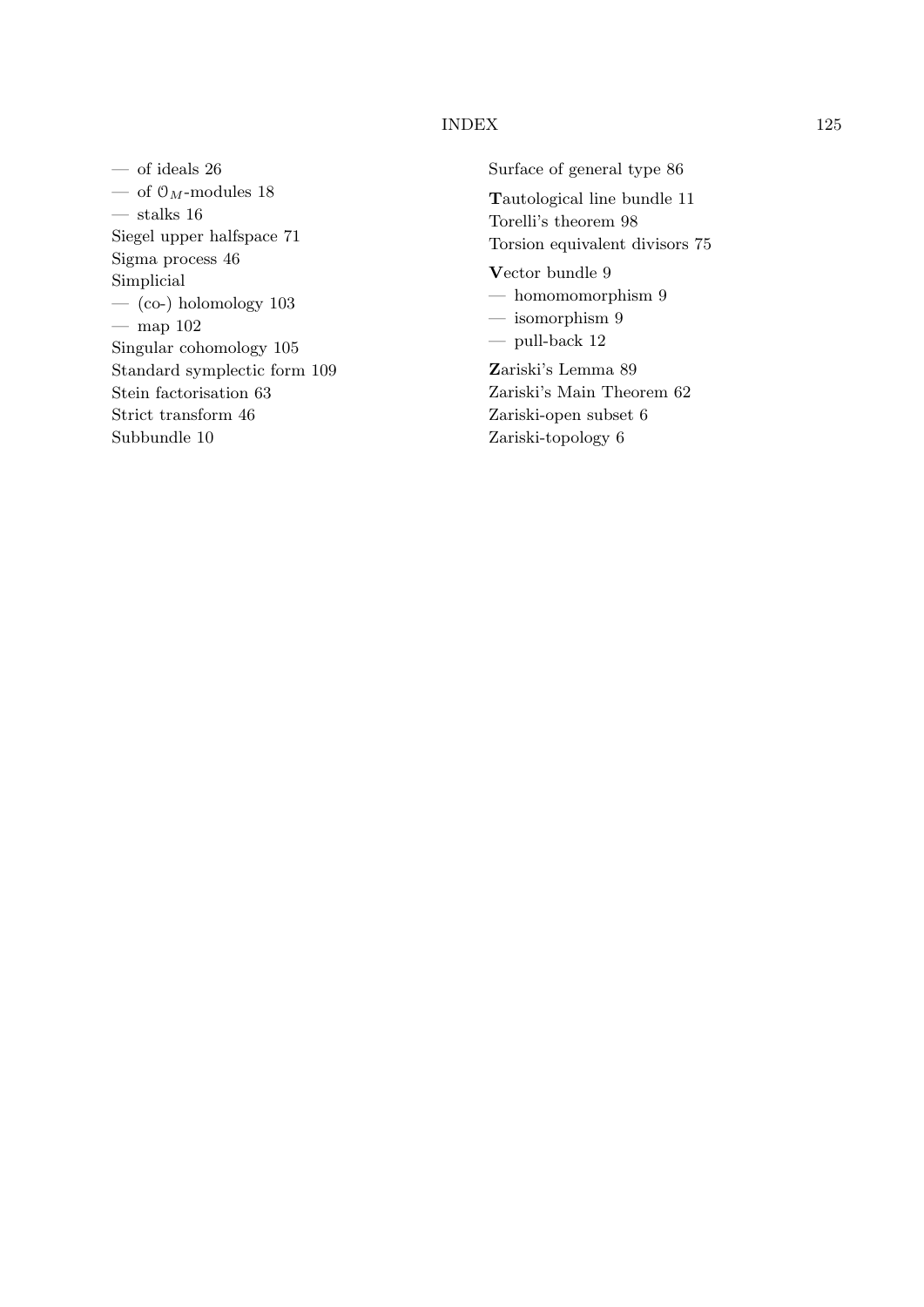— of ideals 26
— of $\mathcal{O}_M$-modules 18
— stalks 16
Siegel upper halfspace 71
Sigma process 46
Simplicial
— (co-) holomology 103
— map 102
Singular cohomology 105
Standard symplectic form 109
Stein factorisation 63
Strict transform 46
Subbundle 10

Surface of general type 86

**T**autological line bundle 11
Torelli's theorem 98
Torsion equivalent divisors 75

**V**ector bundle 9
— homomomorphism 9
— isomorphism 9
— pull-back 12

**Z**ariski's Lemma 89
Zariski's Main Theorem 62
Zariski-open subset 6
Zariski-topology 6